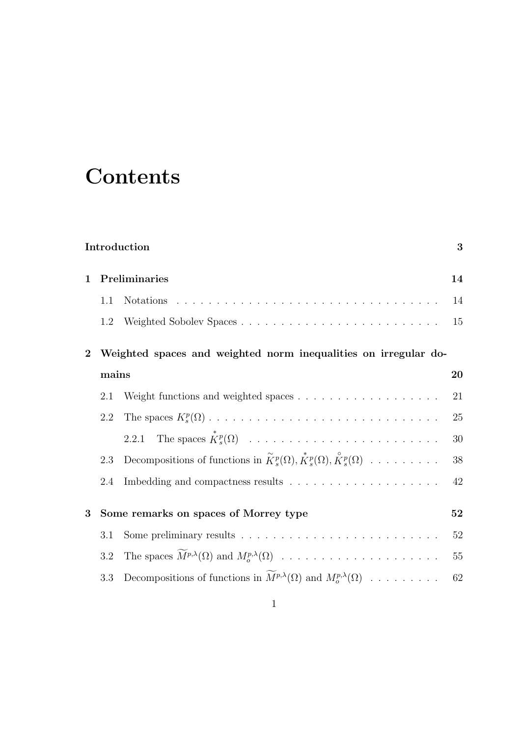# Contents

**Introduction** **3**

**1 Preliminaries** **14**

- 1.1 Notations . . . . . . . . . . . . . . . . . . . . . . . . . . . . . . . . . . 14
- 1.2 Weighted Sobolev Spaces . . . . . . . . . . . . . . . . . . . . . . . . . 15

**2 Weighted spaces and weighted norm inequalities on irregular domains** **20**

- 2.1 Weight functions and weighted spaces . . . . . . . . . . . . . . . . . . 21
- 2.2 The spaces $K^p_s(\Omega)$ . . . . . . . . . . . . . . . . . . . . . . . . . . . . 25
  - 2.2.1 The spaces $\overset{*}{K}{}^p_s(\Omega)$ . . . . . . . . . . . . . . . . . . . . . . . . 30
- 2.3 Decompositions of functions in $\widetilde{K}^p_s(\Omega), \overset{*}{K}{}^p_s(\Omega), \overset{\circ}{K}{}^p_s(\Omega)$ . . . . . . . . . 38
- 2.4 Imbedding and compactness results . . . . . . . . . . . . . . . . . . . 42

**3 Some remarks on spaces of Morrey type** **52**

- 3.1 Some preliminary results . . . . . . . . . . . . . . . . . . . . . . . . . 52
- 3.2 The spaces $\widetilde{M}^{p,\lambda}(\Omega)$ and $M^{p,\lambda}_o(\Omega)$ . . . . . . . . . . . . . . . . . . . 55
- 3.3 Decompositions of functions in $\widetilde{M}^{p,\lambda}(\Omega)$ and $M^{p,\lambda}_o(\Omega)$ . . . . . . . . . 62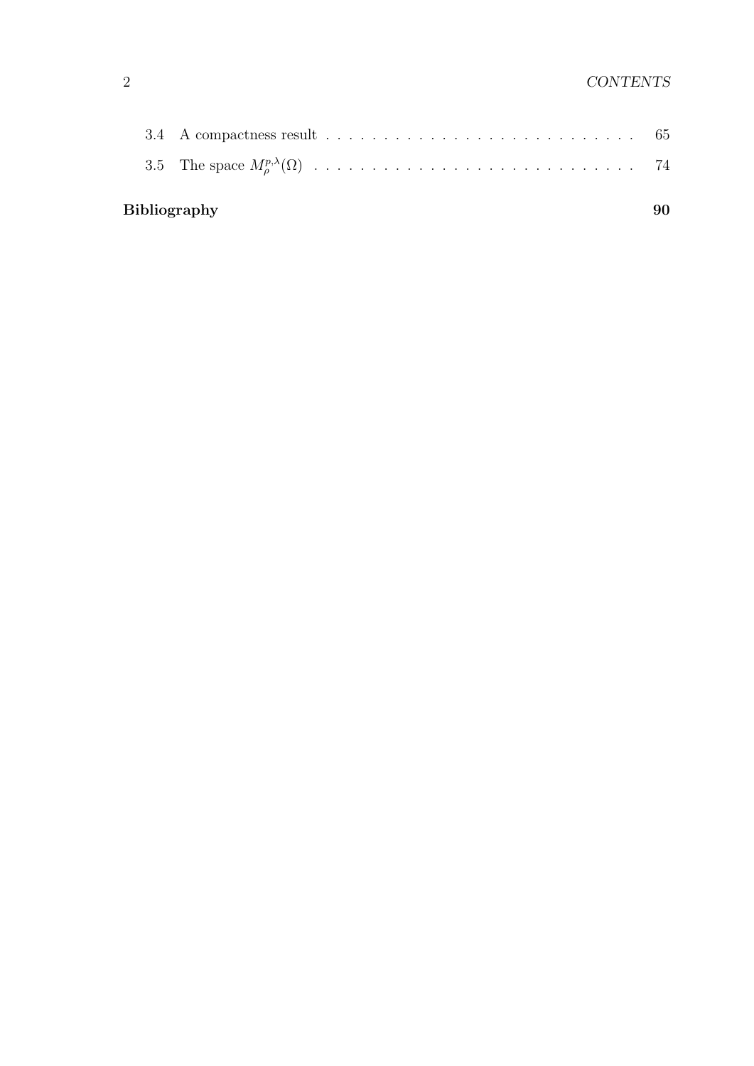3.4 A compactness result . . . . . . . . . . . . . . . . . . . . . . . . . . . . 65

3.5 The space $M_{\rho}^{p,\lambda}(\Omega)$ . . . . . . . . . . . . . . . . . . . . . . . . . . . . 74

**Bibliography** **90**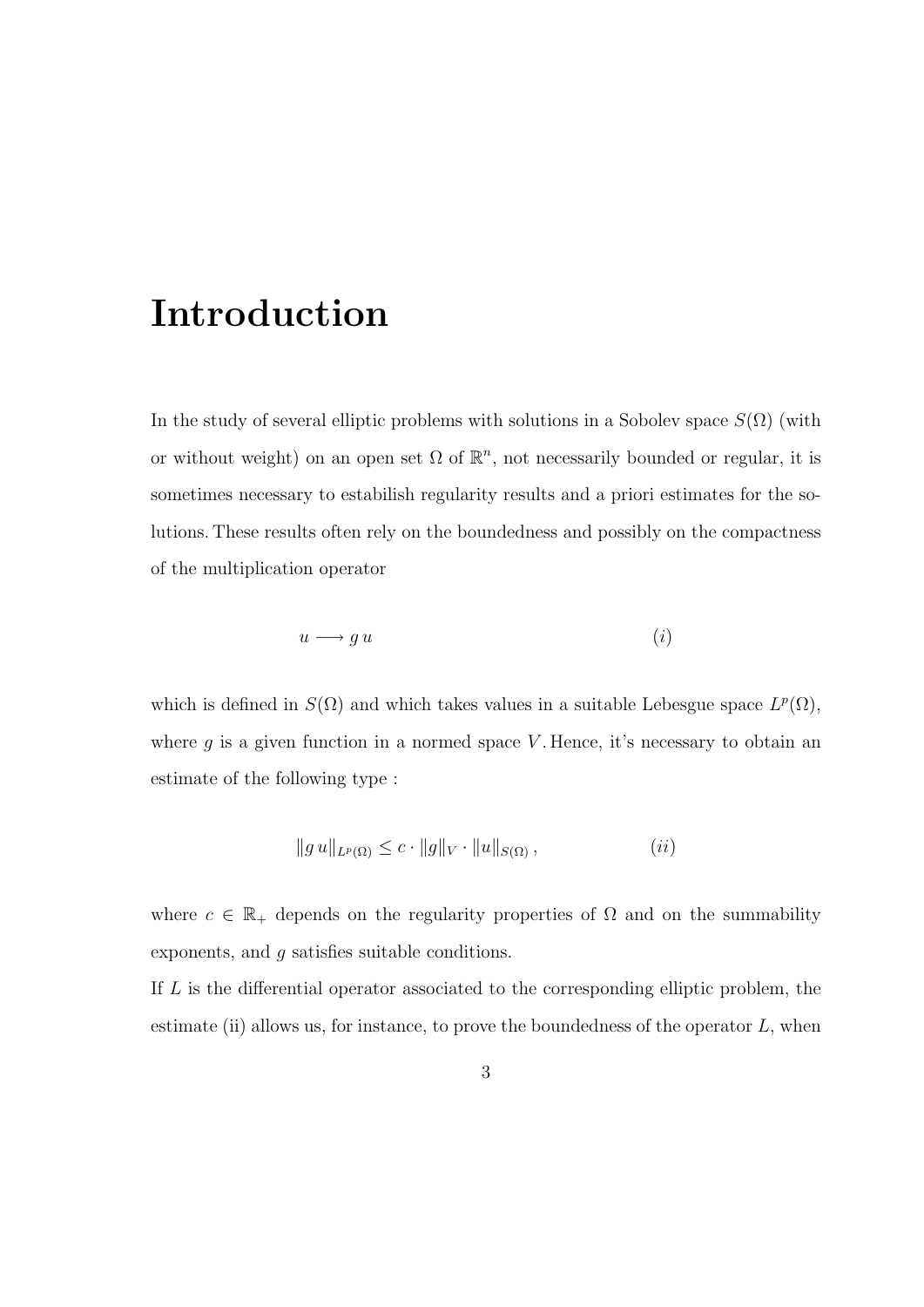# Introduction

In the study of several elliptic problems with solutions in a Sobolev space $S(\Omega)$ (with or without weight) on an open set $\Omega$ of $\mathbb{R}^n$, not necessarily bounded or regular, it is sometimes necessary to estabilish regularity results and a priori estimates for the solutions. These results often rely on the boundedness and possibly on the compactness of the multiplication operator

$$u \longrightarrow g\,u \qquad (i)$$

which is defined in $S(\Omega)$ and which takes values in a suitable Lebesgue space $L^p(\Omega)$, where $g$ is a given function in a normed space $V$. Hence, it's necessary to obtain an estimate of the following type :

$$\|g\,u\|_{L^p(\Omega)} \leq c \cdot \|g\|_V \cdot \|u\|_{S(\Omega)}\,, \qquad (ii)$$

where $c \in \mathbb{R}_+$ depends on the regularity properties of $\Omega$ and on the summability exponents, and $g$ satisfies suitable conditions.

If $L$ is the differential operator associated to the corresponding elliptic problem, the estimate (ii) allows us, for instance, to prove the boundedness of the operator $L$, when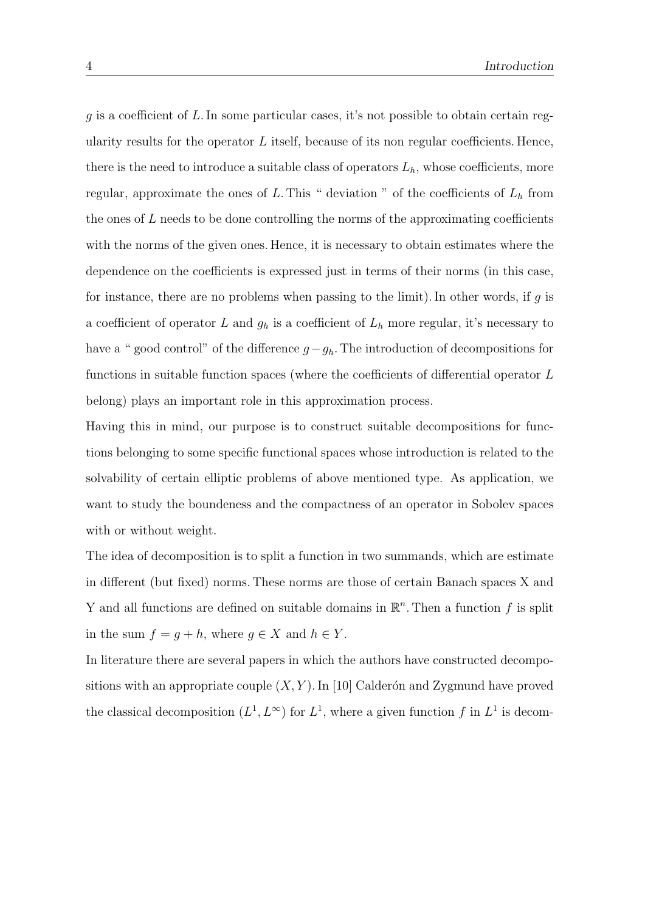$g$ is a coefficient of $L$. In some particular cases, it's not possible to obtain certain regularity results for the operator $L$ itself, because of its non regular coefficients. Hence, there is the need to introduce a suitable class of operators $L_h$, whose coefficients, more regular, approximate the ones of $L$. This " deviation " of the coefficients of $L_h$ from the ones of $L$ needs to be done controlling the norms of the approximating coefficients with the norms of the given ones. Hence, it is necessary to obtain estimates where the dependence on the coefficients is expressed just in terms of their norms (in this case, for instance, there are no problems when passing to the limit). In other words, if $g$ is a coefficient of operator $L$ and $g_h$ is a coefficient of $L_h$ more regular, it's necessary to have a " good control" of the difference $g - g_h$. The introduction of decompositions for functions in suitable function spaces (where the coefficients of differential operator $L$ belong) plays an important role in this approximation process.

Having this in mind, our purpose is to construct suitable decompositions for functions belonging to some specific functional spaces whose introduction is related to the solvability of certain elliptic problems of above mentioned type. As application, we want to study the boundeness and the compactness of an operator in Sobolev spaces with or without weight.

The idea of decomposition is to split a function in two summands, which are estimate in different (but fixed) norms. These norms are those of certain Banach spaces X and Y and all functions are defined on suitable domains in $\mathbb{R}^n$. Then a function $f$ is split in the sum $f = g + h$, where $g \in X$ and $h \in Y$.

In literature there are several papers in which the authors have constructed decompositions with an appropriate couple $(X, Y)$. In [10] Calderón and Zygmund have proved the classical decomposition $(L^1, L^\infty)$ for $L^1$, where a given function $f$ in $L^1$ is decom-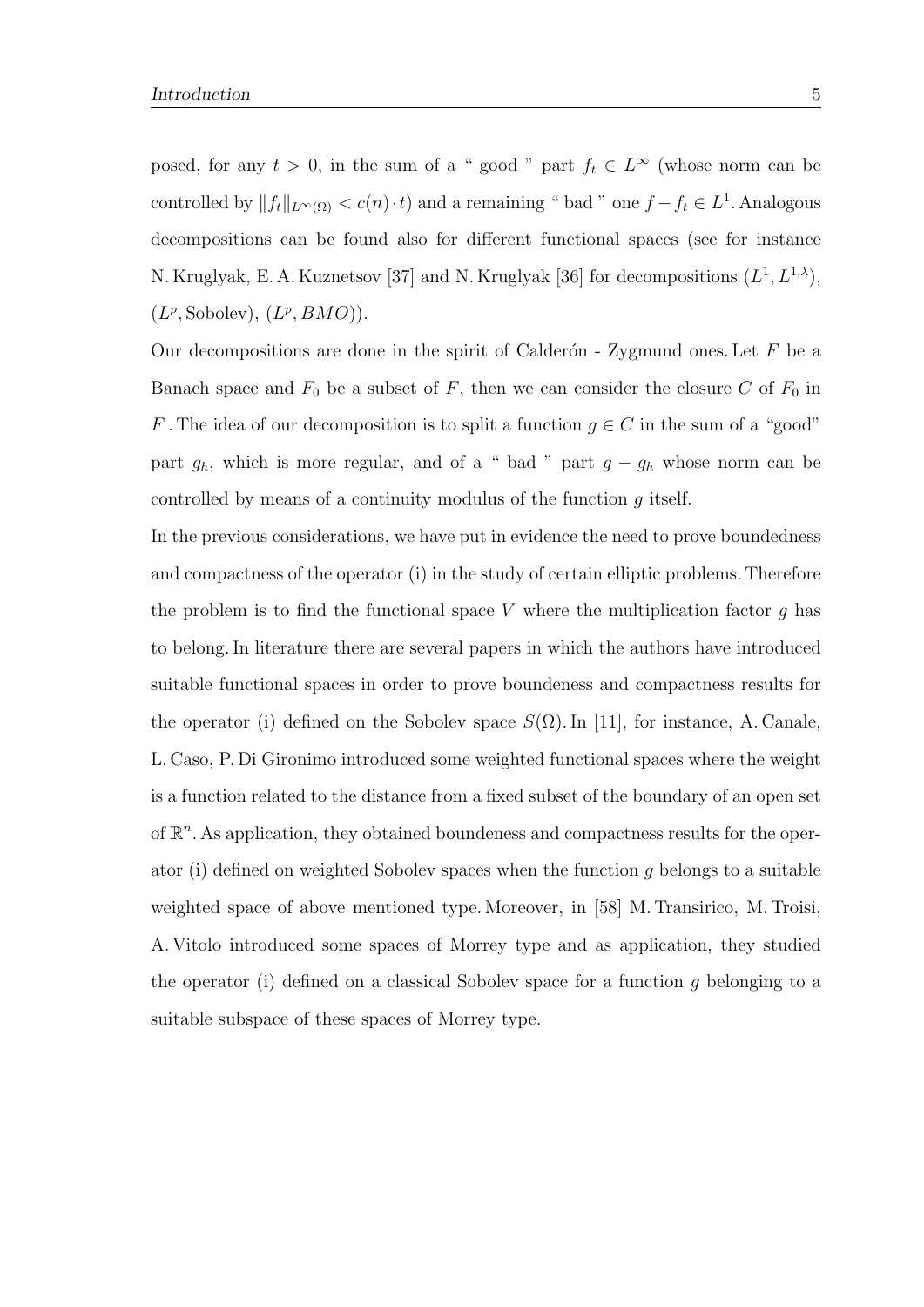posed, for any $t > 0$, in the sum of a " good " part $f_t \in L^\infty$ (whose norm can be controlled by $\|f_t\|_{L^\infty(\Omega)} < c(n) \cdot t$) and a remaining " bad " one $f - f_t \in L^1$. Analogous decompositions can be found also for different functional spaces (see for instance N. Kruglyak, E. A. Kuznetsov [37] and N. Kruglyak [36] for decompositions $(L^1, L^{1,\lambda})$, $(L^p, \text{Sobolev})$, $(L^p, BMO)$).

Our decompositions are done in the spirit of Calderón - Zygmund ones. Let $F$ be a Banach space and $F_0$ be a subset of $F$, then we can consider the closure $C$ of $F_0$ in $F$. The idea of our decomposition is to split a function $g \in C$ in the sum of a "good" part $g_h$, which is more regular, and of a " bad " part $g - g_h$ whose norm can be controlled by means of a continuity modulus of the function $g$ itself.

In the previous considerations, we have put in evidence the need to prove boundedness and compactness of the operator (i) in the study of certain elliptic problems. Therefore the problem is to find the functional space $V$ where the multiplication factor $g$ has to belong. In literature there are several papers in which the authors have introduced suitable functional spaces in order to prove boundeness and compactness results for the operator (i) defined on the Sobolev space $S(\Omega)$. In [11], for instance, A. Canale, L. Caso, P. Di Gironimo introduced some weighted functional spaces where the weight is a function related to the distance from a fixed subset of the boundary of an open set of $\mathbb{R}^n$. As application, they obtained boundeness and compactness results for the operator (i) defined on weighted Sobolev spaces when the function $g$ belongs to a suitable weighted space of above mentioned type. Moreover, in [58] M. Transirico, M. Troisi, A. Vitolo introduced some spaces of Morrey type and as application, they studied the operator (i) defined on a classical Sobolev space for a function $g$ belonging to a suitable subspace of these spaces of Morrey type.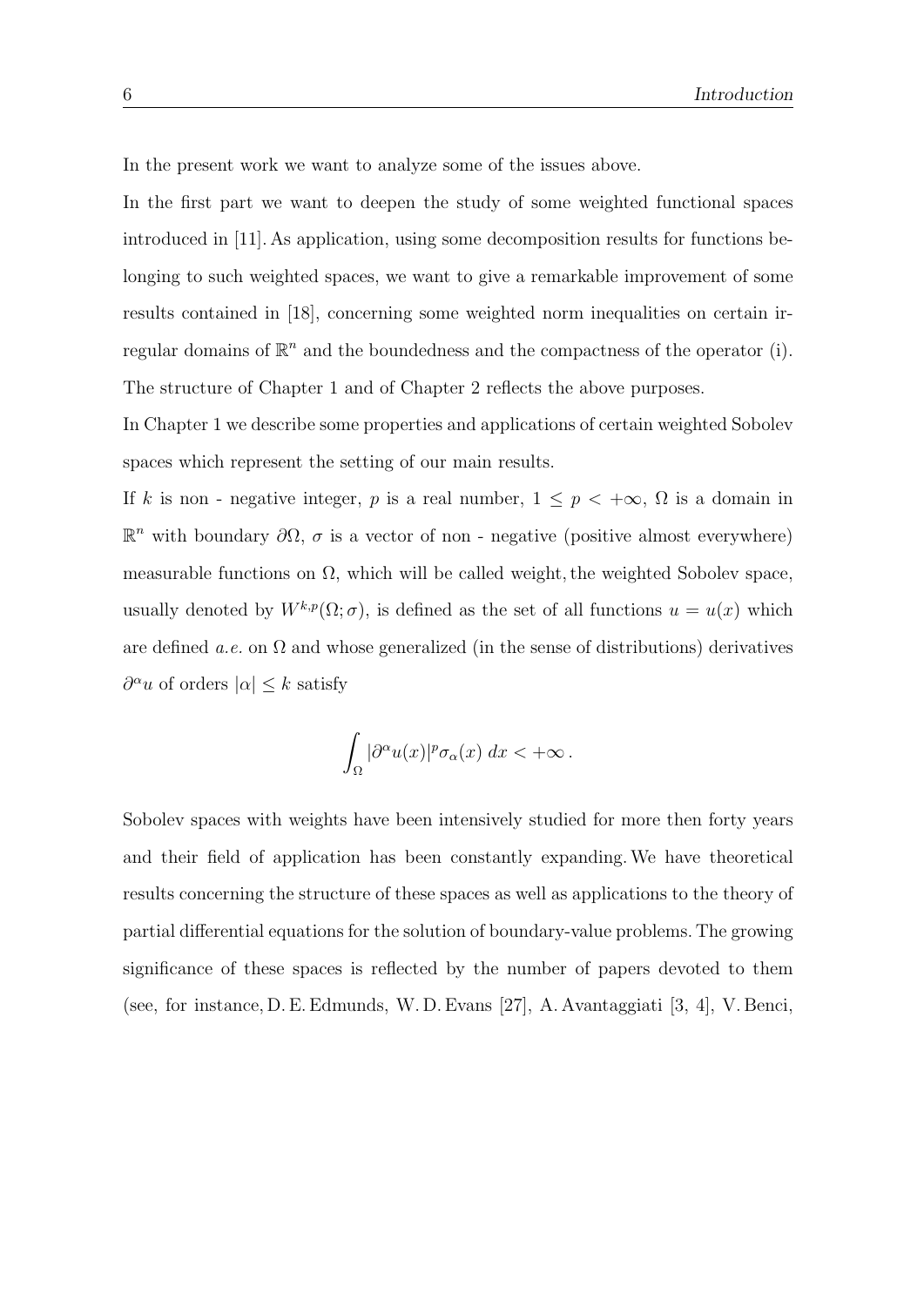In the present work we want to analyze some of the issues above.

In the first part we want to deepen the study of some weighted functional spaces introduced in [11]. As application, using some decomposition results for functions belonging to such weighted spaces, we want to give a remarkable improvement of some results contained in [18], concerning some weighted norm inequalities on certain irregular domains of $\mathbb{R}^n$ and the boundedness and the compactness of the operator (i). The structure of Chapter 1 and of Chapter 2 reflects the above purposes.

In Chapter 1 we describe some properties and applications of certain weighted Sobolev spaces which represent the setting of our main results.

If $k$ is non - negative integer, $p$ is a real number, $1 \leq p < +\infty$, $\Omega$ is a domain in $\mathbb{R}^n$ with boundary $\partial\Omega$, $\sigma$ is a vector of non - negative (positive almost everywhere) measurable functions on $\Omega$, which will be called weight, the weighted Sobolev space, usually denoted by $W^{k,p}(\Omega;\sigma)$, is defined as the set of all functions $u = u(x)$ which are defined *a.e.* on $\Omega$ and whose generalized (in the sense of distributions) derivatives $\partial^\alpha u$ of orders $|\alpha| \leq k$ satisfy

$$\int_\Omega |\partial^\alpha u(x)|^p \sigma_\alpha(x)\, dx < +\infty\,.$$

Sobolev spaces with weights have been intensively studied for more then forty years and their field of application has been constantly expanding. We have theoretical results concerning the structure of these spaces as well as applications to the theory of partial differential equations for the solution of boundary-value problems. The growing significance of these spaces is reflected by the number of papers devoted to them (see, for instance, D. E. Edmunds, W. D. Evans [27], A. Avantaggiati [3, 4], V. Benci,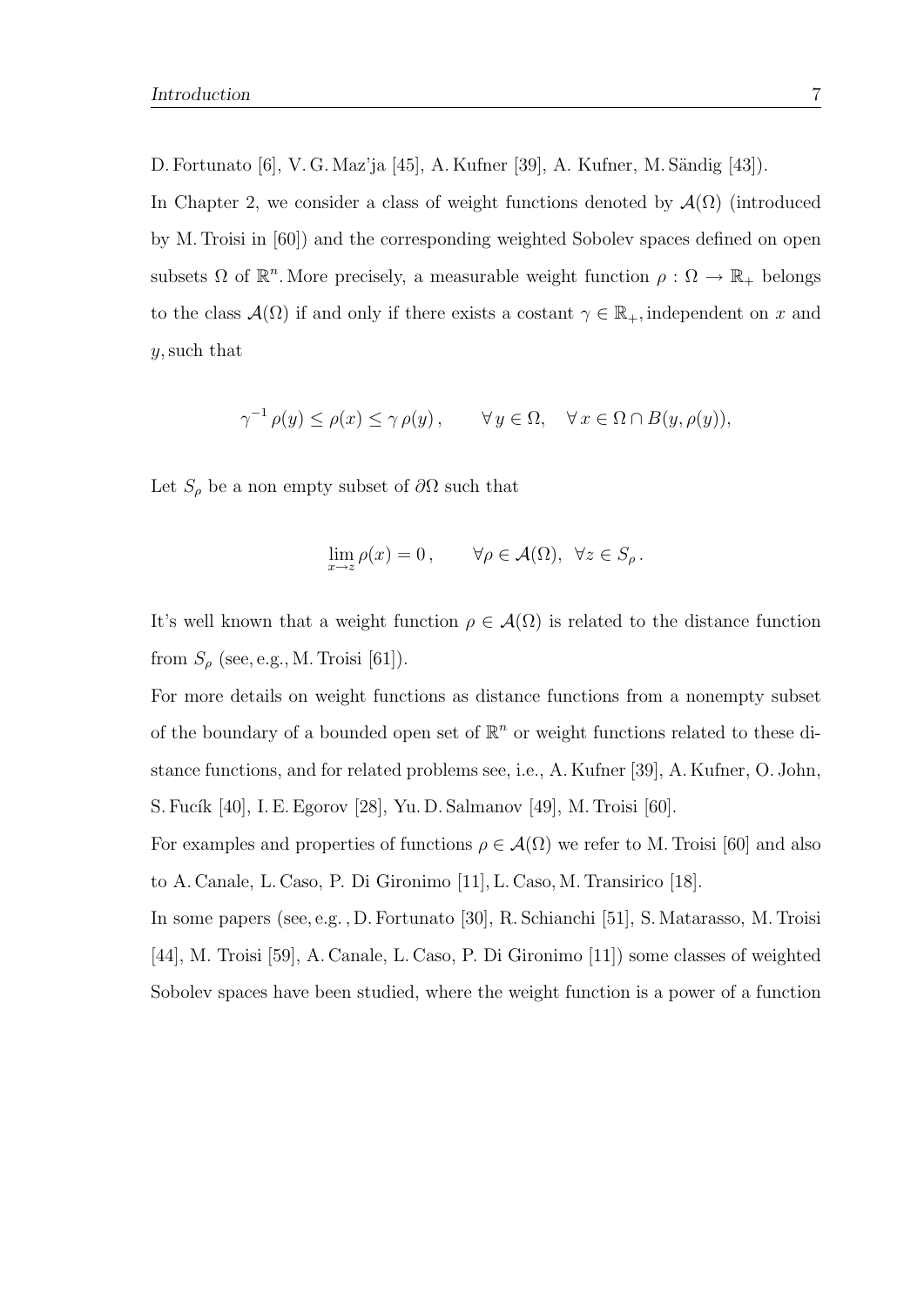D. Fortunato [6], V. G. Maz'ja [45], A. Kufner [39], A. Kufner, M. Sändig [43]).

In Chapter 2, we consider a class of weight functions denoted by $\mathcal{A}(\Omega)$ (introduced by M. Troisi in [60]) and the corresponding weighted Sobolev spaces defined on open subsets $\Omega$ of $\mathbb{R}^n$. More precisely, a measurable weight function $\rho : \Omega \to \mathbb{R}_+$ belongs to the class $\mathcal{A}(\Omega)$ if and only if there exists a costant $\gamma \in \mathbb{R}_+$, independent on $x$ and $y$, such that

$$\gamma^{-1} \rho(y) \leq \rho(x) \leq \gamma \, \rho(y) \,, \qquad \forall \, y \in \Omega, \quad \forall \, x \in \Omega \cap B(y, \rho(y)),$$

Let $S_\rho$ be a non empty subset of $\partial\Omega$ such that

$$\lim_{x \to z} \rho(x) = 0 \,, \qquad \forall \rho \in \mathcal{A}(\Omega), \;\; \forall z \in S_\rho \,.$$

It's well known that a weight function $\rho \in \mathcal{A}(\Omega)$ is related to the distance function from $S_\rho$ (see, e.g., M. Troisi [61]).

For more details on weight functions as distance functions from a nonempty subset of the boundary of a bounded open set of $\mathbb{R}^n$ or weight functions related to these distance functions, and for related problems see, i.e., A. Kufner [39], A. Kufner, O. John, S. Fucík [40], I. E. Egorov [28], Yu. D. Salmanov [49], M. Troisi [60].

For examples and properties of functions $\rho \in \mathcal{A}(\Omega)$ we refer to M. Troisi [60] and also to A. Canale, L. Caso, P. Di Gironimo [11], L. Caso, M. Transirico [18].

In some papers (see, e.g. , D. Fortunato [30], R. Schianchi [51], S. Matarasso, M. Troisi [44], M. Troisi [59], A. Canale, L. Caso, P. Di Gironimo [11]) some classes of weighted Sobolev spaces have been studied, where the weight function is a power of a function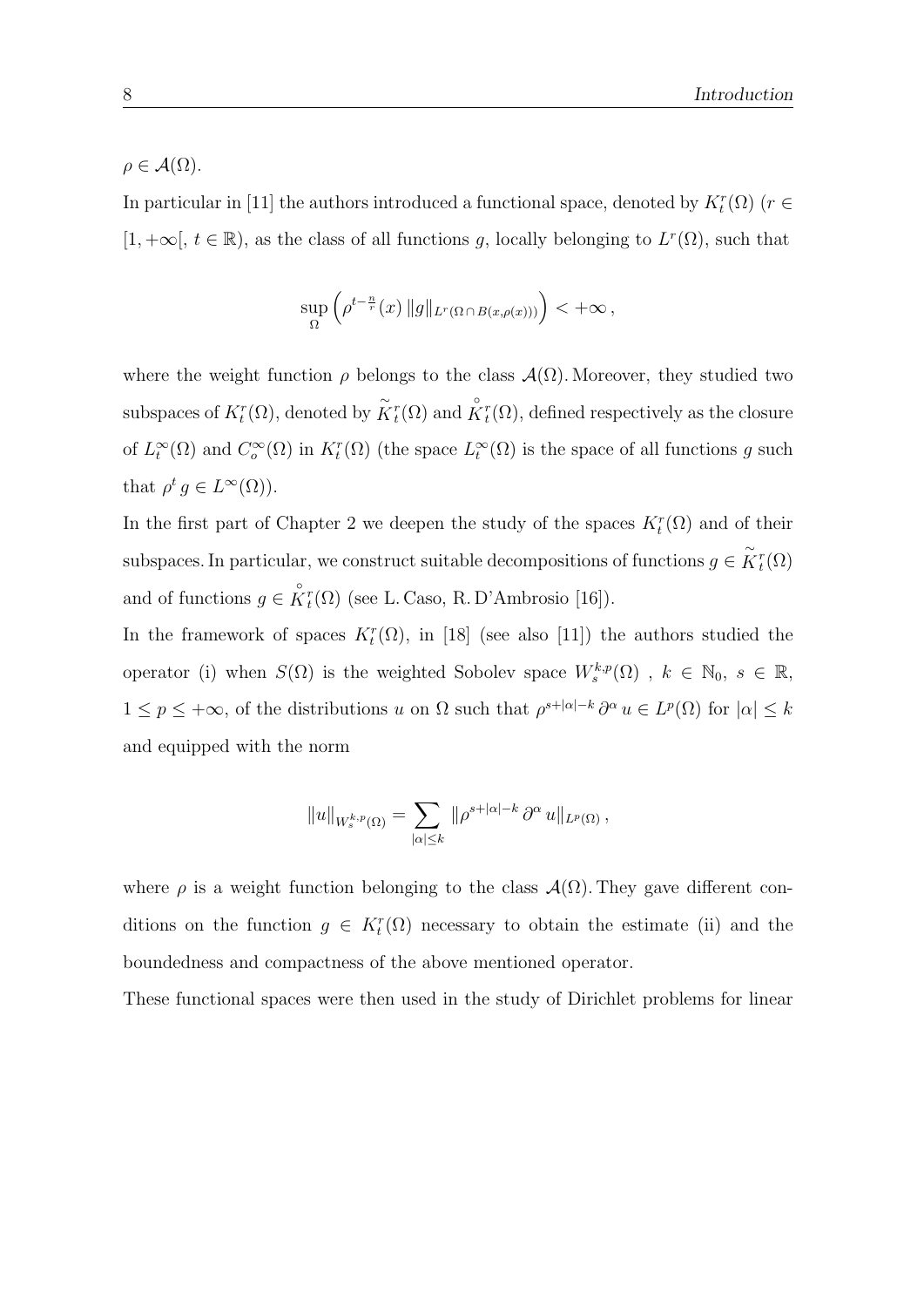$\rho \in \mathcal{A}(\Omega)$.

In particular in [11] the authors introduced a functional space, denoted by $K^r_t(\Omega)$ ($r \in [1, +\infty[$, $t \in \mathbb{R}$), as the class of all functions $g$, locally belonging to $L^r(\Omega)$, such that

$$\sup_{\Omega} \left( \rho^{t-\frac{n}{r}}(x) \, \|g\|_{L^r(\Omega \cap B(x,\rho(x)))} \right) < +\infty \,,$$

where the weight function $\rho$ belongs to the class $\mathcal{A}(\Omega)$. Moreover, they studied two subspaces of $K^r_t(\Omega)$, denoted by $\widetilde{K}^r_t(\Omega)$ and $\overset{\circ}{K}{}^r_t(\Omega)$, defined respectively as the closure of $L^\infty_t(\Omega)$ and $C^\infty_o(\Omega)$ in $K^r_t(\Omega)$ (the space $L^\infty_t(\Omega)$ is the space of all functions $g$ such that $\rho^t \, g \in L^\infty(\Omega)$).

In the first part of Chapter 2 we deepen the study of the spaces $K^r_t(\Omega)$ and of their subspaces. In particular, we construct suitable decompositions of functions $g \in \widetilde{K}^r_t(\Omega)$ and of functions $g \in \overset{\circ}{K}{}^r_t(\Omega)$ (see L. Caso, R. D'Ambrosio [16]).

In the framework of spaces $K^r_t(\Omega)$, in [18] (see also [11]) the authors studied the operator (i) when $S(\Omega)$ is the weighted Sobolev space $W^{k,p}_s(\Omega)$ , $k \in \mathbb{N}_0$, $s \in \mathbb{R}$, $1 \leq p \leq +\infty$, of the distributions $u$ on $\Omega$ such that $\rho^{s+|\alpha|-k} \, \partial^\alpha \, u \in L^p(\Omega)$ for $|\alpha| \leq k$ and equipped with the norm

$$\|u\|_{W^{k,p}_s(\Omega)} = \sum_{|\alpha| \leq k} \|\rho^{s+|\alpha|-k} \, \partial^\alpha \, u\|_{L^p(\Omega)} \,,$$

where $\rho$ is a weight function belonging to the class $\mathcal{A}(\Omega)$. They gave different conditions on the function $g \in K^r_t(\Omega)$ necessary to obtain the estimate (ii) and the boundedness and compactness of the above mentioned operator.

These functional spaces were then used in the study of Dirichlet problems for linear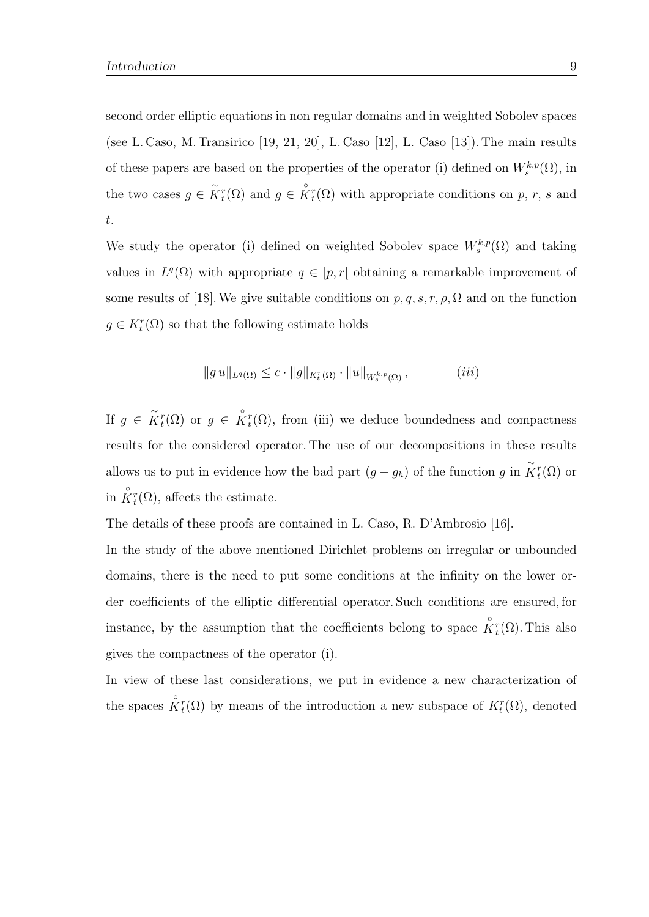second order elliptic equations in non regular domains and in weighted Sobolev spaces (see L. Caso, M. Transirico [19, 21, 20], L. Caso [12], L. Caso [13]). The main results of these papers are based on the properties of the operator (i) defined on $W^{k,p}_s(\Omega)$, in the two cases $g \in \widetilde{K}^r_t(\Omega)$ and $g \in \overset{\circ}{K}{}^r_t(\Omega)$ with appropriate conditions on $p$, $r$, $s$ and $t$.

We study the operator (i) defined on weighted Sobolev space $W^{k,p}_s(\Omega)$ and taking values in $L^q(\Omega)$ with appropriate $q \in [p, r[$ obtaining a remarkable improvement of some results of [18]. We give suitable conditions on $p, q, s, r, \rho, \Omega$ and on the function $g \in K^r_t(\Omega)$ so that the following estimate holds

$$\|g\, u\|_{L^q(\Omega)} \leq c \cdot \|g\|_{K^r_t(\Omega)} \cdot \|u\|_{W^{k,p}_s(\Omega)}\,, \qquad (iii)$$

If $g \in \widetilde{K}^r_t(\Omega)$ or $g \in \overset{\circ}{K}{}^r_t(\Omega)$, from (iii) we deduce boundedness and compactness results for the considered operator. The use of our decompositions in these results allows us to put in evidence how the bad part $(g - g_h)$ of the function $g$ in $\widetilde{K}^r_t(\Omega)$ or in $\overset{\circ}{K}{}^r_t(\Omega)$, affects the estimate.

The details of these proofs are contained in L. Caso, R. D'Ambrosio [16].

In the study of the above mentioned Dirichlet problems on irregular or unbounded domains, there is the need to put some conditions at the infinity on the lower order coefficients of the elliptic differential operator. Such conditions are ensured, for instance, by the assumption that the coefficients belong to space $\overset{\circ}{K}{}^r_t(\Omega)$. This also gives the compactness of the operator (i).

In view of these last considerations, we put in evidence a new characterization of the spaces $\overset{\circ}{K}{}^r_t(\Omega)$ by means of the introduction a new subspace of $K^r_t(\Omega)$, denoted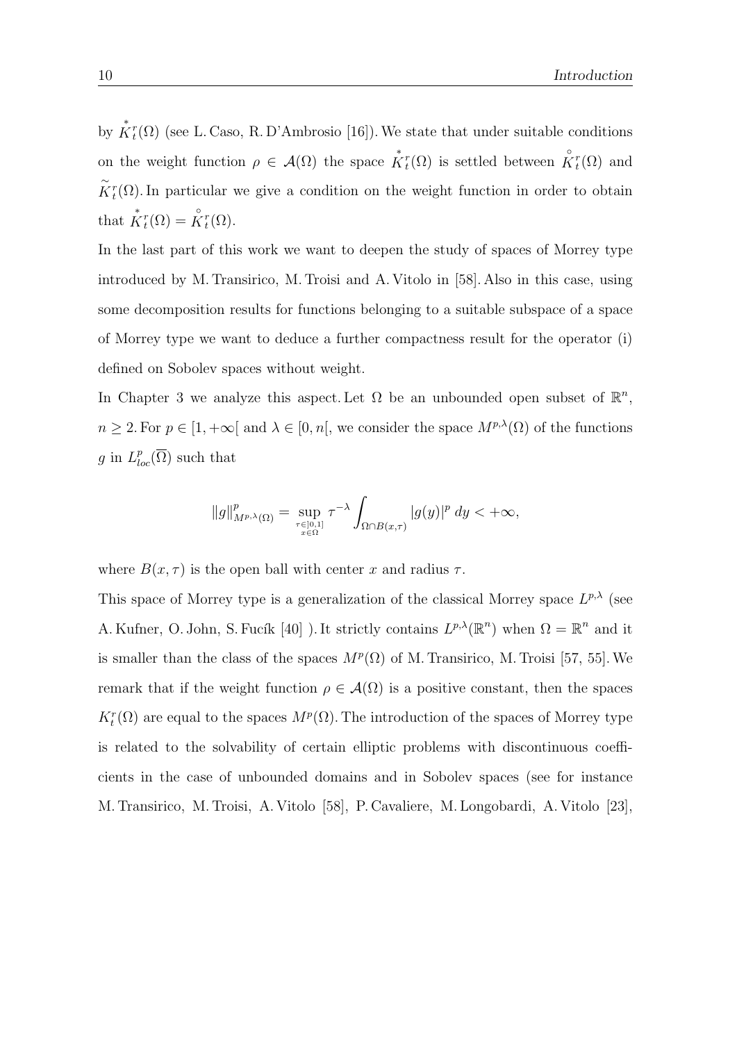by $\overset{*}{K}{}^r_t(\Omega)$ (see L. Caso, R. D'Ambrosio [16]). We state that under suitable conditions on the weight function $\rho \in \mathcal{A}(\Omega)$ the space $\overset{*}{K}{}^r_t(\Omega)$ is settled between $\overset{\circ}{K}{}^r_t(\Omega)$ and $\widetilde{K}{}^r_t(\Omega)$. In particular we give a condition on the weight function in order to obtain that $\overset{*}{K}{}^r_t(\Omega) = \overset{\circ}{K}{}^r_t(\Omega)$.

In the last part of this work we want to deepen the study of spaces of Morrey type introduced by M. Transirico, M. Troisi and A. Vitolo in [58]. Also in this case, using some decomposition results for functions belonging to a suitable subspace of a space of Morrey type we want to deduce a further compactness result for the operator (i) defined on Sobolev spaces without weight.

In Chapter 3 we analyze this aspect. Let $\Omega$ be an unbounded open subset of $\mathbb{R}^n$, $n \geq 2$. For $p \in [1, +\infty[$ and $\lambda \in [0, n[$, we consider the space $M^{p,\lambda}(\Omega)$ of the functions $g$ in $L^p_{loc}(\overline{\Omega})$ such that

$$\|g\|^p_{M^{p,\lambda}(\Omega)} = \sup_{\substack{\tau \in ]0,1] \\ x \in \Omega}} \tau^{-\lambda} \int_{\Omega \cap B(x,\tau)} |g(y)|^p \, dy < +\infty,$$

where $B(x, \tau)$ is the open ball with center $x$ and radius $\tau$.

This space of Morrey type is a generalization of the classical Morrey space $L^{p,\lambda}$ (see A. Kufner, O. John, S. Fucík [40] ). It strictly contains $L^{p,\lambda}(\mathbb{R}^n)$ when $\Omega = \mathbb{R}^n$ and it is smaller than the class of the spaces $M^p(\Omega)$ of M. Transirico, M. Troisi [57, 55]. We remark that if the weight function $\rho \in \mathcal{A}(\Omega)$ is a positive constant, then the spaces $K^r_t(\Omega)$ are equal to the spaces $M^p(\Omega)$. The introduction of the spaces of Morrey type is related to the solvability of certain elliptic problems with discontinuous coefficients in the case of unbounded domains and in Sobolev spaces (see for instance M. Transirico, M. Troisi, A. Vitolo [58], P. Cavaliere, M. Longobardi, A. Vitolo [23],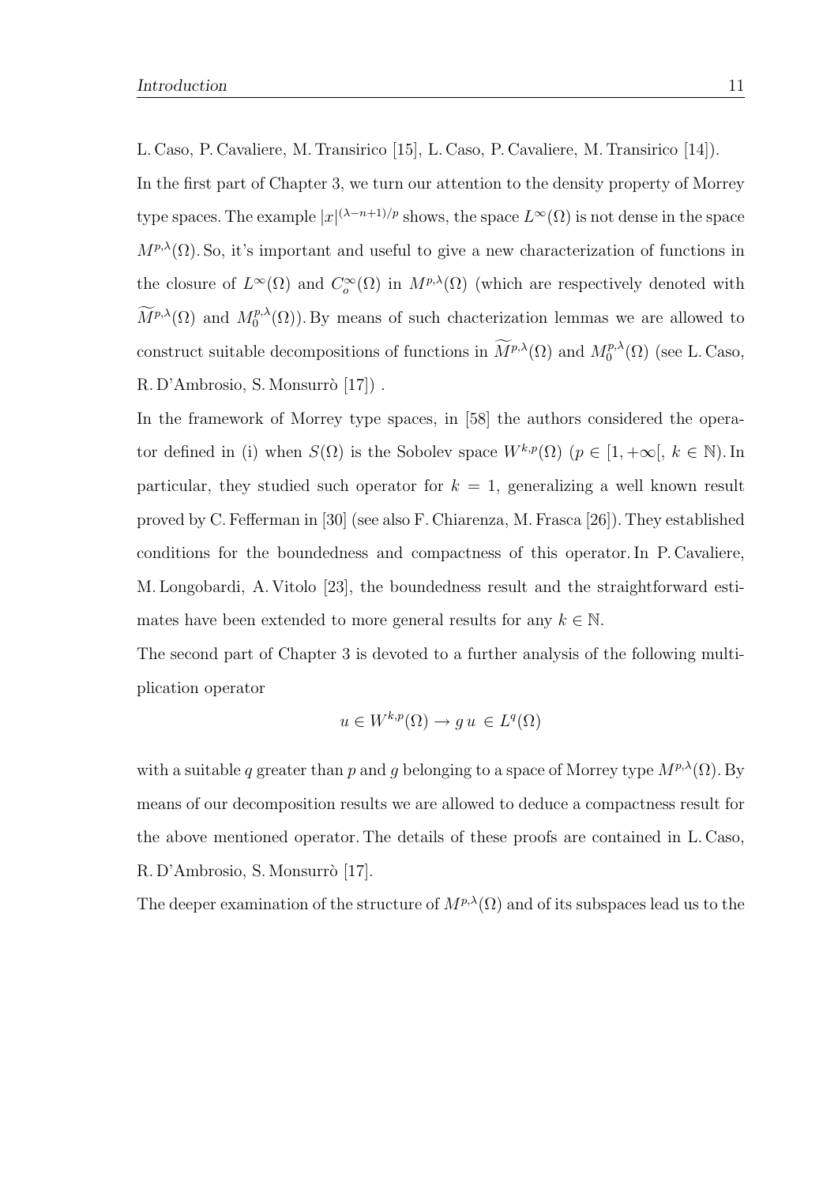L. Caso, P. Cavaliere, M. Transirico [15], L. Caso, P. Cavaliere, M. Transirico [14]).

In the first part of Chapter 3, we turn our attention to the density property of Morrey type spaces. The example $|x|^{(\lambda-n+1)/p}$ shows, the space $L^\infty(\Omega)$ is not dense in the space $M^{p,\lambda}(\Omega)$. So, it's important and useful to give a new characterization of functions in the closure of $L^\infty(\Omega)$ and $C_o^\infty(\Omega)$ in $M^{p,\lambda}(\Omega)$ (which are respectively denoted with $\widetilde{M}^{p,\lambda}(\Omega)$ and $M_0^{p,\lambda}(\Omega)$). By means of such chacterization lemmas we are allowed to construct suitable decompositions of functions in $\widetilde{M}^{p,\lambda}(\Omega)$ and $M_0^{p,\lambda}(\Omega)$ (see L. Caso, R. D'Ambrosio, S. Monsurrò [17]) .

In the framework of Morrey type spaces, in [58] the authors considered the operator defined in (i) when $S(\Omega)$ is the Sobolev space $W^{k,p}(\Omega)$ ($p \in [1, +\infty[$, $k \in \mathbb{N}$). In particular, they studied such operator for $k = 1$, generalizing a well known result proved by C. Fefferman in [30] (see also F. Chiarenza, M. Frasca [26]). They established conditions for the boundedness and compactness of this operator. In P. Cavaliere, M. Longobardi, A. Vitolo [23], the boundedness result and the straightforward estimates have been extended to more general results for any $k \in \mathbb{N}$.

The second part of Chapter 3 is devoted to a further analysis of the following multiplication operator

$$u \in W^{k,p}(\Omega) \to g\,u \in L^q(\Omega)$$

with a suitable $q$ greater than $p$ and $g$ belonging to a space of Morrey type $M^{p,\lambda}(\Omega)$. By means of our decomposition results we are allowed to deduce a compactness result for the above mentioned operator. The details of these proofs are contained in L. Caso, R. D'Ambrosio, S. Monsurrò [17].

The deeper examination of the structure of $M^{p,\lambda}(\Omega)$ and of its subspaces lead us to the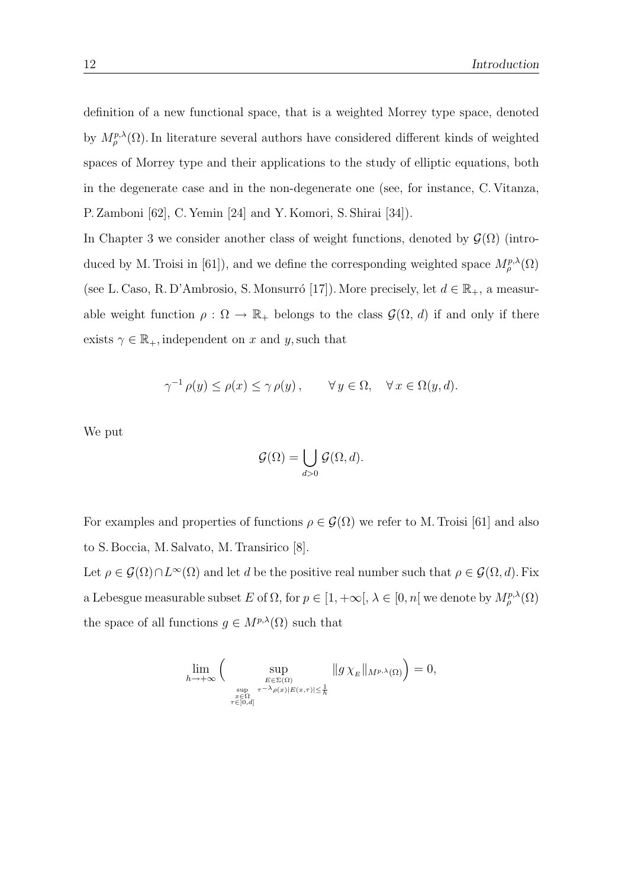definition of a new functional space, that is a weighted Morrey type space, denoted by $M^{p,\lambda}_{\rho}(\Omega)$. In literature several authors have considered different kinds of weighted spaces of Morrey type and their applications to the study of elliptic equations, both in the degenerate case and in the non-degenerate one (see, for instance, C. Vitanza, P. Zamboni [62], C. Yemin [24] and Y. Komori, S. Shirai [34]).

In Chapter 3 we consider another class of weight functions, denoted by $\mathcal{G}(\Omega)$ (introduced by M. Troisi in [61]), and we define the corresponding weighted space $M^{p,\lambda}_{\rho}(\Omega)$ (see L. Caso, R. D'Ambrosio, S. Monsurró [17]). More precisely, let $d \in \mathbb{R}_+$, a measurable weight function $\rho : \Omega \to \mathbb{R}_+$ belongs to the class $\mathcal{G}(\Omega,\, d)$ if and only if there exists $\gamma \in \mathbb{R}_+$, independent on $x$ and $y$, such that

$$\gamma^{-1}\, \rho(y) \leq \rho(x) \leq \gamma\, \rho(y)\,, \qquad \forall\, y \in \Omega, \quad \forall\, x \in \Omega(y, d).$$

We put

$$\mathcal{G}(\Omega) = \bigcup_{d>0} \mathcal{G}(\Omega, d).$$

For examples and properties of functions $\rho \in \mathcal{G}(\Omega)$ we refer to M. Troisi [61] and also to S. Boccia, M. Salvato, M. Transirico [8].

Let $\rho \in \mathcal{G}(\Omega) \cap L^{\infty}(\Omega)$ and let $d$ be the positive real number such that $\rho \in \mathcal{G}(\Omega, d)$. Fix a Lebesgue measurable subset $E$ of $\Omega$, for $p \in [1, +\infty[$, $\lambda \in [0, n[$ we denote by $M^{p,\lambda}_{\rho}(\Omega)$ the space of all functions $g \in M^{p,\lambda}(\Omega)$ such that

$$\lim_{h \to +\infty} \Bigg( \sup_{\substack{E \in \Sigma(\Omega) \\ \sup\limits_{\substack{x \in \Omega \\ \tau \in ]0,d]}} \tau^{-\lambda} \rho(x) |E(x,\tau)| \leq \frac{1}{h}}} \| g\, \chi_{_E} \|_{M^{p,\lambda}(\Omega)} \Bigg) = 0,$$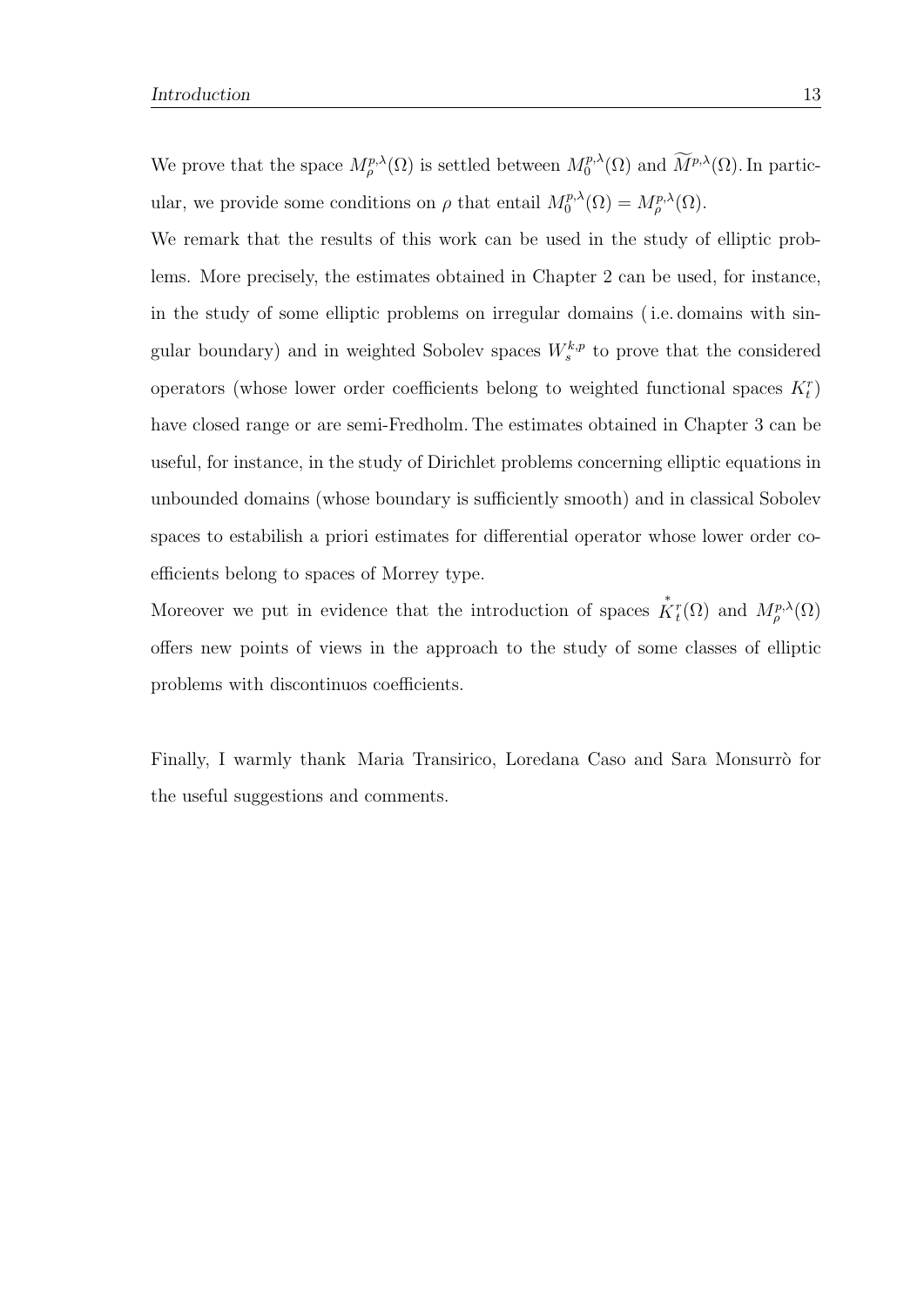We prove that the space $M^{p,\lambda}_{\rho}(\Omega)$ is settled between $M^{p,\lambda}_{0}(\Omega)$ and $\widetilde{M}^{p,\lambda}(\Omega)$. In particular, we provide some conditions on $\rho$ that entail $M^{p,\lambda}_{0}(\Omega) = M^{p,\lambda}_{\rho}(\Omega)$.

We remark that the results of this work can be used in the study of elliptic problems. More precisely, the estimates obtained in Chapter 2 can be used, for instance, in the study of some elliptic problems on irregular domains ( i.e. domains with singular boundary) and in weighted Sobolev spaces $W^{k,p}_{s}$ to prove that the considered operators (whose lower order coefficients belong to weighted functional spaces $K^{r}_{t}$) have closed range or are semi-Fredholm. The estimates obtained in Chapter 3 can be useful, for instance, in the study of Dirichlet problems concerning elliptic equations in unbounded domains (whose boundary is sufficiently smooth) and in classical Sobolev spaces to estabilish a priori estimates for differential operator whose lower order coefficients belong to spaces of Morrey type.

Moreover we put in evidence that the introduction of spaces $\overset{*}{K}{}^{r}_{t}(\Omega)$ and $M^{p,\lambda}_{\rho}(\Omega)$ offers new points of views in the approach to the study of some classes of elliptic problems with discontinuos coefficients.

Finally, I warmly thank Maria Transirico, Loredana Caso and Sara Monsurrò for the useful suggestions and comments.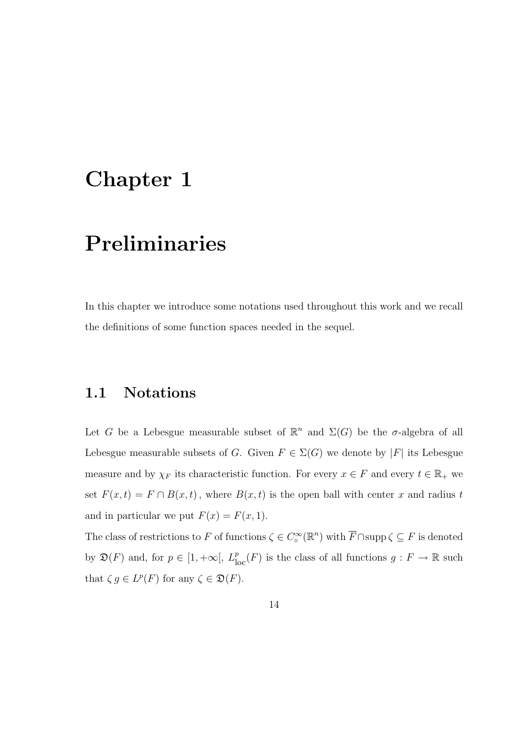# Chapter 1

# Preliminaries

In this chapter we introduce some notations used throughout this work and we recall the definitions of some function spaces needed in the sequel.

## 1.1 Notations

Let $G$ be a Lebesgue measurable subset of $\mathbb{R}^n$ and $\Sigma(G)$ be the $\sigma$-algebra of all Lebesgue measurable subsets of $G$. Given $F \in \Sigma(G)$ we denote by $|F|$ its Lebesgue measure and by $\chi_F$ its characteristic function. For every $x \in F$ and every $t \in \mathbb{R}_+$ we set $F(x,t) = F \cap B(x,t)$, where $B(x,t)$ is the open ball with center $x$ and radius $t$ and in particular we put $F(x) = F(x,1)$.

The class of restrictions to $F$ of functions $\zeta \in C_\circ^\infty(\mathbb{R}^n)$ with $\overline{F} \cap \operatorname{supp} \zeta \subseteq F$ is denoted by $\mathfrak{D}(F)$ and, for $p \in [1, +\infty[$, $L^p_{\text{loc}}(F)$ is the class of all functions $g : F \to \mathbb{R}$ such that $\zeta\, g \in L^p(F)$ for any $\zeta \in \mathfrak{D}(F)$.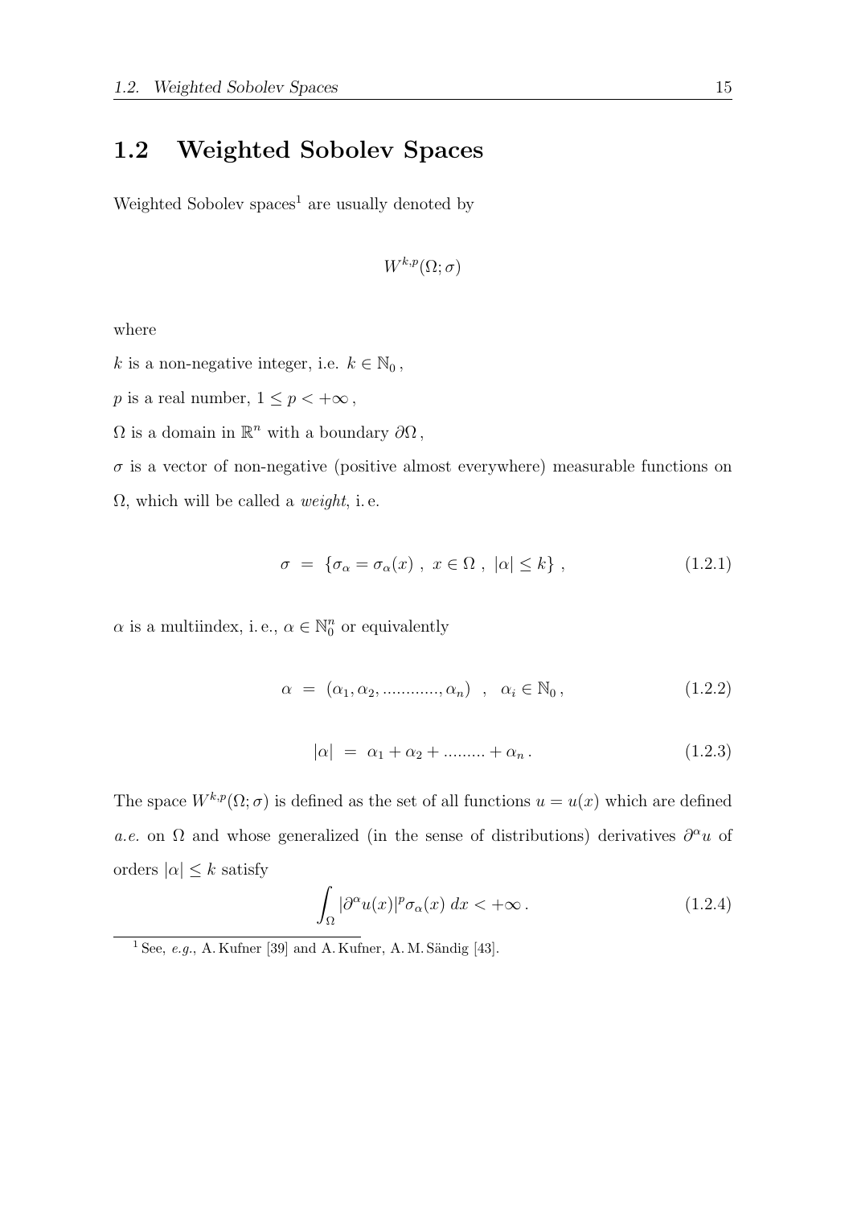## 1.2 Weighted Sobolev Spaces

Weighted Sobolev spaces[1] are usually denoted by

$$W^{k,p}(\Omega;\sigma)$$

where

$k$ is a non-negative integer, i.e. $k \in \mathbb{N}_0$,

$p$ is a real number, $1 \leq p < +\infty$,

$\Omega$ is a domain in $\mathbb{R}^n$ with a boundary $\partial\Omega$,

$\sigma$ is a vector of non-negative (positive almost everywhere) measurable functions on $\Omega$, which will be called a *weight*, i. e.

$$\sigma \;=\; \{\sigma_\alpha = \sigma_\alpha(x)\;,\; x \in \Omega\;,\; |\alpha| \leq k\}\;, \tag{1.2.1}$$

$\alpha$ is a multiindex, i. e., $\alpha \in \mathbb{N}_0^n$ or equivalently

$$\alpha \;=\; (\alpha_1, \alpha_2, ............, \alpha_n) \quad , \quad \alpha_i \in \mathbb{N}_0\,, \tag{1.2.2}$$

$$|\alpha| \;=\; \alpha_1 + \alpha_2 + ......... + \alpha_n\,. \tag{1.2.3}$$

The space $W^{k,p}(\Omega;\sigma)$ is defined as the set of all functions $u = u(x)$ which are defined *a.e.* on $\Omega$ and whose generalized (in the sense of distributions) derivatives $\partial^\alpha u$ of orders $|\alpha| \leq k$ satisfy

$$\int_\Omega |\partial^\alpha u(x)|^p \sigma_\alpha(x)\;dx < +\infty\,. \tag{1.2.4}$$

[1] See, *e.g.*, A. Kufner [39] and A. Kufner, A. M. Sändig [43].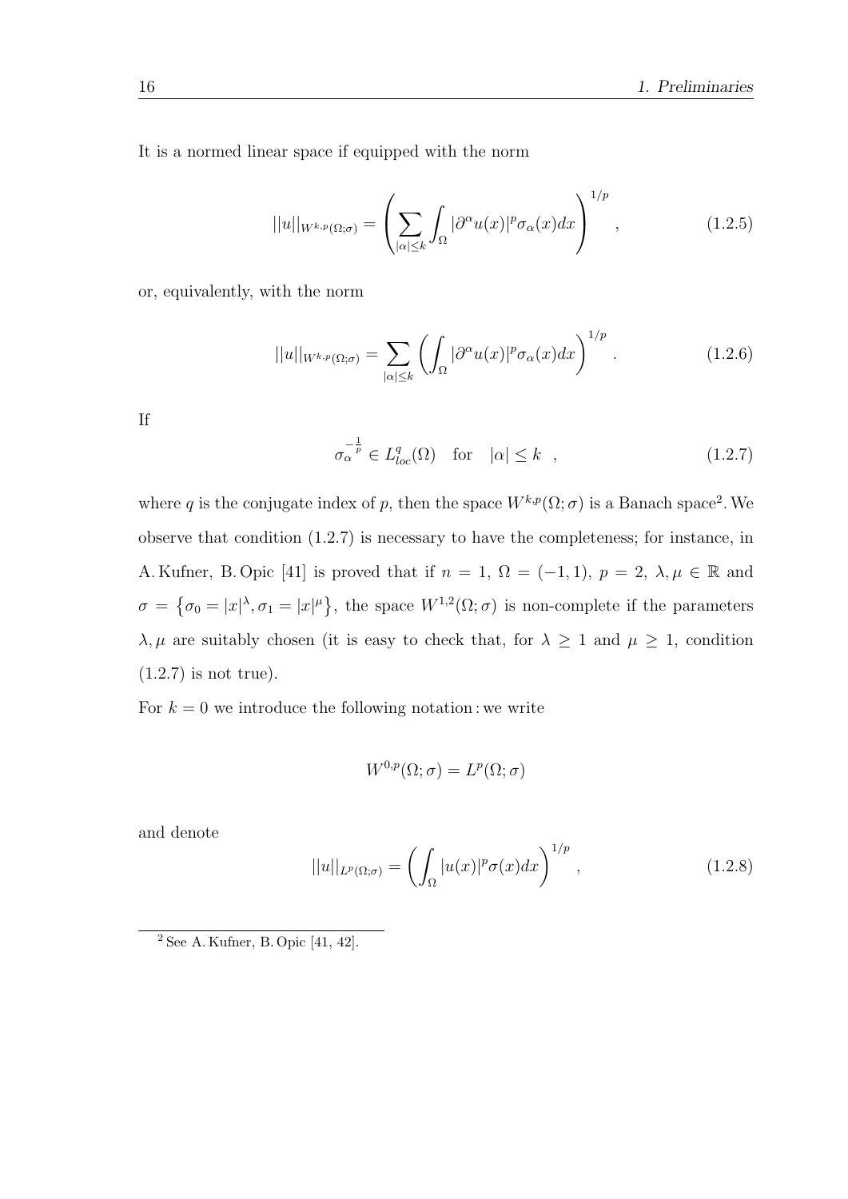It is a normed linear space if equipped with the norm

$$||u||_{W^{k,p}(\Omega;\sigma)} = \left( \sum_{|\alpha|\leq k} \int_\Omega |\partial^\alpha u(x)|^p \sigma_\alpha(x) dx \right)^{1/p} , \tag{1.2.5}$$

or, equivalently, with the norm

$$||u||_{W^{k,p}(\Omega;\sigma)} = \sum_{|\alpha|\leq k} \left( \int_\Omega |\partial^\alpha u(x)|^p \sigma_\alpha(x) dx \right)^{1/p} . \tag{1.2.6}$$

If

$$\sigma_\alpha^{-\frac{1}{p}} \in L^q_{loc}(\Omega) \quad \text{for} \quad |\alpha| \leq k \quad , \tag{1.2.7}$$

where $q$ is the conjugate index of $p$, then the space $W^{k,p}(\Omega;\sigma)$ is a Banach space[2]. We observe that condition (1.2.7) is necessary to have the completeness; for instance, in A. Kufner, B. Opic [41] is proved that if $n = 1$, $\Omega = (-1, 1)$, $p = 2$, $\lambda, \mu \in \mathbb{R}$ and $\sigma = \left\{\sigma_0 = |x|^\lambda, \sigma_1 = |x|^\mu\right\}$, the space $W^{1,2}(\Omega;\sigma)$ is non-complete if the parameters $\lambda, \mu$ are suitably chosen (it is easy to check that, for $\lambda \geq 1$ and $\mu \geq 1$, condition (1.2.7) is not true).

For $k = 0$ we introduce the following notation : we write

$$W^{0,p}(\Omega;\sigma) = L^p(\Omega;\sigma)$$

and denote

$$||u||_{L^p(\Omega;\sigma)} = \left( \int_\Omega |u(x)|^p \sigma(x) dx \right)^{1/p} , \tag{1.2.8}$$

[2] See A. Kufner, B. Opic [41, 42].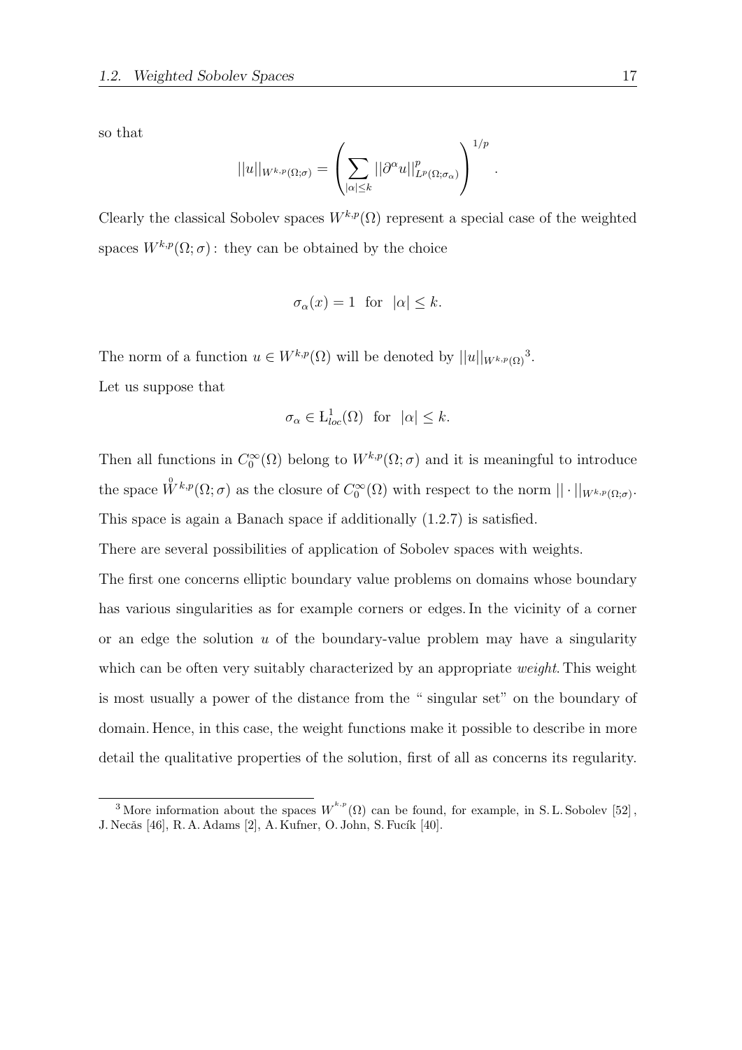so that

$$||u||_{W^{k,p}(\Omega;\sigma)} = \left( \sum_{|\alpha| \le k} ||\partial^\alpha u||^p_{L^p(\Omega;\sigma_\alpha)} \right)^{1/p}.$$

Clearly the classical Sobolev spaces $W^{k,p}(\Omega)$ represent a special case of the weighted spaces $W^{k,p}(\Omega;\sigma)$ : they can be obtained by the choice

$$\sigma_\alpha(x) = 1 \;\text{ for }\; |\alpha| \le k.$$

The norm of a function $u \in W^{k,p}(\Omega)$ will be denoted by $||u||_{W^{k,p}(\Omega)}$[3].

Let us suppose that

$$\sigma_\alpha \in L^1_{loc}(\Omega) \;\text{ for }\; |\alpha| \le k.$$

Then all functions in $C_0^\infty(\Omega)$ belong to $W^{k,p}(\Omega;\sigma)$ and it is meaningful to introduce the space $\overset{0}{W}{}^{k,p}(\Omega;\sigma)$ as the closure of $C_0^\infty(\Omega)$ with respect to the norm $||\cdot||_{W^{k,p}(\Omega;\sigma)}$. This space is again a Banach space if additionally (1.2.7) is satisfied.

There are several possibilities of application of Sobolev spaces with weights.

The first one concerns elliptic boundary value problems on domains whose boundary has various singularities as for example corners or edges. In the vicinity of a corner or an edge the solution $u$ of the boundary-value problem may have a singularity which can be often very suitably characterized by an appropriate *weight*. This weight is most usually a power of the distance from the " singular set" on the boundary of domain. Hence, in this case, the weight functions make it possible to describe in more detail the qualitative properties of the solution, first of all as concerns its regularity.

[3] More information about the spaces $W^{k,p}(\Omega)$ can be found, for example, in S. L. Sobolev [52], J. Necăs [46], R. A. Adams [2], A. Kufner, O. John, S. Fucík [40].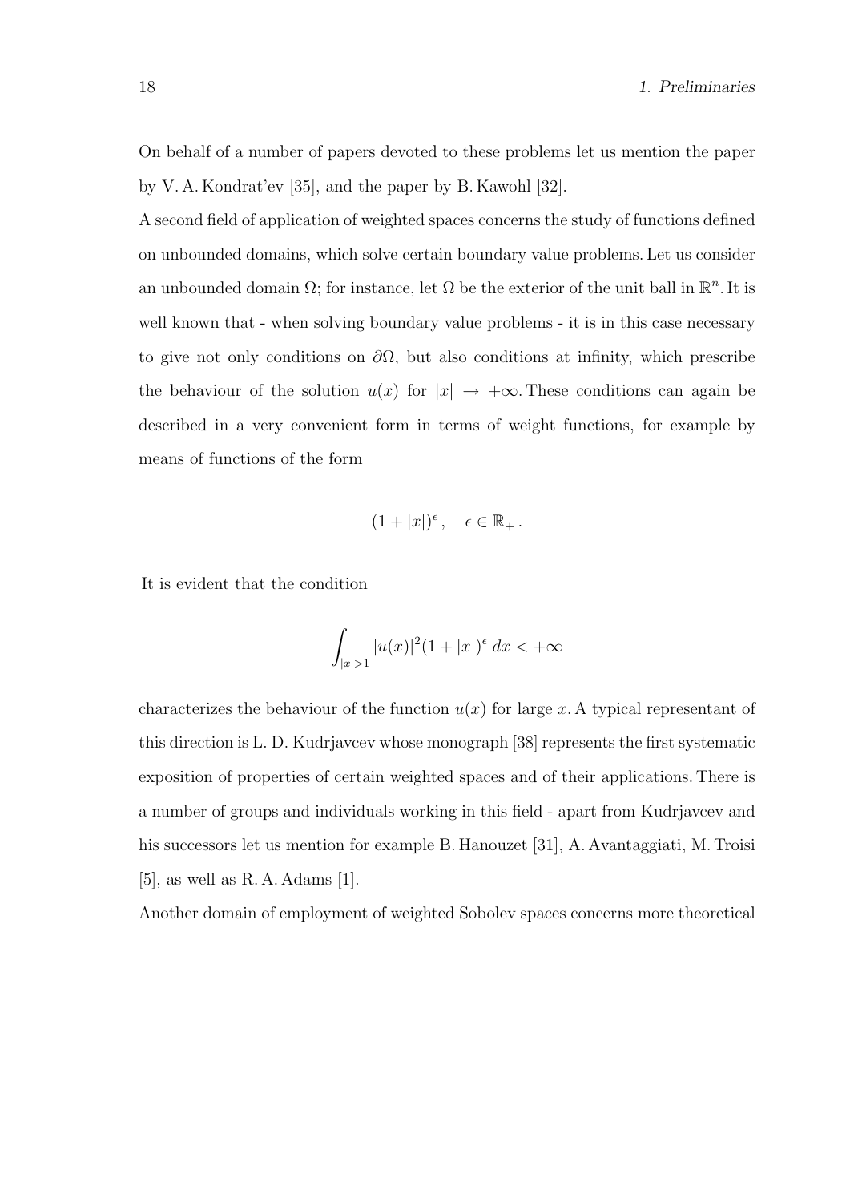On behalf of a number of papers devoted to these problems let us mention the paper by V. A. Kondrat'ev [35], and the paper by B. Kawohl [32].

A second field of application of weighted spaces concerns the study of functions defined on unbounded domains, which solve certain boundary value problems. Let us consider an unbounded domain $\Omega$; for instance, let $\Omega$ be the exterior of the unit ball in $\mathbb{R}^n$. It is well known that - when solving boundary value problems - it is in this case necessary to give not only conditions on $\partial\Omega$, but also conditions at infinity, which prescribe the behaviour of the solution $u(x)$ for $|x| \to +\infty$. These conditions can again be described in a very convenient form in terms of weight functions, for example by means of functions of the form

$$(1 + |x|)^\epsilon, \quad \epsilon \in \mathbb{R}_+ .$$

It is evident that the condition

$$\int_{|x|>1} |u(x)|^2 (1 + |x|)^\epsilon \, dx < +\infty$$

characterizes the behaviour of the function $u(x)$ for large $x$. A typical representant of this direction is L. D. Kudrjavcev whose monograph [38] represents the first systematic exposition of properties of certain weighted spaces and of their applications. There is a number of groups and individuals working in this field - apart from Kudrjavcev and his successors let us mention for example B. Hanouzet [31], A. Avantaggiati, M. Troisi [5], as well as R. A. Adams [1].

Another domain of employment of weighted Sobolev spaces concerns more theoretical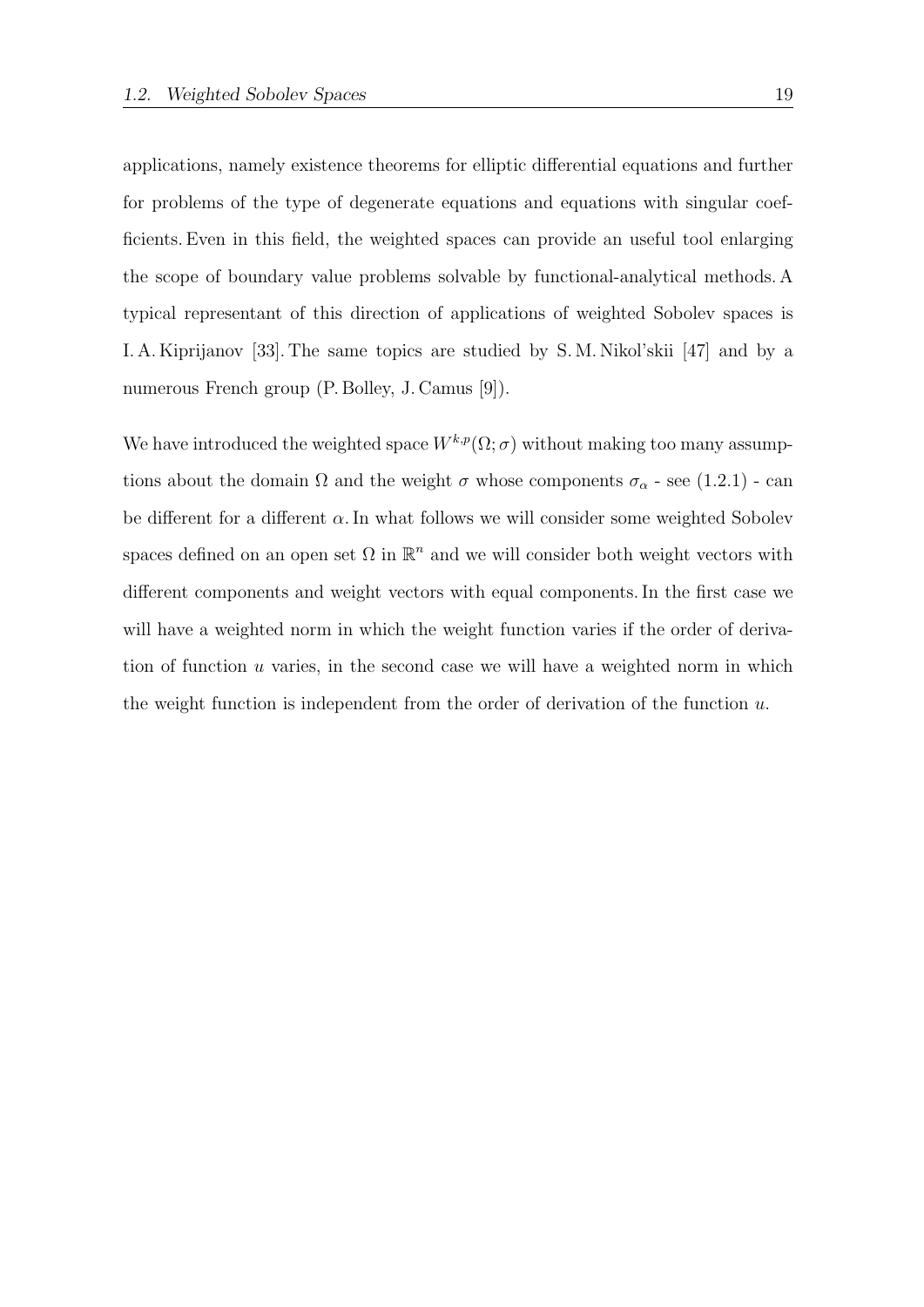applications, namely existence theorems for elliptic differential equations and further for problems of the type of degenerate equations and equations with singular coefficients. Even in this field, the weighted spaces can provide an useful tool enlarging the scope of boundary value problems solvable by functional-analytical methods. A typical representant of this direction of applications of weighted Sobolev spaces is I. A. Kiprijanov [33]. The same topics are studied by S. M. Nikol'skii [47] and by a numerous French group (P. Bolley, J. Camus [9]).

We have introduced the weighted space $W^{k,p}(\Omega; \sigma)$ without making too many assumptions about the domain $\Omega$ and the weight $\sigma$ whose components $\sigma_\alpha$ - see (1.2.1) - can be different for a different $\alpha$. In what follows we will consider some weighted Sobolev spaces defined on an open set $\Omega$ in $\mathbb{R}^n$ and we will consider both weight vectors with different components and weight vectors with equal components. In the first case we will have a weighted norm in which the weight function varies if the order of derivation of function $u$ varies, in the second case we will have a weighted norm in which the weight function is independent from the order of derivation of the function $u$.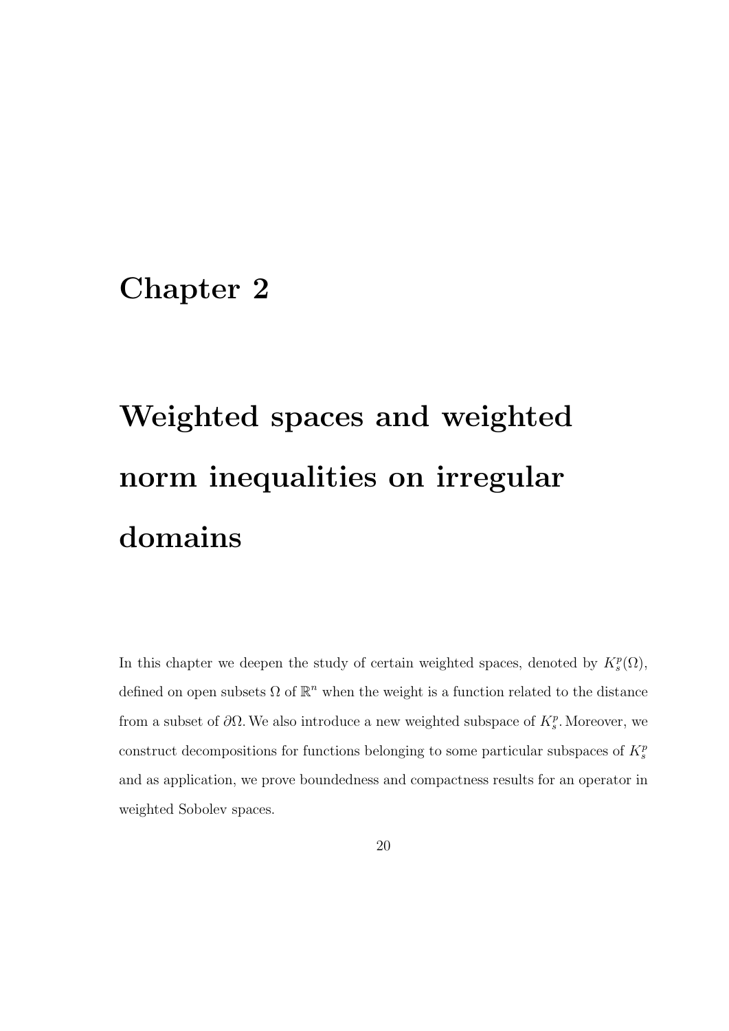# Chapter 2

# Weighted spaces and weighted norm inequalities on irregular domains

In this chapter we deepen the study of certain weighted spaces, denoted by $K_s^p(\Omega)$, defined on open subsets $\Omega$ of $\mathbb{R}^n$ when the weight is a function related to the distance from a subset of $\partial\Omega$. We also introduce a new weighted subspace of $K_s^p$. Moreover, we construct decompositions for functions belonging to some particular subspaces of $K_s^p$ and as application, we prove boundedness and compactness results for an operator in weighted Sobolev spaces.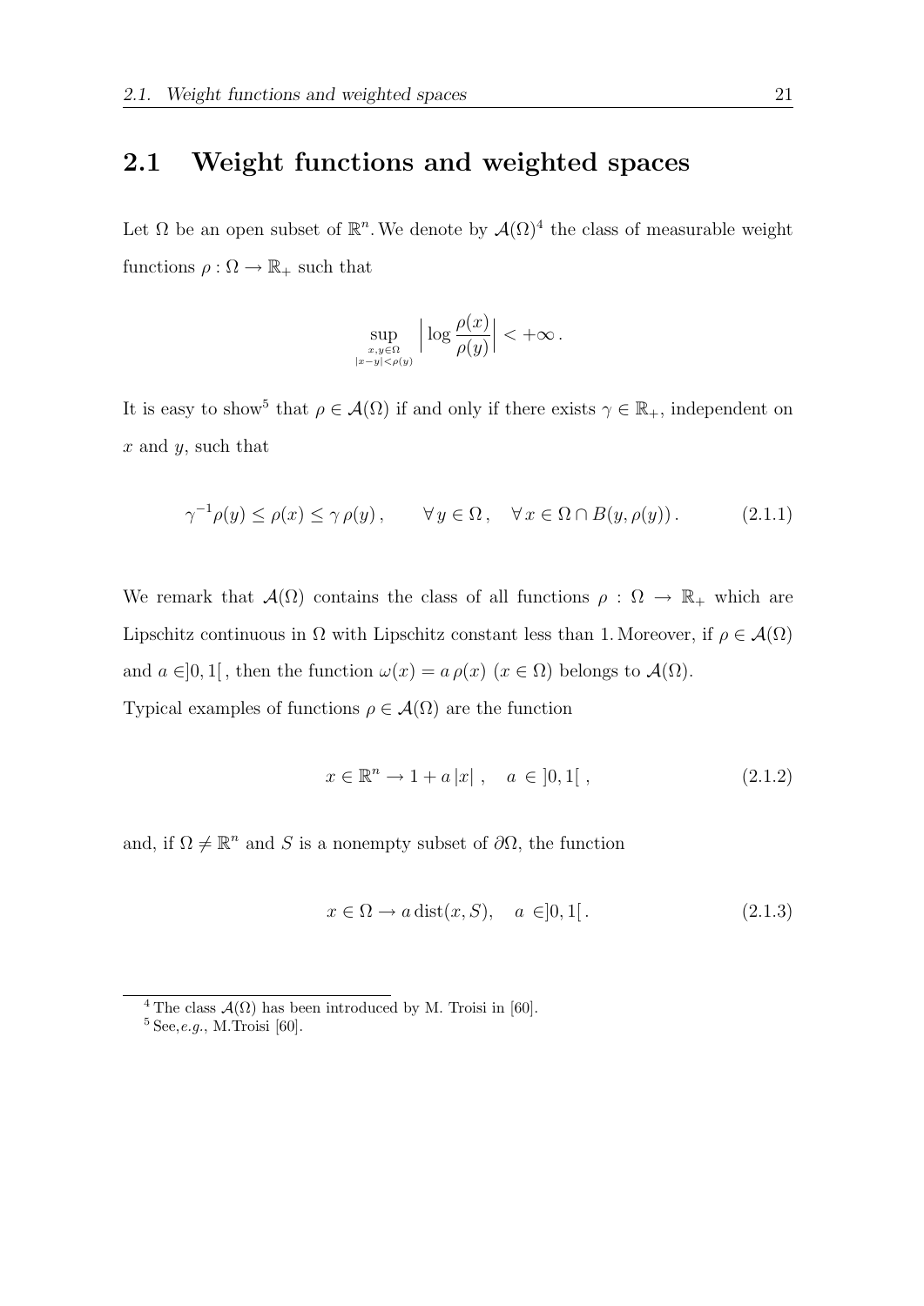## 2.1 Weight functions and weighted spaces

Let $\Omega$ be an open subset of $\mathbb{R}^n$. We denote by $\mathcal{A}(\Omega)$[4] the class of measurable weight functions $\rho : \Omega \to \mathbb{R}_+$ such that

$$\sup_{\substack{x,y\in\Omega \\ |x-y|<\rho(y)}} \Big| \log \frac{\rho(x)}{\rho(y)} \Big| < +\infty \, .$$

It is easy to show[5] that $\rho \in \mathcal{A}(\Omega)$ if and only if there exists $\gamma \in \mathbb{R}_+$, independent on $x$ and $y$, such that

$$\gamma^{-1}\rho(y) \le \rho(x) \le \gamma\, \rho(y)\,, \qquad \forall\, y \in \Omega\,, \quad \forall\, x \in \Omega \cap B(y, \rho(y))\,. \tag{2.1.1}$$

We remark that $\mathcal{A}(\Omega)$ contains the class of all functions $\rho : \Omega \to \mathbb{R}_+$ which are Lipschitz continuous in $\Omega$ with Lipschitz constant less than 1. Moreover, if $\rho \in \mathcal{A}(\Omega)$ and $a \in ]0,1[$, then the function $\omega(x) = a\,\rho(x)$ $(x \in \Omega)$ belongs to $\mathcal{A}(\Omega)$.

Typical examples of functions $\rho \in \mathcal{A}(\Omega)$ are the function

$$x \in \mathbb{R}^n \to 1 + a\,|x|\ , \quad a\, \in\, ]0,1[\ , \tag{2.1.2}$$

and, if $\Omega \ne \mathbb{R}^n$ and $S$ is a nonempty subset of $\partial\Omega$, the function

$$x \in \Omega \to a\, \mathrm{dist}(x, S), \quad a\, \in ]0,1[\,. \tag{2.1.3}$$

[4] The class $\mathcal{A}(\Omega)$ has been introduced by M. Troisi in [60].

[5] See, *e.g.*, M.Troisi [60].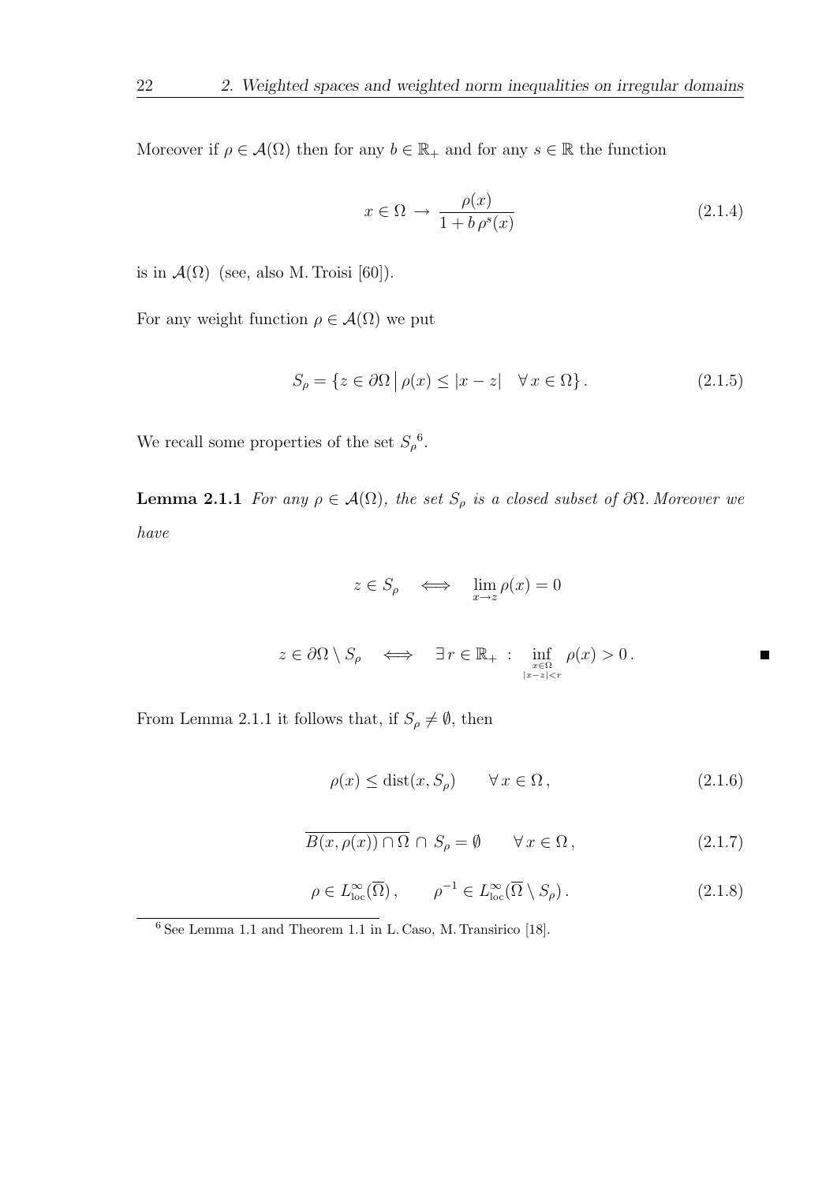Moreover if $\rho \in \mathcal{A}(\Omega)$ then for any $b \in \mathbb{R}_+$ and for any $s \in \mathbb{R}$ the function

$$x \in \Omega \to \frac{\rho(x)}{1 + b\,\rho^s(x)} \tag{2.1.4}$$

is in $\mathcal{A}(\Omega)$ (see, also M. Troisi [60]).

For any weight function $\rho \in \mathcal{A}(\Omega)$ we put

$$S_\rho = \{z \in \partial\Omega \,|\, \rho(x) \leq |x - z| \quad \forall\, x \in \Omega\}\,. \tag{2.1.5}$$

We recall some properties of the set $S_\rho$ [6].

**Lemma 2.1.1** *For any $\rho \in \mathcal{A}(\Omega)$, the set $S_\rho$ is a closed subset of $\partial\Omega$. Moreover we have*

$$z \in S_\rho \iff \lim_{x \to z} \rho(x) = 0$$

$$z \in \partial\Omega \setminus S_\rho \iff \exists\, r \in \mathbb{R}_+ \,:\, \inf_{\substack{x \in \Omega \\ |x-z|<r}} \rho(x) > 0\,. \qquad \blacksquare$$

From Lemma 2.1.1 it follows that, if $S_\rho \neq \emptyset$, then

$$\rho(x) \leq \mathrm{dist}(x, S_\rho) \qquad \forall\, x \in \Omega\,, \tag{2.1.6}$$

$$\overline{B(x, \rho(x)) \cap \Omega} \cap S_\rho = \emptyset \qquad \forall\, x \in \Omega\,, \tag{2.1.7}$$

$$\rho \in L^\infty_{\mathrm{loc}}(\overline{\Omega})\,, \qquad \rho^{-1} \in L^\infty_{\mathrm{loc}}(\overline{\Omega} \setminus S_\rho)\,. \tag{2.1.8}$$

[6] See Lemma 1.1 and Theorem 1.1 in L. Caso, M. Transirico [18].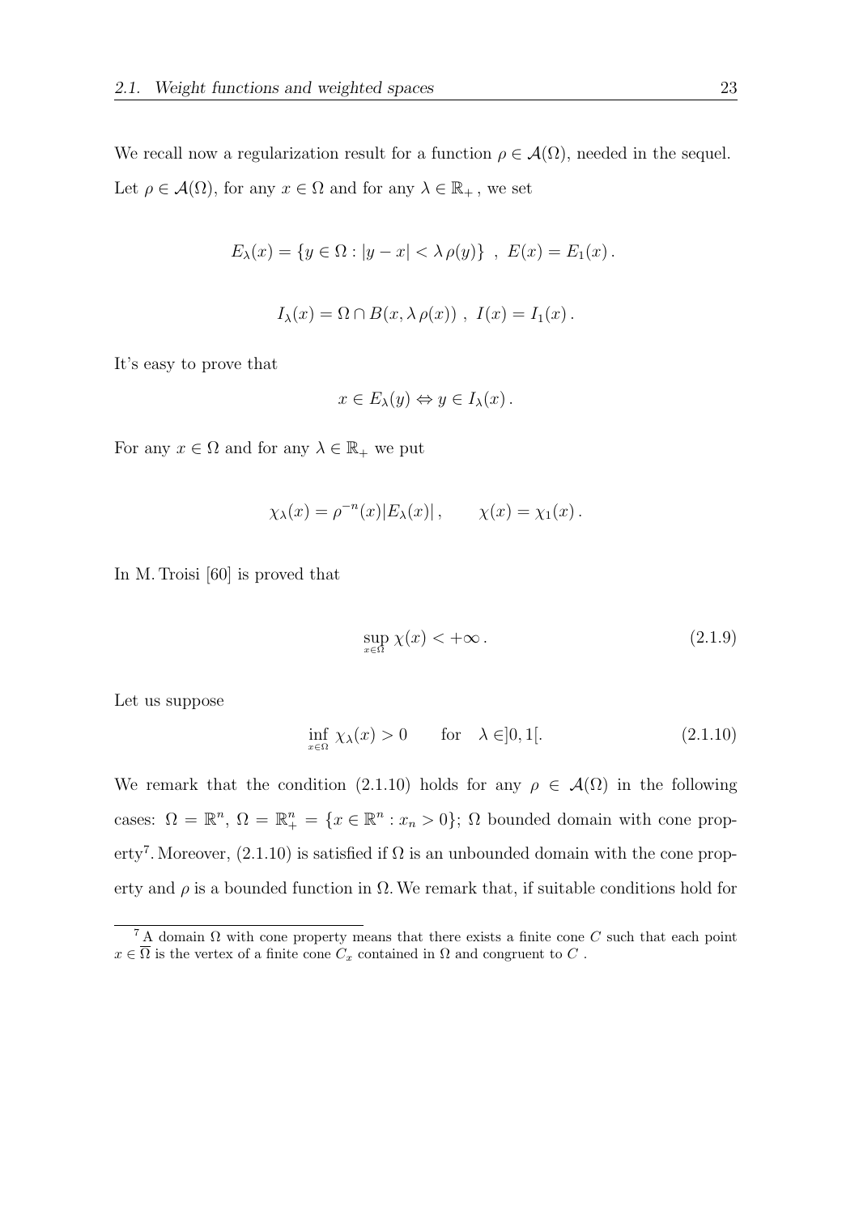We recall now a regularization result for a function $\rho \in \mathcal{A}(\Omega)$, needed in the sequel. Let $\rho \in \mathcal{A}(\Omega)$, for any $x \in \Omega$ and for any $\lambda \in \mathbb{R}_+$, we set

$$E_\lambda(x) = \{y \in \Omega : |y - x| < \lambda\, \rho(y)\} \ , \ E(x) = E_1(x) \, .$$

$$I_\lambda(x) = \Omega \cap B(x, \lambda\, \rho(x)) \ , \ I(x) = I_1(x) \, .$$

It's easy to prove that

$$x \in E_\lambda(y) \Leftrightarrow y \in I_\lambda(x) \, .$$

For any $x \in \Omega$ and for any $\lambda \in \mathbb{R}_+$ we put

$$\chi_\lambda(x) = \rho^{-n}(x) |E_\lambda(x)| \, , \qquad \chi(x) = \chi_1(x) \, .$$

In M. Troisi [60] is proved that

$$\sup_{x \in \Omega} \chi(x) < +\infty \, . \tag{2.1.9}$$

Let us suppose

$$\inf_{x \in \Omega} \chi_\lambda(x) > 0 \qquad \text{for} \quad \lambda \in ]0, 1[. \tag{2.1.10}$$

We remark that the condition (2.1.10) holds for any $\rho \in \mathcal{A}(\Omega)$ in the following cases: $\Omega = \mathbb{R}^n$, $\Omega = \mathbb{R}^n_+ = \{x \in \mathbb{R}^n : x_n > 0\}$; $\Omega$ bounded domain with cone property[7]. Moreover, (2.1.10) is satisfied if $\Omega$ is an unbounded domain with the cone property and $\rho$ is a bounded function in $\Omega$. We remark that, if suitable conditions hold for

[7] A domain $\Omega$ with cone property means that there exists a finite cone $C$ such that each point $x \in \overline{\Omega}$ is the vertex of a finite cone $C_x$ contained in $\Omega$ and congruent to $C$ .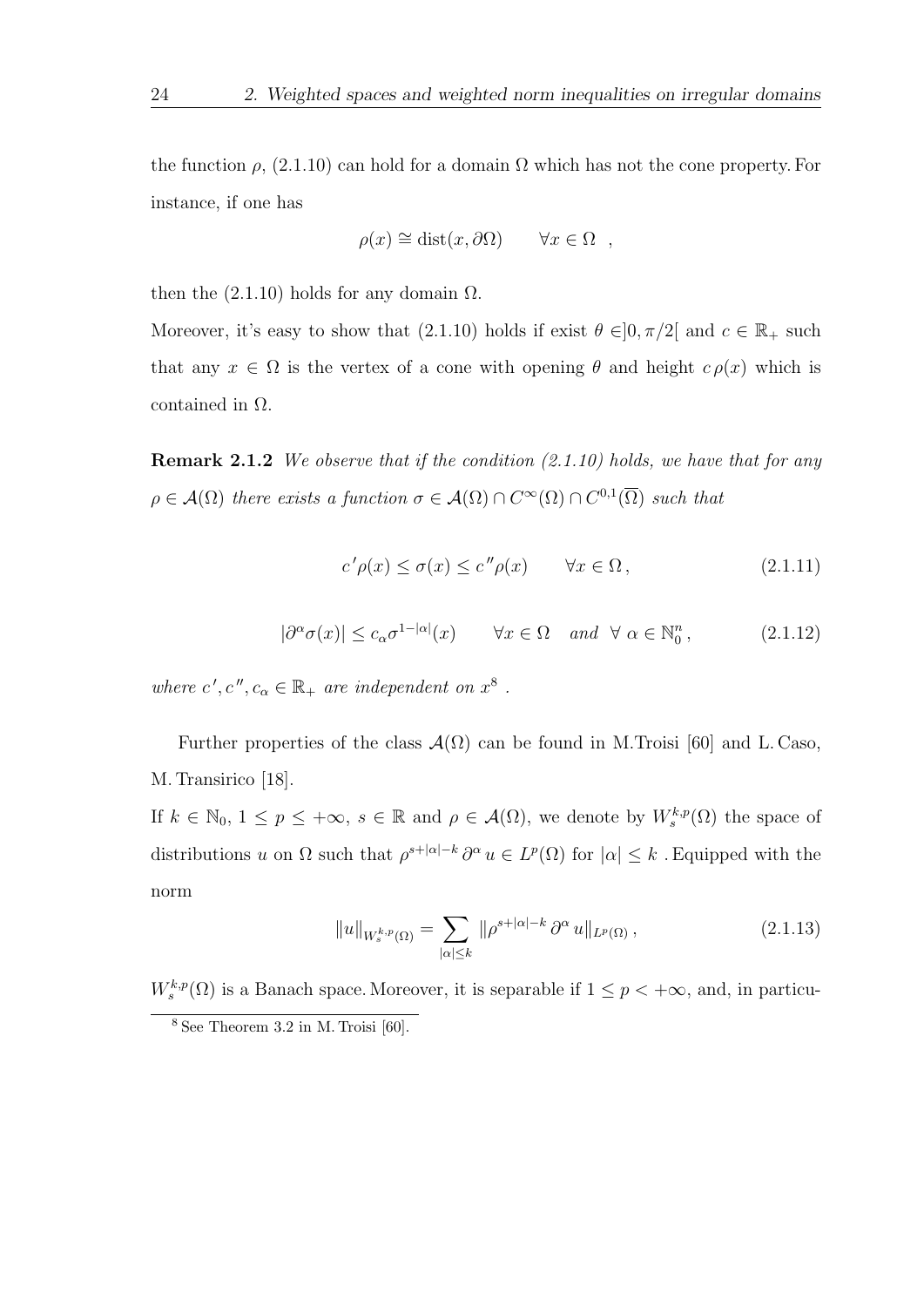the function $\rho$, (2.1.10) can hold for a domain $\Omega$ which has not the cone property. For instance, if one has

$$\rho(x) \cong \text{dist}(x, \partial\Omega) \qquad \forall x \in \Omega \quad ,$$

then the (2.1.10) holds for any domain $\Omega$.

Moreover, it's easy to show that (2.1.10) holds if exist $\theta \in ]0, \pi/2[$ and $c \in \mathbb{R}_+$ such that any $x \in \Omega$ is the vertex of a cone with opening $\theta$ and height $c\,\rho(x)$ which is contained in $\Omega$.

**Remark 2.1.2** *We observe that if the condition (2.1.10) holds, we have that for any $\rho \in \mathcal{A}(\Omega)$ there exists a function $\sigma \in \mathcal{A}(\Omega) \cap C^\infty(\Omega) \cap C^{0,1}(\overline{\Omega})$ such that*

$$c'\rho(x) \le \sigma(x) \le c''\rho(x) \qquad \forall x \in \Omega\,, \tag{2.1.11}$$

$$|\partial^\alpha \sigma(x)| \le c_\alpha \sigma^{1-|\alpha|}(x) \qquad \forall x \in \Omega \quad \text{and} \;\; \forall\; \alpha \in \mathbb{N}_0^n\,, \tag{2.1.12}$$

*where $c', c'', c_\alpha \in \mathbb{R}_+$ are independent on $x$*[8] .

Further properties of the class $\mathcal{A}(\Omega)$ can be found in M.Troisi [60] and L. Caso, M. Transirico [18].

If $k \in \mathbb{N}_0$, $1 \le p \le +\infty$, $s \in \mathbb{R}$ and $\rho \in \mathcal{A}(\Omega)$, we denote by $W^{k,p}_s(\Omega)$ the space of distributions $u$ on $\Omega$ such that $\rho^{s+|\alpha|-k}\,\partial^\alpha u \in L^p(\Omega)$ for $|\alpha| \le k$ . Equipped with the norm

$$\|u\|_{W^{k,p}_s(\Omega)} = \sum_{|\alpha|\le k} \|\rho^{s+|\alpha|-k}\,\partial^\alpha u\|_{L^p(\Omega)}\,, \tag{2.1.13}$$

$W^{k,p}_s(\Omega)$ is a Banach space. Moreover, it is separable if $1 \le p < +\infty$, and, in particu-

[8] See Theorem 3.2 in M. Troisi [60].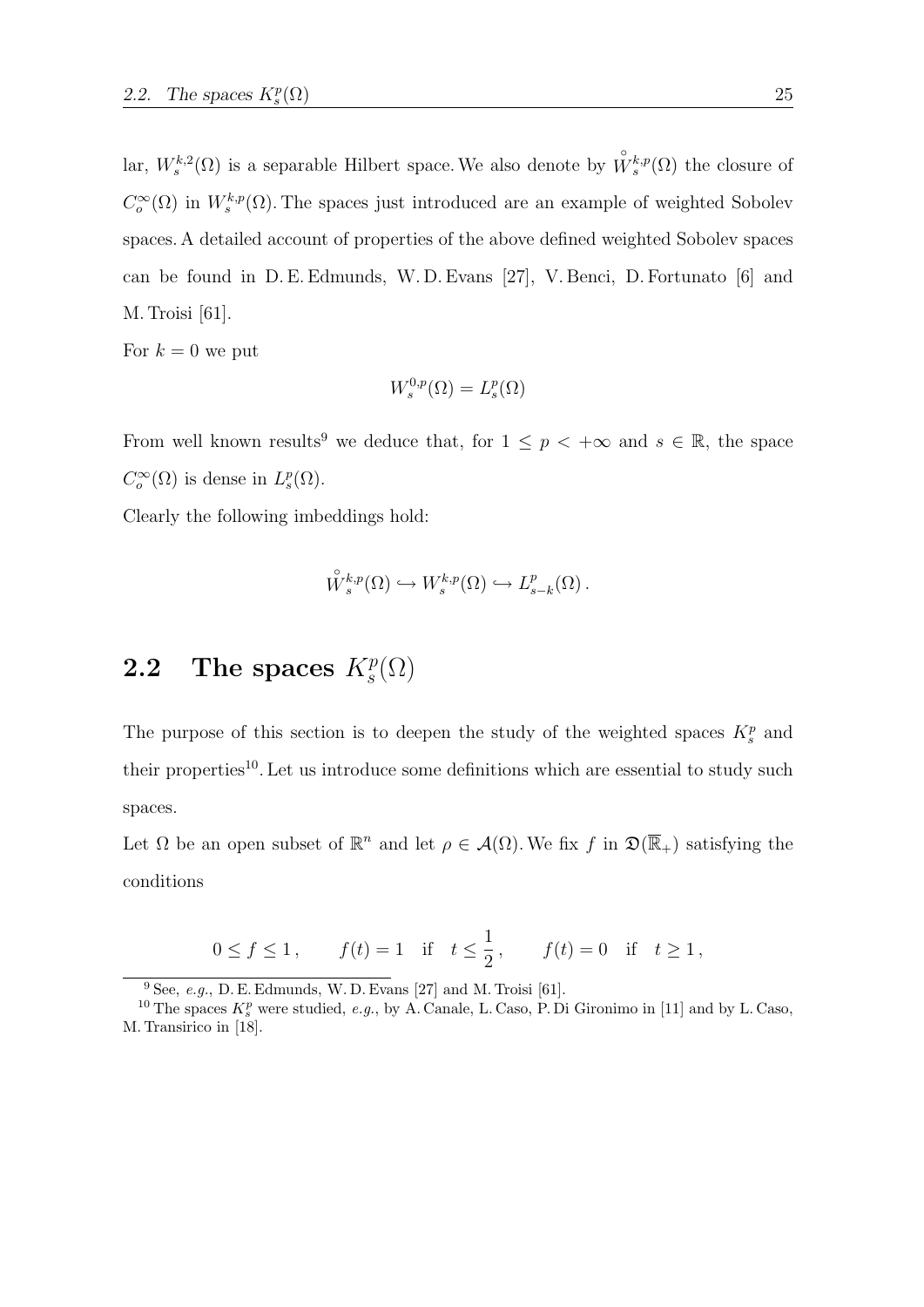lar, $W_s^{k,2}(\Omega)$ is a separable Hilbert space. We also denote by $\mathring{W}_s^{k,p}(\Omega)$ the closure of $C_o^\infty(\Omega)$ in $W_s^{k,p}(\Omega)$. The spaces just introduced are an example of weighted Sobolev spaces. A detailed account of properties of the above defined weighted Sobolev spaces can be found in D. E. Edmunds, W. D. Evans [27], V. Benci, D. Fortunato [6] and M. Troisi [61].

For $k = 0$ we put

$$W_s^{0,p}(\Omega) = L_s^p(\Omega)$$

From well known results[9] we deduce that, for $1 \leq p < +\infty$ and $s \in \mathbb{R}$, the space $C_o^\infty(\Omega)$ is dense in $L_s^p(\Omega)$.

Clearly the following imbeddings hold:

$$\mathring{W}_s^{k,p}(\Omega) \hookrightarrow W_s^{k,p}(\Omega) \hookrightarrow L_{s-k}^p(\Omega)\,.$$

## 2.2 The spaces $K_s^p(\Omega)$

The purpose of this section is to deepen the study of the weighted spaces $K_s^p$ and their properties[10]. Let us introduce some definitions which are essential to study such spaces.

Let $\Omega$ be an open subset of $\mathbb{R}^n$ and let $\rho \in \mathcal{A}(\Omega)$. We fix $f$ in $\mathfrak{D}(\overline{\mathbb{R}}_+)$ satisfying the conditions

$$0 \leq f \leq 1\,, \qquad f(t) = 1 \quad \text{if} \quad t \leq \frac{1}{2}\,, \qquad f(t) = 0 \quad \text{if} \quad t \geq 1\,,$$

[9] See, *e.g.*, D. E. Edmunds, W. D. Evans [27] and M. Troisi [61].

[10] The spaces $K_s^p$ were studied, *e.g.*, by A. Canale, L. Caso, P. Di Gironimo in [11] and by L. Caso, M. Transirico in [18].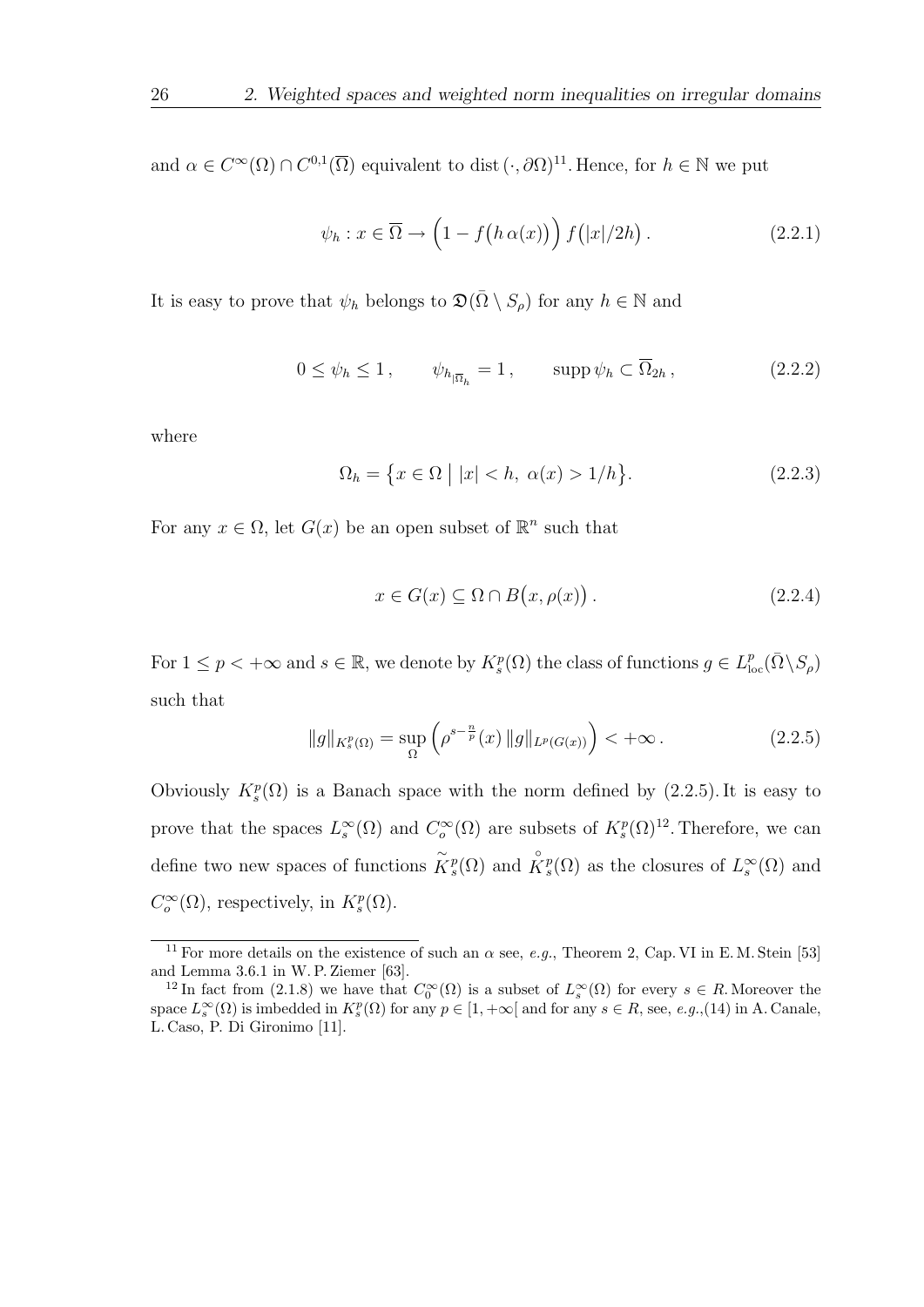and $\alpha \in C^\infty(\Omega) \cap C^{0,1}(\overline{\Omega})$ equivalent to dist $(\cdot, \partial\Omega)$[11]. Hence, for $h \in \mathbb{N}$ we put

$$\psi_h : x \in \overline{\Omega} \to \Big(1 - f\big(h\,\alpha(x)\big)\Big)\, f\big(|x|/2h\big)\,. \tag{2.2.1}$$

It is easy to prove that $\psi_h$ belongs to $\mathfrak{D}(\bar{\Omega} \setminus S_\rho)$ for any $h \in \mathbb{N}$ and

$$0 \leq \psi_h \leq 1\,, \qquad \psi_{h_{|\overline{\Omega}_h}} = 1\,, \qquad \operatorname{supp} \psi_h \subset \overline{\Omega}_{2h}\,, \tag{2.2.2}$$

where

$$\Omega_h = \big\{x \in \Omega \;\big|\; |x| < h,\ \alpha(x) > 1/h\big\}. \tag{2.2.3}$$

For any $x \in \Omega$, let $G(x)$ be an open subset of $\mathbb{R}^n$ such that

$$x \in G(x) \subseteq \Omega \cap B\big(x, \rho(x)\big)\,. \tag{2.2.4}$$

For $1 \leq p < +\infty$ and $s \in \mathbb{R}$, we denote by $K^p_s(\Omega)$ the class of functions $g \in L^p_{\text{loc}}(\bar{\Omega} \setminus S_\rho)$ such that

$$\|g\|_{K^p_s(\Omega)} = \sup_{\Omega} \Big(\rho^{s-\frac{n}{p}}(x)\, \|g\|_{L^p(G(x))}\Big) < +\infty\,. \tag{2.2.5}$$

Obviously $K^p_s(\Omega)$ is a Banach space with the norm defined by (2.2.5). It is easy to prove that the spaces $L^\infty_s(\Omega)$ and $C^\infty_o(\Omega)$ are subsets of $K^p_s(\Omega)$[12]. Therefore, we can define two new spaces of functions $\widetilde{K}^p_s(\Omega)$ and $\mathring{K}^p_s(\Omega)$ as the closures of $L^\infty_s(\Omega)$ and $C^\infty_o(\Omega)$, respectively, in $K^p_s(\Omega)$.

---

[11] For more details on the existence of such an $\alpha$ see, *e.g.*, Theorem 2, Cap. VI in E. M. Stein [53] and Lemma 3.6.1 in W. P. Ziemer [63].

[12] In fact from (2.1.8) we have that $C^\infty_0(\Omega)$ is a subset of $L^\infty_s(\Omega)$ for every $s \in R$. Moreover the space $L^\infty_s(\Omega)$ is imbedded in $K^p_s(\Omega)$ for any $p \in [1, +\infty[$ and for any $s \in R$, see, *e.g.*,(14) in A. Canale, L. Caso, P. Di Gironimo [11].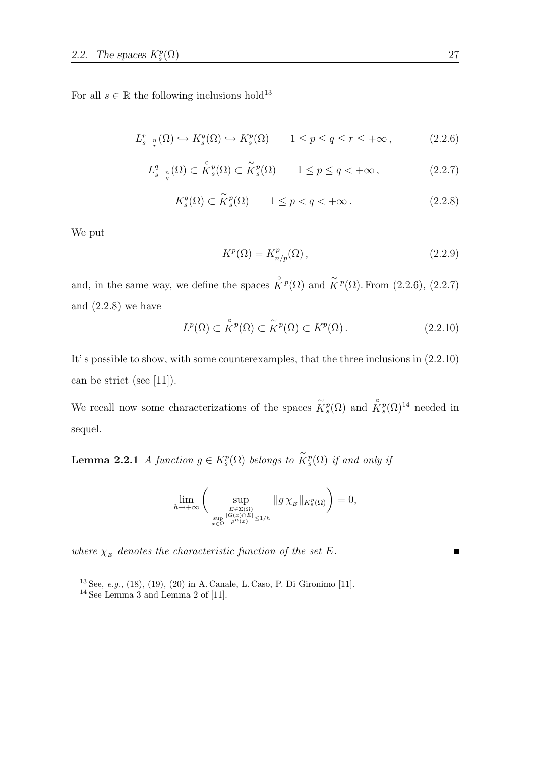For all $s \in \mathbb{R}$ the following inclusions hold[13]

$$L^r_{s-\frac{n}{r}}(\Omega) \hookrightarrow K^q_s(\Omega) \hookrightarrow K^p_s(\Omega) \qquad 1 \leq p \leq q \leq r \leq +\infty\,, \tag{2.2.6}$$

$$L^q_{s-\frac{n}{q}}(\Omega) \subset \overset{\circ}{K}{}^p_s(\Omega) \subset \widetilde{K}^p_s(\Omega) \qquad 1 \leq p \leq q < +\infty\,, \tag{2.2.7}$$

$$K^q_s(\Omega) \subset \widetilde{K}^p_s(\Omega) \qquad 1 \leq p < q < +\infty\,. \tag{2.2.8}$$

We put

$$K^p(\Omega) = K^p_{n/p}(\Omega)\,, \tag{2.2.9}$$

and, in the same way, we define the spaces $\overset{\circ}{K}{}^p(\Omega)$ and $\widetilde{K}^p(\Omega)$. From (2.2.6), (2.2.7) and (2.2.8) we have

$$L^p(\Omega) \subset \overset{\circ}{K}{}^p(\Omega) \subset \widetilde{K}^p(\Omega) \subset K^p(\Omega)\,. \tag{2.2.10}$$

It' s possible to show, with some counterexamples, that the three inclusions in (2.2.10) can be strict (see [11]).

We recall now some characterizations of the spaces $\widetilde{K}^p_s(\Omega)$ and $\overset{\circ}{K}{}^p_s(\Omega)$[14] needed in sequel.

**Lemma 2.2.1** *A function $g \in K^p_s(\Omega)$ belongs to $\widetilde{K}^p_s(\Omega)$ if and only if*

$$\lim_{h \to +\infty} \left( \sup_{\substack{E \in \Sigma(\Omega) \\ \sup\limits_{x \in \Omega} \frac{|G(x) \cap E|}{\rho^n(x)} \leq 1/h}} \|g\, \chi_{E}\|_{K^p_s(\Omega)} \right) = 0,$$

*where $\chi_E$ denotes the characteristic function of the set $E$.* ∎

---

[13] See, *e.g.*, (18), (19), (20) in A. Canale, L. Caso, P. Di Gironimo [11].

[14] See Lemma 3 and Lemma 2 of [11].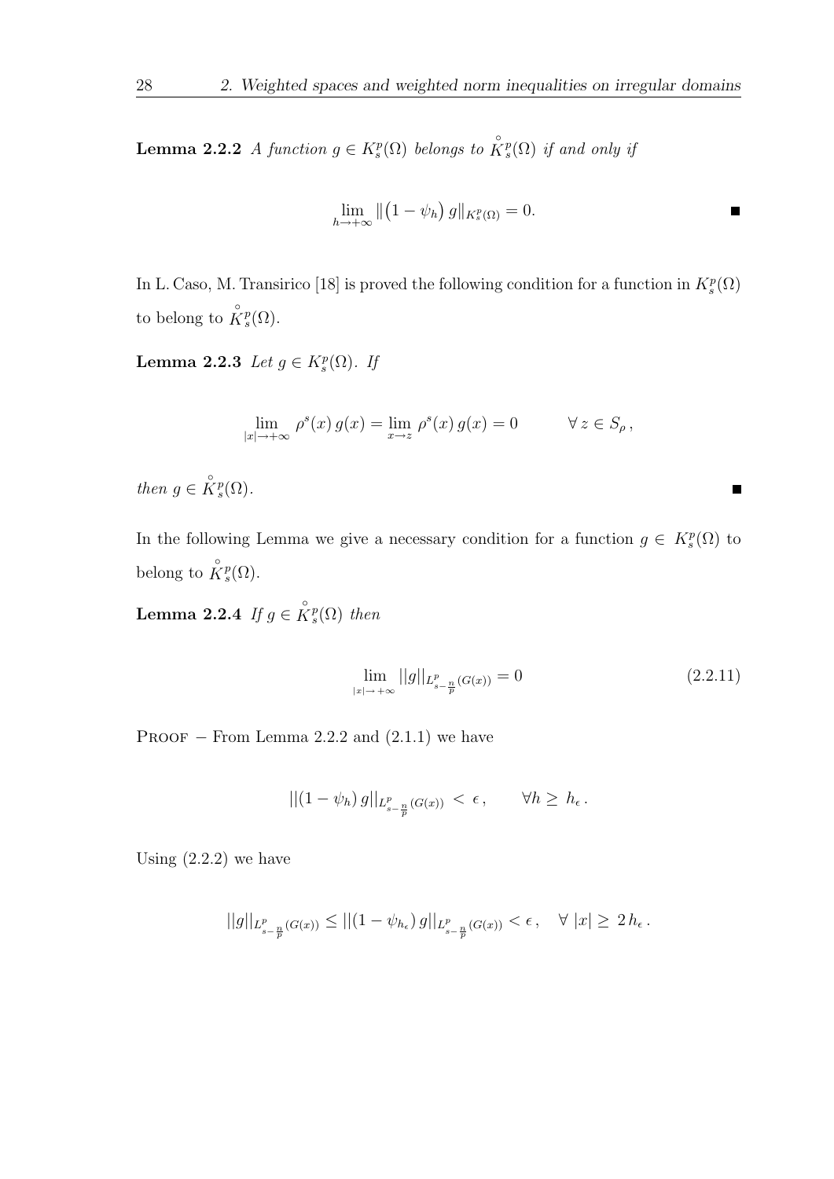**Lemma 2.2.2** *A function $g \in K^p_s(\Omega)$ belongs to $\overset{\circ}{K}{}^p_s(\Omega)$ if and only if*

$$\lim_{h \to +\infty} \|\big(1 - \psi_h\big)\, g\|_{K^p_s(\Omega)} = 0. \qquad \blacksquare$$

In L. Caso, M. Transirico [18] is proved the following condition for a function in $K^p_s(\Omega)$ to belong to $\overset{\circ}{K}{}^p_s(\Omega)$.

**Lemma 2.2.3** *Let $g \in K^p_s(\Omega)$. If*

$$\lim_{|x| \to +\infty} \rho^s(x)\, g(x) = \lim_{x \to z} \rho^s(x)\, g(x) = 0 \qquad \forall\, z \in S_\rho\,,$$

*then $g \in \overset{\circ}{K}{}^p_s(\Omega)$.* $\blacksquare$

In the following Lemma we give a necessary condition for a function $g \in K^p_s(\Omega)$ to belong to $\overset{\circ}{K}{}^p_s(\Omega)$.

**Lemma 2.2.4** *If $g \in \overset{\circ}{K}{}^p_s(\Omega)$ then*

$$\lim_{|x| \to +\infty} ||g||_{L^p_{s-\frac{n}{p}}(G(x))} = 0 \tag{2.2.11}$$

Proof $-$ From Lemma 2.2.2 and (2.1.1) we have

$$||(1 - \psi_h)\, g||_{L^p_{s-\frac{n}{p}}(G(x))} \, < \, \epsilon\,, \qquad \forall h \geq \, h_\epsilon\,.$$

Using (2.2.2) we have

$$||g||_{L^p_{s-\frac{n}{p}}(G(x))} \leq ||(1 - \psi_{h_\epsilon})\, g||_{L^p_{s-\frac{n}{p}}(G(x))} < \epsilon\,, \quad \forall\, |x| \geq \, 2\, h_\epsilon\,.$$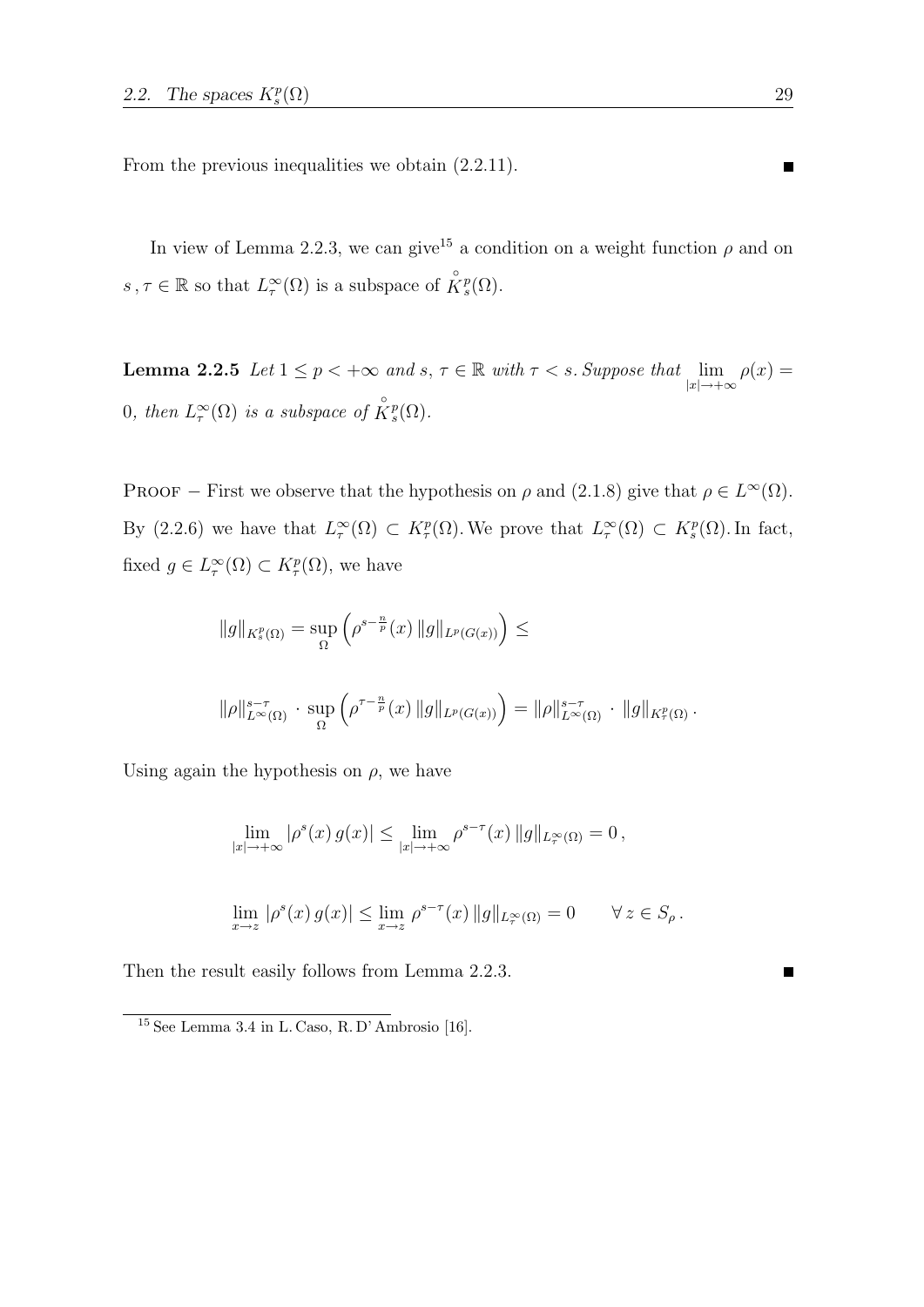From the previous inequalities we obtain (2.2.11). ■

In view of Lemma 2.2.3, we can give[15] a condition on a weight function $\rho$ and on $s\,,\tau \in \mathbb{R}$ so that $L^\infty_\tau(\Omega)$ is a subspace of $\overset{\circ}{K}{}^p_s(\Omega)$.

**Lemma 2.2.5** *Let $1 \leq p < +\infty$ and $s,\, \tau \in \mathbb{R}$ with $\tau < s$. Suppose that $\lim\limits_{|x| \to +\infty} \rho(x) = 0$, then $L^\infty_\tau(\Omega)$ is a subspace of $\overset{\circ}{K}{}^p_s(\Omega)$.*

Proof − First we observe that the hypothesis on $\rho$ and (2.1.8) give that $\rho \in L^\infty(\Omega)$. By (2.2.6) we have that $L^\infty_\tau(\Omega) \subset K^p_\tau(\Omega)$. We prove that $L^\infty_\tau(\Omega) \subset K^p_s(\Omega)$. In fact, fixed $g \in L^\infty_\tau(\Omega) \subset K^p_\tau(\Omega)$, we have

$$
\|g\|_{K^p_s(\Omega)} = \sup_\Omega \left( \rho^{s-\frac{n}{p}}(x)\, \|g\|_{L^p(G(x))} \right) \leq
$$

$$
\|\rho\|^{s-\tau}_{L^\infty(\Omega)} \cdot \sup_\Omega \left( \rho^{\tau-\frac{n}{p}}(x)\, \|g\|_{L^p(G(x))} \right) = \|\rho\|^{s-\tau}_{L^\infty(\Omega)} \cdot \|g\|_{K^p_\tau(\Omega)}\,.
$$

Using again the hypothesis on $\rho$, we have

$$
\lim_{|x| \to +\infty} |\rho^s(x)\, g(x)| \leq \lim_{|x| \to +\infty} \rho^{s-\tau}(x)\, \|g\|_{L^\infty_\tau(\Omega)} = 0\,,
$$

$$
\lim_{x \to z} |\rho^s(x)\, g(x)| \leq \lim_{x \to z} \rho^{s-\tau}(x)\, \|g\|_{L^\infty_\tau(\Omega)} = 0 \qquad \forall\, z \in S_\rho\,.
$$

Then the result easily follows from Lemma 2.2.3. ■

---

[15] See Lemma 3.4 in L. Caso, R. D'Ambrosio [16].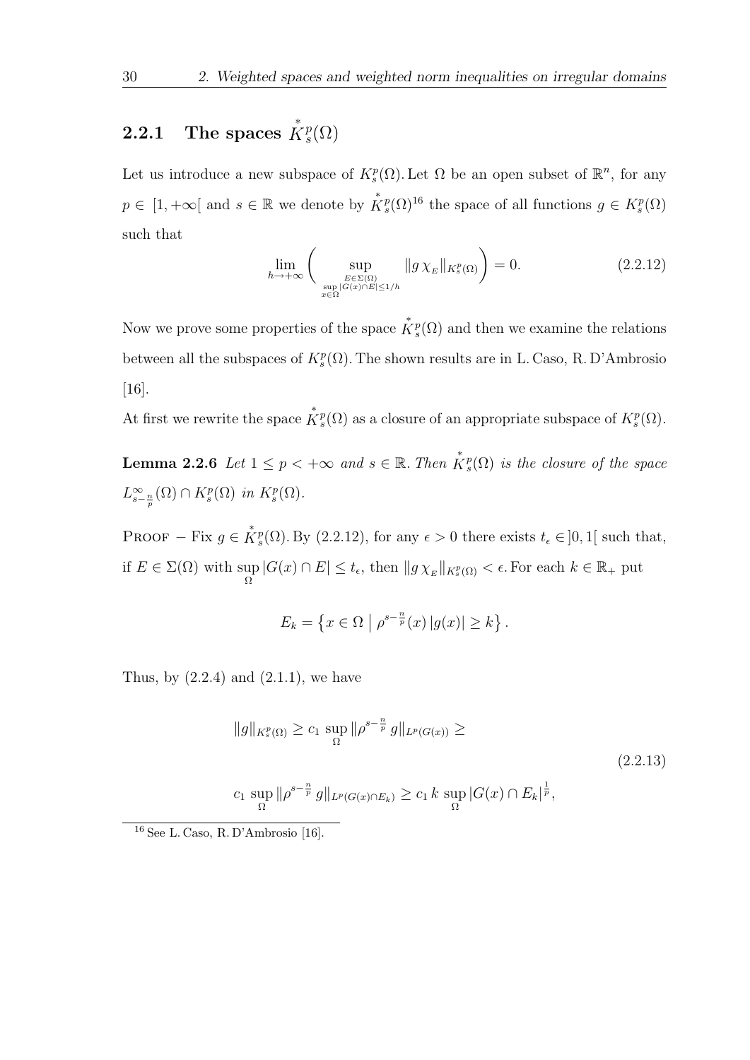### 2.2.1 The spaces $\overset{*}{K}{}^p_s(\Omega)$

Let us introduce a new subspace of $K^p_s(\Omega)$. Let $\Omega$ be an open subset of $\mathbb{R}^n$, for any $p \in [1, +\infty[$ and $s \in \mathbb{R}$ we denote by $\overset{*}{K}{}^p_s(\Omega)$[16] the space of all functions $g \in K^p_s(\Omega)$ such that

$$\lim_{h \to +\infty} \left( \sup_{\substack{E \in \Sigma(\Omega) \\ \sup\limits_{x \in \Omega} |G(x) \cap E| \leq 1/h}} \| g \, \chi_E \|_{K^p_s(\Omega)} \right) = 0. \tag{2.2.12}$$

Now we prove some properties of the space $\overset{*}{K}{}^p_s(\Omega)$ and then we examine the relations between all the subspaces of $K^p_s(\Omega)$. The shown results are in L. Caso, R. D'Ambrosio [16].

At first we rewrite the space $\overset{*}{K}{}^p_s(\Omega)$ as a closure of an appropriate subspace of $K^p_s(\Omega)$.

**Lemma 2.2.6** *Let $1 \leq p < +\infty$ and $s \in \mathbb{R}$. Then $\overset{*}{K}{}^p_s(\Omega)$ is the closure of the space $L^\infty_{s - \frac{n}{p}}(\Omega) \cap K^p_s(\Omega)$ in $K^p_s(\Omega)$.*

Proof $-$ Fix $g \in \overset{*}{K}{}^p_s(\Omega)$. By (2.2.12), for any $\epsilon > 0$ there exists $t_\epsilon \in ]0, 1[$ such that, if $E \in \Sigma(\Omega)$ with $\sup\limits_{\Omega} |G(x) \cap E| \leq t_\epsilon$, then $\| g \, \chi_E \|_{K^p_s(\Omega)} < \epsilon$. For each $k \in \mathbb{R}_+$ put

$$E_k = \left\{ x \in \Omega \;\middle|\; \rho^{s - \frac{n}{p}}(x) \, |g(x)| \geq k \right\}.$$

Thus, by (2.2.4) and (2.1.1), we have

$$\begin{gathered} \| g \|_{K^p_s(\Omega)} \geq c_1 \sup_{\Omega} \| \rho^{s - \frac{n}{p}} \, g \|_{L^p(G(x))} \geq \\ c_1 \sup_{\Omega} \| \rho^{s - \frac{n}{p}} \, g \|_{L^p(G(x) \cap E_k)} \geq c_1 \, k \sup_{\Omega} |G(x) \cap E_k|^{\frac{1}{p}}, \end{gathered} \tag{2.2.13}$$

---

[16] See L. Caso, R. D'Ambrosio [16].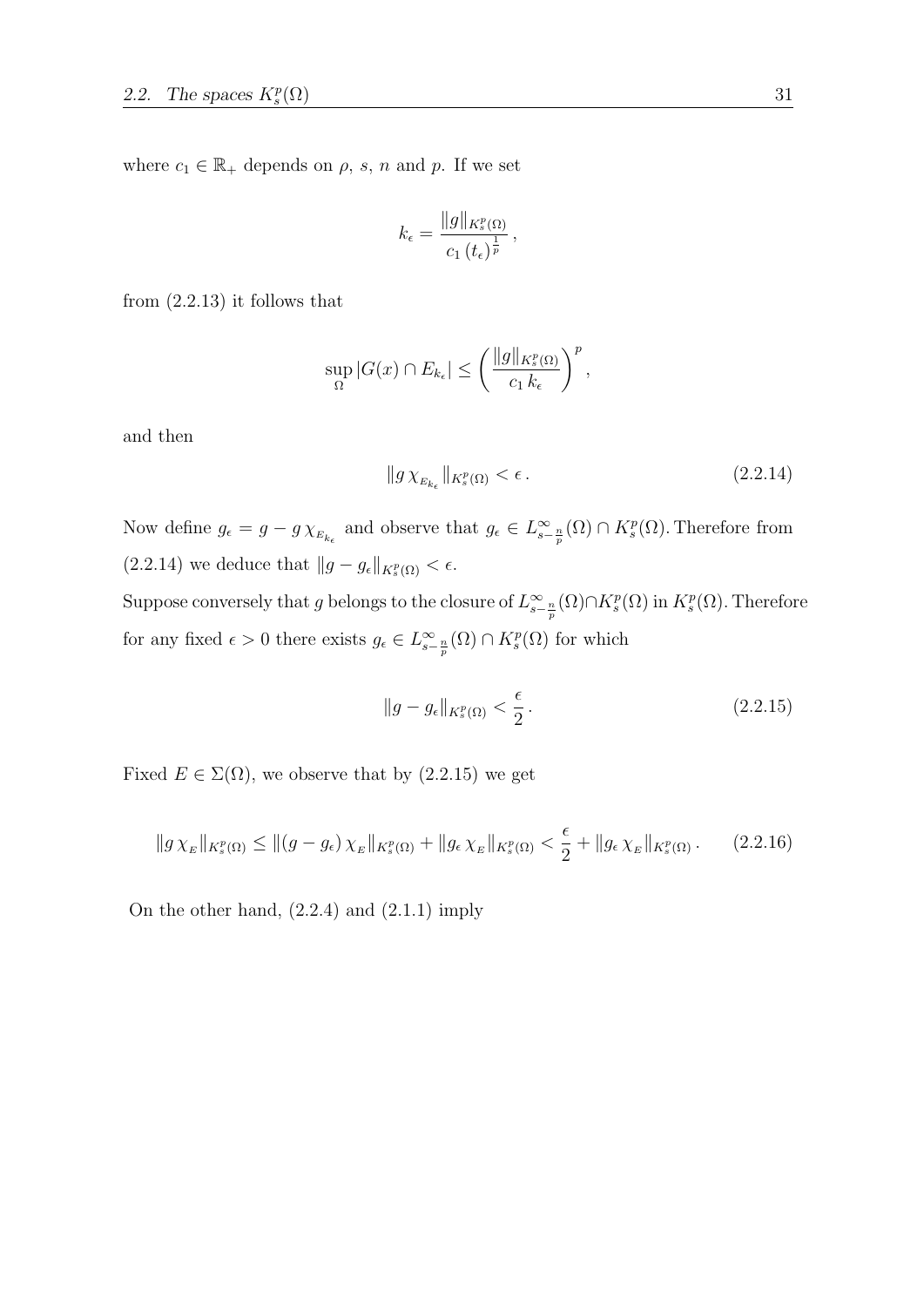where $c_1 \in \mathbb{R}_+$ depends on $\rho$, $s$, $n$ and $p$. If we set

$$k_\epsilon = \frac{\|g\|_{K^p_s(\Omega)}}{c_1\,(t_\epsilon)^{\frac{1}{p}}}\,,$$

from (2.2.13) it follows that

$$\sup_{\Omega} |G(x) \cap E_{k_\epsilon}| \leq \left( \frac{\|g\|_{K^p_s(\Omega)}}{c_1\,k_\epsilon} \right)^p,$$

and then

$$\|g\,\chi_{E_{k_\epsilon}}\|_{K^p_s(\Omega)} < \epsilon\,. \tag{2.2.14}$$

Now define $g_\epsilon = g - g\,\chi_{E_{k_\epsilon}}$ and observe that $g_\epsilon \in L^\infty_{s-\frac{n}{p}}(\Omega) \cap K^p_s(\Omega)$. Therefore from (2.2.14) we deduce that $\|g - g_\epsilon\|_{K^p_s(\Omega)} < \epsilon$.

Suppose conversely that $g$ belongs to the closure of $L^\infty_{s-\frac{n}{p}}(\Omega) \cap K^p_s(\Omega)$ in $K^p_s(\Omega)$. Therefore for any fixed $\epsilon > 0$ there exists $g_\epsilon \in L^\infty_{s-\frac{n}{p}}(\Omega) \cap K^p_s(\Omega)$ for which

$$\|g - g_\epsilon\|_{K^p_s(\Omega)} < \frac{\epsilon}{2}\,. \tag{2.2.15}$$

Fixed $E \in \Sigma(\Omega)$, we observe that by (2.2.15) we get

$$\|g\,\chi_E\|_{K^p_s(\Omega)} \leq \|(g - g_\epsilon)\,\chi_E\|_{K^p_s(\Omega)} + \|g_\epsilon\,\chi_E\|_{K^p_s(\Omega)} < \frac{\epsilon}{2} + \|g_\epsilon\,\chi_E\|_{K^p_s(\Omega)}\,. \tag{2.2.16}$$

On the other hand, (2.2.4) and (2.1.1) imply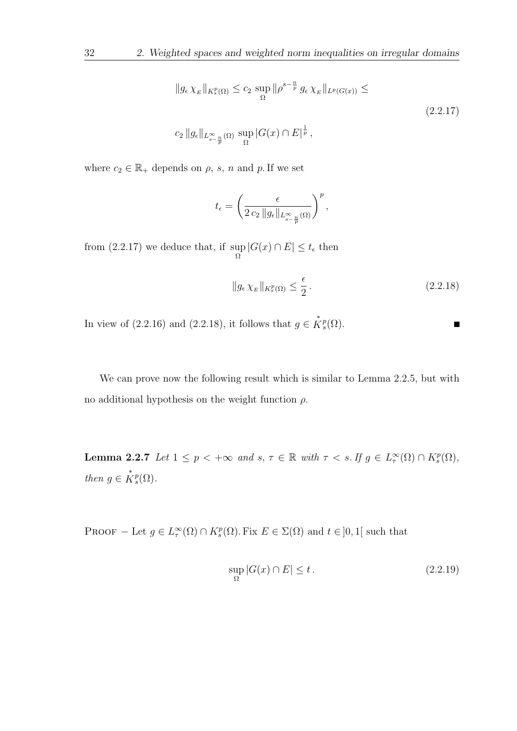$$
\begin{aligned}
\|g_\epsilon \, \chi_{_E}\|_{K^p_s(\Omega)} \leq c_2 \, \sup_\Omega \|\rho^{s-\frac{n}{p}} \, g_\epsilon \, \chi_{_E}\|_{L^p(G(x))} \leq \\
c_2 \, \|g_\epsilon\|_{L^\infty_{s-\frac{n}{p}}(\Omega)} \, \sup_\Omega |G(x) \cap E|^{\frac{1}{p}} \, ,
\end{aligned}
\tag{2.2.17}
$$

where $c_2 \in \mathbb{R}_+$ depends on $\rho$, $s$, $n$ and $p$. If we set

$$
t_\epsilon = \left( \frac{\epsilon}{2 \, c_2 \, \|g_\epsilon\|_{L^\infty_{s-\frac{n}{p}}(\Omega)}} \right)^p ,
$$

from (2.2.17) we deduce that, if $\sup\limits_\Omega |G(x) \cap E| \leq t_\epsilon$ then

$$
\|g_\epsilon \, \chi_{_E}\|_{K^p_s(\Omega)} \leq \frac{\epsilon}{2} \, . \tag{2.2.18}
$$

In view of (2.2.16) and (2.2.18), it follows that $g \in \overset{*}{K}{}^p_s(\Omega)$. ∎

We can prove now the following result which is similar to Lemma 2.2.5, but with no additional hypothesis on the weight function $\rho$.

**Lemma 2.2.7** *Let $1 \leq p < +\infty$ and $s$, $\tau \in \mathbb{R}$ with $\tau < s$. If $g \in L^\infty_\tau(\Omega) \cap K^p_s(\Omega)$, then $g \in \overset{*}{K}{}^p_s(\Omega)$.*

Proof $-$ Let $g \in L^\infty_\tau(\Omega) \cap K^p_s(\Omega)$. Fix $E \in \Sigma(\Omega)$ and $t \in ]0, 1[$ such that

$$
\sup_\Omega |G(x) \cap E| \leq t \, . \tag{2.2.19}
$$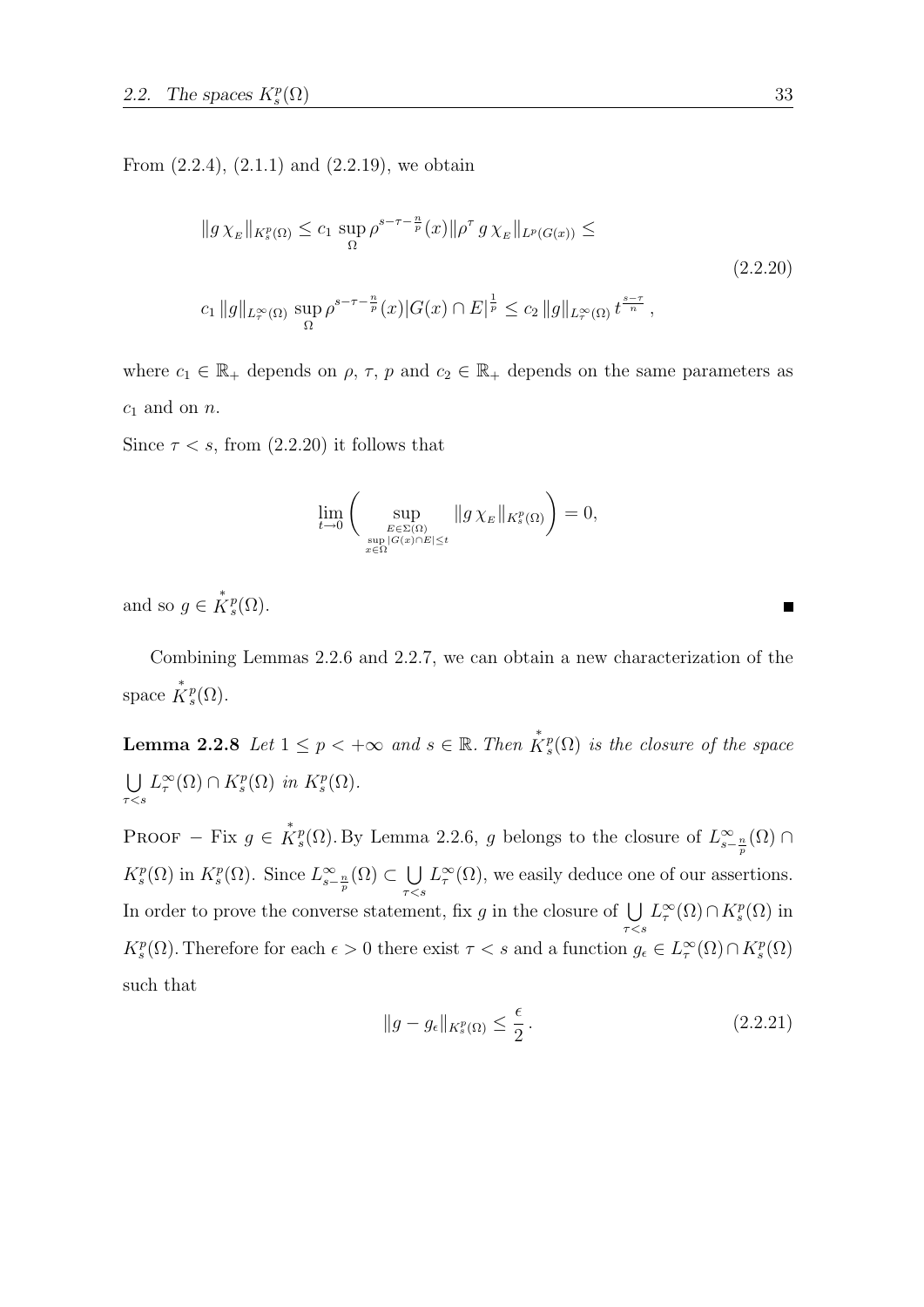From (2.2.4), (2.1.1) and (2.2.19), we obtain

$$
\begin{gathered}
\|g\, \chi_{_E}\|_{K^p_s(\Omega)} \le c_1 \sup_\Omega \rho^{s-\tau-\frac{n}{p}}(x) \|\rho^\tau\, g\, \chi_{_E}\|_{L^p(G(x))} \le \\
c_1\, \|g\|_{L^\infty_\tau(\Omega)} \sup_\Omega \rho^{s-\tau-\frac{n}{p}}(x) |G(x)\cap E|^{\frac{1}{p}} \le c_2\, \|g\|_{L^\infty_\tau(\Omega)}\, t^{\frac{s-\tau}{n}}\,,
\end{gathered}
\tag{2.2.20}
$$

where $c_1 \in \mathbb{R}_+$ depends on $\rho$, $\tau$, $p$ and $c_2 \in \mathbb{R}_+$ depends on the same parameters as $c_1$ and on $n$.

Since $\tau < s$, from (2.2.20) it follows that

$$
\lim_{t\to 0} \Bigg( \sup_{\substack{E\in\Sigma(\Omega) \\ \sup\limits_{x\in\Omega} |G(x)\cap E| \le t}} \|g\, \chi_{_E}\|_{K^p_s(\Omega)} \Bigg) = 0,
$$

and so $g \in \overset{*}{K}{}^p_s(\Omega)$. ∎

Combining Lemmas 2.2.6 and 2.2.7, we can obtain a new characterization of the space $\overset{*}{K}{}^p_s(\Omega)$.

**Lemma 2.2.8** *Let $1 \le p < +\infty$ and $s \in \mathbb{R}$. Then $\overset{*}{K}{}^p_s(\Omega)$ is the closure of the space $\bigcup\limits_{\tau<s} L^\infty_\tau(\Omega) \cap K^p_s(\Omega)$ in $K^p_s(\Omega)$.*

Proof − Fix $g \in \overset{*}{K}{}^p_s(\Omega)$. By Lemma 2.2.6, $g$ belongs to the closure of $L^\infty_{s-\frac{n}{p}}(\Omega) \cap K^p_s(\Omega)$ in $K^p_s(\Omega)$. Since $L^\infty_{s-\frac{n}{p}}(\Omega) \subset \bigcup\limits_{\tau<s} L^\infty_\tau(\Omega)$, we easily deduce one of our assertions. In order to prove the converse statement, fix $g$ in the closure of $\bigcup\limits_{\tau<s} L^\infty_\tau(\Omega) \cap K^p_s(\Omega)$ in $K^p_s(\Omega)$. Therefore for each $\epsilon > 0$ there exist $\tau < s$ and a function $g_\epsilon \in L^\infty_\tau(\Omega) \cap K^p_s(\Omega)$ such that

$$
\|g - g_\epsilon\|_{K^p_s(\Omega)} \le \frac{\epsilon}{2}\,. \tag{2.2.21}
$$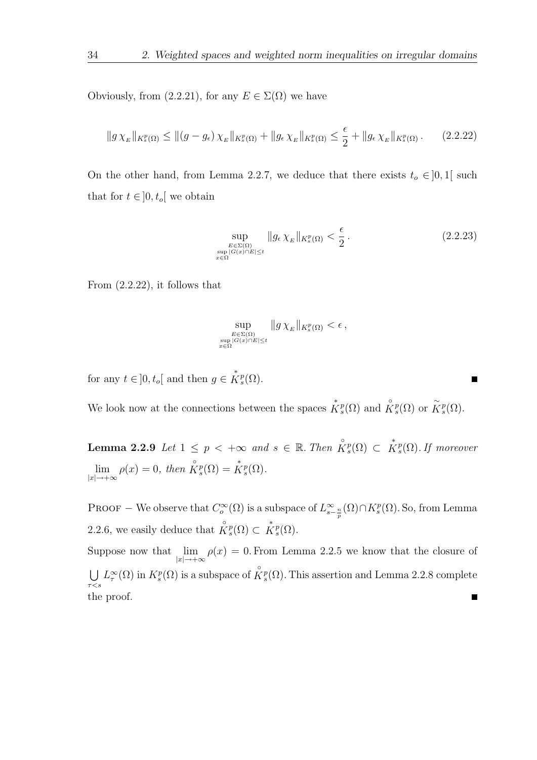Obviously, from (2.2.21), for any $E \in \Sigma(\Omega)$ we have

$$\|g\, \chi_{_E}\|_{K^p_s(\Omega)} \le \|(g - g_\epsilon)\, \chi_{_E}\|_{K^p_s(\Omega)} + \|g_\epsilon\, \chi_{_E}\|_{K^p_s(\Omega)} \le \frac{\epsilon}{2} + \|g_\epsilon\, \chi_{_E}\|_{K^p_s(\Omega)}\,. \tag{2.2.22}$$

On the other hand, from Lemma 2.2.7, we deduce that there exists $t_o \in ]0,1[$ such that for $t \in ]0, t_o[$ we obtain

$$\sup_{\substack{E \in \Sigma(\Omega) \\ \sup\limits_{x\in\Omega} |G(x)\cap E| \le t}} \|g_\epsilon\, \chi_{_E}\|_{K^p_s(\Omega)} < \frac{\epsilon}{2}\,. \tag{2.2.23}$$

From (2.2.22), it follows that

$$\sup_{\substack{E \in \Sigma(\Omega) \\ \sup\limits_{x\in\Omega} |G(x)\cap E| \le t}} \|g\, \chi_{_E}\|_{K^p_s(\Omega)} < \epsilon\,,$$

for any $t \in ]0, t_o[$ and then $g \in \overset{*}{K}{}^p_s(\Omega)$. ∎

We look now at the connections between the spaces $\overset{*}{K}{}^p_s(\Omega)$ and $\overset{\circ}{K}{}^p_s(\Omega)$ or $\widetilde{K}^p_s(\Omega)$.

**Lemma 2.2.9** *Let $1 \le p < +\infty$ and $s \in \mathbb{R}$. Then $\overset{\circ}{K}{}^p_s(\Omega) \subset \overset{*}{K}{}^p_s(\Omega)$. If moreover $\lim\limits_{|x|\to+\infty} \rho(x) = 0$, then $\overset{\circ}{K}{}^p_s(\Omega) = \overset{*}{K}{}^p_s(\Omega)$.*

Proof $-$ We observe that $C^\infty_o(\Omega)$ is a subspace of $L^\infty_{s-\frac{n}{p}}(\Omega) \cap K^p_s(\Omega)$. So, from Lemma 2.2.6, we easily deduce that $\overset{\circ}{K}{}^p_s(\Omega) \subset \overset{*}{K}{}^p_s(\Omega)$.

Suppose now that $\lim\limits_{|x|\to+\infty} \rho(x) = 0$. From Lemma 2.2.5 we know that the closure of $\bigcup\limits_{\tau<s} L^\infty_\tau(\Omega)$ in $K^p_s(\Omega)$ is a subspace of $\overset{\circ}{K}{}^p_s(\Omega)$. This assertion and Lemma 2.2.8 complete the proof. ∎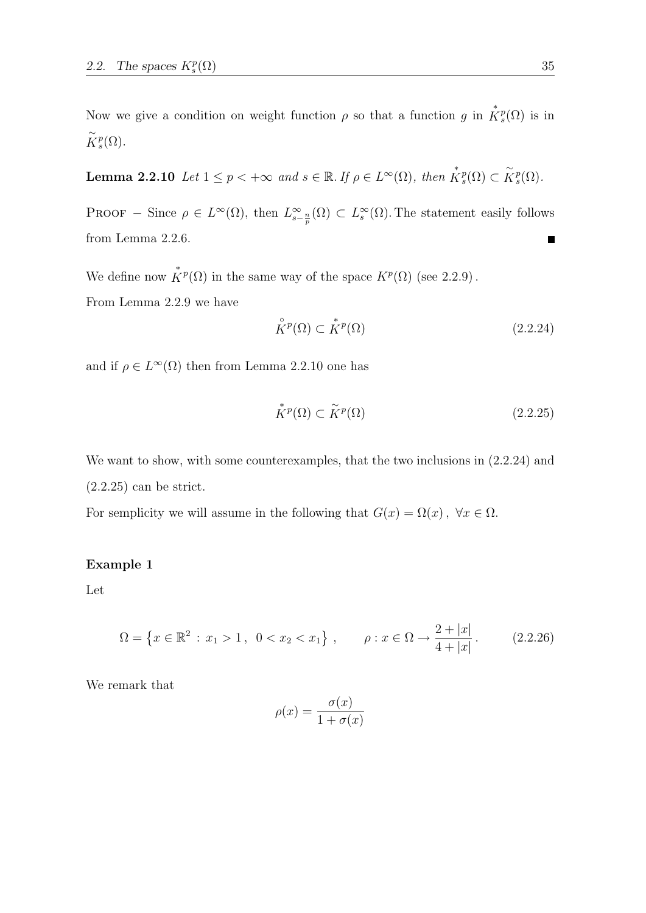Now we give a condition on weight function $\rho$ so that a function $g$ in $\overset{*}{K}{}^p_s(\Omega)$ is in $\widetilde{K}^p_s(\Omega)$.

**Lemma 2.2.10** *Let $1 \leq p < +\infty$ and $s \in \mathbb{R}$. If $\rho \in L^\infty(\Omega)$, then $\overset{*}{K}{}^p_s(\Omega) \subset \widetilde{K}^p_s(\Omega)$.*

Proof – Since $\rho \in L^\infty(\Omega)$, then $L^\infty_{s-\frac{n}{p}}(\Omega) \subset L^\infty_s(\Omega)$. The statement easily follows from Lemma 2.2.6. ∎

We define now $\overset{*}{K}{}^p(\Omega)$ in the same way of the space $K^p(\Omega)$ (see 2.2.9).

From Lemma 2.2.9 we have

$$\overset{\circ}{K}{}^p(\Omega) \subset \overset{*}{K}{}^p(\Omega) \tag{2.2.24}$$

and if $\rho \in L^\infty(\Omega)$ then from Lemma 2.2.10 one has

$$\overset{*}{K}{}^p(\Omega) \subset \widetilde{K}^p(\Omega) \tag{2.2.25}$$

We want to show, with some counterexamples, that the two inclusions in (2.2.24) and (2.2.25) can be strict.

For semplicity we will assume in the following that $G(x) = \Omega(x)\,,\ \forall x \in \Omega$.

**Example 1**

Let

$$\Omega = \left\{ x \in \mathbb{R}^2 \,:\, x_1 > 1\,,\ 0 < x_2 < x_1 \right\}\,, \qquad \rho : x \in \Omega \to \frac{2 + |x|}{4 + |x|}\,. \tag{2.2.26}$$

We remark that

$$\rho(x) = \frac{\sigma(x)}{1 + \sigma(x)}$$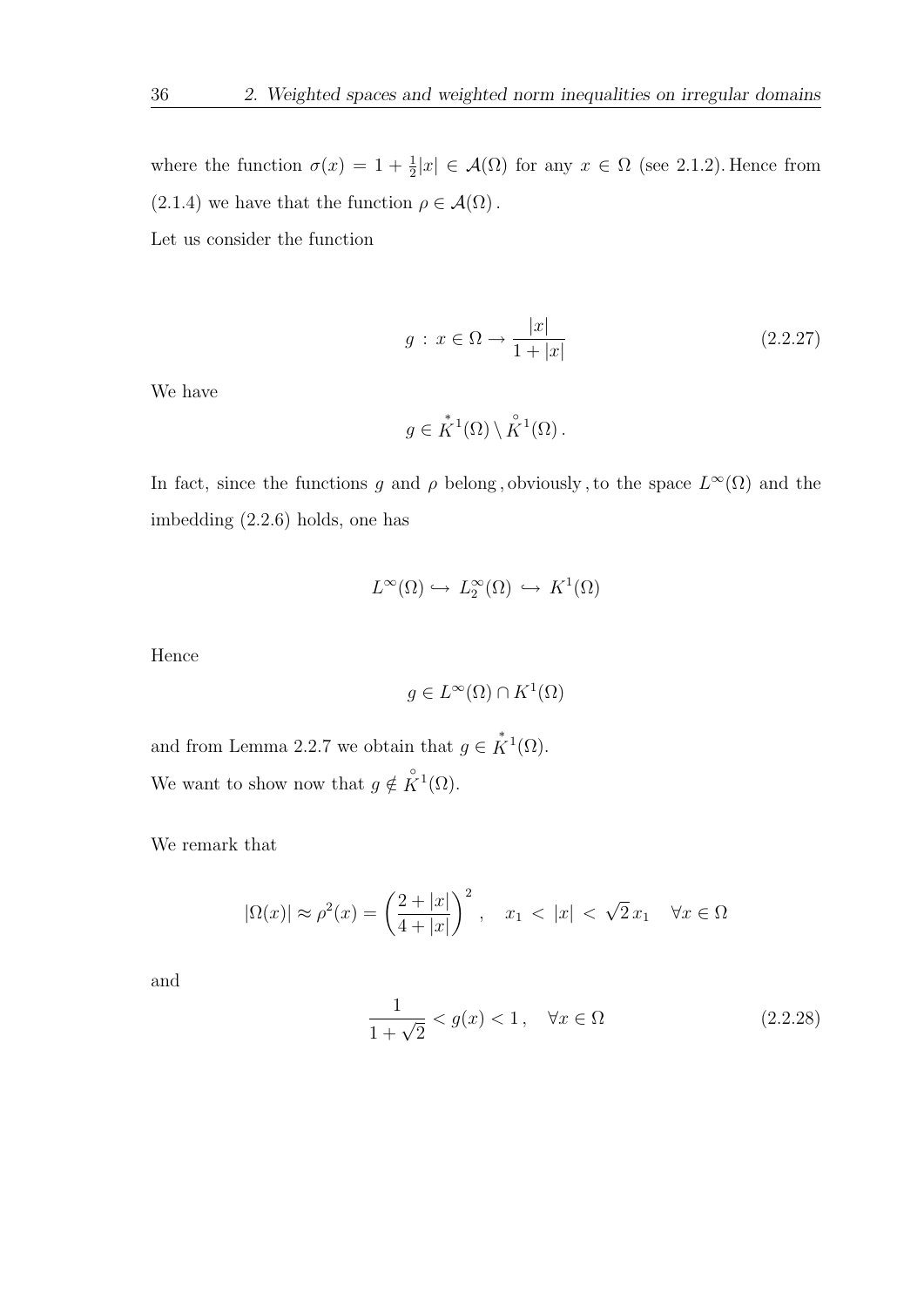where the function $\sigma(x) = 1 + \frac{1}{2}|x| \in \mathcal{A}(\Omega)$ for any $x \in \Omega$ (see 2.1.2). Hence from (2.1.4) we have that the function $\rho \in \mathcal{A}(\Omega)$.

Let us consider the function

$$g \, : \, x \in \Omega \to \frac{|x|}{1+|x|} \tag{2.2.27}$$

We have

$$g \in \overset{*}{K}{}^1(\Omega) \setminus \overset{\circ}{K}{}^1(\Omega) \, .$$

In fact, since the functions $g$ and $\rho$ belong, obviously, to the space $L^\infty(\Omega)$ and the imbedding (2.2.6) holds, one has

$$L^\infty(\Omega) \hookrightarrow \, L^\infty_2(\Omega) \, \hookrightarrow \, K^1(\Omega)$$

Hence

$$g \in L^\infty(\Omega) \cap K^1(\Omega)$$

and from Lemma 2.2.7 we obtain that $g \in \overset{*}{K}{}^1(\Omega)$.

We want to show now that $g \notin \overset{\circ}{K}{}^1(\Omega)$.

We remark that

$$|\Omega(x)| \approx \rho^2(x) = \left(\frac{2+|x|}{4+|x|}\right)^2 \, , \quad x_1 \, < \, |x| \, < \, \sqrt{2}\, x_1 \quad \forall x \in \Omega$$

and

$$\frac{1}{1+\sqrt{2}} < g(x) < 1 \, , \quad \forall x \in \Omega \tag{2.2.28}$$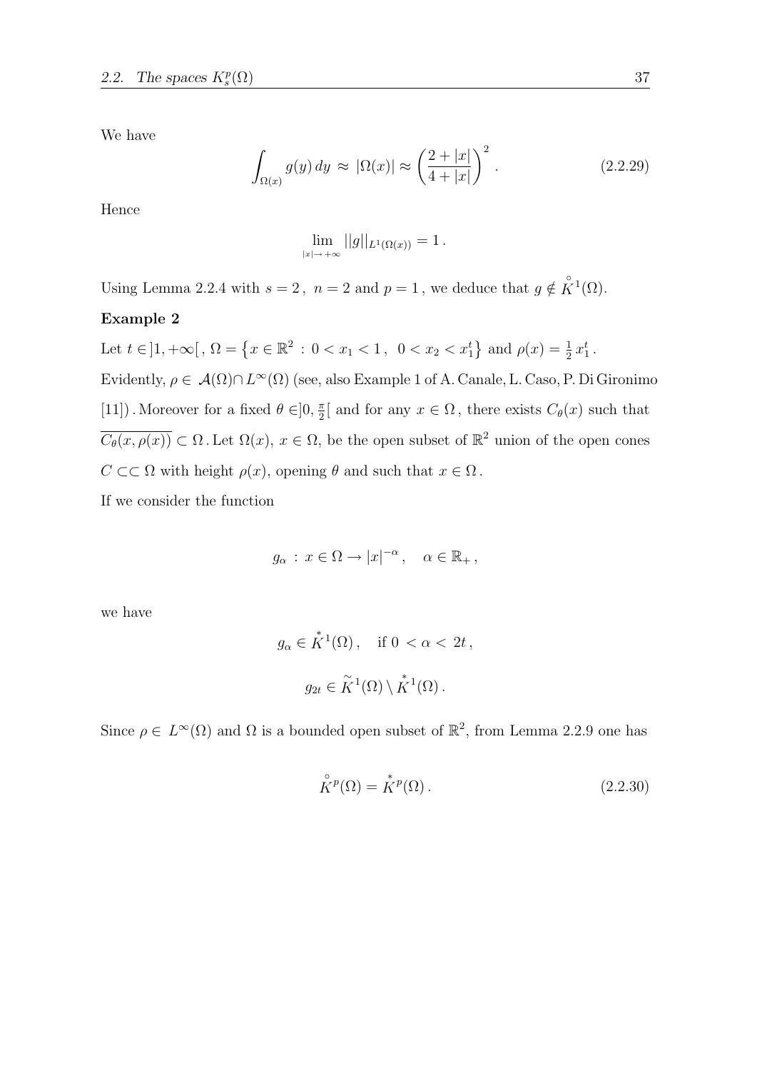We have

$$\int_{\Omega(x)} g(y)\, dy \,\approx\, |\Omega(x)| \approx \left(\frac{2+|x|}{4+|x|}\right)^2 . \tag{2.2.29}$$

Hence

$$\lim_{|x|\to+\infty} ||g||_{L^1(\Omega(x))} = 1 .$$

Using Lemma 2.2.4 with $s = 2\,,\; n = 2$ and $p = 1\,,$ we deduce that $g \notin \overset{\circ}{K}{}^1(\Omega)$.

**Example 2**

Let $t \in ]1, +\infty[\,,\; \Omega = \left\{x \in \mathbb{R}^2 \,:\, 0 < x_1 < 1\,,\;\; 0 < x_2 < x_1^t\right\}$ and $\rho(x) = \frac{1}{2}\, x_1^t\,.$
Evidently, $\rho \in \mathcal{A}(\Omega) \cap L^\infty(\Omega)$ (see, also Example 1 of A. Canale, L. Caso, P. Di Gironimo [11]) . Moreover for a fixed $\theta \in ]0, \frac{\pi}{2}[$ and for any $x \in \Omega\,,$ there exists $C_\theta(x)$ such that $\overline{C_\theta(x, \rho(x))} \subset \Omega\,.$ Let $\Omega(x),\; x \in \Omega,$ be the open subset of $\mathbb{R}^2$ union of the open cones $C \subset\subset \Omega$ with height $\rho(x)$, opening $\theta$ and such that $x \in \Omega\,.$

If we consider the function

$$g_\alpha \,:\, x \in \Omega \to |x|^{-\alpha}\,, \quad \alpha \in \mathbb{R}_+\,,$$

we have

$$g_\alpha \in \overset{*}{K}{}^1(\Omega)\,, \quad \text{if } 0\, < \alpha \,<\, 2t\,,$$

$$g_{2t} \in \widetilde{K}^1(\Omega) \setminus \overset{*}{K}{}^1(\Omega)\,.$$

Since $\rho \in\, L^\infty(\Omega)$ and $\Omega$ is a bounded open subset of $\mathbb{R}^2$, from Lemma 2.2.9 one has

$$\overset{\circ}{K}{}^p(\Omega) = \overset{*}{K}{}^p(\Omega)\,. \tag{2.2.30}$$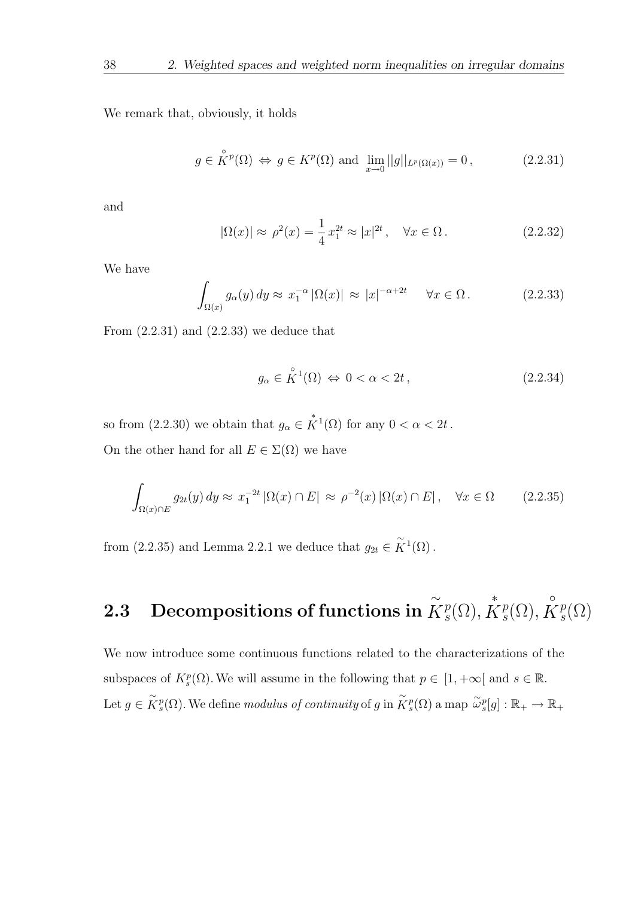We remark that, obviously, it holds

$$g \in \overset{\circ}{K}{}^p(\Omega) \;\Leftrightarrow\; g \in K^p(\Omega) \text{ and } \lim_{x \to 0} ||g||_{L^p(\Omega(x))} = 0\,, \tag{2.2.31}$$

and

$$|\Omega(x)| \approx \rho^2(x) = \frac{1}{4}\, x_1^{2t} \approx |x|^{2t}\,, \quad \forall x \in \Omega\,. \tag{2.2.32}$$

We have

$$\int_{\Omega(x)} g_\alpha(y)\, dy \approx \, x_1^{-\alpha}\, |\Omega(x)| \,\approx\, |x|^{-\alpha+2t} \qquad \forall x \in \Omega\,. \tag{2.2.33}$$

From (2.2.31) and (2.2.33) we deduce that

$$g_\alpha \in \overset{\circ}{K}{}^1(\Omega) \;\Leftrightarrow\; 0 < \alpha < 2t\,, \tag{2.2.34}$$

so from (2.2.30) we obtain that $g_\alpha \in \overset{*}{K}{}^1(\Omega)$ for any $0 < \alpha < 2t$.

On the other hand for all $E \in \Sigma(\Omega)$ we have

$$\int_{\Omega(x) \cap E} g_{2t}(y)\, dy \approx \, x_1^{-2t}\, |\Omega(x) \cap E| \,\approx\, \rho^{-2}(x)\, |\Omega(x) \cap E|\,, \quad \forall x \in \Omega \tag{2.2.35}$$

from (2.2.35) and Lemma 2.2.1 we deduce that $g_{2t} \in \widetilde{K}{}^1(\Omega)$.

## 2.3 Decompositions of functions in $\widetilde{K}{}^p_s(\Omega), \overset{*}{K}{}^p_s(\Omega), \overset{\circ}{K}{}^p_s(\Omega)$

We now introduce some continuous functions related to the characterizations of the subspaces of $K^p_s(\Omega)$. We will assume in the following that $p \in [1, +\infty[$ and $s \in \mathbb{R}$. Let $g \in \widetilde{K}{}^p_s(\Omega)$. We define *modulus of continuity* of $g$ in $\widetilde{K}{}^p_s(\Omega)$ a map $\widetilde{\omega}{}^p_s[g] : \mathbb{R}_+ \to \mathbb{R}_+$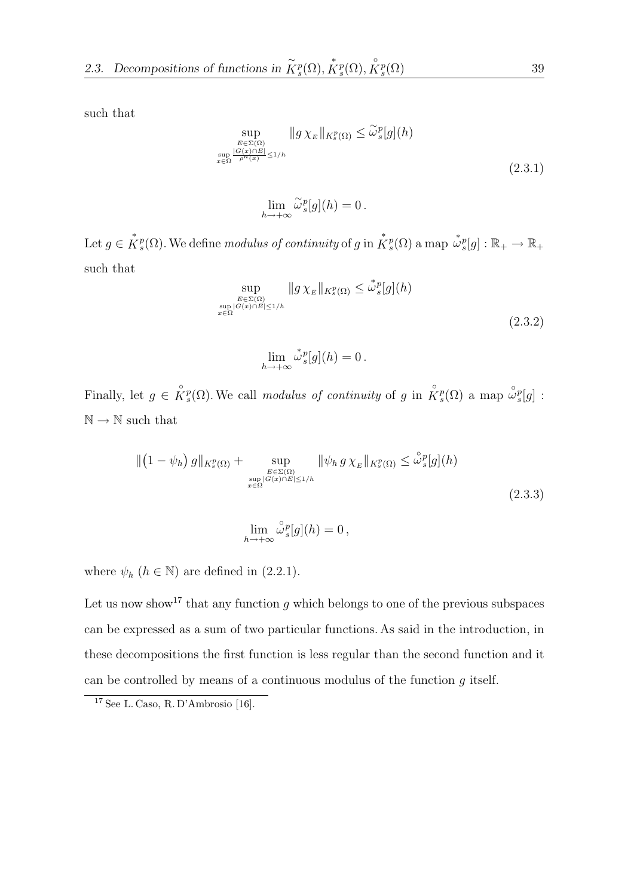such that

$$
\sup_{\substack{E \in \Sigma(\Omega) \\ \sup\limits_{x \in \Omega} \frac{|G(x) \cap E|}{\rho^n(x)} \leq 1/h}} \|g \, \chi_{_E}\|_{K^p_s(\Omega)} \leq \widetilde{\omega}^p_s[g](h)
$$

$$
\lim_{h \to +\infty} \widetilde{\omega}^p_s[g](h) = 0 \,. \tag{2.3.1}
$$

Let $g \in \overset{*}{K}{}^p_s(\Omega)$. We define *modulus of continuity* of $g$ in $\overset{*}{K}{}^p_s(\Omega)$ a map $\overset{*}{\omega}{}^p_s[g] : \mathbb{R}_+ \to \mathbb{R}_+$ such that

$$
\sup_{\substack{E \in \Sigma(\Omega) \\ \sup\limits_{x \in \Omega} |G(x) \cap E| \leq 1/h}} \|g \, \chi_{_E}\|_{K^p_s(\Omega)} \leq \overset{*}{\omega}{}^p_s[g](h)
$$

$$
\lim_{h \to +\infty} \overset{*}{\omega}{}^p_s[g](h) = 0 \,. \tag{2.3.2}
$$

Finally, let $g \in \overset{\circ}{K}{}^p_s(\Omega)$. We call *modulus of continuity* of $g$ in $\overset{\circ}{K}{}^p_s(\Omega)$ a map $\overset{\circ}{\omega}{}^p_s[g] : \mathbb{N} \to \mathbb{N}$ such that

$$
\|\big(1 - \psi_h\big) \, g\|_{K^p_s(\Omega)} + \sup_{\substack{E \in \Sigma(\Omega) \\ \sup\limits_{x \in \Omega} |G(x) \cap E| \leq 1/h}} \|\psi_h \, g \, \chi_{_E}\|_{K^p_s(\Omega)} \leq \overset{\circ}{\omega}{}^p_s[g](h)
$$

$$
\lim_{h \to +\infty} \overset{\circ}{\omega}{}^p_s[g](h) = 0 \,, \tag{2.3.3}
$$

where $\psi_h$ $(h \in \mathbb{N})$ are defined in (2.2.1).

Let us now show[17] that any function $g$ which belongs to one of the previous subspaces can be expressed as a sum of two particular functions. As said in the introduction, in these decompositions the first function is less regular than the second function and it can be controlled by means of a continuous modulus of the function $g$ itself.

[17] See L. Caso, R. D'Ambrosio [16].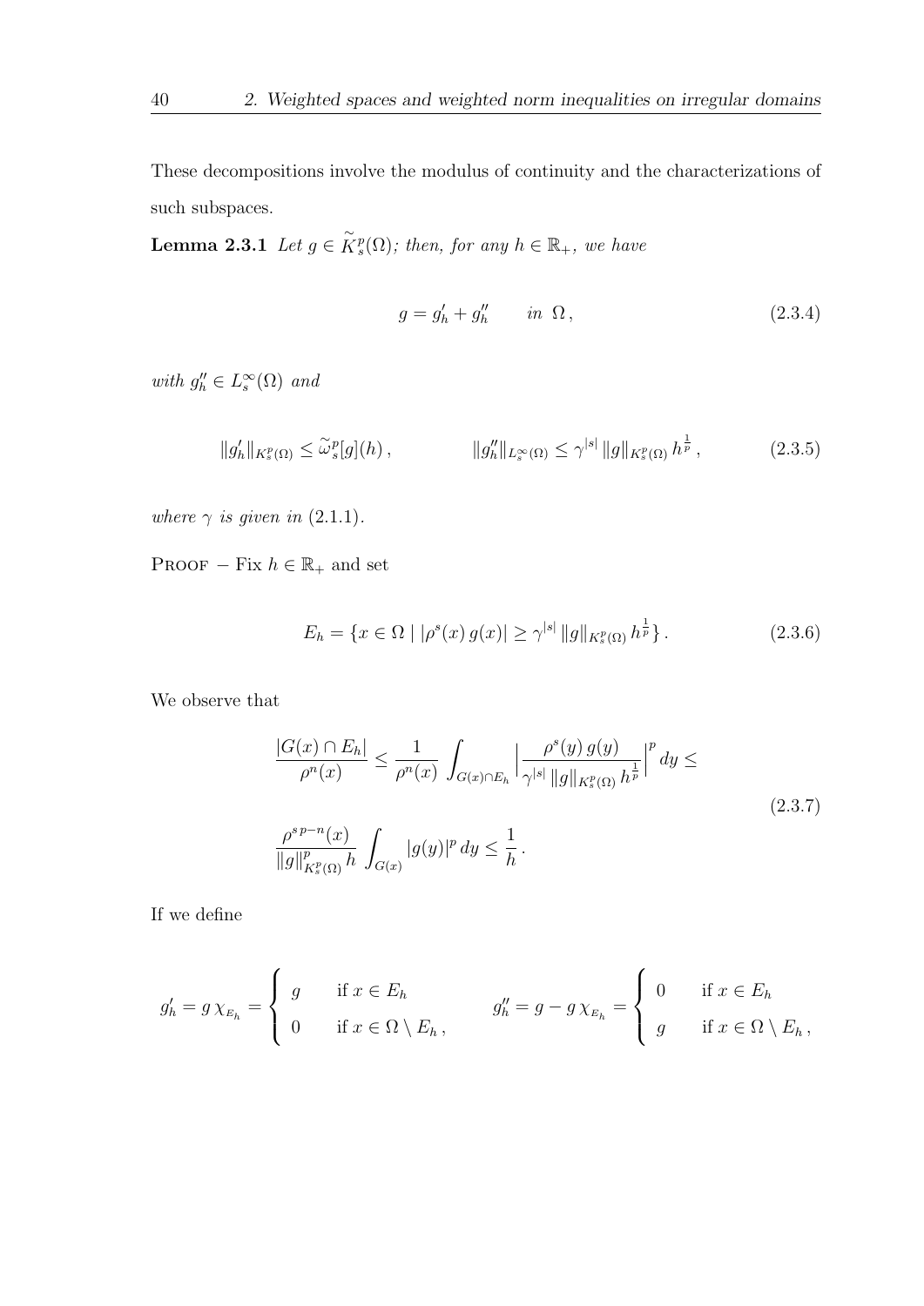These decompositions involve the modulus of continuity and the characterizations of such subspaces.

**Lemma 2.3.1** *Let $g \in \widetilde{K}^p_s(\Omega)$; then, for any $h \in \mathbb{R}_+$, we have*

$$g = g'_h + g''_h \qquad in \;\; \Omega\,, \tag{2.3.4}$$

*with $g''_h \in L^\infty_s(\Omega)$ and*

$$\|g'_h\|_{K^p_s(\Omega)} \leq \widetilde{\omega}^p_s[g](h)\,, \qquad\qquad \|g''_h\|_{L^\infty_s(\Omega)} \leq \gamma^{|s|}\, \|g\|_{K^p_s(\Omega)}\, h^{\frac{1}{p}}\,, \tag{2.3.5}$$

*where $\gamma$ is given in* (2.1.1).

Proof $-$ Fix $h \in \mathbb{R}_+$ and set

$$E_h = \{x \in \Omega \mid |\rho^s(x)\, g(x)| \geq \gamma^{|s|}\, \|g\|_{K^p_s(\Omega)}\, h^{\frac{1}{p}}\}\,. \tag{2.3.6}$$

We observe that

$$\begin{aligned} &\frac{|G(x) \cap E_h|}{\rho^n(x)} \leq \frac{1}{\rho^n(x)} \int_{G(x)\cap E_h} \Big| \frac{\rho^s(y)\, g(y)}{\gamma^{|s|}\, \|g\|_{K^p_s(\Omega)}\, h^{\frac{1}{p}}} \Big|^p dy \leq \\ &\frac{\rho^{s\,p-n}(x)}{\|g\|^p_{K^p_s(\Omega)}\, h} \int_{G(x)} |g(y)|^p\, dy \leq \frac{1}{h}\,. \end{aligned} \tag{2.3.7}$$

If we define

$$g'_h = g\, \chi_{E_h} = \begin{cases} g & \text{if } x \in E_h \\ 0 & \text{if } x \in \Omega \setminus E_h\,, \end{cases} \qquad g''_h = g - g\, \chi_{E_h} = \begin{cases} 0 & \text{if } x \in E_h \\ g & \text{if } x \in \Omega \setminus E_h\,, \end{cases}$$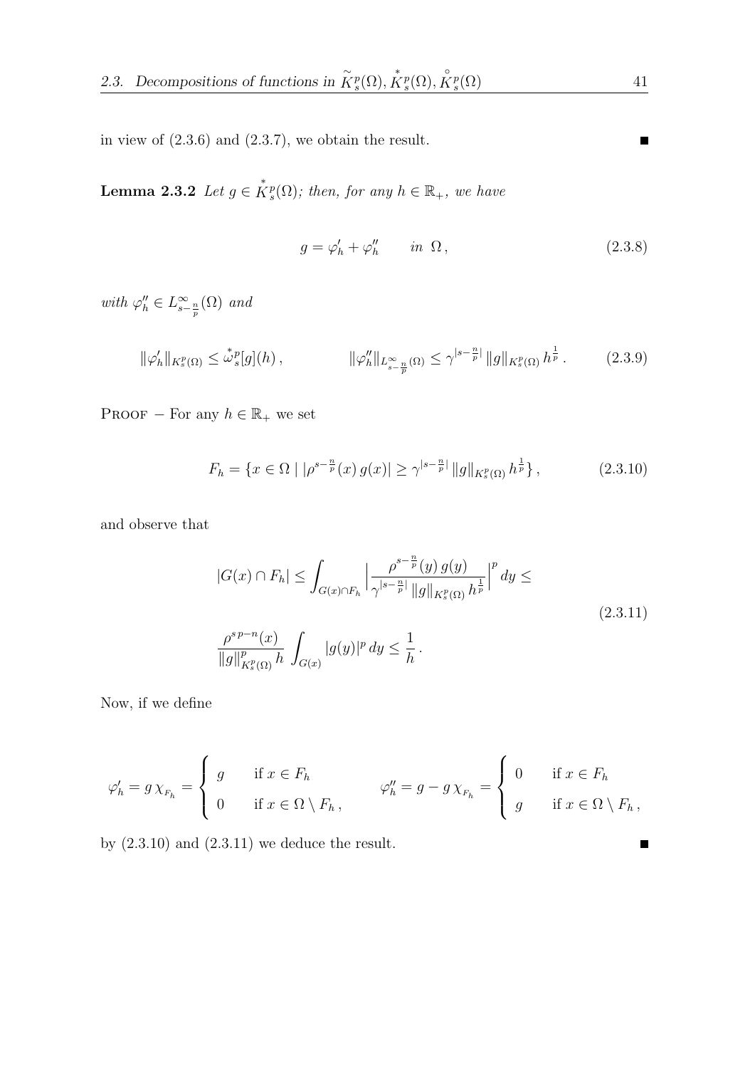in view of (2.3.6) and (2.3.7), we obtain the result. ■

**Lemma 2.3.2** *Let $g \in \overset{*}{K}{}^p_s(\Omega)$; then, for any $h \in \mathbb{R}_+$, we have*

$$g = \varphi'_h + \varphi''_h \qquad in \ \Omega\,, \tag{2.3.8}$$

*with $\varphi''_h \in L^\infty_{s-\frac{n}{p}}(\Omega)$ and*

$$\|\varphi'_h\|_{K^p_s(\Omega)} \le \overset{*}{\omega}{}^p_s[g](h)\,, \qquad\qquad \|\varphi''_h\|_{L^\infty_{s-\frac{n}{p}}(\Omega)} \le \gamma^{|s-\frac{n}{p}|}\, \|g\|_{K^p_s(\Omega)}\, h^{\frac{1}{p}}\,. \tag{2.3.9}$$

Proof $-$ For any $h \in \mathbb{R}_+$ we set

$$F_h = \{x \in \Omega \mid |\rho^{s-\frac{n}{p}}(x)\, g(x)| \ge \gamma^{|s-\frac{n}{p}|}\, \|g\|_{K^p_s(\Omega)}\, h^{\frac{1}{p}}\}\,, \tag{2.3.10}$$

and observe that

$$\begin{gathered} |G(x) \cap F_h| \le \int_{G(x)\cap F_h} \Big| \frac{\rho^{s-\frac{n}{p}}(y)\, g(y)}{\gamma^{|s-\frac{n}{p}|}\, \|g\|_{K^p_s(\Omega)}\, h^{\frac{1}{p}}} \Big|^p\, dy \le \\ \frac{\rho^{s\,p-n}(x)}{\|g\|^p_{K^p_s(\Omega)}\, h} \int_{G(x)} |g(y)|^p\, dy \le \frac{1}{h}\,. \end{gathered} \tag{2.3.11}$$

Now, if we define

$$\varphi'_h = g\,\chi_{F_h} = \begin{cases} g & \text{if } x \in F_h \\ 0 & \text{if } x \in \Omega \setminus F_h\,, \end{cases} \qquad \varphi''_h = g - g\,\chi_{F_h} = \begin{cases} 0 & \text{if } x \in F_h \\ g & \text{if } x \in \Omega \setminus F_h\,, \end{cases}$$

by (2.3.10) and (2.3.11) we deduce the result. ■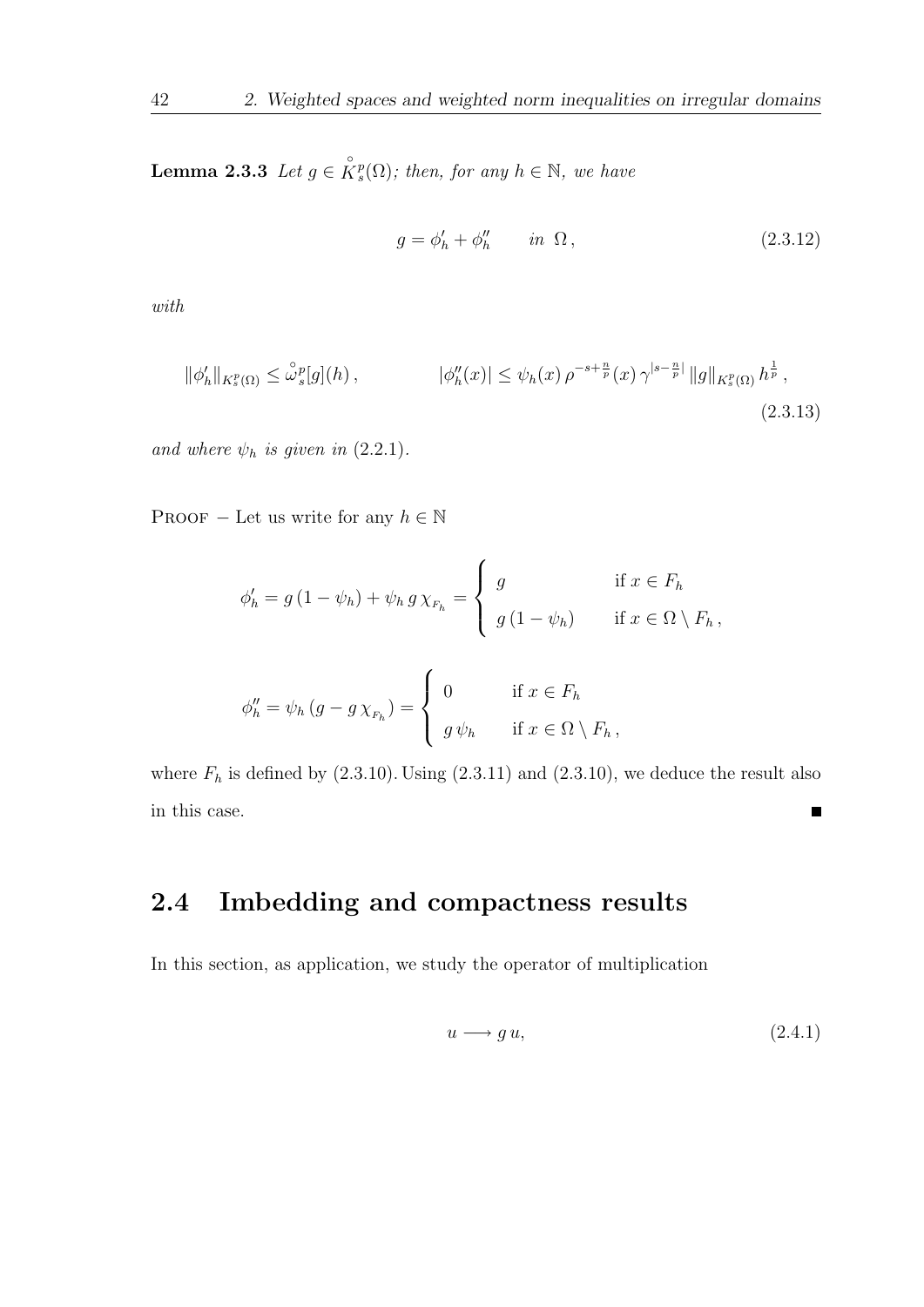**Lemma 2.3.3** *Let $g \in \overset{\circ}{K}{}^p_s(\Omega)$; then, for any $h \in \mathbb{N}$, we have*

$$g = \phi'_h + \phi''_h \qquad in \;\; \Omega\,, \tag{2.3.12}$$

*with*

$$\|\phi'_h\|_{K^p_s(\Omega)} \leq \overset{\circ}{\omega}{}^p_s[g](h)\,, \qquad\qquad |\phi''_h(x)| \leq \psi_h(x)\, \rho^{-s+\frac{n}{p}}(x)\, \gamma^{|s-\frac{n}{p}|}\, \|g\|_{K^p_s(\Omega)}\, h^{\frac{1}{p}}\,, \tag{2.3.13}$$

*and where $\psi_h$ is given in* (2.2.1).

Proof − Let us write for any $h \in \mathbb{N}$

$$\phi'_h = g\,(1-\psi_h) + \psi_h\, g\, \chi_{F_h} = \begin{cases} g & \text{if } x \in F_h \\ g\,(1-\psi_h) & \text{if } x \in \Omega \setminus F_h\,, \end{cases}$$

$$\phi''_h = \psi_h\,(g - g\,\chi_{F_h}) = \begin{cases} 0 & \text{if } x \in F_h \\ g\,\psi_h & \text{if } x \in \Omega \setminus F_h\,, \end{cases}$$

where $F_h$ is defined by (2.3.10). Using (2.3.11) and (2.3.10), we deduce the result also in this case. ∎

## 2.4 Imbedding and compactness results

In this section, as application, we study the operator of multiplication

$$u \longrightarrow g\,u, \tag{2.4.1}$$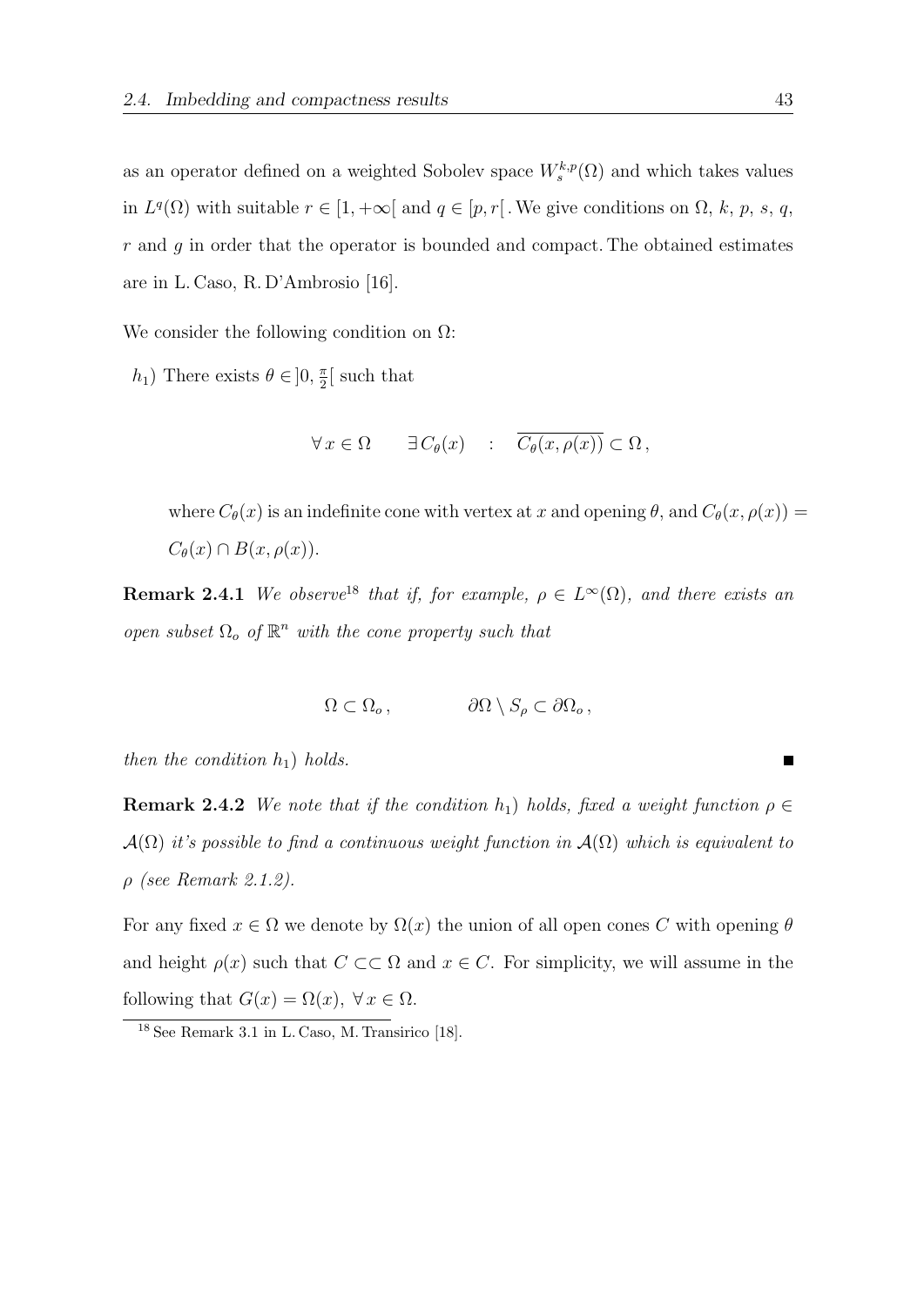as an operator defined on a weighted Sobolev space $W_s^{k,p}(\Omega)$ and which takes values in $L^q(\Omega)$ with suitable $r \in [1, +\infty[$ and $q \in [p, r[$ . We give conditions on $\Omega$, $k$, $p$, $s$, $q$, $r$ and $g$ in order that the operator is bounded and compact. The obtained estimates are in L. Caso, R. D'Ambrosio [16].

We consider the following condition on $\Omega$:

$h_1$) There exists $\theta \in ]0, \frac{\pi}{2}[$ such that

$$\forall\, x \in \Omega \qquad \exists\, C_\theta(x) \quad : \quad \overline{C_\theta(x, \rho(x))} \subset \Omega\,,$$

where $C_\theta(x)$ is an indefinite cone with vertex at $x$ and opening $\theta$, and $C_\theta(x, \rho(x)) = C_\theta(x) \cap B(x, \rho(x))$.

**Remark 2.4.1** *We observe*[18] *that if, for example, $\rho \in L^\infty(\Omega)$, and there exists an open subset $\Omega_o$ of $\mathbb{R}^n$ with the cone property such that*

$$\Omega \subset \Omega_o\,, \qquad\qquad \partial\Omega \setminus S_\rho \subset \partial\Omega_o\,,$$

*then the condition $h_1$) holds.* ■

**Remark 2.4.2** *We note that if the condition $h_1$) holds, fixed a weight function $\rho \in \mathcal{A}(\Omega)$ it's possible to find a continuous weight function in $\mathcal{A}(\Omega)$ which is equivalent to $\rho$ (see Remark 2.1.2).*

For any fixed $x \in \Omega$ we denote by $\Omega(x)$ the union of all open cones $C$ with opening $\theta$ and height $\rho(x)$ such that $C \subset\subset \Omega$ and $x \in C$. For simplicity, we will assume in the following that $G(x) = \Omega(x)$, $\forall\, x \in \Omega$.

[18] See Remark 3.1 in L. Caso, M. Transirico [18].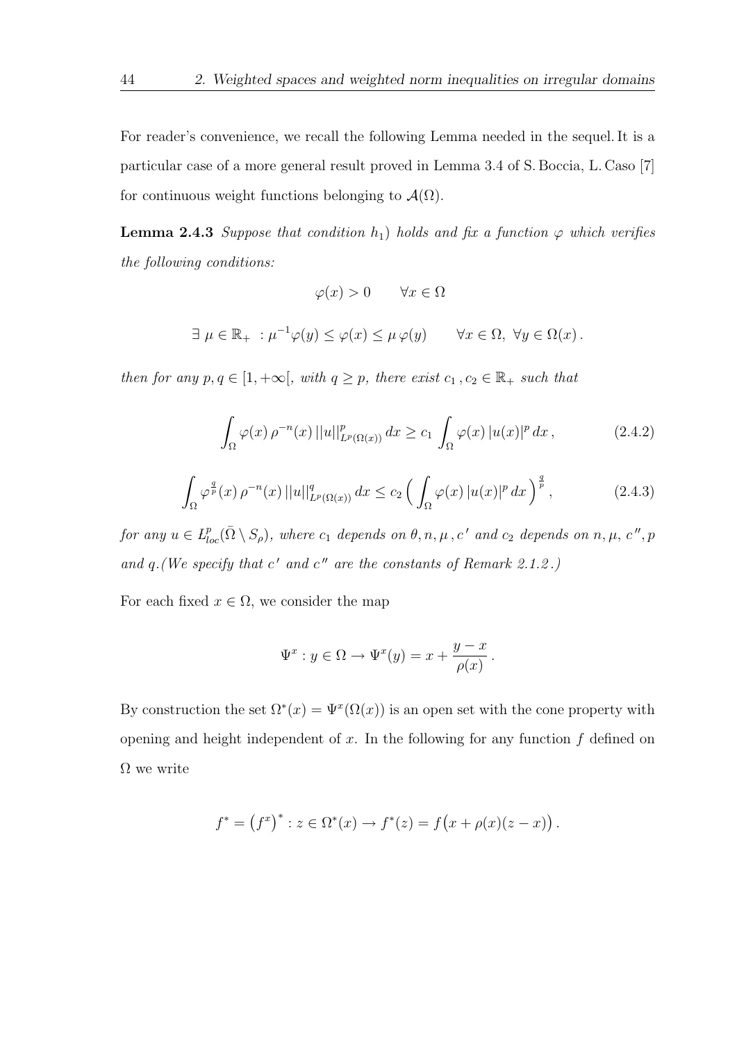For reader's convenience, we recall the following Lemma needed in the sequel. It is a particular case of a more general result proved in Lemma 3.4 of S. Boccia, L. Caso [7] for continuous weight functions belonging to $\mathcal{A}(\Omega)$.

**Lemma 2.4.3** *Suppose that condition $h_1$) holds and fix a function $\varphi$ which verifies the following conditions:*

$$\varphi(x) > 0 \qquad \forall x \in \Omega$$

$$\exists\ \mu \in \mathbb{R}_+ \ : \mu^{-1}\varphi(y) \leq \varphi(x) \leq \mu\, \varphi(y) \qquad \forall x \in \Omega,\ \forall y \in \Omega(x)\,.$$

*then for any $p, q \in [1, +\infty[$, with $q \geq p$, there exist $c_1\,, c_2 \in \mathbb{R}_+$ such that*

$$\int_\Omega \varphi(x)\, \rho^{-n}(x)\, ||u||^p_{L^p(\Omega(x))}\, dx \geq c_1 \int_\Omega \varphi(x)\, |u(x)|^p\, dx\,, \tag{2.4.2}$$

$$\int_\Omega \varphi^{\frac{q}{p}}(x)\, \rho^{-n}(x)\, ||u||^q_{L^p(\Omega(x))}\, dx \leq c_2 \Big( \int_\Omega \varphi(x)\, |u(x)|^p\, dx \Big)^{\frac{q}{p}}\,, \tag{2.4.3}$$

*for any $u \in L^p_{loc}(\bar{\Omega} \setminus S_\rho)$, where $c_1$ depends on $\theta, n, \mu\,, c'$ and $c_2$ depends on $n, \mu,\, c'', p$ and $q$. (We specify that $c'$ and $c''$ are the constants of Remark 2.1.2.)*

For each fixed $x \in \Omega$, we consider the map

$$\Psi^x : y \in \Omega \to \Psi^x(y) = x + \frac{y - x}{\rho(x)}\,.$$

By construction the set $\Omega^*(x) = \Psi^x(\Omega(x))$ is an open set with the cone property with opening and height independent of $x$. In the following for any function $f$ defined on $\Omega$ we write

$$f^* = \big(f^x\big)^* : z \in \Omega^*(x) \to f^*(z) = f\big(x + \rho(x)(z - x)\big)\,.$$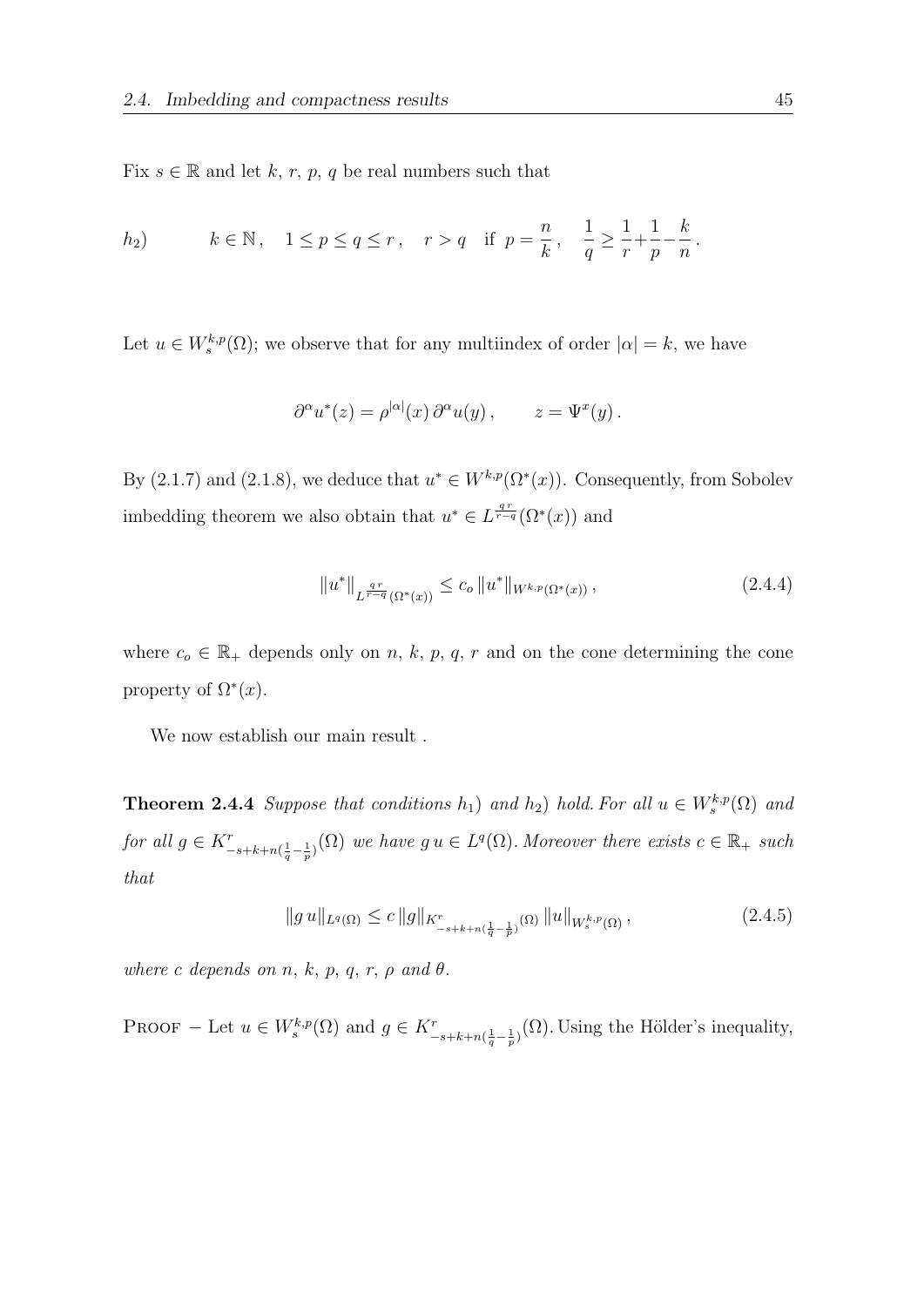Fix $s \in \mathbb{R}$ and let $k$, $r$, $p$, $q$ be real numbers such that

$$h_2) \qquad k \in \mathbb{N}\,, \quad 1 \leq p \leq q \leq r\,, \quad r > q \quad \text{if } p = \frac{n}{k}\,, \quad \frac{1}{q} \geq \frac{1}{r} + \frac{1}{p} - \frac{k}{n}\,.$$

Let $u \in W^{k,p}_s(\Omega)$; we observe that for any multiindex of order $|\alpha| = k$, we have

$$\partial^\alpha u^*(z) = \rho^{|\alpha|}(x)\, \partial^\alpha u(y)\,, \qquad z = \Psi^x(y)\,.$$

By (2.1.7) and (2.1.8), we deduce that $u^* \in W^{k,p}(\Omega^*(x))$. Consequently, from Sobolev imbedding theorem we also obtain that $u^* \in L^{\frac{qr}{r-q}}(\Omega^*(x))$ and

$$\|u^*\|_{L^{\frac{qr}{r-q}}(\Omega^*(x))} \leq c_o\, \|u^*\|_{W^{k,p}(\Omega^*(x))}\,, \tag{2.4.4}$$

where $c_o \in \mathbb{R}_+$ depends only on $n$, $k$, $p$, $q$, $r$ and on the cone determining the cone property of $\Omega^*(x)$.

We now establish our main result .

**Theorem 2.4.4** *Suppose that conditions $h_1)$ and $h_2)$ hold. For all $u \in W^{k,p}_s(\Omega)$ and for all $g \in K^r_{-s+k+n(\frac{1}{q}-\frac{1}{p})}(\Omega)$ we have $g\,u \in L^q(\Omega)$. Moreover there exists $c \in \mathbb{R}_+$ such that*

$$\|g\,u\|_{L^q(\Omega)} \leq c\, \|g\|_{K^r_{-s+k+n(\frac{1}{q}-\frac{1}{p})}(\Omega)}\, \|u\|_{W^{k,p}_s(\Omega)}\,, \tag{2.4.5}$$

*where $c$ depends on $n$, $k$, $p$, $q$, $r$, $\rho$ and $\theta$.*

Proof $-$ Let $u \in W^{k,p}_s(\Omega)$ and $g \in K^r_{-s+k+n(\frac{1}{q}-\frac{1}{p})}(\Omega)$. Using the Hölder's inequality,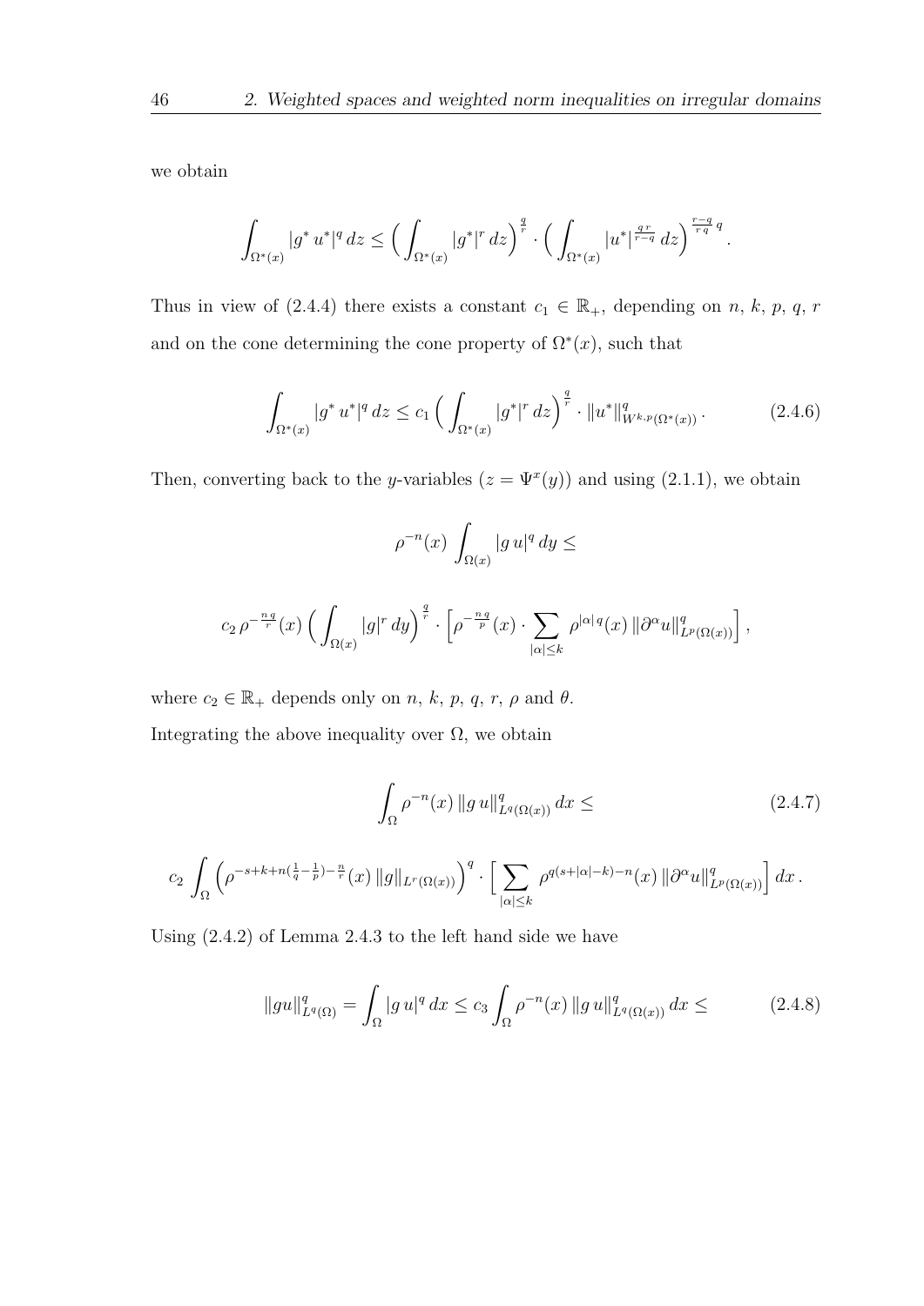we obtain

$$\int_{\Omega^*(x)} |g^* \, u^*|^q \, dz \le \Big( \int_{\Omega^*(x)} |g^*|^r \, dz \Big)^{\frac{q}{r}} \cdot \Big( \int_{\Omega^*(x)} |u^*|^{\frac{q\,r}{r-q}} \, dz \Big)^{\frac{r-q}{r\,q}\, q} .$$

Thus in view of (2.4.4) there exists a constant $c_1 \in \mathbb{R}_+$, depending on $n$, $k$, $p$, $q$, $r$ and on the cone determining the cone property of $\Omega^*(x)$, such that

$$\int_{\Omega^*(x)} |g^* \, u^*|^q \, dz \le c_1 \Big( \int_{\Omega^*(x)} |g^*|^r \, dz \Big)^{\frac{q}{r}} \cdot \|u^*\|^q_{W^{k,p}(\Omega^*(x))} . \tag{2.4.6}$$

Then, converting back to the $y$-variables ($z = \Psi^x(y)$) and using (2.1.1), we obtain

$$\rho^{-n}(x) \int_{\Omega(x)} |g \, u|^q \, dy \le$$

$$c_2 \, \rho^{-\frac{n\,q}{r}}(x) \Big( \int_{\Omega(x)} |g|^r \, dy \Big)^{\frac{q}{r}} \cdot \Big[ \rho^{-\frac{n\,q}{p}}(x) \cdot \sum_{|\alpha| \le k} \rho^{|\alpha|\,q}(x) \, \|\partial^\alpha u\|^q_{L^p(\Omega(x))} \Big] ,$$

where $c_2 \in \mathbb{R}_+$ depends only on $n$, $k$, $p$, $q$, $r$, $\rho$ and $\theta$.

Integrating the above inequality over $\Omega$, we obtain

$$\int_\Omega \rho^{-n}(x) \, \|g \, u\|^q_{L^q(\Omega(x))} \, dx \le \tag{2.4.7}$$

$$c_2 \int_\Omega \Big( \rho^{-s+k+n(\frac{1}{q}-\frac{1}{p})-\frac{n}{r}}(x) \, \|g\|_{L^r(\Omega(x))} \Big)^q \cdot \Big[ \sum_{|\alpha| \le k} \rho^{q(s+|\alpha|-k)-n}(x) \, \|\partial^\alpha u\|^q_{L^p(\Omega(x))} \Big] \, dx .$$

Using (2.4.2) of Lemma 2.4.3 to the left hand side we have

$$\|gu\|^q_{L^q(\Omega)} = \int_\Omega |g \, u|^q \, dx \le c_3 \int_\Omega \rho^{-n}(x) \, \|g \, u\|^q_{L^q(\Omega(x))} \, dx \le \tag{2.4.8}$$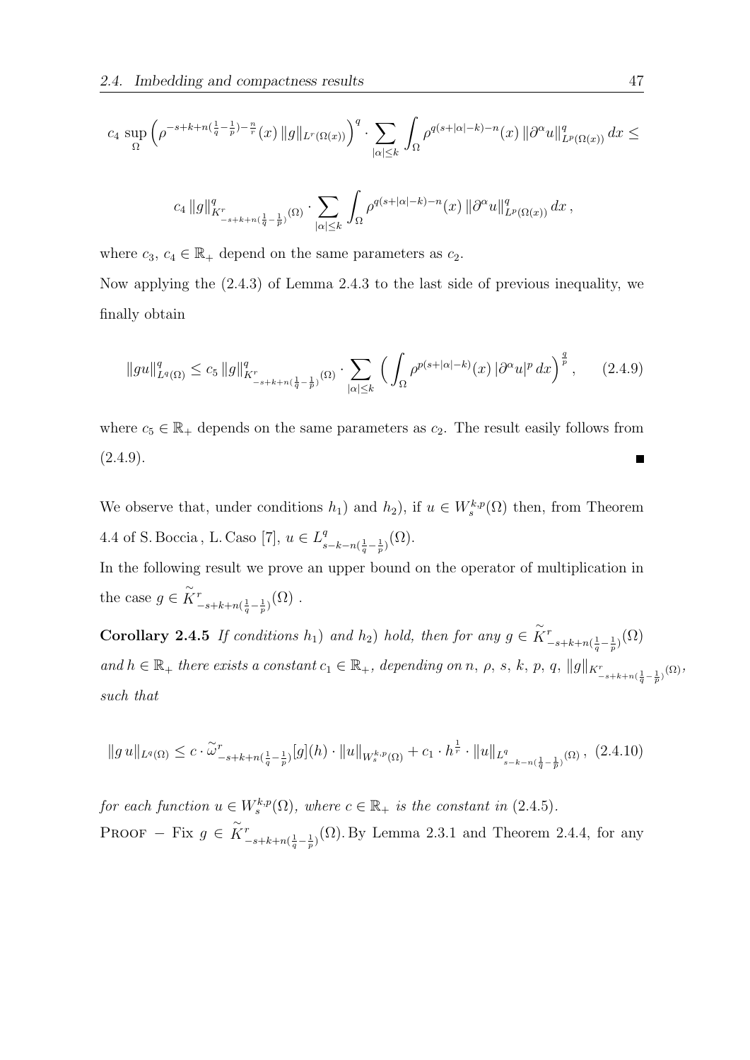$$c_4 \sup_{\Omega} \Big( \rho^{-s+k+n(\frac{1}{q}-\frac{1}{p})-\frac{n}{r}}(x) \, \|g\|_{L^r(\Omega(x))} \Big)^q \cdot \sum_{|\alpha| \le k} \int_{\Omega} \rho^{q(s+|\alpha|-k)-n}(x) \, \|\partial^\alpha u\|^q_{L^p(\Omega(x))} \, dx \le$$

$$c_4 \, \|g\|^q_{K^r_{-s+k+n(\frac{1}{q}-\frac{1}{p})}(\Omega)} \cdot \sum_{|\alpha| \le k} \int_{\Omega} \rho^{q(s+|\alpha|-k)-n}(x) \, \|\partial^\alpha u\|^q_{L^p(\Omega(x))} \, dx \, ,$$

where $c_3, \, c_4 \in \mathbb{R}_+$ depend on the same parameters as $c_2$.

Now applying the (2.4.3) of Lemma 2.4.3 to the last side of previous inequality, we finally obtain

$$\|gu\|^q_{L^q(\Omega)} \le c_5 \, \|g\|^q_{K^r_{-s+k+n(\frac{1}{q}-\frac{1}{p})}(\Omega)} \cdot \sum_{|\alpha| \le k} \Big( \int_{\Omega} \rho^{p(s+|\alpha|-k)}(x) \, |\partial^\alpha u|^p \, dx \Big)^{\frac{q}{p}} , \qquad (2.4.9)$$

where $c_5 \in \mathbb{R}_+$ depends on the same parameters as $c_2$. The result easily follows from (2.4.9). ∎

We observe that, under conditions $h_1$) and $h_2$), if $u \in W^{k,p}_s(\Omega)$ then, from Theorem 4.4 of S. Boccia , L. Caso [7], $u \in L^q_{s-k-n(\frac{1}{q}-\frac{1}{p})}(\Omega)$.

In the following result we prove an upper bound on the operator of multiplication in the case $g \in \widetilde{K}^r_{-s+k+n(\frac{1}{q}-\frac{1}{p})}(\Omega)$ .

**Corollary 2.4.5** *If conditions $h_1$) and $h_2$) hold, then for any $g \in \widetilde{K}^r_{-s+k+n(\frac{1}{q}-\frac{1}{p})}(\Omega)$ and $h \in \mathbb{R}_+$ there exists a constant $c_1 \in \mathbb{R}_+$, depending on $n$, $\rho$, $s$, $k$, $p$, $q$, $\|g\|_{K^r_{-s+k+n(\frac{1}{q}-\frac{1}{p})}(\Omega)}$, such that*

$$\|g \, u\|_{L^q(\Omega)} \le c \cdot \widetilde{\omega}^r_{-s+k+n(\frac{1}{q}-\frac{1}{p})}[g](h) \cdot \|u\|_{W^{k,p}_s(\Omega)} + c_1 \cdot h^{\frac{1}{r}} \cdot \|u\|_{L^q_{s-k-n(\frac{1}{q}-\frac{1}{p})}(\Omega)} \, , \; (2.4.10)$$

*for each function $u \in W^{k,p}_s(\Omega)$, where $c \in \mathbb{R}_+$ is the constant in (2.4.5).*

Proof − Fix $g \in \widetilde{K}^r_{-s+k+n(\frac{1}{q}-\frac{1}{p})}(\Omega)$. By Lemma 2.3.1 and Theorem 2.4.4, for any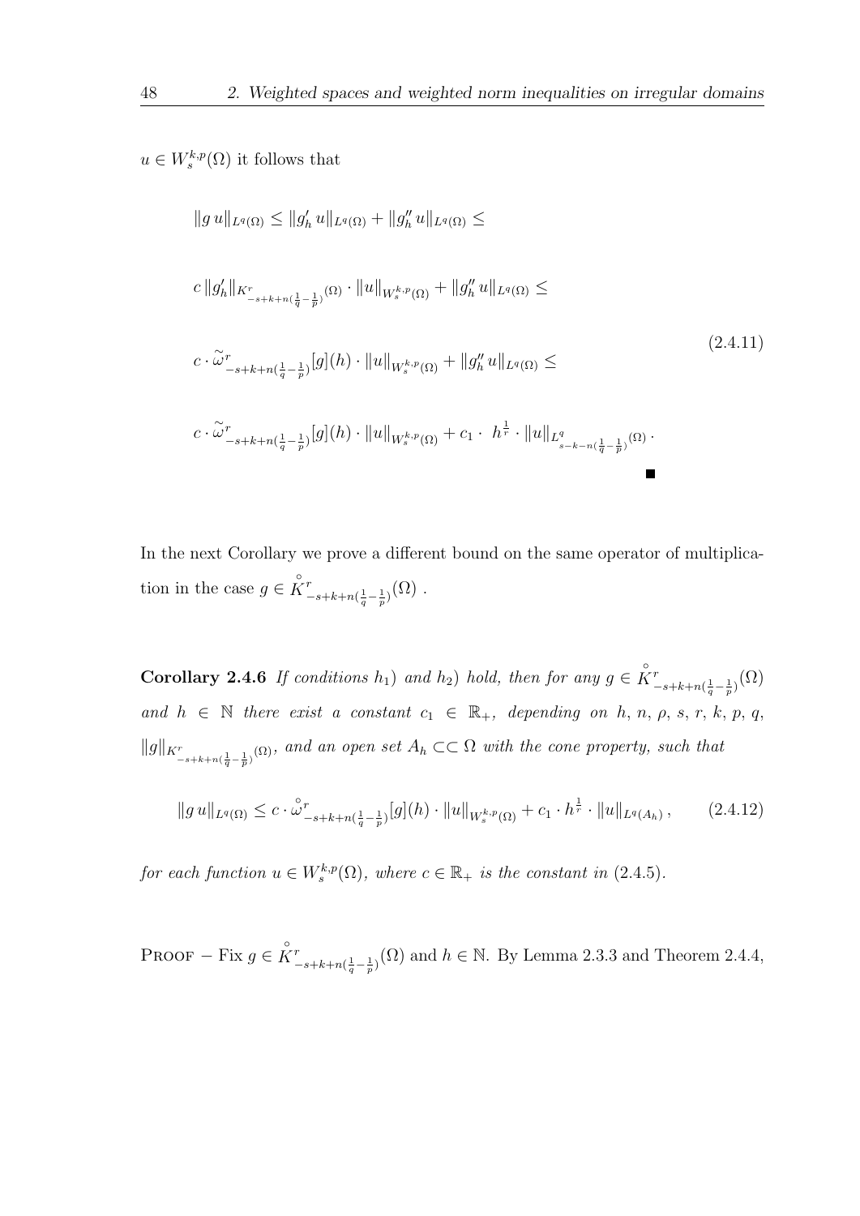$u \in W^{k,p}_s(\Omega)$ it follows that

$$
\begin{aligned}
&\|g\, u\|_{L^q(\Omega)} \le \|g'_h\, u\|_{L^q(\Omega)} + \|g''_h\, u\|_{L^q(\Omega)} \le \\
&c\, \|g'_h\|_{K^r_{-s+k+n(\frac{1}{q}-\frac{1}{p})}(\Omega)} \cdot \|u\|_{W^{k,p}_s(\Omega)} + \|g''_h\, u\|_{L^q(\Omega)} \le \\
&c \cdot \widetilde{\omega}^r_{-s+k+n(\frac{1}{q}-\frac{1}{p})}[g](h) \cdot \|u\|_{W^{k,p}_s(\Omega)} + \|g''_h\, u\|_{L^q(\Omega)} \le \\
&c \cdot \widetilde{\omega}^r_{-s+k+n(\frac{1}{q}-\frac{1}{p})}[g](h) \cdot \|u\|_{W^{k,p}_s(\Omega)} + c_1 \cdot\ h^{\frac{1}{r}} \cdot \|u\|_{L^q_{s-k-n(\frac{1}{q}-\frac{1}{p})}(\Omega)} \,.
\end{aligned}
\tag{2.4.11}
$$

■

In the next Corollary we prove a different bound on the same operator of multiplication in the case $g \in \overset{\circ}{K}{}^r_{-s+k+n(\frac{1}{q}-\frac{1}{p})}(\Omega)$ .

**Corollary 2.4.6** *If conditions $h_1)$ and $h_2)$ hold, then for any $g \in \overset{\circ}{K}{}^r_{-s+k+n(\frac{1}{q}-\frac{1}{p})}(\Omega)$ and $h \in \mathbb{N}$ there exist a constant $c_1 \in \mathbb{R}_+$, depending on $h$, $n$, $\rho$, $s$, $r$, $k$, $p$, $q$, $\|g\|_{K^r_{-s+k+n(\frac{1}{q}-\frac{1}{p})}(\Omega)}$, and an open set $A_h \subset\subset \Omega$ with the cone property, such that*

$$
\|g\, u\|_{L^q(\Omega)} \le c \cdot \overset{\circ}{\omega}{}^r_{-s+k+n(\frac{1}{q}-\frac{1}{p})}[g](h) \cdot \|u\|_{W^{k,p}_s(\Omega)} + c_1 \cdot h^{\frac{1}{r}} \cdot \|u\|_{L^q(A_h)} \,, \tag{2.4.12}
$$

*for each function $u \in W^{k,p}_s(\Omega)$, where $c \in \mathbb{R}_+$ is the constant in (2.4.5).*

Proof $-$ Fix $g \in \overset{\circ}{K}{}^r_{-s+k+n(\frac{1}{q}-\frac{1}{p})}(\Omega)$ and $h \in \mathbb{N}$. By Lemma 2.3.3 and Theorem 2.4.4,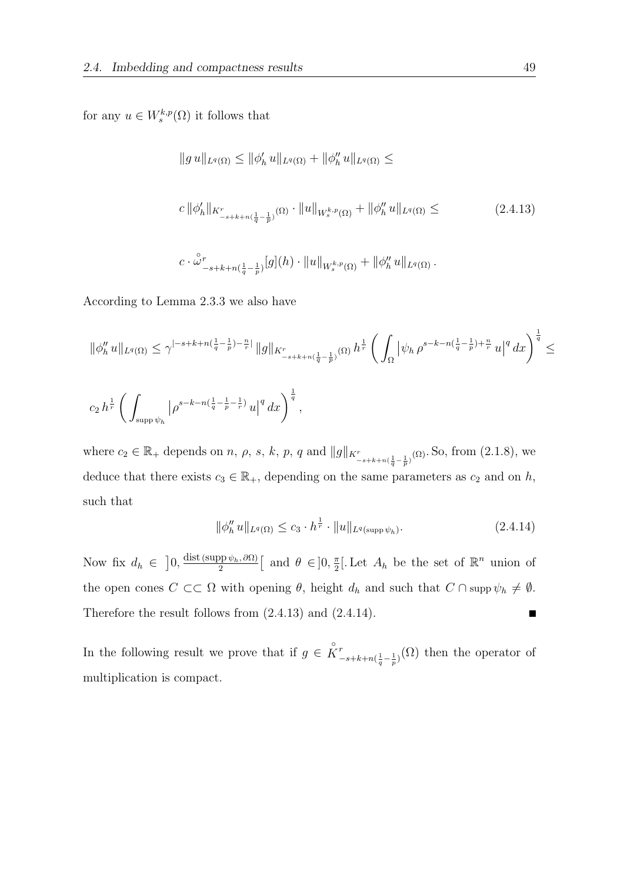for any $u \in W^{k,p}_s(\Omega)$ it follows that

$$\|g\, u\|_{L^q(\Omega)} \leq \|\phi'_h\, u\|_{L^q(\Omega)} + \|\phi''_h\, u\|_{L^q(\Omega)} \leq$$

$$c\, \|\phi'_h\|_{K^r_{-s+k+n(\frac{1}{q}-\frac{1}{p})}(\Omega)} \cdot \|u\|_{W^{k,p}_s(\Omega)} + \|\phi''_h\, u\|_{L^q(\Omega)} \leq \tag{2.4.13}$$

$$c \cdot \overset{\circ}{\omega}{}^r_{-s+k+n(\frac{1}{q}-\frac{1}{p})}[g](h) \cdot \|u\|_{W^{k,p}_s(\Omega)} + \|\phi''_h\, u\|_{L^q(\Omega)}\, .$$

According to Lemma 2.3.3 we also have

$$\|\phi''_h\, u\|_{L^q(\Omega)} \leq \gamma^{|-s+k+n(\frac{1}{q}-\frac{1}{p})-\frac{n}{r}|}\, \|g\|_{K^r_{-s+k+n(\frac{1}{q}-\frac{1}{p})}(\Omega)}\, h^{\frac{1}{r}} \left( \int_\Omega \left|\psi_h\, \rho^{s-k-n(\frac{1}{q}-\frac{1}{p})+\frac{n}{r}}\, u\right|^q dx \right)^{\frac{1}{q}} \leq$$

$$c_2\, h^{\frac{1}{r}} \left( \int_{\operatorname{supp} \psi_h} \left|\rho^{s-k-n(\frac{1}{q}-\frac{1}{p}-\frac{1}{r})}\, u\right|^q dx \right)^{\frac{1}{q}},$$

where $c_2 \in \mathbb{R}_+$ depends on $n$, $\rho$, $s$, $k$, $p$, $q$ and $\|g\|_{K^r_{-s+k+n(\frac{1}{q}-\frac{1}{p})}(\Omega)}$. So, from (2.1.8), we deduce that there exists $c_3 \in \mathbb{R}_+$, depending on the same parameters as $c_2$ and on $h$, such that

$$\|\phi''_h\, u\|_{L^q(\Omega)} \leq c_3 \cdot h^{\frac{1}{r}} \cdot \|u\|_{L^q(\operatorname{supp} \psi_h)}. \tag{2.4.14}$$

Now fix $d_h \in \left]0, \frac{\operatorname{dist}(\operatorname{supp} \psi_h, \partial\Omega)}{2}\right[$ and $\theta \in ]0, \frac{\pi}{2}[$. Let $A_h$ be the set of $\mathbb{R}^n$ union of the open cones $C \subset\subset \Omega$ with opening $\theta$, height $d_h$ and such that $C \cap \operatorname{supp} \psi_h \neq \emptyset$. Therefore the result follows from (2.4.13) and (2.4.14). ∎

In the following result we prove that if $g \in \overset{\circ}{K}{}^r_{-s+k+n(\frac{1}{q}-\frac{1}{p})}(\Omega)$ then the operator of multiplication is compact.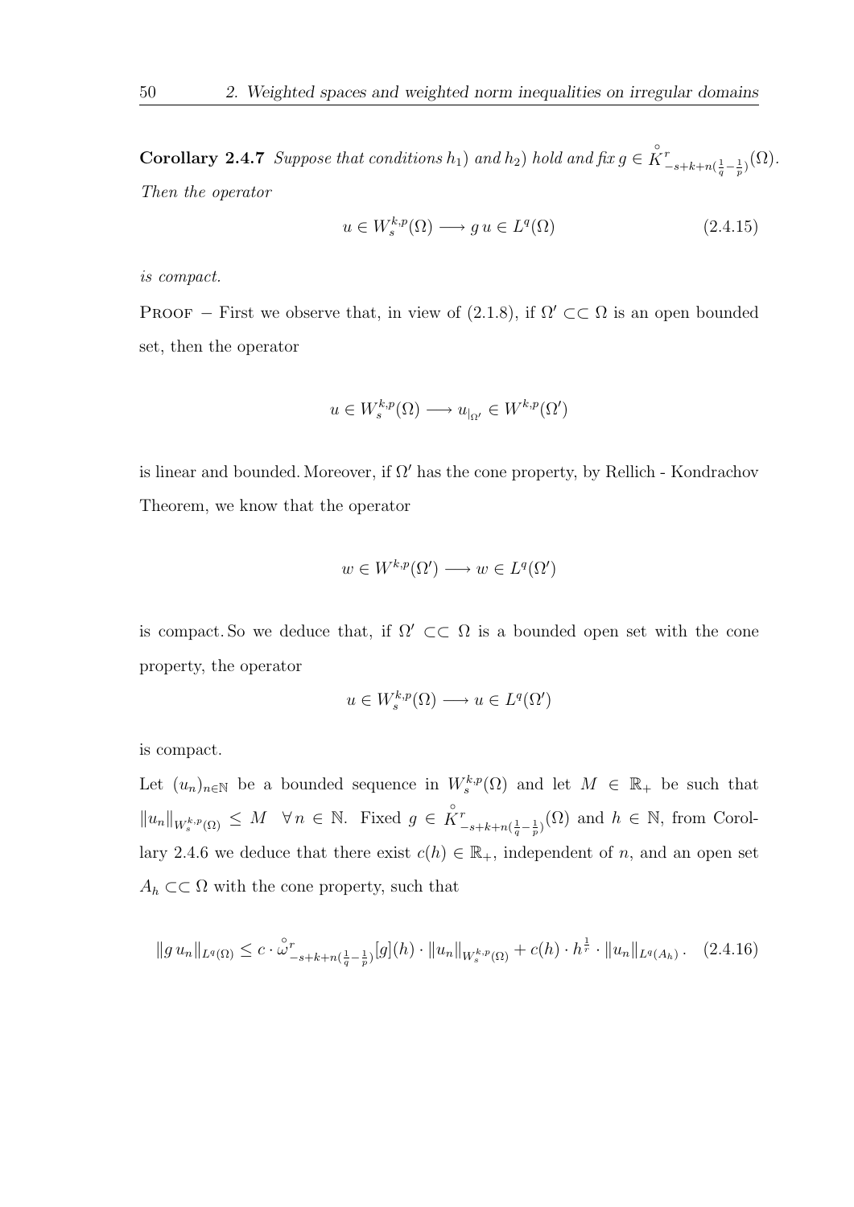**Corollary 2.4.7** *Suppose that conditions $h_1$) and $h_2$) hold and fix $g \in \overset{\circ}{K}{}^r_{-s+k+n(\frac{1}{q}-\frac{1}{p})}(\Omega)$. Then the operator*

$$u \in W^{k,p}_s(\Omega) \longrightarrow g\, u \in L^q(\Omega) \tag{2.4.15}$$

*is compact.*

Proof $-$ First we observe that, in view of (2.1.8), if $\Omega' \subset\subset \Omega$ is an open bounded set, then the operator

$$u \in W^{k,p}_s(\Omega) \longrightarrow u_{|_{\Omega'}} \in W^{k,p}(\Omega')$$

is linear and bounded. Moreover, if $\Omega'$ has the cone property, by Rellich - Kondrachov Theorem, we know that the operator

$$w \in W^{k,p}(\Omega') \longrightarrow w \in L^q(\Omega')$$

is compact. So we deduce that, if $\Omega' \subset\subset \Omega$ is a bounded open set with the cone property, the operator

$$u \in W^{k,p}_s(\Omega) \longrightarrow u \in L^q(\Omega')$$

is compact.

Let $(u_n)_{n\in\mathbb{N}}$ be a bounded sequence in $W^{k,p}_s(\Omega)$ and let $M \in \mathbb{R}_+$ be such that $\|u_n\|_{W^{k,p}_s(\Omega)} \leq M \quad \forall\, n \in \mathbb{N}$. Fixed $g \in \overset{\circ}{K}{}^r_{-s+k+n(\frac{1}{q}-\frac{1}{p})}(\Omega)$ and $h \in \mathbb{N}$, from Corollary 2.4.6 we deduce that there exist $c(h) \in \mathbb{R}_+$, independent of $n$, and an open set $A_h \subset\subset \Omega$ with the cone property, such that

$$\|g\, u_n\|_{L^q(\Omega)} \leq c \cdot \overset{\circ}{\omega}{}^r_{-s+k+n(\frac{1}{q}-\frac{1}{p})}[g](h) \cdot \|u_n\|_{W^{k,p}_s(\Omega)} + c(h) \cdot h^{\frac{1}{r}} \cdot \|u_n\|_{L^q(A_h)}\,. \tag{2.4.16}$$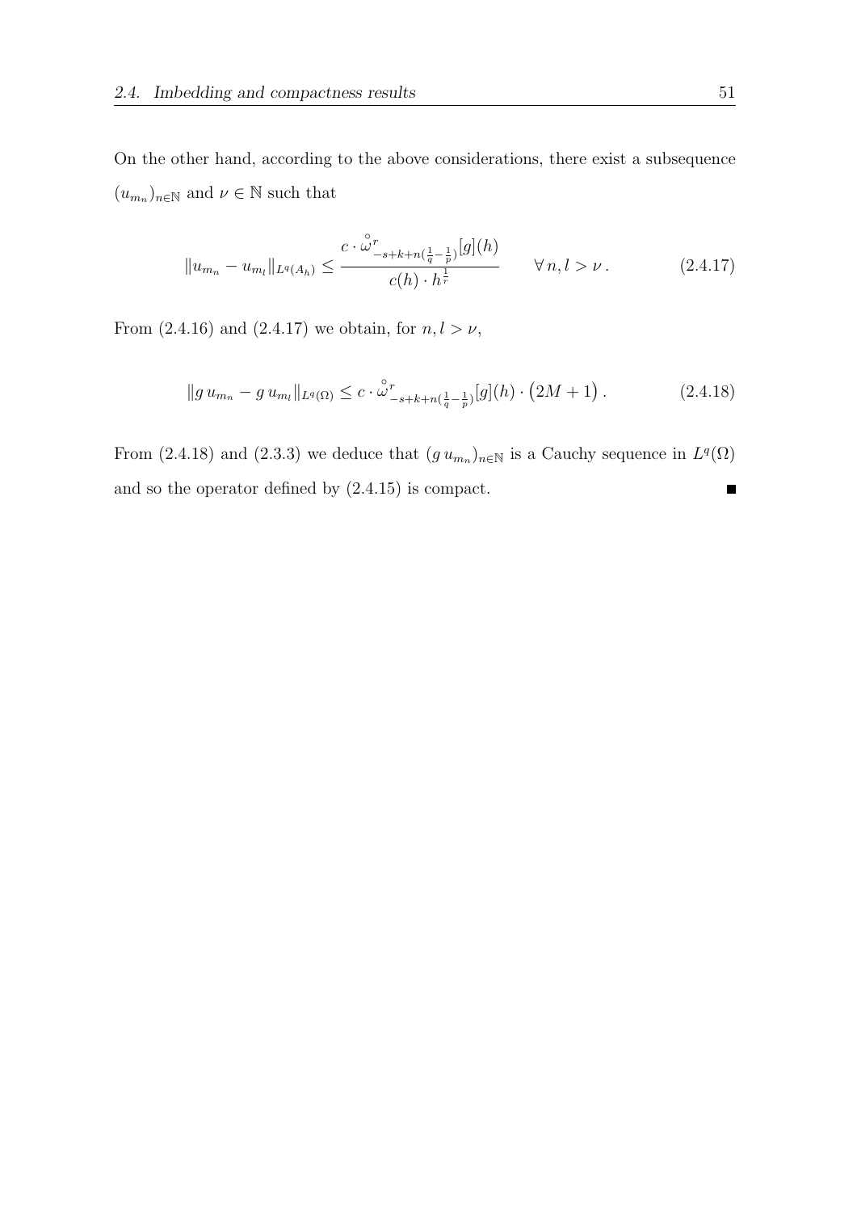On the other hand, according to the above considerations, there exist a subsequence $(u_{m_n})_{n\in\mathbb{N}}$ and $\nu \in \mathbb{N}$ such that

$$\|u_{m_n} - u_{m_l}\|_{L^q(A_h)} \leq \frac{c \cdot \overset{\circ}{\omega}{}^r_{-s+k+n(\frac{1}{q}-\frac{1}{p})}[g](h)}{c(h) \cdot h^{\frac{1}{r}}} \qquad \forall\, n, l > \nu\,. \tag{2.4.17}$$

From (2.4.16) and (2.4.17) we obtain, for $n, l > \nu$,

$$\|g\, u_{m_n} - g\, u_{m_l}\|_{L^q(\Omega)} \leq c \cdot \overset{\circ}{\omega}{}^r_{-s+k+n(\frac{1}{q}-\frac{1}{p})}[g](h) \cdot \big(2M + 1\big)\,. \tag{2.4.18}$$

From (2.4.18) and (2.3.3) we deduce that $(g\, u_{m_n})_{n\in\mathbb{N}}$ is a Cauchy sequence in $L^q(\Omega)$ and so the operator defined by (2.4.15) is compact. ∎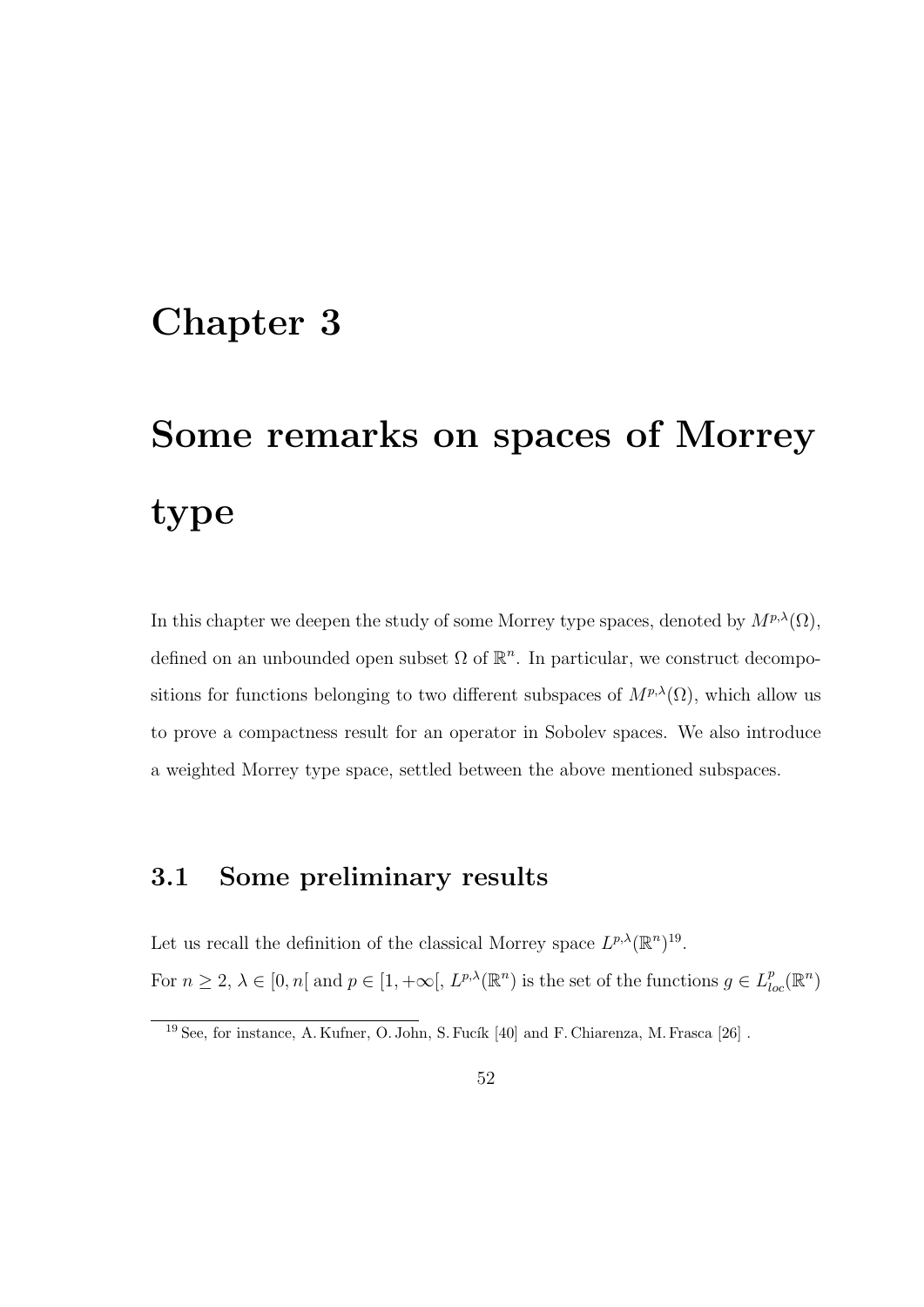# Chapter 3

# Some remarks on spaces of Morrey type

In this chapter we deepen the study of some Morrey type spaces, denoted by $M^{p,\lambda}(\Omega)$, defined on an unbounded open subset $\Omega$ of $\mathbb{R}^n$. In particular, we construct decompositions for functions belonging to two different subspaces of $M^{p,\lambda}(\Omega)$, which allow us to prove a compactness result for an operator in Sobolev spaces. We also introduce a weighted Morrey type space, settled between the above mentioned subspaces.

## 3.1 Some preliminary results

Let us recall the definition of the classical Morrey space $L^{p,\lambda}(\mathbb{R}^n)$[19].

For $n \geq 2$, $\lambda \in [0, n[$ and $p \in [1, +\infty[$, $L^{p,\lambda}(\mathbb{R}^n)$ is the set of the functions $g \in L^p_{loc}(\mathbb{R}^n)$

[19] See, for instance, A. Kufner, O. John, S. Fucík [40] and F. Chiarenza, M. Frasca [26] .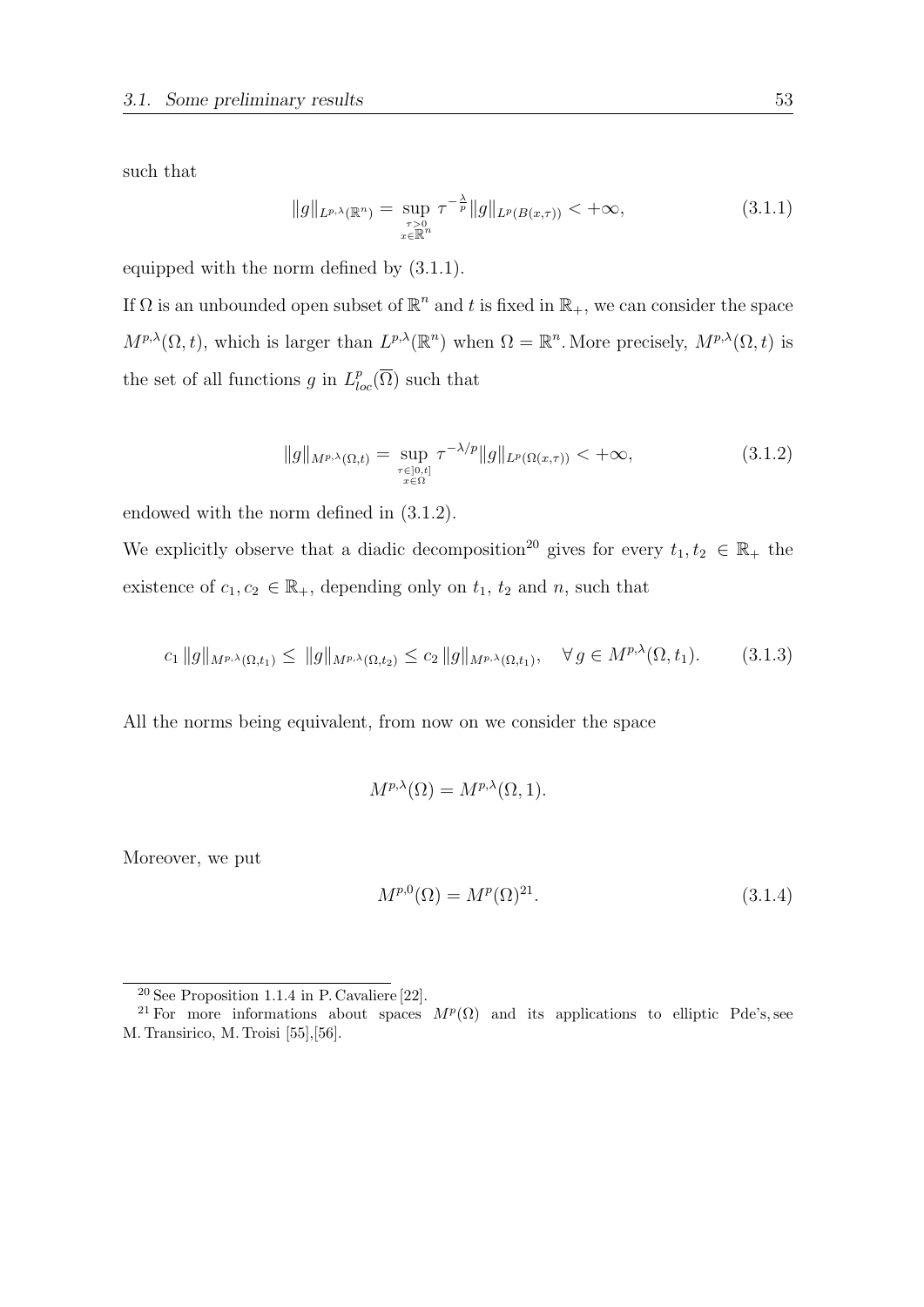such that

$$\|g\|_{L^{p,\lambda}(\mathbb{R}^n)} = \sup_{\substack{\tau>0 \\ x\in\mathbb{R}^n}} \tau^{-\frac{\lambda}{p}} \|g\|_{L^p(B(x,\tau))} < +\infty, \tag{3.1.1}$$

equipped with the norm defined by (3.1.1).

If $\Omega$ is an unbounded open subset of $\mathbb{R}^n$ and $t$ is fixed in $\mathbb{R}_+$, we can consider the space $M^{p,\lambda}(\Omega, t)$, which is larger than $L^{p,\lambda}(\mathbb{R}^n)$ when $\Omega = \mathbb{R}^n$. More precisely, $M^{p,\lambda}(\Omega, t)$ is the set of all functions $g$ in $L^p_{loc}(\overline{\Omega})$ such that

$$\|g\|_{M^{p,\lambda}(\Omega,t)} = \sup_{\substack{\tau\in]0,t] \\ x\in\Omega}} \tau^{-\lambda/p} \|g\|_{L^p(\Omega(x,\tau))} < +\infty, \tag{3.1.2}$$

endowed with the norm defined in (3.1.2).

We explicitly observe that a diadic decomposition[20] gives for every $t_1, t_2 \in \mathbb{R}_+$ the existence of $c_1, c_2 \in \mathbb{R}_+$, depending only on $t_1$, $t_2$ and $n$, such that

$$c_1 \|g\|_{M^{p,\lambda}(\Omega,t_1)} \leq \|g\|_{M^{p,\lambda}(\Omega,t_2)} \leq c_2 \|g\|_{M^{p,\lambda}(\Omega,t_1)}, \quad \forall\, g \in M^{p,\lambda}(\Omega, t_1). \tag{3.1.3}$$

All the norms being equivalent, from now on we consider the space

$$M^{p,\lambda}(\Omega) = M^{p,\lambda}(\Omega, 1).$$

Moreover, we put

$$M^{p,0}(\Omega) = M^p(\Omega)^{21}. \tag{3.1.4}$$

---

[20] See Proposition 1.1.4 in P. Cavaliere [22].

[21] For more informations about spaces $M^p(\Omega)$ and its applications to elliptic Pde's, see M. Transirico, M. Troisi [55],[56].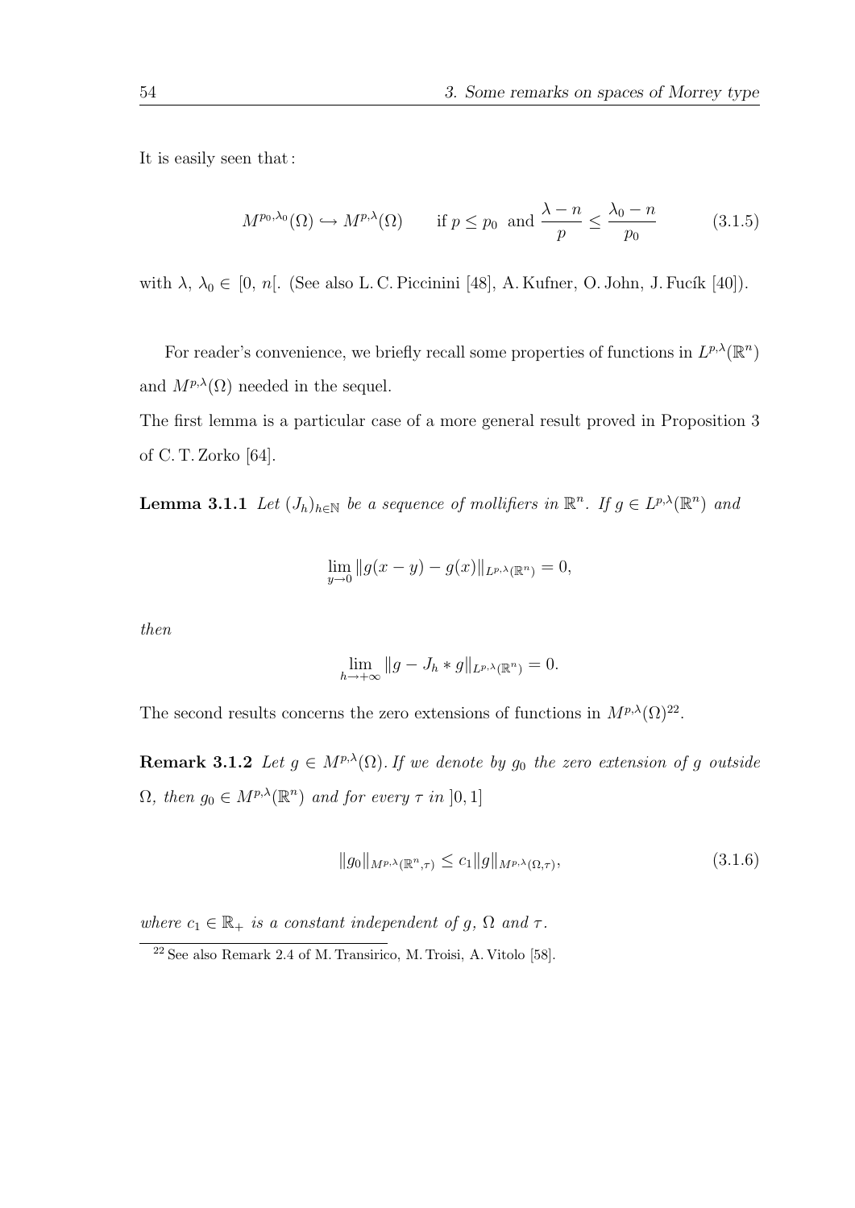It is easily seen that :

$$M^{p_0,\lambda_0}(\Omega) \hookrightarrow M^{p,\lambda}(\Omega) \qquad \text{if } p \leq p_0 \text{ and } \frac{\lambda - n}{p} \leq \frac{\lambda_0 - n}{p_0} \tag{3.1.5}$$

with $\lambda,\ \lambda_0 \in\ [0,\ n[$. (See also L. C. Piccinini [48], A. Kufner, O. John, J. Fucík [40]).

For reader's convenience, we briefly recall some properties of functions in $L^{p,\lambda}(\mathbb{R}^n)$ and $M^{p,\lambda}(\Omega)$ needed in the sequel.

The first lemma is a particular case of a more general result proved in Proposition 3 of C. T. Zorko [64].

**Lemma 3.1.1** *Let $(J_h)_{h\in\mathbb{N}}$ be a sequence of mollifiers in $\mathbb{R}^n$. If $g \in L^{p,\lambda}(\mathbb{R}^n)$ and*

$$\lim_{y\to 0} \|g(x-y) - g(x)\|_{L^{p,\lambda}(\mathbb{R}^n)} = 0,$$

*then*

$$\lim_{h\to+\infty} \|g - J_h * g\|_{L^{p,\lambda}(\mathbb{R}^n)} = 0.$$

The second results concerns the zero extensions of functions in $M^{p,\lambda}(\Omega)$[22].

**Remark 3.1.2** *Let $g \in M^{p,\lambda}(\Omega)$. If we denote by $g_0$ the zero extension of $g$ outside $\Omega$, then $g_0 \in M^{p,\lambda}(\mathbb{R}^n)$ and for every $\tau$ in $]0, 1]$*

$$\|g_0\|_{M^{p,\lambda}(\mathbb{R}^n,\tau)} \leq c_1 \|g\|_{M^{p,\lambda}(\Omega,\tau)}, \tag{3.1.6}$$

*where $c_1 \in \mathbb{R}_+$ is a constant independent of $g$, $\Omega$ and $\tau$.*

[22] See also Remark 2.4 of M. Transirico, M. Troisi, A. Vitolo [58].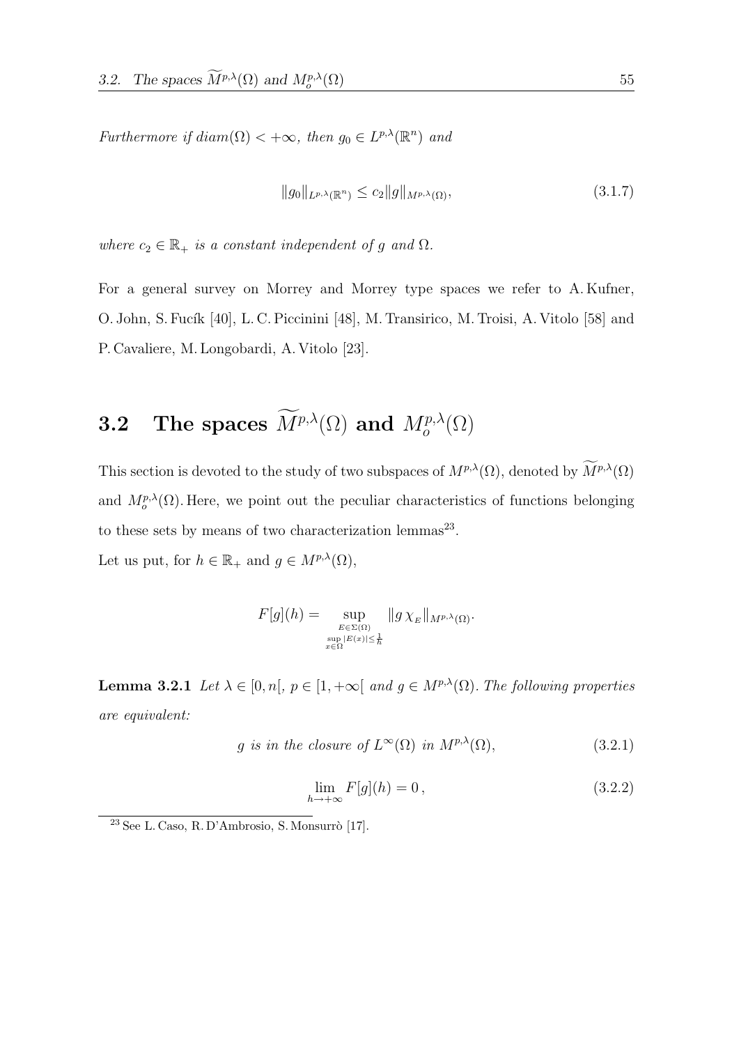*Furthermore if $diam(\Omega) < +\infty$, then $g_0 \in L^{p,\lambda}(\mathbb{R}^n)$ and*

$$\|g_0\|_{L^{p,\lambda}(\mathbb{R}^n)} \leq c_2 \|g\|_{M^{p,\lambda}(\Omega)}, \tag{3.1.7}$$

*where $c_2 \in \mathbb{R}_+$ is a constant independent of $g$ and $\Omega$.*

For a general survey on Morrey and Morrey type spaces we refer to A. Kufner, O. John, S. Fucík [40], L. C. Piccinini [48], M. Transirico, M. Troisi, A. Vitolo [58] and P. Cavaliere, M. Longobardi, A. Vitolo [23].

## 3.2 The spaces $\widetilde{M}^{p,\lambda}(\Omega)$ and $M_o^{p,\lambda}(\Omega)$

This section is devoted to the study of two subspaces of $M^{p,\lambda}(\Omega)$, denoted by $\widetilde{M}^{p,\lambda}(\Omega)$ and $M_o^{p,\lambda}(\Omega)$. Here, we point out the peculiar characteristics of functions belonging to these sets by means of two characterization lemmas[23].

Let us put, for $h \in \mathbb{R}_+$ and $g \in M^{p,\lambda}(\Omega)$,

$$F[g](h) = \sup_{\substack{E \in \Sigma(\Omega) \\ \sup_{x \in \Omega} |E(x)| \leq \frac{1}{h}}} \|g \, \chi_E\|_{M^{p,\lambda}(\Omega)}.$$

**Lemma 3.2.1** *Let $\lambda \in [0, n[$, $p \in [1, +\infty[$ and $g \in M^{p,\lambda}(\Omega)$. The following properties are equivalent:*

$$g \textit{ is in the closure of } L^\infty(\Omega) \textit{ in } M^{p,\lambda}(\Omega), \tag{3.2.1}$$

$$\lim_{h \to +\infty} F[g](h) = 0\,, \tag{3.2.2}$$

[23] See L. Caso, R. D'Ambrosio, S. Monsurrò [17].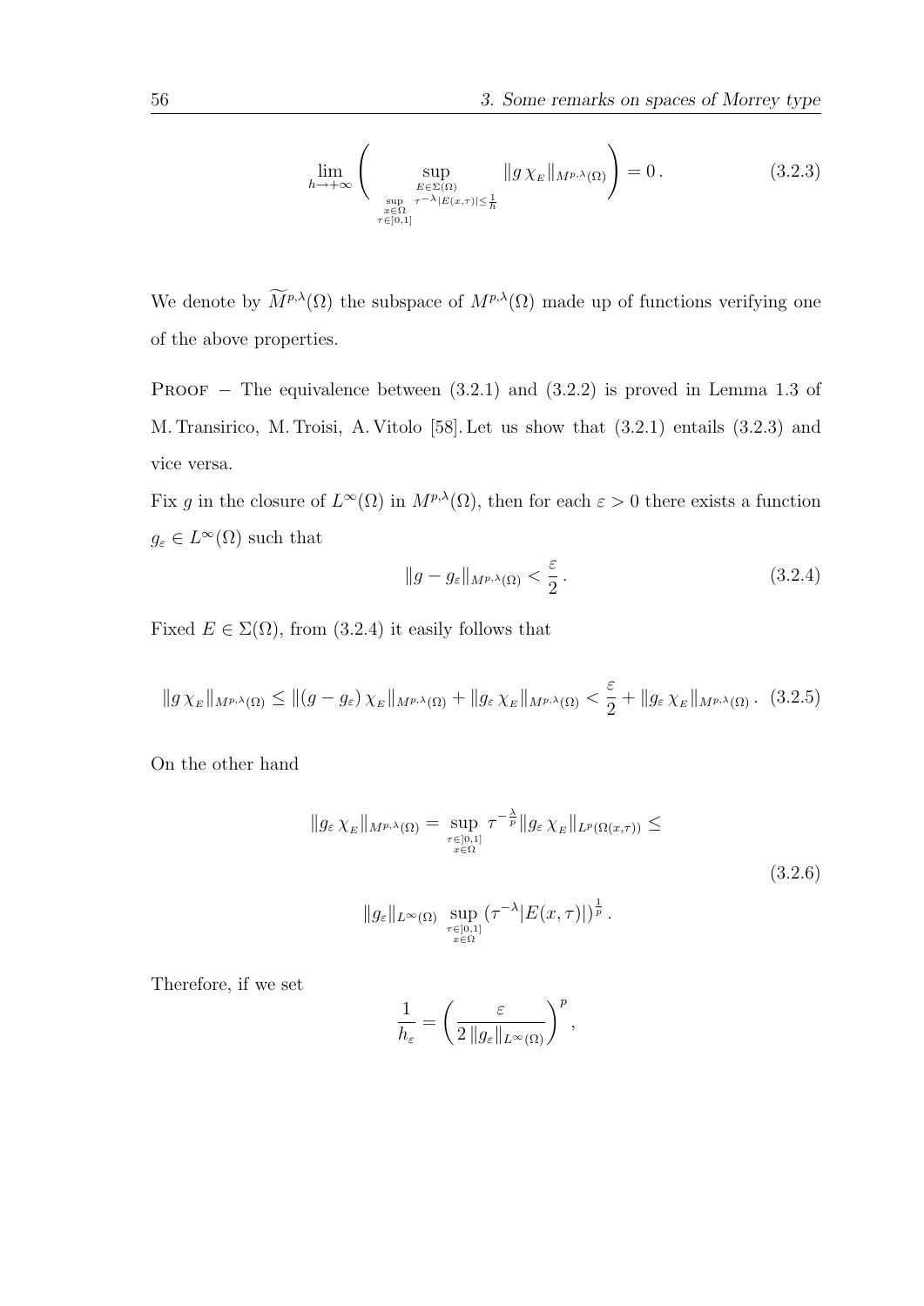$$\lim_{h\to+\infty}\left(\sup_{\substack{E\in\Sigma(\Omega)\\ \sup\limits_{\substack{x\in\Omega\\ \tau\in]0,1]}}\tau^{-\lambda}|E(x,\tau)|\leq\frac{1}{h}}}\|g\,\chi_E\|_{M^{p,\lambda}(\Omega)}\right)=0\,. \tag{3.2.3}$$

We denote by $\widetilde{M}^{p,\lambda}(\Omega)$ the subspace of $M^{p,\lambda}(\Omega)$ made up of functions verifying one of the above properties.

Proof $-$ The equivalence between (3.2.1) and (3.2.2) is proved in Lemma 1.3 of M. Transirico, M. Troisi, A. Vitolo [58]. Let us show that (3.2.1) entails (3.2.3) and vice versa.

Fix $g$ in the closure of $L^\infty(\Omega)$ in $M^{p,\lambda}(\Omega)$, then for each $\varepsilon>0$ there exists a function $g_\varepsilon\in L^\infty(\Omega)$ such that

$$\|g-g_\varepsilon\|_{M^{p,\lambda}(\Omega)}<\frac{\varepsilon}{2}\,. \tag{3.2.4}$$

Fixed $E\in\Sigma(\Omega)$, from (3.2.4) it easily follows that

$$\|g\,\chi_E\|_{M^{p,\lambda}(\Omega)}\leq\|(g-g_\varepsilon)\,\chi_E\|_{M^{p,\lambda}(\Omega)}+\|g_\varepsilon\,\chi_E\|_{M^{p,\lambda}(\Omega)}<\frac{\varepsilon}{2}+\|g_\varepsilon\,\chi_E\|_{M^{p,\lambda}(\Omega)}\,. \tag{3.2.5}$$

On the other hand

$$\begin{aligned}\|g_\varepsilon\,\chi_E\|_{M^{p,\lambda}(\Omega)}&=\sup_{\substack{\tau\in]0,1]\\ x\in\Omega}}\tau^{-\frac{\lambda}{p}}\|g_\varepsilon\,\chi_E\|_{L^p(\Omega(x,\tau))}\leq\\ &\|g_\varepsilon\|_{L^\infty(\Omega)}\sup_{\substack{\tau\in]0,1]\\ x\in\Omega}}(\tau^{-\lambda}|E(x,\tau)|)^{\frac{1}{p}}\,.\end{aligned} \tag{3.2.6}$$

Therefore, if we set

$$\frac{1}{h_\varepsilon}=\left(\frac{\varepsilon}{2\,\|g_\varepsilon\|_{L^\infty(\Omega)}}\right)^p,$$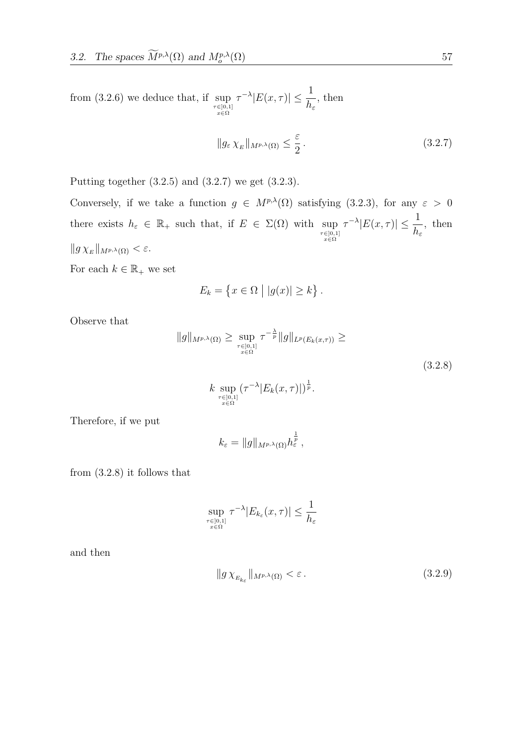from (3.2.6) we deduce that, if $\sup\limits_{\substack{\tau\in]0,1] \\ x\in\Omega}} \tau^{-\lambda}|E(x,\tau)| \leq \dfrac{1}{h_\varepsilon}$, then

$$\|g_\varepsilon\, \chi_{_E}\|_{M^{p,\lambda}(\Omega)} \leq \frac{\varepsilon}{2}\,. \tag{3.2.7}$$

Putting together (3.2.5) and (3.2.7) we get (3.2.3).

Conversely, if we take a function $g \in M^{p,\lambda}(\Omega)$ satisfying (3.2.3), for any $\varepsilon > 0$ there exists $h_\varepsilon \in \mathbb{R}_+$ such that, if $E \in \Sigma(\Omega)$ with $\sup\limits_{\substack{\tau\in]0,1] \\ x\in\Omega}} \tau^{-\lambda}|E(x,\tau)| \leq \dfrac{1}{h_\varepsilon}$, then $\|g\, \chi_{_E}\|_{M^{p,\lambda}(\Omega)} < \varepsilon$.

For each $k \in \mathbb{R}_+$ we set

$$E_k = \left\{ x \in \Omega \;\middle|\; |g(x)| \geq k \right\}.$$

Observe that

$$\|g\|_{M^{p,\lambda}(\Omega)} \geq \sup_{\substack{\tau\in]0,1] \\ x\in\Omega}} \tau^{-\frac{\lambda}{p}} \|g\|_{L^p(E_k(x,\tau))} \geq$$

$$k \sup_{\substack{\tau\in]0,1] \\ x\in\Omega}} (\tau^{-\lambda}|E_k(x,\tau)|)^{\frac{1}{p}}. \tag{3.2.8}$$

Therefore, if we put

$$k_\varepsilon = \|g\|_{M^{p,\lambda}(\Omega)} h_\varepsilon^{\frac{1}{p}}\,,$$

from (3.2.8) it follows that

$$\sup_{\substack{\tau\in]0,1] \\ x\in\Omega}} \tau^{-\lambda}|E_{k_\varepsilon}(x,\tau)| \leq \frac{1}{h_\varepsilon}$$

and then

$$\|g\, \chi_{_{E_{k_\varepsilon}}}\|_{M^{p,\lambda}(\Omega)} < \varepsilon\,. \tag{3.2.9}$$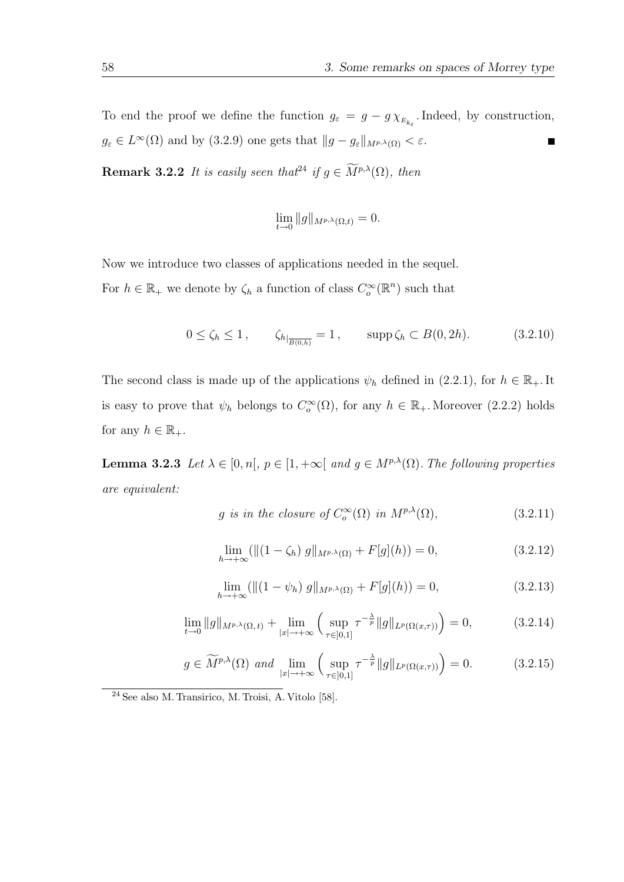To end the proof we define the function $g_\varepsilon = g - g\,\chi_{E_{k_\varepsilon}}$. Indeed, by construction, $g_\varepsilon \in L^\infty(\Omega)$ and by (3.2.9) one gets that $\|g - g_\varepsilon\|_{M^{p,\lambda}(\Omega)} < \varepsilon$. ∎

**Remark 3.2.2** *It is easily seen that*[24] *if $g \in \widetilde{M}^{p,\lambda}(\Omega)$, then*

$$\lim_{t\to 0} \|g\|_{M^{p,\lambda}(\Omega,t)} = 0.$$

Now we introduce two classes of applications needed in the sequel.

For $h \in \mathbb{R}_+$ we denote by $\zeta_h$ a function of class $C_o^\infty(\mathbb{R}^n)$ such that

$$0 \le \zeta_h \le 1\,, \qquad \zeta_{h|_{\overline{B(0,h)}}} = 1\,, \qquad \operatorname{supp} \zeta_h \subset B(0,2h). \tag{3.2.10}$$

The second class is made up of the applications $\psi_h$ defined in (2.2.1), for $h \in \mathbb{R}_+$. It is easy to prove that $\psi_h$ belongs to $C_o^\infty(\Omega)$, for any $h \in \mathbb{R}_+$. Moreover (2.2.2) holds for any $h \in \mathbb{R}_+$.

**Lemma 3.2.3** *Let $\lambda \in [0,n[$, $p \in [1,+\infty[$ and $g \in M^{p,\lambda}(\Omega)$. The following properties are equivalent:*

$$g \text{ is in the closure of } C_o^\infty(\Omega) \text{ in } M^{p,\lambda}(\Omega), \tag{3.2.11}$$

$$\lim_{h\to+\infty} (\|(1-\zeta_h)\, g\|_{M^{p,\lambda}(\Omega)} + F[g](h)) = 0, \tag{3.2.12}$$

$$\lim_{h\to+\infty} (\|(1-\psi_h)\, g\|_{M^{p,\lambda}(\Omega)} + F[g](h)) = 0, \tag{3.2.13}$$

$$\lim_{t\to 0} \|g\|_{M^{p,\lambda}(\Omega,t)} + \lim_{|x|\to+\infty} \Big( \sup_{\tau\in]0,1]} \tau^{-\frac{\lambda}{p}} \|g\|_{L^p(\Omega(x,\tau))} \Big) = 0, \tag{3.2.14}$$

$$g \in \widetilde{M}^{p,\lambda}(\Omega) \text{ and } \lim_{|x|\to+\infty} \Big( \sup_{\tau\in]0,1]} \tau^{-\frac{\lambda}{p}} \|g\|_{L^p(\Omega(x,\tau))} \Big) = 0. \tag{3.2.15}$$

[24] See also M. Transirico, M. Troisi, A. Vitolo [58].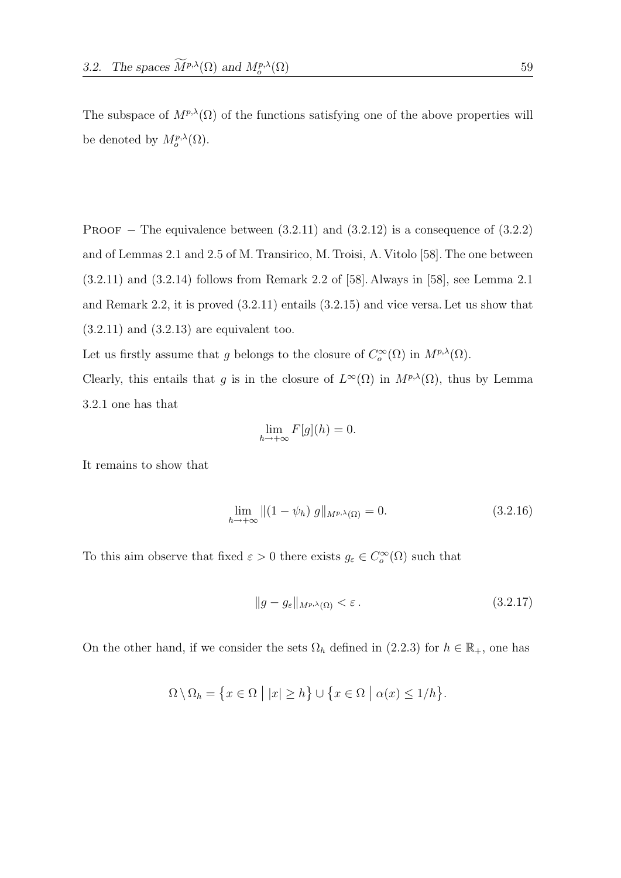The subspace of $M^{p,\lambda}(\Omega)$ of the functions satisfying one of the above properties will be denoted by $M^{p,\lambda}_o(\Omega)$.

Proof – The equivalence between (3.2.11) and (3.2.12) is a consequence of (3.2.2) and of Lemmas 2.1 and 2.5 of M. Transirico, M. Troisi, A. Vitolo [58]. The one between (3.2.11) and (3.2.14) follows from Remark 2.2 of [58]. Always in [58], see Lemma 2.1 and Remark 2.2, it is proved (3.2.11) entails (3.2.15) and vice versa. Let us show that (3.2.11) and (3.2.13) are equivalent too.

Let us firstly assume that $g$ belongs to the closure of $C^\infty_o(\Omega)$ in $M^{p,\lambda}(\Omega)$.

Clearly, this entails that $g$ is in the closure of $L^\infty(\Omega)$ in $M^{p,\lambda}(\Omega)$, thus by Lemma 3.2.1 one has that

$$\lim_{h\to+\infty} F[g](h) = 0.$$

It remains to show that

$$\lim_{h\to+\infty} \|(1-\psi_h)\, g\|_{M^{p,\lambda}(\Omega)} = 0. \tag{3.2.16}$$

To this aim observe that fixed $\varepsilon > 0$ there exists $g_\varepsilon \in C^\infty_o(\Omega)$ such that

$$\|g - g_\varepsilon\|_{M^{p,\lambda}(\Omega)} < \varepsilon\,. \tag{3.2.17}$$

On the other hand, if we consider the sets $\Omega_h$ defined in (2.2.3) for $h \in \mathbb{R}_+$, one has

$$\Omega \setminus \Omega_h = \big\{x \in \Omega \;\big|\; |x| \geq h\big\} \cup \big\{x \in \Omega \;\big|\; \alpha(x) \leq 1/h\big\}.$$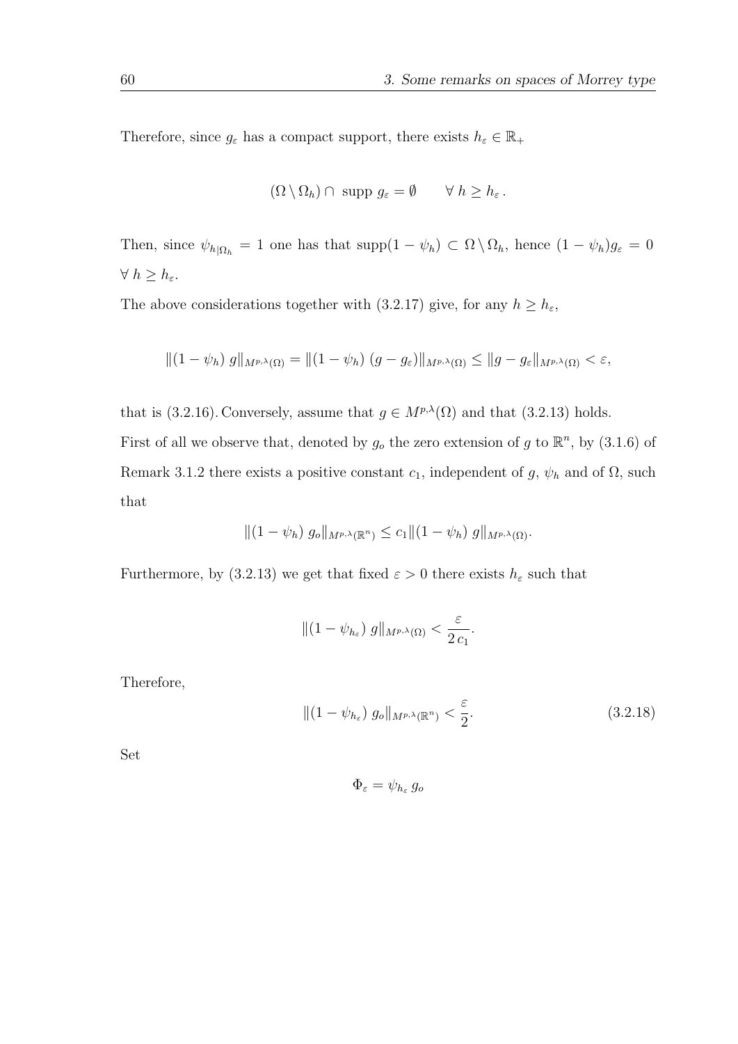Therefore, since $g_\varepsilon$ has a compact support, there exists $h_\varepsilon \in \mathbb{R}_+$

$$(\Omega \setminus \Omega_h) \cap \text{ supp } g_\varepsilon = \emptyset \qquad \forall\, h \geq h_\varepsilon\,.$$

Then, since $\psi_{h|\Omega_h} = 1$ one has that $\text{supp}(1 - \psi_h) \subset \Omega \setminus \Omega_h$, hence $(1 - \psi_h) g_\varepsilon = 0$ $\forall\, h \geq h_\varepsilon$.

The above considerations together with (3.2.17) give, for any $h \geq h_\varepsilon$,

$$\|(1 - \psi_h)\; g\|_{M^{p,\lambda}(\Omega)} = \|(1 - \psi_h)\; (g - g_\varepsilon)\|_{M^{p,\lambda}(\Omega)} \leq \|g - g_\varepsilon\|_{M^{p,\lambda}(\Omega)} < \varepsilon,$$

that is (3.2.16). Conversely, assume that $g \in M^{p,\lambda}(\Omega)$ and that (3.2.13) holds. First of all we observe that, denoted by $g_o$ the zero extension of $g$ to $\mathbb{R}^n$, by (3.1.6) of Remark 3.1.2 there exists a positive constant $c_1$, independent of $g$, $\psi_h$ and of $\Omega$, such that

$$\|(1 - \psi_h)\; g_o\|_{M^{p,\lambda}(\mathbb{R}^n)} \leq c_1 \|(1 - \psi_h)\; g\|_{M^{p,\lambda}(\Omega)}.$$

Furthermore, by (3.2.13) we get that fixed $\varepsilon > 0$ there exists $h_\varepsilon$ such that

$$\|(1 - \psi_{h_\varepsilon})\; g\|_{M^{p,\lambda}(\Omega)} < \frac{\varepsilon}{2\, c_1}.$$

Therefore,

$$\|(1 - \psi_{h_\varepsilon})\; g_o\|_{M^{p,\lambda}(\mathbb{R}^n)} < \frac{\varepsilon}{2}. \tag{3.2.18}$$

Set

$$\Phi_\varepsilon = \psi_{h_\varepsilon}\, g_o$$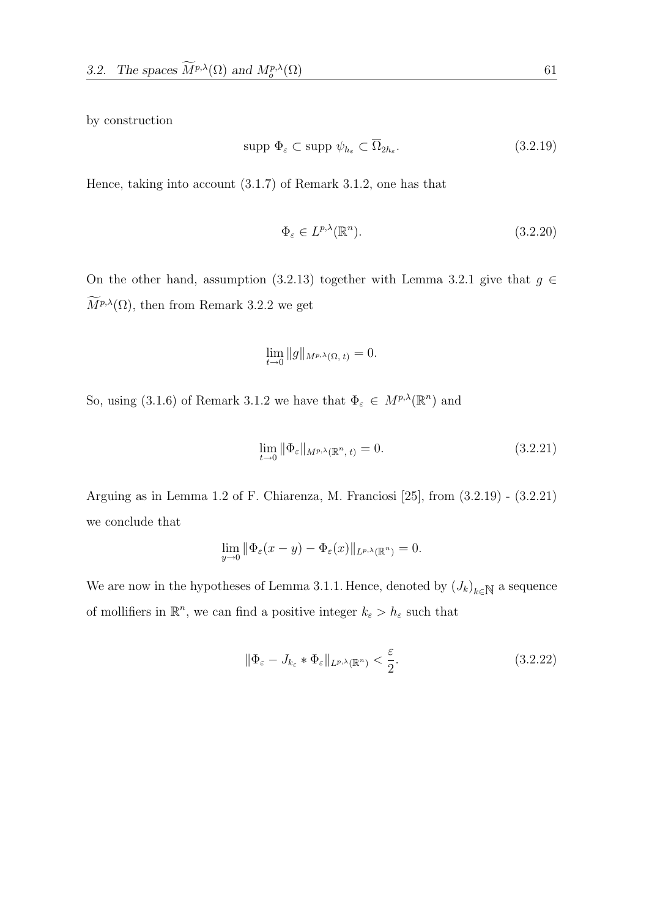by construction

$$\text{supp } \Phi_\varepsilon \subset \text{supp } \psi_{h_\varepsilon} \subset \overline{\Omega}_{2h_\varepsilon}. \tag{3.2.19}$$

Hence, taking into account (3.1.7) of Remark 3.1.2, one has that

$$\Phi_\varepsilon \in L^{p,\lambda}(\mathbb{R}^n). \tag{3.2.20}$$

On the other hand, assumption (3.2.13) together with Lemma 3.2.1 give that $g \in \widetilde{M}^{p,\lambda}(\Omega)$, then from Remark 3.2.2 we get

$$\lim_{t\to 0} \|g\|_{M^{p,\lambda}(\Omega,\, t)} = 0.$$

So, using (3.1.6) of Remark 3.1.2 we have that $\Phi_\varepsilon \in M^{p,\lambda}(\mathbb{R}^n)$ and

$$\lim_{t\to 0} \|\Phi_\varepsilon\|_{M^{p,\lambda}(\mathbb{R}^n,\, t)} = 0. \tag{3.2.21}$$

Arguing as in Lemma 1.2 of F. Chiarenza, M. Franciosi [25], from (3.2.19) - (3.2.21) we conclude that

$$\lim_{y\to 0} \|\Phi_\varepsilon(x-y) - \Phi_\varepsilon(x)\|_{L^{p,\lambda}(\mathbb{R}^n)} = 0.$$

We are now in the hypotheses of Lemma 3.1.1. Hence, denoted by $(J_k)_{k\in\mathbb{N}}$ a sequence of mollifiers in $\mathbb{R}^n$, we can find a positive integer $k_\varepsilon > h_\varepsilon$ such that

$$\|\Phi_\varepsilon - J_{k_\varepsilon} * \Phi_\varepsilon\|_{L^{p,\lambda}(\mathbb{R}^n)} < \frac{\varepsilon}{2}. \tag{3.2.22}$$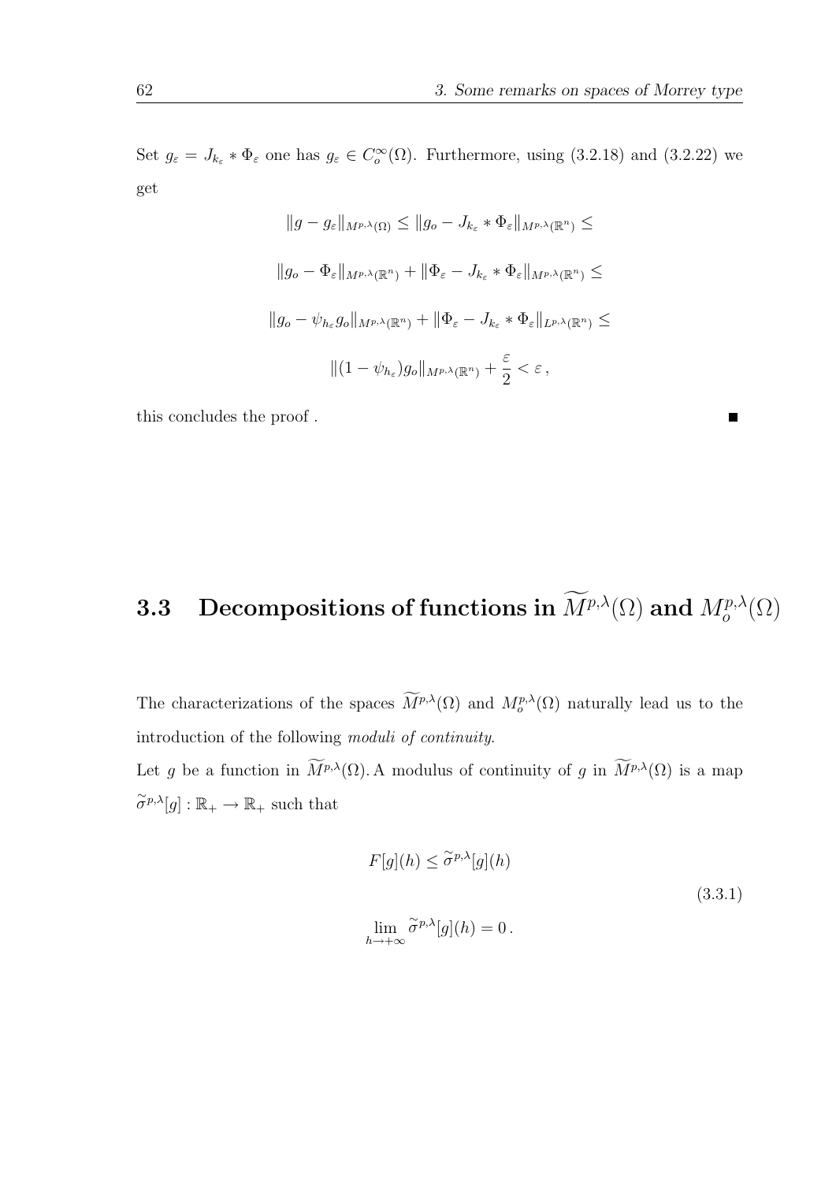Set $g_\varepsilon = J_{k_\varepsilon} * \Phi_\varepsilon$ one has $g_\varepsilon \in C_o^\infty(\Omega)$. Furthermore, using (3.2.18) and (3.2.22) we get

$$\|g - g_\varepsilon\|_{M^{p,\lambda}(\Omega)} \leq \|g_o - J_{k_\varepsilon} * \Phi_\varepsilon\|_{M^{p,\lambda}(\mathbb{R}^n)} \leq$$

$$\|g_o - \Phi_\varepsilon\|_{M^{p,\lambda}(\mathbb{R}^n)} + \|\Phi_\varepsilon - J_{k_\varepsilon} * \Phi_\varepsilon\|_{M^{p,\lambda}(\mathbb{R}^n)} \leq$$

$$\|g_o - \psi_{h_\varepsilon} g_o\|_{M^{p,\lambda}(\mathbb{R}^n)} + \|\Phi_\varepsilon - J_{k_\varepsilon} * \Phi_\varepsilon\|_{L^{p,\lambda}(\mathbb{R}^n)} \leq$$

$$\|(1 - \psi_{h_\varepsilon}) g_o\|_{M^{p,\lambda}(\mathbb{R}^n)} + \frac{\varepsilon}{2} < \varepsilon\,,$$

this concludes the proof . ∎

## 3.3 Decompositions of functions in $\widetilde{M}^{p,\lambda}(\Omega)$ and $M_o^{p,\lambda}(\Omega)$

The characterizations of the spaces $\widetilde{M}^{p,\lambda}(\Omega)$ and $M_o^{p,\lambda}(\Omega)$ naturally lead us to the introduction of the following *moduli of continuity*.

Let $g$ be a function in $\widetilde{M}^{p,\lambda}(\Omega)$. A modulus of continuity of $g$ in $\widetilde{M}^{p,\lambda}(\Omega)$ is a map $\widetilde{\sigma}^{p,\lambda}[g] : \mathbb{R}_+ \to \mathbb{R}_+$ such that

$$F[g](h) \leq \widetilde{\sigma}^{p,\lambda}[g](h)$$
$$\lim_{h \to +\infty} \widetilde{\sigma}^{p,\lambda}[g](h) = 0\,. \tag{3.3.1}$$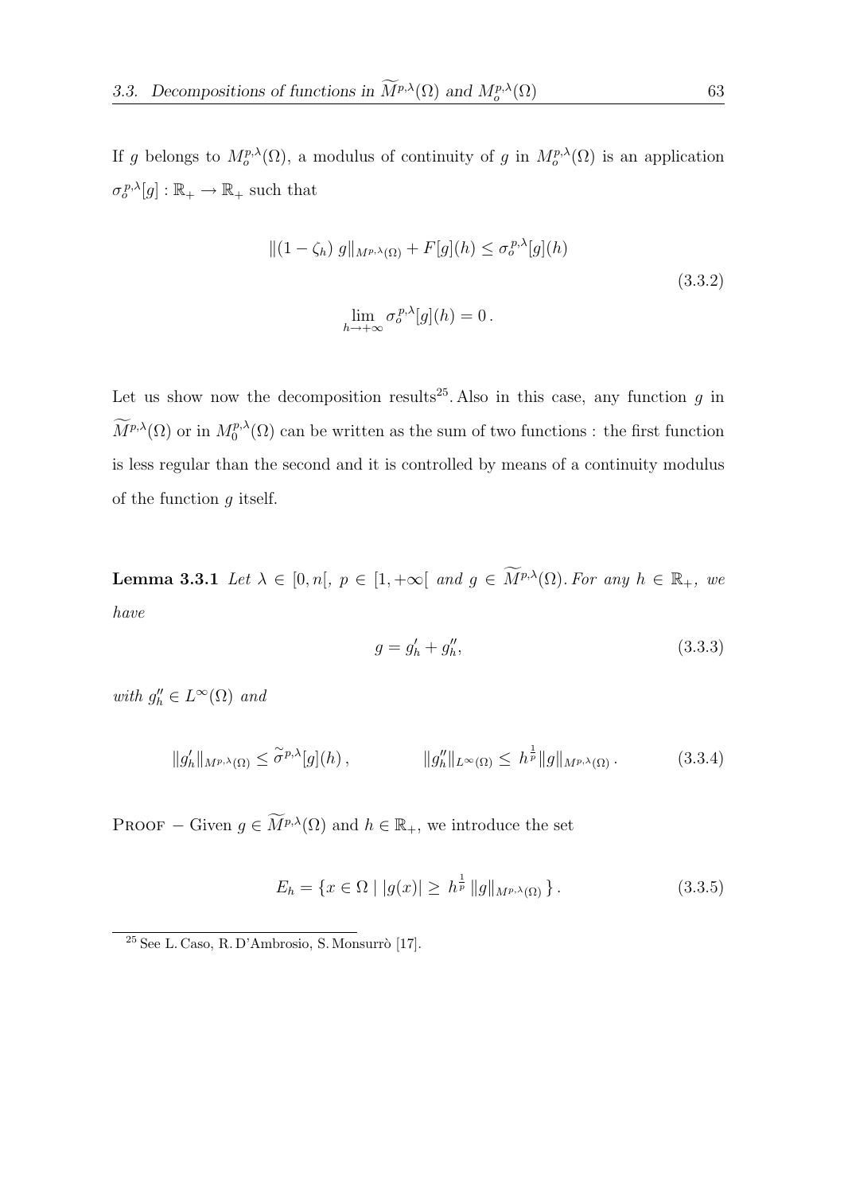If $g$ belongs to $M_o^{p,\lambda}(\Omega)$, a modulus of continuity of $g$ in $M_o^{p,\lambda}(\Omega)$ is an application $\sigma_o^{p,\lambda}[g] : \mathbb{R}_+ \to \mathbb{R}_+$ such that

$$
\begin{gathered}
\|(1-\zeta_h)\, g\|_{M^{p,\lambda}(\Omega)} + F[g](h) \leq \sigma_o^{p,\lambda}[g](h) \\
\lim_{h\to+\infty} \sigma_o^{p,\lambda}[g](h) = 0\,.
\end{gathered}
\tag{3.3.2}
$$

Let us show now the decomposition results[25]. Also in this case, any function $g$ in $\widetilde{M}^{p,\lambda}(\Omega)$ or in $M_0^{p,\lambda}(\Omega)$ can be written as the sum of two functions : the first function is less regular than the second and it is controlled by means of a continuity modulus of the function $g$ itself.

**Lemma 3.3.1** *Let $\lambda \in [0,n[$, $p \in [1,+\infty[$ and $g \in \widetilde{M}^{p,\lambda}(\Omega)$. For any $h \in \mathbb{R}_+$, we have*

$$
g = g'_h + g''_h, \tag{3.3.3}
$$

*with $g''_h \in L^\infty(\Omega)$ and*

$$
\|g'_h\|_{M^{p,\lambda}(\Omega)} \leq \widetilde{\sigma}^{p,\lambda}[g](h)\,, \qquad\qquad \|g''_h\|_{L^\infty(\Omega)} \leq\, h^{\frac{1}{p}}\|g\|_{M^{p,\lambda}(\Omega)}\,. \tag{3.3.4}
$$

Proof $-$ Given $g \in \widetilde{M}^{p,\lambda}(\Omega)$ and $h \in \mathbb{R}_+$, we introduce the set

$$
E_h = \{x \in \Omega \mid |g(x)| \geq\, h^{\frac{1}{p}}\, \|g\|_{M^{p,\lambda}(\Omega)}\,\}\,. \tag{3.3.5}
$$

[25] See L. Caso, R. D'Ambrosio, S. Monsurrò [17].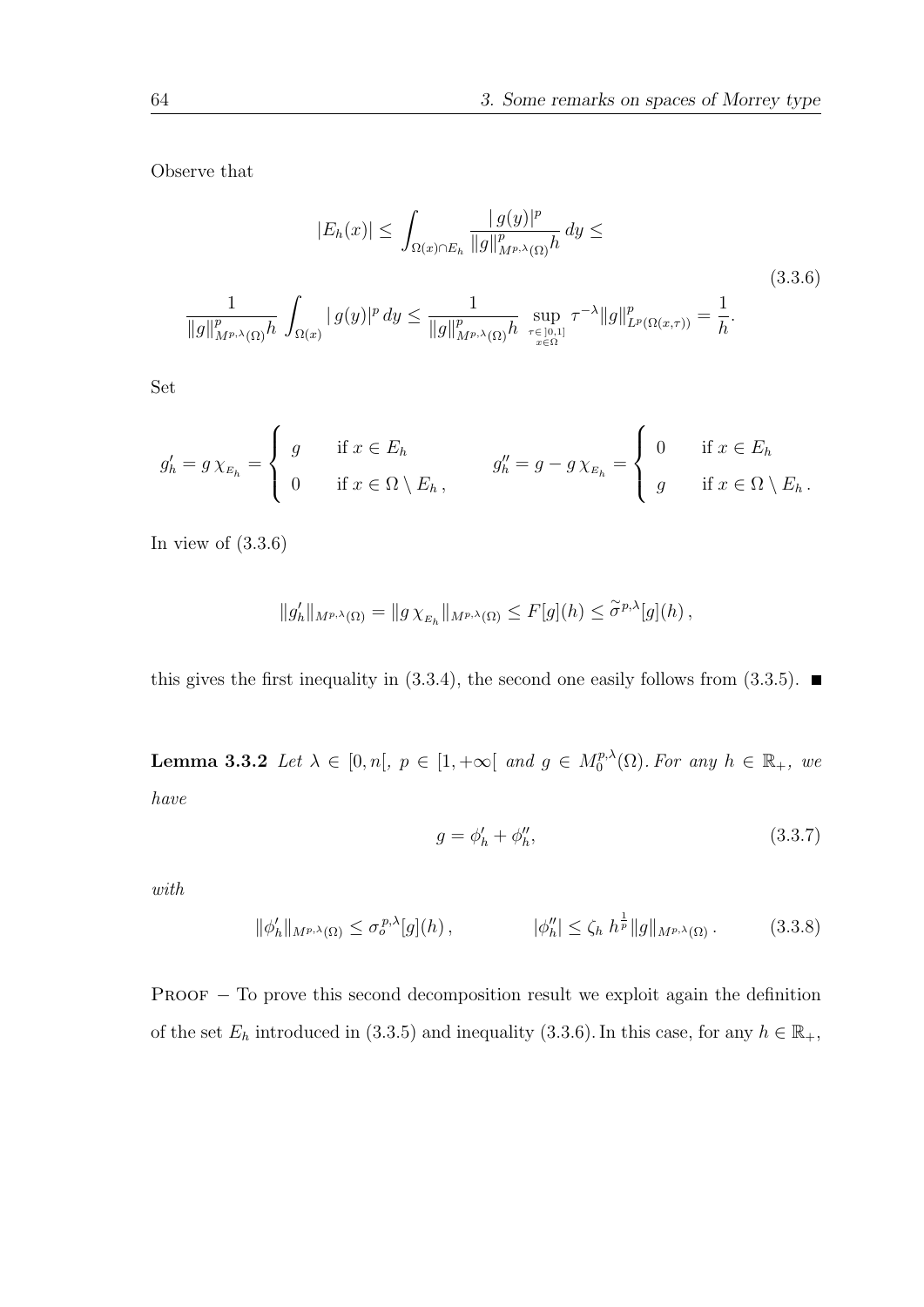Observe that

$$
\begin{gathered}
|E_h(x)| \leq \int_{\Omega(x)\cap E_h} \frac{|\,g(y)|^p}{\|g\|^p_{M^{p,\lambda}(\Omega)} h}\, dy \leq \\
\frac{1}{\|g\|^p_{M^{p,\lambda}(\Omega)} h} \int_{\Omega(x)} |\,g(y)|^p\, dy \leq \frac{1}{\|g\|^p_{M^{p,\lambda}(\Omega)} h} \sup_{\substack{\tau\in ]0,1] \\ x\in\Omega}} \tau^{-\lambda} \|g\|^p_{L^p(\Omega(x,\tau))} = \frac{1}{h}.
\end{gathered}
\tag{3.3.6}
$$

Set

$$
g'_h = g\,\chi_{E_h} = \begin{cases} g & \text{if } x \in E_h \\ 0 & \text{if } x \in \Omega \setminus E_h\,, \end{cases} \qquad g''_h = g - g\,\chi_{E_h} = \begin{cases} 0 & \text{if } x \in E_h \\ g & \text{if } x \in \Omega \setminus E_h\,. \end{cases}
$$

In view of (3.3.6)

$$
\|g'_h\|_{M^{p,\lambda}(\Omega)} = \|g\,\chi_{E_h}\|_{M^{p,\lambda}(\Omega)} \leq F[g](h) \leq \widetilde{\sigma}^{p,\lambda}[g](h)\,,
$$

this gives the first inequality in (3.3.4), the second one easily follows from (3.3.5). ■

**Lemma 3.3.2** *Let $\lambda \in [0, n[$, $p \in [1, +\infty[$ and $g \in M_0^{p,\lambda}(\Omega)$. For any $h \in \mathbb{R}_+$, we have*

$$
g = \phi'_h + \phi''_h, \tag{3.3.7}
$$

*with*

$$
\|\phi'_h\|_{M^{p,\lambda}(\Omega)} \leq \sigma_o^{p,\lambda}[g](h)\,, \qquad |\phi''_h| \leq \zeta_h\, h^{\frac{1}{p}} \|g\|_{M^{p,\lambda}(\Omega)}\,. \tag{3.3.8}
$$

Proof $-$ To prove this second decomposition result we exploit again the definition of the set $E_h$ introduced in (3.3.5) and inequality (3.3.6). In this case, for any $h \in \mathbb{R}_+$,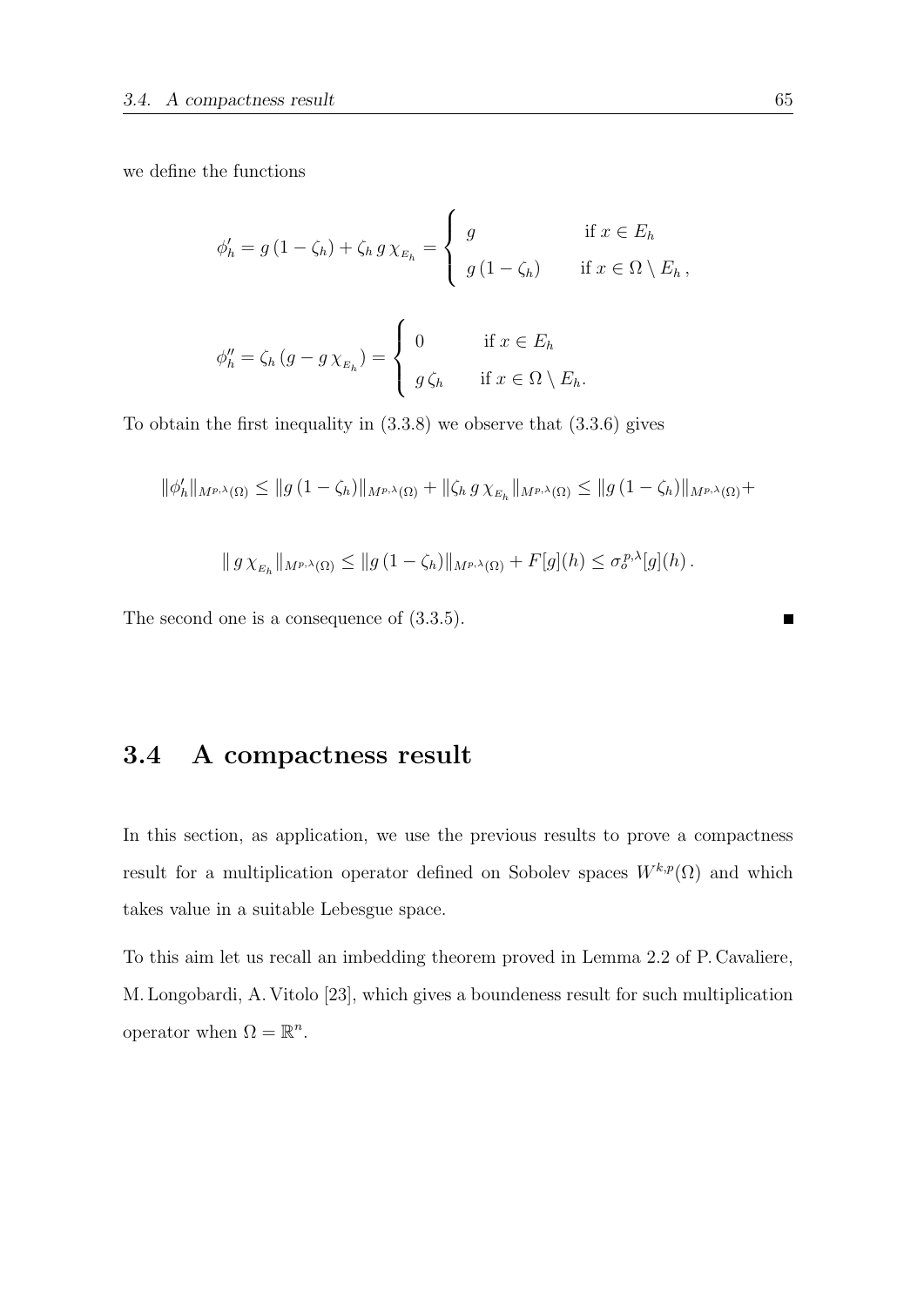we define the functions

$$\phi_h' = g\,(1-\zeta_h) + \zeta_h\, g\, \chi_{E_h} = \begin{cases} g & \text{if } x \in E_h \\ g\,(1-\zeta_h) & \text{if } x \in \Omega \setminus E_h\,, \end{cases}$$

$$\phi_h'' = \zeta_h\,(g - g\,\chi_{E_h}) = \begin{cases} 0 & \text{if } x \in E_h \\ g\,\zeta_h & \text{if } x \in \Omega \setminus E_h. \end{cases}$$

To obtain the first inequality in (3.3.8) we observe that (3.3.6) gives

$$\|\phi_h'\|_{M^{p,\lambda}(\Omega)} \le \|g\,(1-\zeta_h)\|_{M^{p,\lambda}(\Omega)} + \|\zeta_h\, g\, \chi_{E_h}\|_{M^{p,\lambda}(\Omega)} \le \|g\,(1-\zeta_h)\|_{M^{p,\lambda}(\Omega)} +$$

$$\|\, g\, \chi_{E_h}\|_{M^{p,\lambda}(\Omega)} \le \|g\,(1-\zeta_h)\|_{M^{p,\lambda}(\Omega)} + F[g](h) \le \sigma_o^{p,\lambda}[g](h)\,.$$

The second one is a consequence of (3.3.5). ∎

## 3.4 A compactness result

In this section, as application, we use the previous results to prove a compactness result for a multiplication operator defined on Sobolev spaces $W^{k,p}(\Omega)$ and which takes value in a suitable Lebesgue space.

To this aim let us recall an imbedding theorem proved in Lemma 2.2 of P. Cavaliere, M. Longobardi, A. Vitolo [23], which gives a boundeness result for such multiplication operator when $\Omega = \mathbb{R}^n$.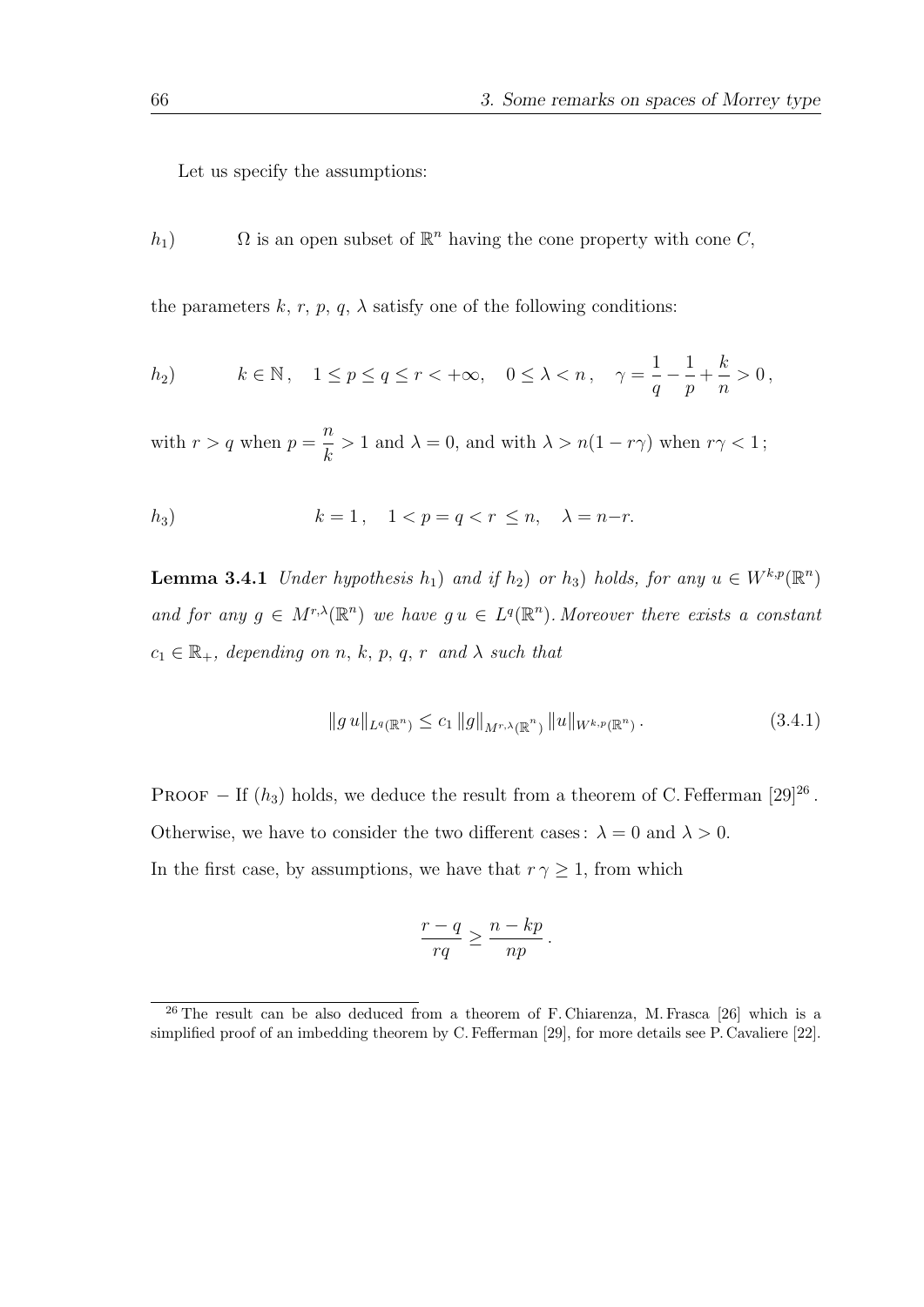Let us specify the assumptions:

$h_1)$ $\Omega$ is an open subset of $\mathbb{R}^n$ having the cone property with cone $C$,

the parameters $k$, $r$, $p$, $q$, $\lambda$ satisfy one of the following conditions:

$$h_2) \qquad k \in \mathbb{N}\,, \quad 1 \le p \le q \le r < +\infty, \quad 0 \le \lambda < n\,, \quad \gamma = \frac{1}{q} - \frac{1}{p} + \frac{k}{n} > 0\,,$$

with $r > q$ when $p = \dfrac{n}{k} > 1$ and $\lambda = 0$, and with $\lambda > n(1 - r\gamma)$ when $r\gamma < 1$;

$$h_3) \qquad k = 1\,, \quad 1 < p = q < r \le n, \quad \lambda = n - r.$$

**Lemma 3.4.1** *Under hypothesis $h_1)$ and if $h_2)$ or $h_3)$ holds, for any $u \in W^{k,p}(\mathbb{R}^n)$ and for any $g \in M^{r,\lambda}(\mathbb{R}^n)$ we have $g\,u \in L^q(\mathbb{R}^n)$. Moreover there exists a constant $c_1 \in \mathbb{R}_+$, depending on $n$, $k$, $p$, $q$, $r$ and $\lambda$ such that*

$$\|g\,u\|_{L^q(\mathbb{R}^n)} \le c_1 \, \|g\|_{M^{r,\lambda}(\mathbb{R}^n)} \, \|u\|_{W^{k,p}(\mathbb{R}^n)}\,. \tag{3.4.1}$$

Proof $-$ If $(h_3)$ holds, we deduce the result from a theorem of C. Fefferman [29][26]. Otherwise, we have to consider the two different cases: $\lambda = 0$ and $\lambda > 0$. In the first case, by assumptions, we have that $r\,\gamma \ge 1$, from which

$$\frac{r-q}{rq} \ge \frac{n-kp}{np}\,.$$

[26] The result can be also deduced from a theorem of F. Chiarenza, M. Frasca [26] which is a simplified proof of an imbedding theorem by C. Fefferman [29], for more details see P. Cavaliere [22].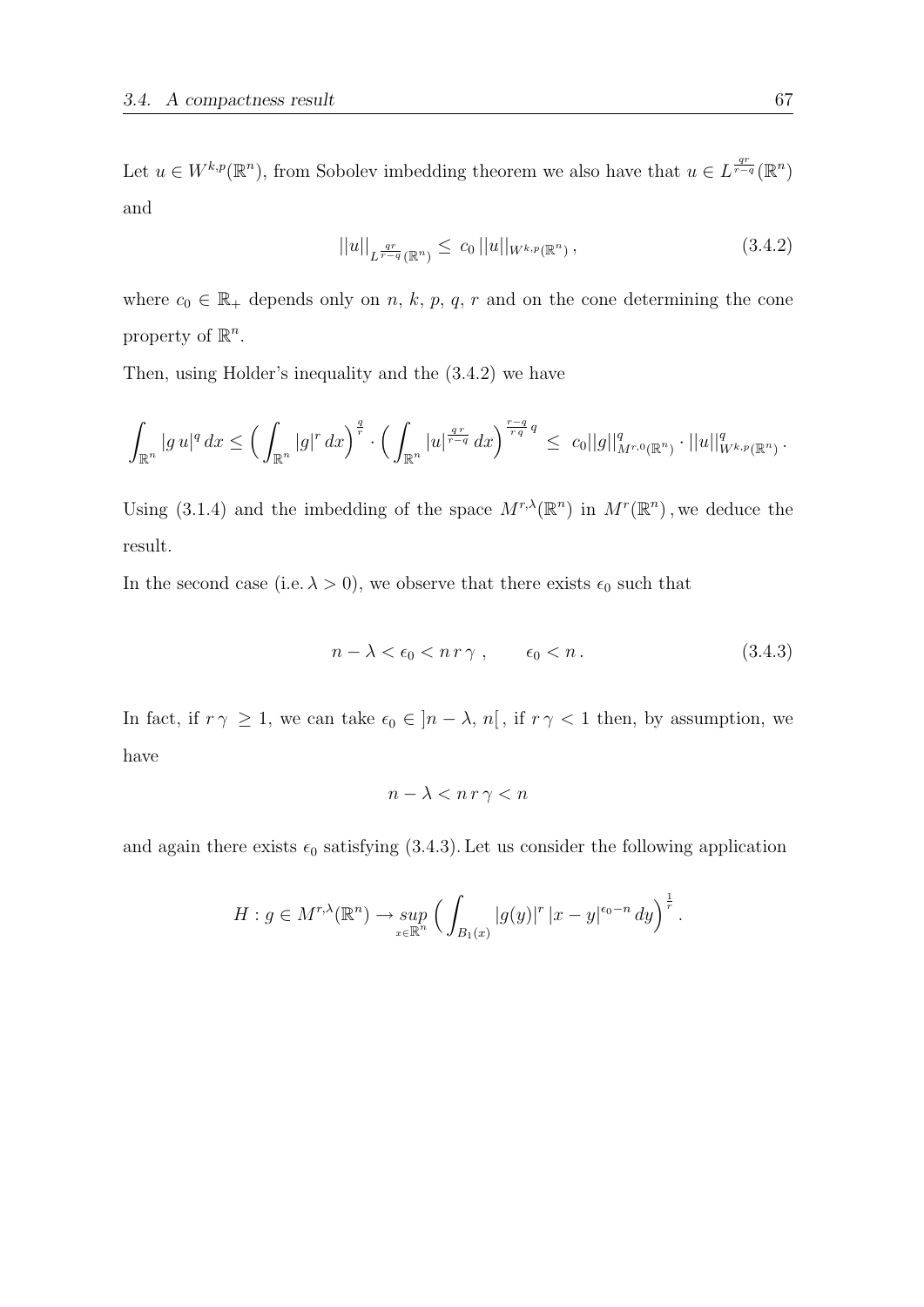Let $u \in W^{k,p}(\mathbb{R}^n)$, from Sobolev imbedding theorem we also have that $u \in L^{\frac{qr}{r-q}}(\mathbb{R}^n)$ and

$$||u||_{L^{\frac{qr}{r-q}}(\mathbb{R}^n)} \leq c_0 \, ||u||_{W^{k,p}(\mathbb{R}^n)} \, , \tag{3.4.2}$$

where $c_0 \in \mathbb{R}_+$ depends only on $n$, $k$, $p$, $q$, $r$ and on the cone determining the cone property of $\mathbb{R}^n$.

Then, using Holder's inequality and the (3.4.2) we have

$$\int_{\mathbb{R}^n} |g\, u|^q \, dx \leq \Big( \int_{\mathbb{R}^n} |g|^r \, dx \Big)^{\frac{q}{r}} \cdot \Big( \int_{\mathbb{R}^n} |u|^{\frac{q\,r}{r-q}} \, dx \Big)^{\frac{r-q}{r\,q}\, q} \leq \; c_0 ||g||^q_{M^{r,0}(\mathbb{R}^n)} \cdot ||u||^q_{W^{k,p}(\mathbb{R}^n)} \, .$$

Using (3.1.4) and the imbedding of the space $M^{r,\lambda}(\mathbb{R}^n)$ in $M^r(\mathbb{R}^n)$, we deduce the result.

In the second case (i.e. $\lambda > 0$), we observe that there exists $\epsilon_0$ such that

$$n - \lambda < \epsilon_0 < n\, r\, \gamma \; , \qquad \epsilon_0 < n \, . \tag{3.4.3}$$

In fact, if $r\,\gamma \, \geq 1$, we can take $\epsilon_0 \in \, ]n - \lambda, \, n[$ , if $r\,\gamma < 1$ then, by assumption, we have

$$n - \lambda < n\, r\, \gamma < n$$

and again there exists $\epsilon_0$ satisfying (3.4.3). Let us consider the following application

$$H : g \in M^{r,\lambda}(\mathbb{R}^n) \to \sup_{x \in \mathbb{R}^n} \Big( \int_{B_1(x)} |g(y)|^r \, |x - y|^{\epsilon_0 - n} \, dy \Big)^{\frac{1}{r}} \, .$$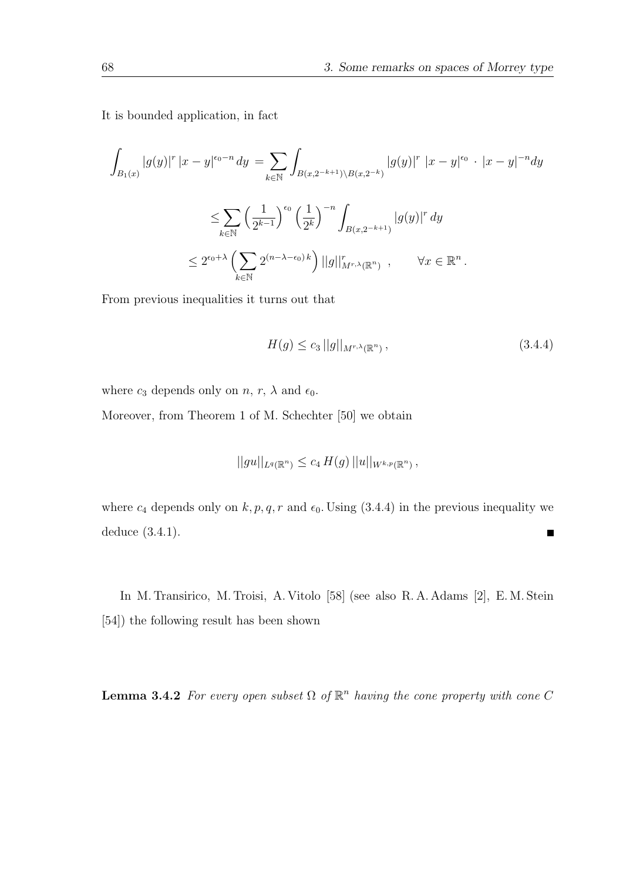It is bounded application, in fact

$$
\begin{aligned}
\int_{B_1(x)} |g(y)|^r \, |x-y|^{\epsilon_0 - n} \, dy \; &= \sum_{k\in\mathbb{N}} \int_{B(x,2^{-k+1})\setminus B(x,2^{-k})} |g(y)|^r \; |x-y|^{\epsilon_0} \, \cdot \, |x-y|^{-n} dy \\
&\leq \sum_{k\in\mathbb{N}} \Big(\frac{1}{2^{k-1}}\Big)^{\epsilon_0} \Big(\frac{1}{2^{k}}\Big)^{-n} \int_{B(x,2^{-k+1})} |g(y)|^r \, dy \\
&\leq 2^{\epsilon_0+\lambda} \Big(\sum_{k\in\mathbb{N}} 2^{(n-\lambda-\epsilon_0)\,k}\Big) \, ||g||^r_{M^{r,\lambda}(\mathbb{R}^n)} \;, \qquad \forall x \in \mathbb{R}^n \, .
\end{aligned}
$$

From previous inequalities it turns out that

$$
H(g) \leq c_3 \, ||g||_{M^{r,\lambda}(\mathbb{R}^n)} \, , \tag{3.4.4}
$$

where $c_3$ depends only on $n$, $r$, $\lambda$ and $\epsilon_0$.

Moreover, from Theorem 1 of M. Schechter [50] we obtain

$$
||gu||_{L^q(\mathbb{R}^n)} \leq c_4 \, H(g) \, ||u||_{W^{k,p}(\mathbb{R}^n)} \, ,
$$

where $c_4$ depends only on $k, p, q, r$ and $\epsilon_0$. Using (3.4.4) in the previous inequality we deduce (3.4.1). ∎

In M. Transirico, M. Troisi, A. Vitolo [58] (see also R. A. Adams [2], E. M. Stein [54]) the following result has been shown

**Lemma 3.4.2** *For every open subset $\Omega$ of $\mathbb{R}^n$ having the cone property with cone $C$*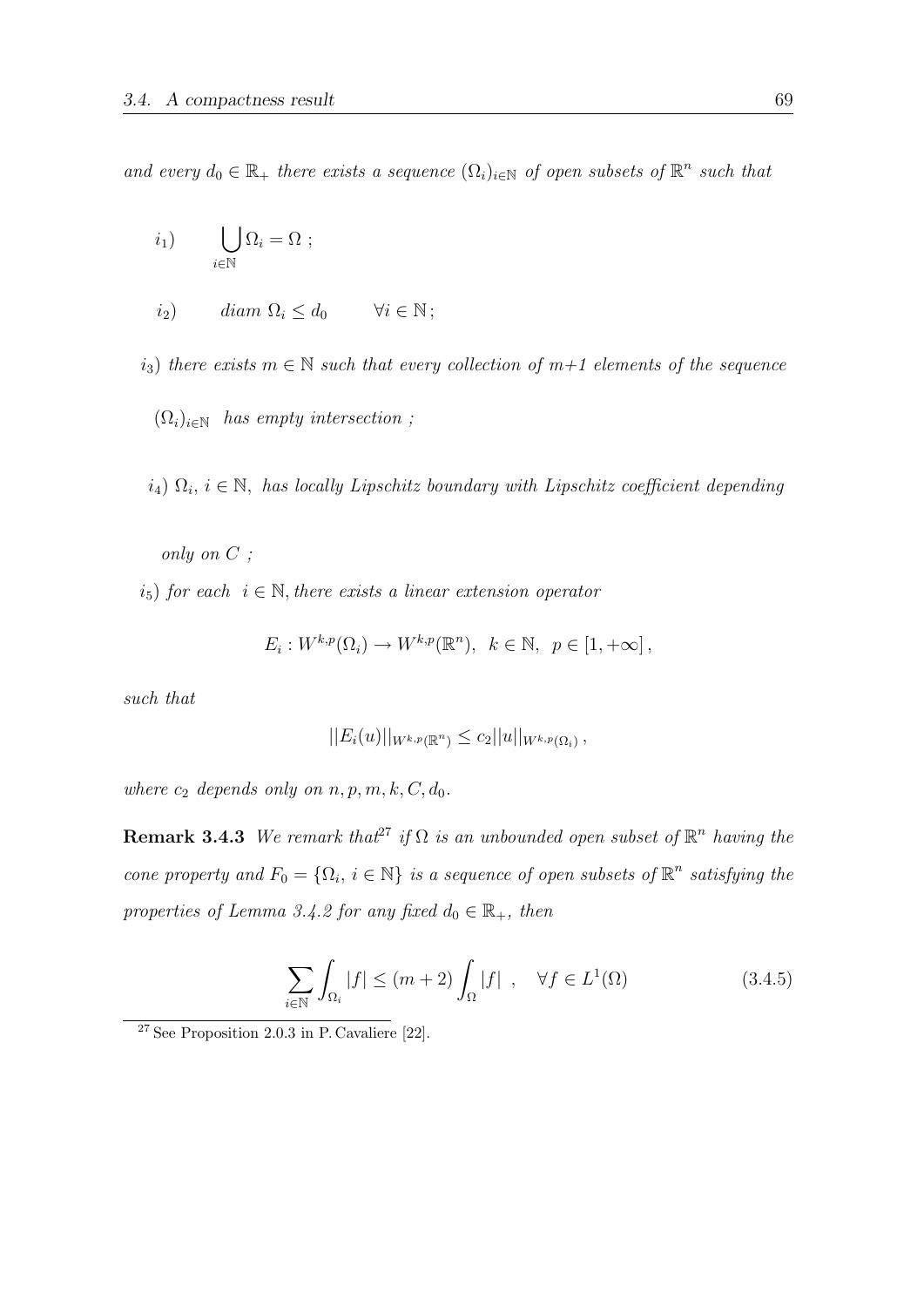*and every $d_0 \in \mathbb{R}_+$ there exists a sequence $(\Omega_i)_{i\in\mathbb{N}}$ of open subsets of $\mathbb{R}^n$ such that*

$i_1)$ $\quad \displaystyle\bigcup_{i\in\mathbb{N}} \Omega_i = \Omega$ ;

$i_2)$ $\quad diam\ \Omega_i \le d_0 \qquad \forall i \in \mathbb{N}$;

$i_3)$ *there exists $m \in \mathbb{N}$ such that every collection of $m+1$ elements of the sequence $(\Omega_i)_{i\in\mathbb{N}}$ has empty intersection ;*

$i_4)$ *$\Omega_i$, $i \in \mathbb{N}$, has locally Lipschitz boundary with Lipschitz coefficient depending only on $C$ ;*

$i_5)$ *for each $i \in \mathbb{N}$, there exists a linear extension operator*

$$E_i : W^{k,p}(\Omega_i) \to W^{k,p}(\mathbb{R}^n), \;\; k \in \mathbb{N}, \;\; p \in [1, +\infty]\,,$$

*such that*

$$||E_i(u)||_{W^{k,p}(\mathbb{R}^n)} \le c_2 ||u||_{W^{k,p}(\Omega_i)}\,,$$

*where $c_2$ depends only on $n, p, m, k, C, d_0$.*

**Remark 3.4.3** *We remark that*[27] *if $\Omega$ is an unbounded open subset of $\mathbb{R}^n$ having the cone property and $F_0 = \{\Omega_i,\ i \in \mathbb{N}\}$ is a sequence of open subsets of $\mathbb{R}^n$ satisfying the properties of Lemma 3.4.2 for any fixed $d_0 \in \mathbb{R}_+$, then*

$$\sum_{i\in\mathbb{N}} \int_{\Omega_i} |f| \le (m+2) \int_\Omega |f| \;\;, \quad \forall f \in L^1(\Omega) \tag{3.4.5}$$

[27] See Proposition 2.0.3 in P. Cavaliere [22].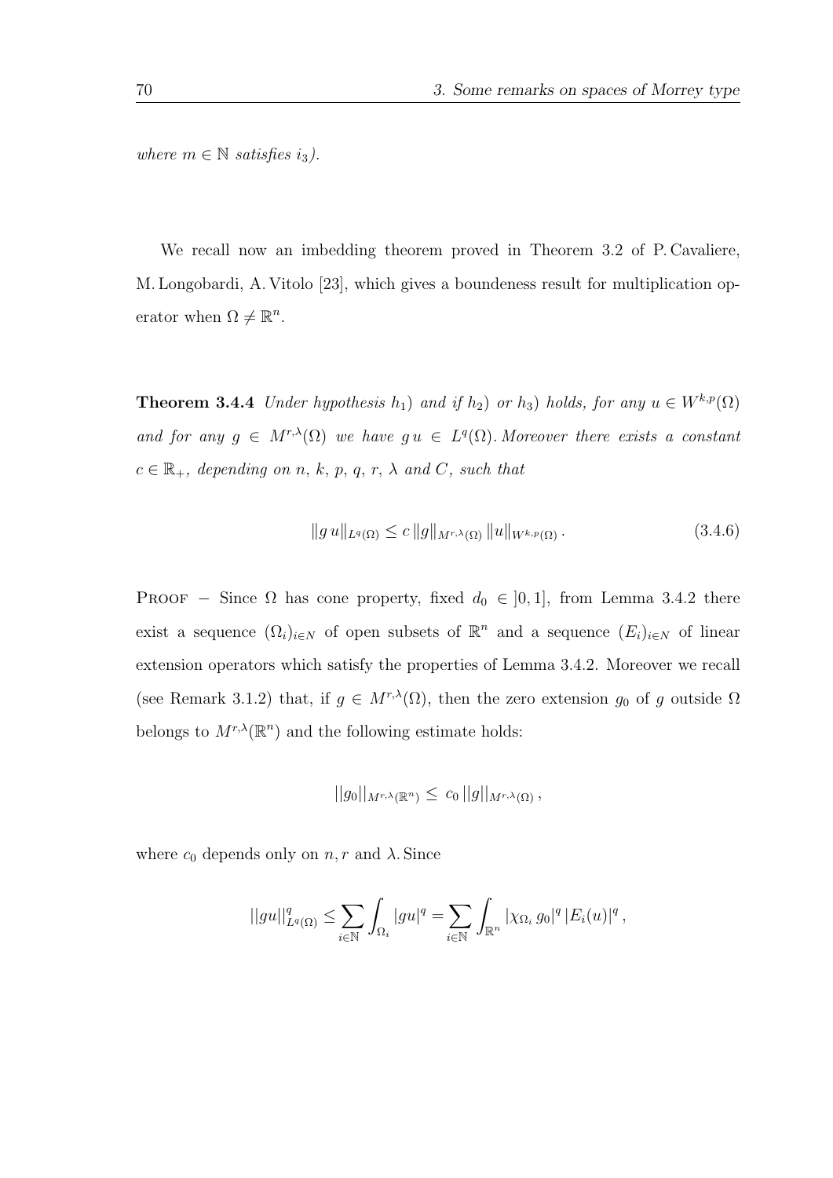*where $m \in \mathbb{N}$ satisfies $i_3$).*

We recall now an imbedding theorem proved in Theorem 3.2 of P. Cavaliere, M. Longobardi, A. Vitolo [23], which gives a boundeness result for multiplication operator when $\Omega \neq \mathbb{R}^n$.

**Theorem 3.4.4** *Under hypothesis $h_1$) and if $h_2$) or $h_3$) holds, for any $u \in W^{k,p}(\Omega)$ and for any $g \in M^{r,\lambda}(\Omega)$ we have $g\,u \in L^q(\Omega)$. Moreover there exists a constant $c \in \mathbb{R}_+$, depending on $n$, $k$, $p$, $q$, $r$, $\lambda$ and $C$, such that*

$$\|g\,u\|_{L^q(\Omega)} \leq c\,\|g\|_{M^{r,\lambda}(\Omega)}\,\|u\|_{W^{k,p}(\Omega)}\,. \tag{3.4.6}$$

Proof $-$ Since $\Omega$ has cone property, fixed $d_0 \in ]0,1]$, from Lemma 3.4.2 there exist a sequence $(\Omega_i)_{i \in N}$ of open subsets of $\mathbb{R}^n$ and a sequence $(E_i)_{i \in N}$ of linear extension operators which satisfy the properties of Lemma 3.4.2. Moreover we recall (see Remark 3.1.2) that, if $g \in M^{r,\lambda}(\Omega)$, then the zero extension $g_0$ of $g$ outside $\Omega$ belongs to $M^{r,\lambda}(\mathbb{R}^n)$ and the following estimate holds:

$$||g_0||_{M^{r,\lambda}(\mathbb{R}^n)} \leq\, c_0\,||g||_{M^{r,\lambda}(\Omega)}\,,$$

where $c_0$ depends only on $n, r$ and $\lambda$. Since

$$||gu||^q_{L^q(\Omega)} \leq \sum_{i\in\mathbb{N}} \int_{\Omega_i} |gu|^q = \sum_{i\in\mathbb{N}} \int_{\mathbb{R}^n} |\chi_{\Omega_i}\, g_0|^q\, |E_i(u)|^q\,,$$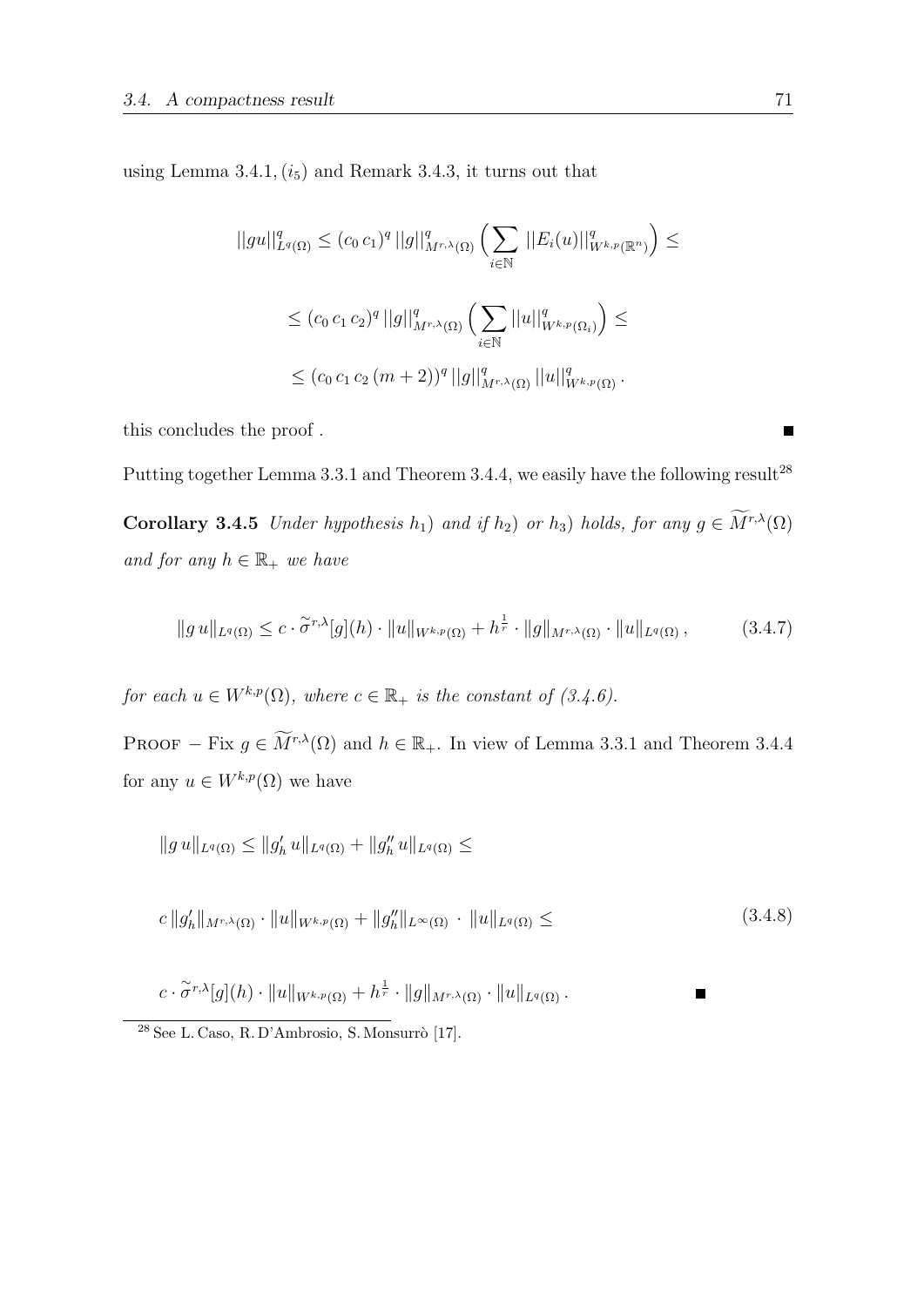using Lemma 3.4.1, $(i_5)$ and Remark 3.4.3, it turns out that

$$||gu||^q_{L^q(\Omega)} \leq (c_0\, c_1)^q\, ||g||^q_{M^{r,\lambda}(\Omega)} \Big( \sum_{i \in \mathbb{N}} ||E_i(u)||^q_{W^{k,p}(\mathbb{R}^n)} \Big) \leq$$

$$\leq (c_0\, c_1\, c_2)^q\, ||g||^q_{M^{r,\lambda}(\Omega)} \Big( \sum_{i \in \mathbb{N}} ||u||^q_{W^{k,p}(\Omega_i)} \Big) \leq$$

$$\leq (c_0\, c_1\, c_2\, (m+2))^q\, ||g||^q_{M^{r,\lambda}(\Omega)}\, ||u||^q_{W^{k,p}(\Omega)} \,.$$

this concludes the proof . ■

Putting together Lemma 3.3.1 and Theorem 3.4.4, we easily have the following result[28]

**Corollary 3.4.5** *Under hypothesis $h_1)$ and if $h_2)$ or $h_3)$ holds, for any $g \in \widetilde{M}^{r,\lambda}(\Omega)$ and for any $h \in \mathbb{R}_+$ we have*

$$\|g\, u\|_{L^q(\Omega)} \leq c \cdot \widetilde{\sigma}^{r,\lambda}[g](h) \cdot \|u\|_{W^{k,p}(\Omega)} + h^{\frac{1}{r}} \cdot \|g\|_{M^{r,\lambda}(\Omega)} \cdot \|u\|_{L^q(\Omega)} \,, \tag{3.4.7}$$

*for each $u \in W^{k,p}(\Omega)$, where $c \in \mathbb{R}_+$ is the constant of (3.4.6).*

Proof − Fix $g \in \widetilde{M}^{r,\lambda}(\Omega)$ and $h \in \mathbb{R}_+$. In view of Lemma 3.3.1 and Theorem 3.4.4 for any $u \in W^{k,p}(\Omega)$ we have

$$\begin{aligned}
&\|g\, u\|_{L^q(\Omega)} \leq \|g'_h\, u\|_{L^q(\Omega)} + \|g''_h\, u\|_{L^q(\Omega)} \leq \\
&c\, \|g'_h\|_{M^{r,\lambda}(\Omega)} \cdot \|u\|_{W^{k,p}(\Omega)} + \|g''_h\|_{L^\infty(\Omega)} \cdot \|u\|_{L^q(\Omega)} \leq \qquad (3.4.8) \\
&c \cdot \widetilde{\sigma}^{r,\lambda}[g](h) \cdot \|u\|_{W^{k,p}(\Omega)} + h^{\frac{1}{r}} \cdot \|g\|_{M^{r,\lambda}(\Omega)} \cdot \|u\|_{L^q(\Omega)} \,.
\end{aligned}$$

■

[28] See L. Caso, R. D'Ambrosio, S. Monsurrò [17].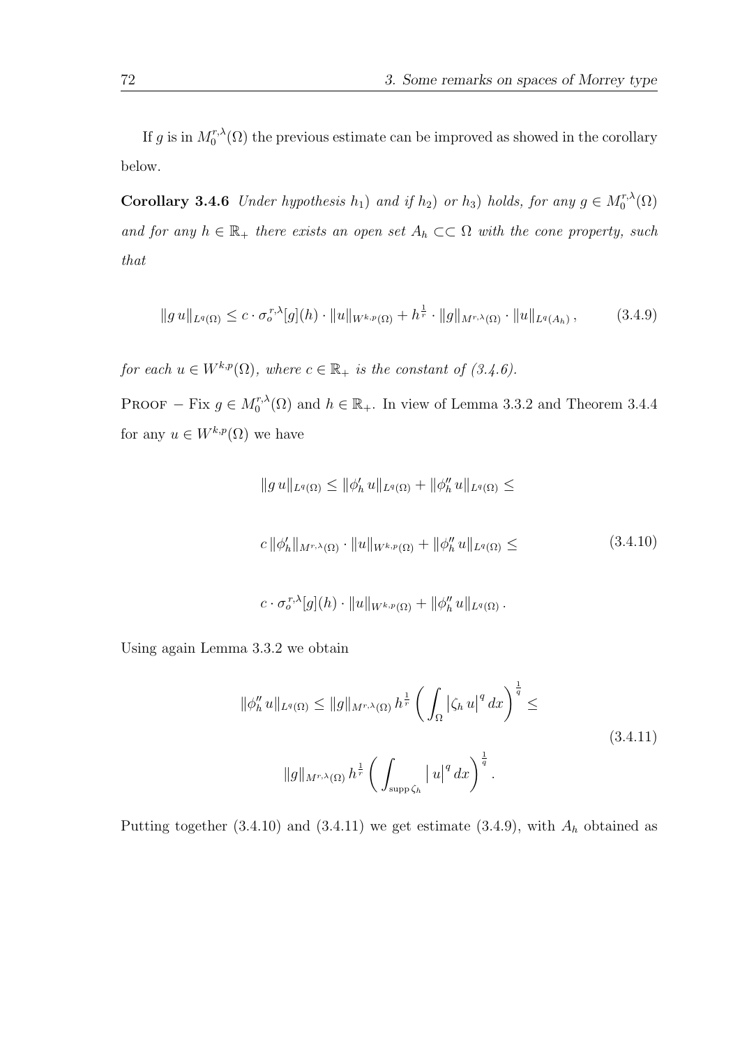If $g$ is in $M_0^{r,\lambda}(\Omega)$ the previous estimate can be improved as showed in the corollary below.

**Corollary 3.4.6** *Under hypothesis $h_1$) and if $h_2$) or $h_3$) holds, for any $g \in M_0^{r,\lambda}(\Omega)$ and for any $h \in \mathbb{R}_+$ there exists an open set $A_h \subset\subset \Omega$ with the cone property, such that*

$$\|g\, u\|_{L^q(\Omega)} \leq c \cdot \sigma_o^{r,\lambda}[g](h) \cdot \|u\|_{W^{k,p}(\Omega)} + h^{\frac{1}{r}} \cdot \|g\|_{M^{r,\lambda}(\Omega)} \cdot \|u\|_{L^q(A_h)}\,, \tag{3.4.9}$$

*for each $u \in W^{k,p}(\Omega)$, where $c \in \mathbb{R}_+$ is the constant of (3.4.6).*

Proof $-$ Fix $g \in M_0^{r,\lambda}(\Omega)$ and $h \in \mathbb{R}_+$. In view of Lemma 3.3.2 and Theorem 3.4.4 for any $u \in W^{k,p}(\Omega)$ we have

$$\begin{gathered}\|g\, u\|_{L^q(\Omega)} \leq \|\phi_h'\, u\|_{L^q(\Omega)} + \|\phi_h''\, u\|_{L^q(\Omega)} \leq \\ c\, \|\phi_h'\|_{M^{r,\lambda}(\Omega)} \cdot \|u\|_{W^{k,p}(\Omega)} + \|\phi_h''\, u\|_{L^q(\Omega)} \leq \\ c \cdot \sigma_o^{r,\lambda}[g](h) \cdot \|u\|_{W^{k,p}(\Omega)} + \|\phi_h''\, u\|_{L^q(\Omega)}\,.\end{gathered} \tag{3.4.10}$$

Using again Lemma 3.3.2 we obtain

$$\begin{gathered}\|\phi_h''\, u\|_{L^q(\Omega)} \leq \|g\|_{M^{r,\lambda}(\Omega)}\, h^{\frac{1}{r}} \left( \int_\Omega |\zeta_h\, u|^q\, dx \right)^{\frac{1}{q}} \leq \\ \|g\|_{M^{r,\lambda}(\Omega)}\, h^{\frac{1}{r}} \left( \int_{\operatorname{supp} \zeta_h} |\, u|^q\, dx \right)^{\frac{1}{q}}.\end{gathered} \tag{3.4.11}$$

Putting together (3.4.10) and (3.4.11) we get estimate (3.4.9), with $A_h$ obtained as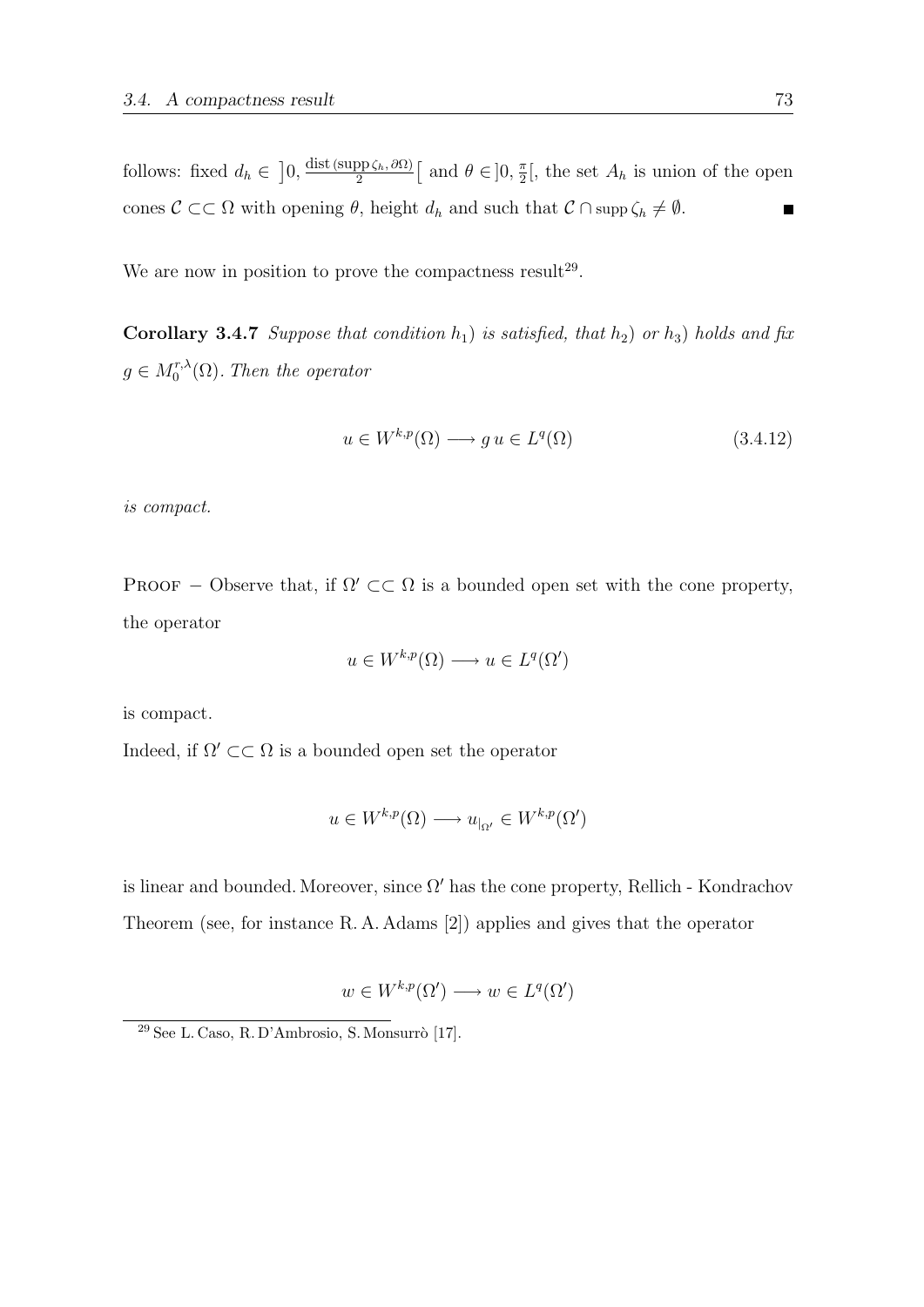follows: fixed $d_h \in \left]0, \frac{\text{dist}(\text{supp}\,\zeta_h, \partial\Omega)}{2}\right[$ and $\theta \in ]0, \frac{\pi}{2}[$, the set $A_h$ is union of the open cones $\mathcal{C} \subset\subset \Omega$ with opening $\theta$, height $d_h$ and such that $\mathcal{C} \cap \text{supp}\,\zeta_h \neq \emptyset$. ∎

We are now in position to prove the compactness result[29].

**Corollary 3.4.7** *Suppose that condition $h_1$) is satisfied, that $h_2$) or $h_3$) holds and fix $g \in M_0^{r,\lambda}(\Omega)$. Then the operator*

$$u \in W^{k,p}(\Omega) \longrightarrow g\, u \in L^q(\Omega) \tag{3.4.12}$$

*is compact.*

Proof − Observe that, if $\Omega' \subset\subset \Omega$ is a bounded open set with the cone property, the operator

$$u \in W^{k,p}(\Omega) \longrightarrow u \in L^q(\Omega')$$

is compact.

Indeed, if $\Omega' \subset\subset \Omega$ is a bounded open set the operator

$$u \in W^{k,p}(\Omega) \longrightarrow u_{|_{\Omega'}} \in W^{k,p}(\Omega')$$

is linear and bounded. Moreover, since $\Omega'$ has the cone property, Rellich - Kondrachov Theorem (see, for instance R. A. Adams [2]) applies and gives that the operator

$$w \in W^{k,p}(\Omega') \longrightarrow w \in L^q(\Omega')$$

[29] See L. Caso, R. D'Ambrosio, S. Monsurrò [17].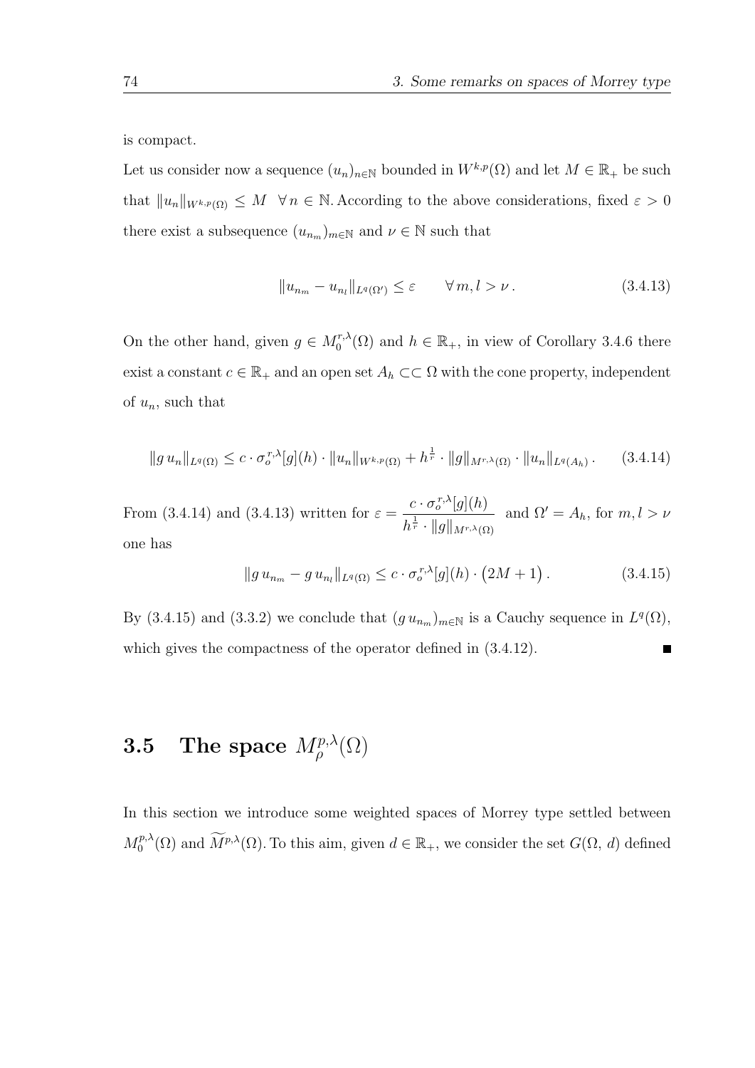is compact.

Let us consider now a sequence $(u_n)_{n\in\mathbb{N}}$ bounded in $W^{k,p}(\Omega)$ and let $M \in \mathbb{R}_+$ be such that $\|u_n\|_{W^{k,p}(\Omega)} \leq M \quad \forall\, n \in \mathbb{N}$. According to the above considerations, fixed $\varepsilon > 0$ there exist a subsequence $(u_{n_m})_{m\in\mathbb{N}}$ and $\nu \in \mathbb{N}$ such that

$$\|u_{n_m} - u_{n_l}\|_{L^q(\Omega')} \leq \varepsilon \qquad \forall\, m, l > \nu\,. \tag{3.4.13}$$

On the other hand, given $g \in M_0^{r,\lambda}(\Omega)$ and $h \in \mathbb{R}_+$, in view of Corollary 3.4.6 there exist a constant $c \in \mathbb{R}_+$ and an open set $A_h \subset\subset \Omega$ with the cone property, independent of $u_n$, such that

$$\|g\, u_n\|_{L^q(\Omega)} \leq c \cdot \sigma_o^{r,\lambda}[g](h) \cdot \|u_n\|_{W^{k,p}(\Omega)} + h^{\frac{1}{r}} \cdot \|g\|_{M^{r,\lambda}(\Omega)} \cdot \|u_n\|_{L^q(A_h)}\,. \tag{3.4.14}$$

From (3.4.14) and (3.4.13) written for $\varepsilon = \dfrac{c \cdot \sigma_o^{r,\lambda}[g](h)}{h^{\frac{1}{r}} \cdot \|g\|_{M^{r,\lambda}(\Omega)}}$ and $\Omega' = A_h$, for $m, l > \nu$ one has

$$\|g\, u_{n_m} - g\, u_{n_l}\|_{L^q(\Omega)} \leq c \cdot \sigma_o^{r,\lambda}[g](h) \cdot \big(2M + 1\big)\,. \tag{3.4.15}$$

By (3.4.15) and (3.3.2) we conclude that $(g\, u_{n_m})_{m\in\mathbb{N}}$ is a Cauchy sequence in $L^q(\Omega)$, which gives the compactness of the operator defined in (3.4.12). ∎

## 3.5 The space $M_\rho^{p,\lambda}(\Omega)$

In this section we introduce some weighted spaces of Morrey type settled between $M_0^{p,\lambda}(\Omega)$ and $\widetilde{M}^{p,\lambda}(\Omega)$. To this aim, given $d \in \mathbb{R}_+$, we consider the set $G(\Omega,\, d)$ defined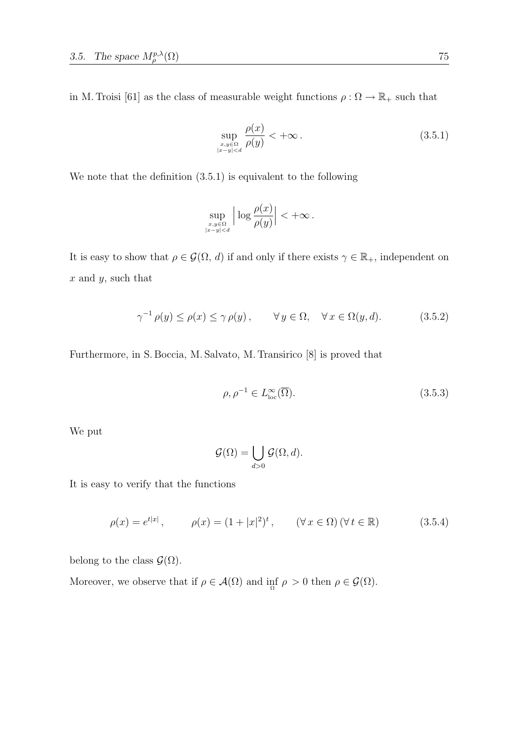in M. Troisi [61] as the class of measurable weight functions $\rho : \Omega \to \mathbb{R}_+$ such that

$$\sup_{\substack{x,y\in\Omega \\ |x-y|<d}} \frac{\rho(x)}{\rho(y)} < +\infty \,. \tag{3.5.1}$$

We note that the definition (3.5.1) is equivalent to the following

$$\sup_{\substack{x,y\in\Omega \\ |x-y|<d}} \Big| \log \frac{\rho(x)}{\rho(y)} \Big| < +\infty \,.$$

It is easy to show that $\rho \in \mathcal{G}(\Omega, d)$ if and only if there exists $\gamma \in \mathbb{R}_+$, independent on $x$ and $y$, such that

$$\gamma^{-1} \rho(y) \le \rho(x) \le \gamma \, \rho(y) \,, \qquad \forall \, y \in \Omega, \quad \forall \, x \in \Omega(y, d). \tag{3.5.2}$$

Furthermore, in S. Boccia, M. Salvato, M. Transirico [8] is proved that

$$\rho, \rho^{-1} \in L^\infty_{\mathrm{loc}}(\overline{\Omega}). \tag{3.5.3}$$

We put

$$\mathcal{G}(\Omega) = \bigcup_{d>0} \mathcal{G}(\Omega, d).$$

It is easy to verify that the functions

$$\rho(x) = e^{t|x|} \,, \qquad \rho(x) = (1 + |x|^2)^t \,, \qquad (\forall \, x \in \Omega) \, (\forall \, t \in \mathbb{R}) \tag{3.5.4}$$

belong to the class $\mathcal{G}(\Omega)$.

Moreover, we observe that if $\rho \in \mathcal{A}(\Omega)$ and $\inf_{\Omega} \rho > 0$ then $\rho \in \mathcal{G}(\Omega)$.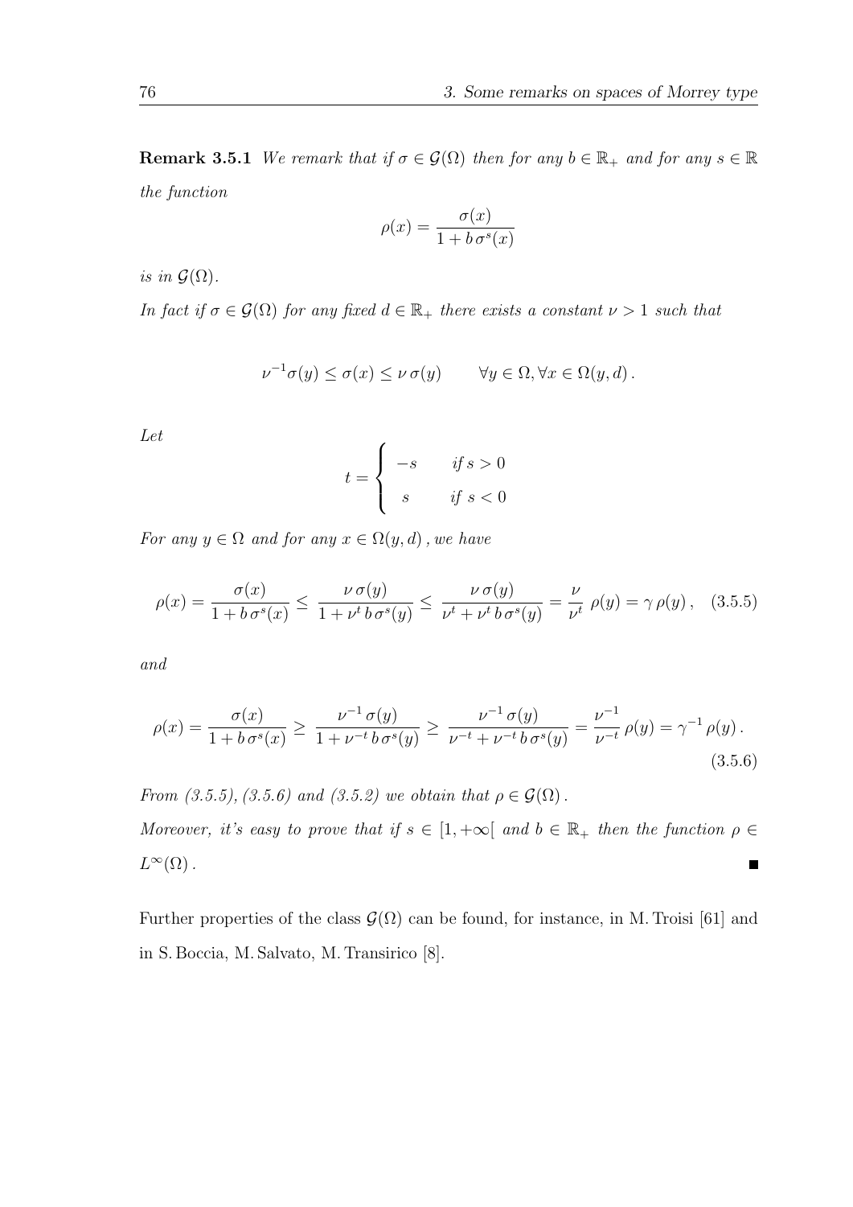**Remark 3.5.1** *We remark that if $\sigma \in \mathcal{G}(\Omega)$ then for any $b \in \mathbb{R}_+$ and for any $s \in \mathbb{R}$ the function*

$$\rho(x) = \frac{\sigma(x)}{1 + b\,\sigma^s(x)}$$

*is in $\mathcal{G}(\Omega)$.*

*In fact if $\sigma \in \mathcal{G}(\Omega)$ for any fixed $d \in \mathbb{R}_+$ there exists a constant $\nu > 1$ such that*

$$\nu^{-1}\sigma(y) \le \sigma(x) \le \nu\,\sigma(y) \qquad \forall y \in \Omega, \forall x \in \Omega(y,d)\,.$$

*Let*

$$t = \begin{cases} -s & \text{if } s > 0 \\ s & \text{if } s < 0 \end{cases}$$

*For any $y \in \Omega$ and for any $x \in \Omega(y,d)$, we have*

$$\rho(x) = \frac{\sigma(x)}{1 + b\,\sigma^s(x)} \le \frac{\nu\,\sigma(y)}{1 + \nu^t\,b\,\sigma^s(y)} \le \frac{\nu\,\sigma(y)}{\nu^t + \nu^t\,b\,\sigma^s(y)} = \frac{\nu}{\nu^t}\;\rho(y) = \gamma\,\rho(y)\,, \quad (3.5.5)$$

*and*

$$\rho(x) = \frac{\sigma(x)}{1 + b\,\sigma^s(x)} \ge \frac{\nu^{-1}\,\sigma(y)}{1 + \nu^{-t}\,b\,\sigma^s(y)} \ge \frac{\nu^{-1}\,\sigma(y)}{\nu^{-t} + \nu^{-t}\,b\,\sigma^s(y)} = \frac{\nu^{-1}}{\nu^{-t}}\,\rho(y) = \gamma^{-1}\,\rho(y)\,. \quad (3.5.6)$$

*From (3.5.5), (3.5.6) and (3.5.2) we obtain that $\rho \in \mathcal{G}(\Omega)$.*

*Moreover, it's easy to prove that if $s \in [1, +\infty[$ and $b \in \mathbb{R}_+$ then the function $\rho \in L^\infty(\Omega)$.* ■

Further properties of the class $\mathcal{G}(\Omega)$ can be found, for instance, in M. Troisi [61] and in S. Boccia, M. Salvato, M. Transirico [8].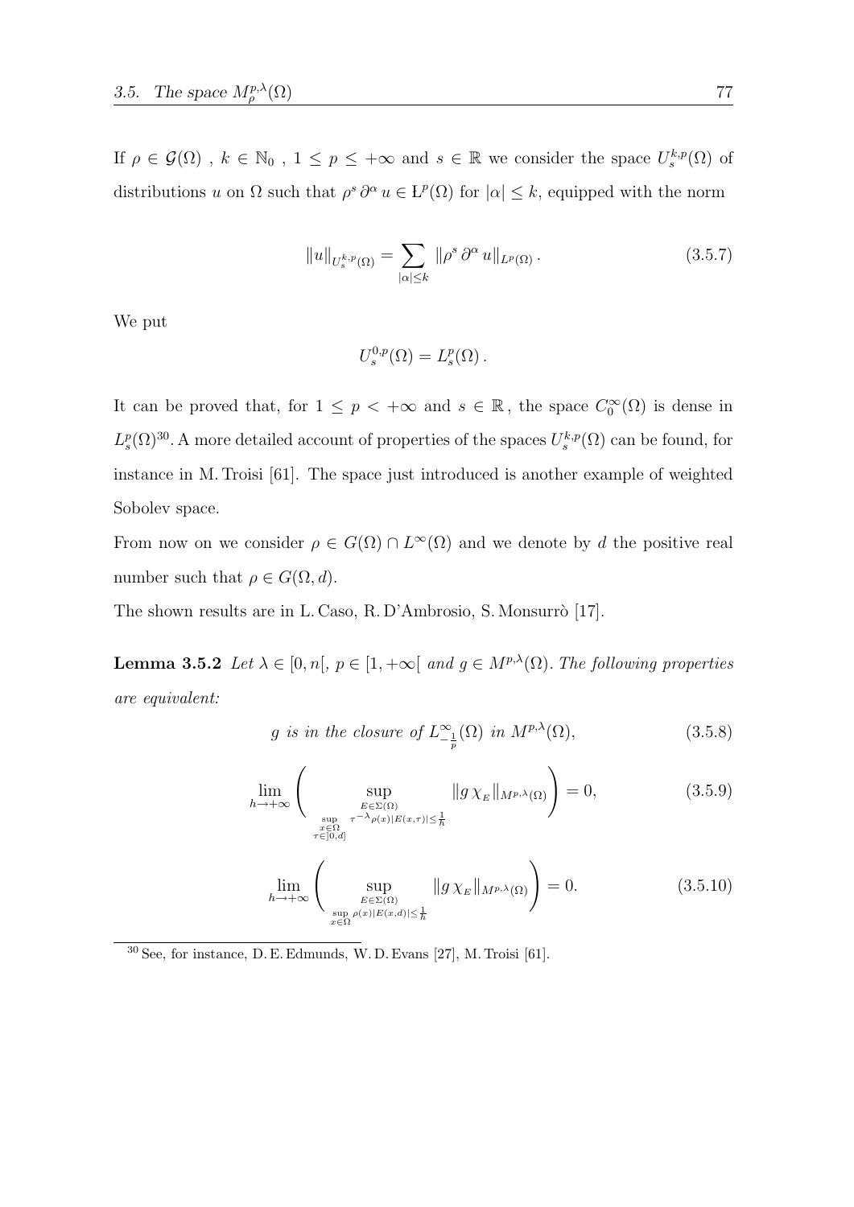If $\rho \in \mathcal{G}(\Omega)$ , $k \in \mathbb{N}_0$ , $1 \leq p \leq +\infty$ and $s \in \mathbb{R}$ we consider the space $U_s^{k,p}(\Omega)$ of distributions $u$ on $\Omega$ such that $\rho^s \, \partial^\alpha \, u \in \mathrm{L}^p(\Omega)$ for $|\alpha| \leq k$, equipped with the norm

$$\|u\|_{U_s^{k,p}(\Omega)} = \sum_{|\alpha| \leq k} \|\rho^s \, \partial^\alpha \, u\|_{L^p(\Omega)} \,. \tag{3.5.7}$$

We put

$$U_s^{0,p}(\Omega) = L_s^p(\Omega) \,.$$

It can be proved that, for $1 \leq p < +\infty$ and $s \in \mathbb{R}$ , the space $C_0^\infty(\Omega)$ is dense in $L_s^p(\Omega)$[30]. A more detailed account of properties of the spaces $U_s^{k,p}(\Omega)$ can be found, for instance in M. Troisi [61]. The space just introduced is another example of weighted Sobolev space.

From now on we consider $\rho \in G(\Omega) \cap L^\infty(\Omega)$ and we denote by $d$ the positive real number such that $\rho \in G(\Omega, d)$.

The shown results are in L. Caso, R. D'Ambrosio, S. Monsurrò [17].

**Lemma 3.5.2** *Let $\lambda \in [0, n[$, $p \in [1, +\infty[$ and $g \in M^{p,\lambda}(\Omega)$. The following properties are equivalent:*

$$g \textit{ is in the closure of } L^\infty_{-\frac{1}{p}}(\Omega) \textit{ in } M^{p,\lambda}(\Omega), \tag{3.5.8}$$

$$\lim_{h \to +\infty} \left( \sup_{\substack{E \in \Sigma(\Omega) \\ \sup\limits_{\substack{x \in \Omega \\ \tau \in ]0,d]}} \tau^{-\lambda} \rho(x) |E(x,\tau)| \leq \frac{1}{h}}} \|g \, \chi_{_E}\|_{M^{p,\lambda}(\Omega)} \right) = 0, \tag{3.5.9}$$

$$\lim_{h \to +\infty} \left( \sup_{\substack{E \in \Sigma(\Omega) \\ \sup\limits_{x \in \Omega} \rho(x) |E(x,d)| \leq \frac{1}{h}}} \|g \, \chi_{_E}\|_{M^{p,\lambda}(\Omega)} \right) = 0. \tag{3.5.10}$$

[30] See, for instance, D. E. Edmunds, W. D. Evans [27], M. Troisi [61].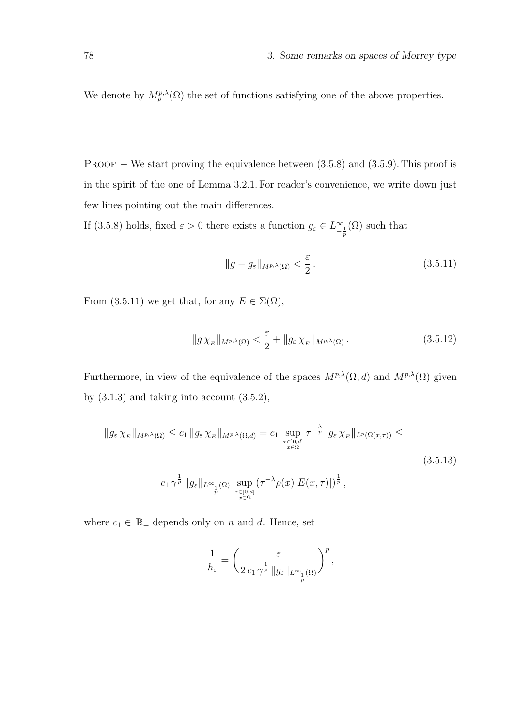We denote by $M^{p,\lambda}_{\rho}(\Omega)$ the set of functions satisfying one of the above properties.

Proof − We start proving the equivalence between (3.5.8) and (3.5.9). This proof is in the spirit of the one of Lemma 3.2.1. For reader's convenience, we write down just few lines pointing out the main differences.

If (3.5.8) holds, fixed $\varepsilon > 0$ there exists a function $g_\varepsilon \in L^\infty_{-\frac{1}{p}}(\Omega)$ such that

$$\|g - g_\varepsilon\|_{M^{p,\lambda}(\Omega)} < \frac{\varepsilon}{2}\,. \tag{3.5.11}$$

From (3.5.11) we get that, for any $E \in \Sigma(\Omega)$,

$$\|g\,\chi_E\|_{M^{p,\lambda}(\Omega)} < \frac{\varepsilon}{2} + \|g_\varepsilon\,\chi_E\|_{M^{p,\lambda}(\Omega)}\,. \tag{3.5.12}$$

Furthermore, in view of the equivalence of the spaces $M^{p,\lambda}(\Omega, d)$ and $M^{p,\lambda}(\Omega)$ given by (3.1.3) and taking into account (3.5.2),

$$\begin{aligned}\|g_\varepsilon\,\chi_E\|_{M^{p,\lambda}(\Omega)} &\leq c_1\,\|g_\varepsilon\,\chi_E\|_{M^{p,\lambda}(\Omega,d)} = c_1 \sup_{\substack{\tau\in]0,d]\\ x\in\Omega}} \tau^{-\frac{\lambda}{p}}\|g_\varepsilon\,\chi_E\|_{L^p(\Omega(x,\tau))} \leq \\ & c_1\,\gamma^{\frac{1}{p}}\,\|g_\varepsilon\|_{L^\infty_{-\frac{1}{p}}(\Omega)} \sup_{\substack{\tau\in]0,d]\\ x\in\Omega}} \left(\tau^{-\lambda}\rho(x)|E(x,\tau)|\right)^{\frac{1}{p}}\,,\end{aligned} \tag{3.5.13}$$

where $c_1 \in \mathbb{R}_+$ depends only on $n$ and $d$. Hence, set

$$\frac{1}{h_\varepsilon} = \left(\frac{\varepsilon}{2\,c_1\,\gamma^{\frac{1}{p}}\,\|g_\varepsilon\|_{L^\infty_{-\frac{1}{p}}(\Omega)}}\right)^p,$$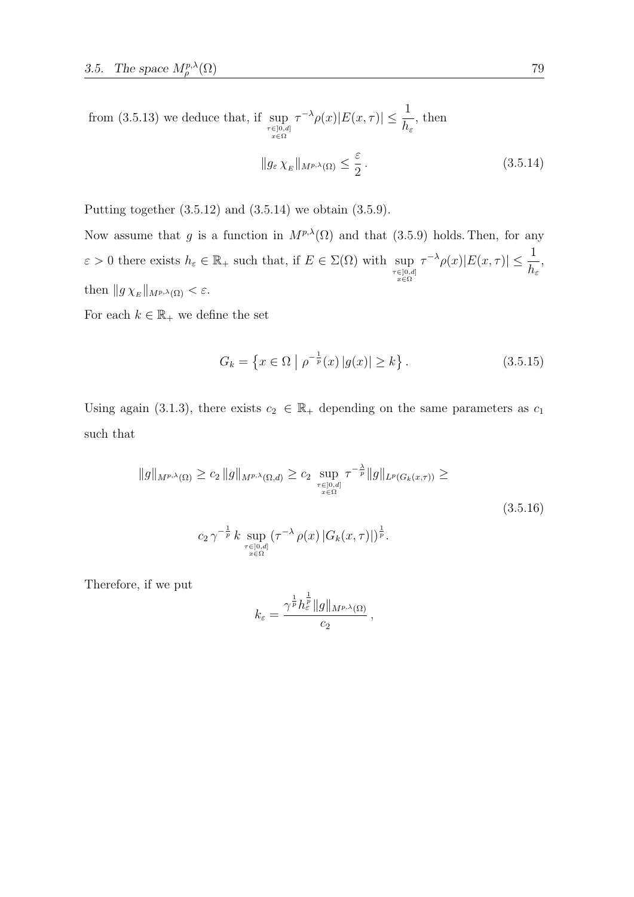from (3.5.13) we deduce that, if $\sup\limits_{\substack{\tau\in]0,d] \\ x\in\Omega}} \tau^{-\lambda}\rho(x)|E(x,\tau)| \leq \dfrac{1}{h_\varepsilon}$, then

$$\|g_\varepsilon\, \chi_{_E}\|_{M^{p,\lambda}(\Omega)} \leq \frac{\varepsilon}{2}\,. \tag{3.5.14}$$

Putting together (3.5.12) and (3.5.14) we obtain (3.5.9).

Now assume that $g$ is a function in $M^{p,\lambda}(\Omega)$ and that (3.5.9) holds. Then, for any $\varepsilon > 0$ there exists $h_\varepsilon \in \mathbb{R}_+$ such that, if $E \in \Sigma(\Omega)$ with $\sup\limits_{\substack{\tau\in]0,d] \\ x\in\Omega}} \tau^{-\lambda}\rho(x)|E(x,\tau)| \leq \dfrac{1}{h_\varepsilon}$, then $\|g\, \chi_{_E}\|_{M^{p,\lambda}(\Omega)} < \varepsilon$.

For each $k \in \mathbb{R}_+$ we define the set

$$G_k = \left\{x \in \Omega \;\middle|\; \rho^{-\frac{1}{p}}(x)\,|g(x)| \geq k\right\}. \tag{3.5.15}$$

Using again (3.1.3), there exists $c_2 \in \mathbb{R}_+$ depending on the same parameters as $c_1$ such that

$$\begin{aligned} \|g\|_{M^{p,\lambda}(\Omega)} &\geq c_2\,\|g\|_{M^{p,\lambda}(\Omega,d)} \geq c_2 \sup_{\substack{\tau\in]0,d] \\ x\in\Omega}} \tau^{-\frac{\lambda}{p}}\|g\|_{L^p(G_k(x,\tau))} \geq \\ & c_2\,\gamma^{-\frac{1}{p}}\,k \sup_{\substack{\tau\in]0,d] \\ x\in\Omega}} (\tau^{-\lambda}\,\rho(x)\,|G_k(x,\tau)|)^{\frac{1}{p}}. \end{aligned} \tag{3.5.16}$$

Therefore, if we put

$$k_\varepsilon = \frac{\gamma^{\frac{1}{p}} h_\varepsilon^{\frac{1}{p}} \|g\|_{M^{p,\lambda}(\Omega)}}{c_2}\,,$$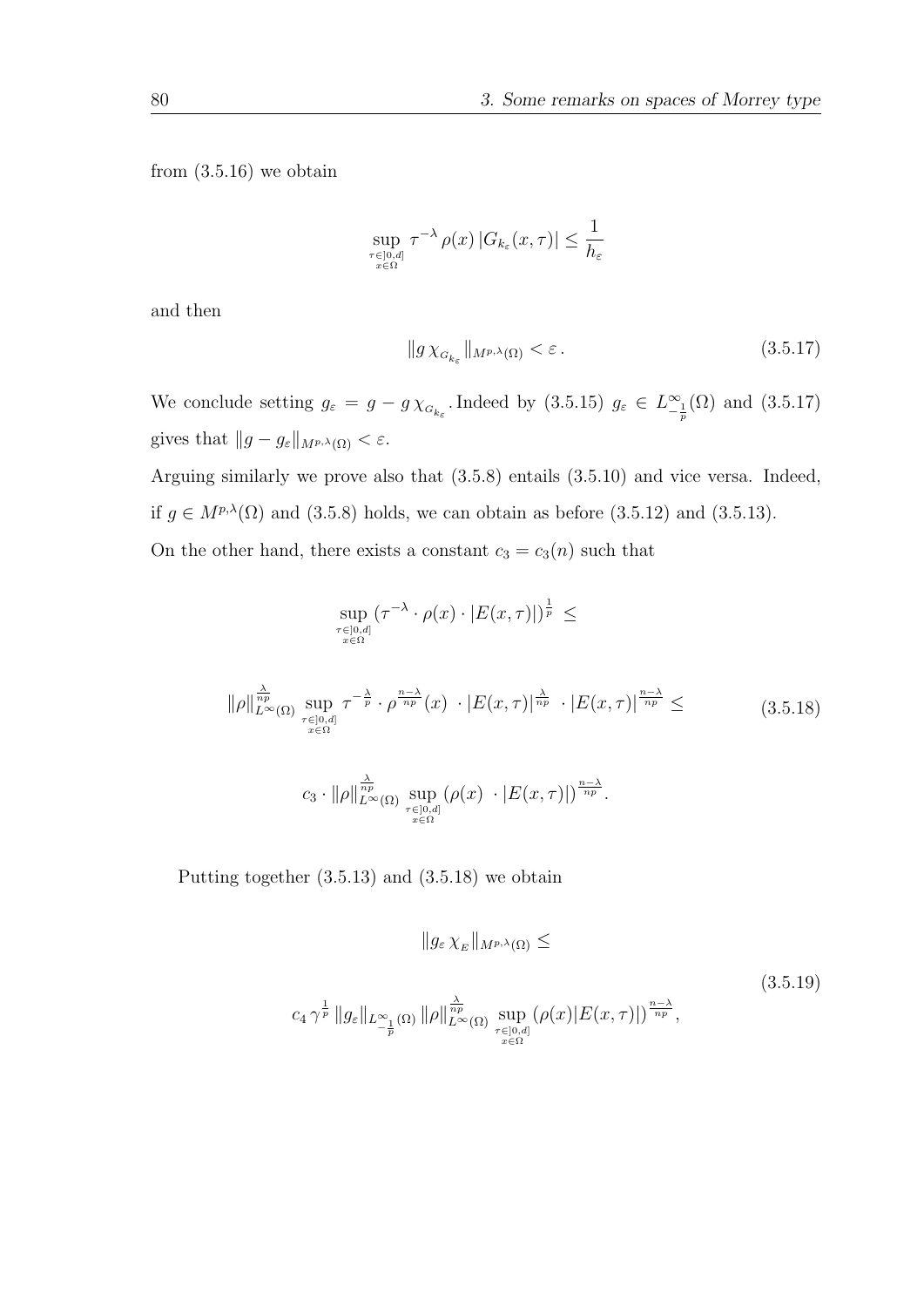from (3.5.16) we obtain

$$\sup_{\substack{\tau \in ]0,d] \\ x \in \Omega}} \tau^{-\lambda} \rho(x) \, |G_{k_\varepsilon}(x,\tau)| \leq \frac{1}{h_\varepsilon}$$

and then

$$\| g \, \chi_{G_{k_\varepsilon}} \|_{M^{p,\lambda}(\Omega)} < \varepsilon \, . \tag{3.5.17}$$

We conclude setting $g_\varepsilon = g - g \, \chi_{G_{k_\varepsilon}}$. Indeed by (3.5.15) $g_\varepsilon \in L^\infty_{-\frac{1}{p}}(\Omega)$ and (3.5.17) gives that $\|g - g_\varepsilon\|_{M^{p,\lambda}(\Omega)} < \varepsilon$.

Arguing similarly we prove also that (3.5.8) entails (3.5.10) and vice versa. Indeed, if $g \in M^{p,\lambda}(\Omega)$ and (3.5.8) holds, we can obtain as before (3.5.12) and (3.5.13).

On the other hand, there exists a constant $c_3 = c_3(n)$ such that

$$\sup_{\substack{\tau \in ]0,d] \\ x \in \Omega}} (\tau^{-\lambda} \cdot \rho(x) \cdot |E(x,\tau)|)^{\frac{1}{p}} \leq$$

$$\|\rho\|^{\frac{\lambda}{np}}_{L^\infty(\Omega)} \sup_{\substack{\tau \in ]0,d] \\ x \in \Omega}} \tau^{-\frac{\lambda}{p}} \cdot \rho^{\frac{n-\lambda}{np}}(x) \; \cdot |E(x,\tau)|^{\frac{\lambda}{np}} \; \cdot |E(x,\tau)|^{\frac{n-\lambda}{np}} \leq \tag{3.5.18}$$

$$c_3 \cdot \|\rho\|^{\frac{\lambda}{np}}_{L^\infty(\Omega)} \sup_{\substack{\tau \in ]0,d] \\ x \in \Omega}} (\rho(x) \; \cdot |E(x,\tau)|)^{\frac{n-\lambda}{np}} .$$

Putting together (3.5.13) and (3.5.18) we obtain

$$\|g_\varepsilon \, \chi_E\|_{M^{p,\lambda}(\Omega)} \leq$$

$$c_4 \, \gamma^{\frac{1}{p}} \, \|g_\varepsilon\|_{L^\infty_{-\frac{1}{p}}(\Omega)} \, \|\rho\|^{\frac{\lambda}{np}}_{L^\infty(\Omega)} \sup_{\substack{\tau \in ]0,d] \\ x \in \Omega}} (\rho(x) |E(x,\tau)|)^{\frac{n-\lambda}{np}} , \tag{3.5.19}$$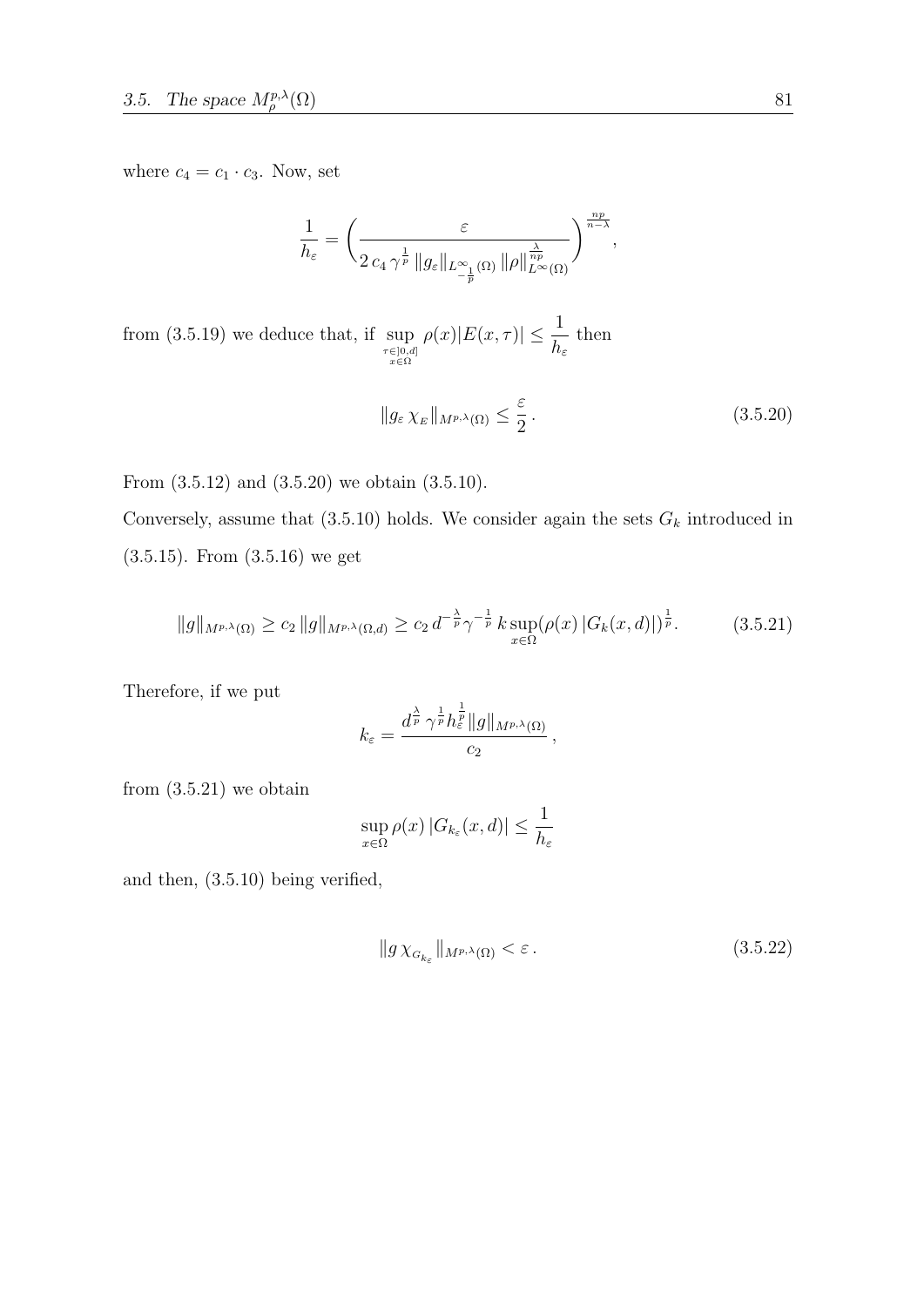where $c_4 = c_1 \cdot c_3$. Now, set

$$\frac{1}{h_\varepsilon} = \left( \frac{\varepsilon}{2\, c_4\, \gamma^{\frac{1}{p}}\, \|g_\varepsilon\|_{L^\infty_{-\frac{1}{p}}(\Omega)}\, \|\rho\|^{\frac{\lambda}{np}}_{L^\infty(\Omega)}} \right)^{\frac{np}{n-\lambda}},$$

from (3.5.19) we deduce that, if $\sup\limits_{\substack{\tau \in ]0,d] \\ x \in \Omega}} \rho(x) |E(x,\tau)| \leq \dfrac{1}{h_\varepsilon}$ then

$$\|g_\varepsilon\, \chi_{_E}\|_{M^{p,\lambda}(\Omega)} \leq \frac{\varepsilon}{2}\,. \tag{3.5.20}$$

From (3.5.12) and (3.5.20) we obtain (3.5.10).

Conversely, assume that (3.5.10) holds. We consider again the sets $G_k$ introduced in (3.5.15). From (3.5.16) we get

$$\|g\|_{M^{p,\lambda}(\Omega)} \geq c_2\, \|g\|_{M^{p,\lambda}(\Omega,d)} \geq c_2\, d^{-\frac{\lambda}{p}} \gamma^{-\frac{1}{p}}\, k \sup_{x \in \Omega} (\rho(x)\, |G_k(x,d)|)^{\frac{1}{p}}. \tag{3.5.21}$$

Therefore, if we put

$$k_\varepsilon = \frac{d^{\frac{\lambda}{p}}\, \gamma^{\frac{1}{p}} h_\varepsilon^{\frac{1}{p}} \|g\|_{M^{p,\lambda}(\Omega)}}{c_2}\,,$$

from (3.5.21) we obtain

$$\sup_{x \in \Omega} \rho(x)\, |G_{k_\varepsilon}(x,d)| \leq \frac{1}{h_\varepsilon}$$

and then, (3.5.10) being verified,

$$\|g\, \chi_{_{G_{k_\varepsilon}}}\|_{M^{p,\lambda}(\Omega)} < \varepsilon\,. \tag{3.5.22}$$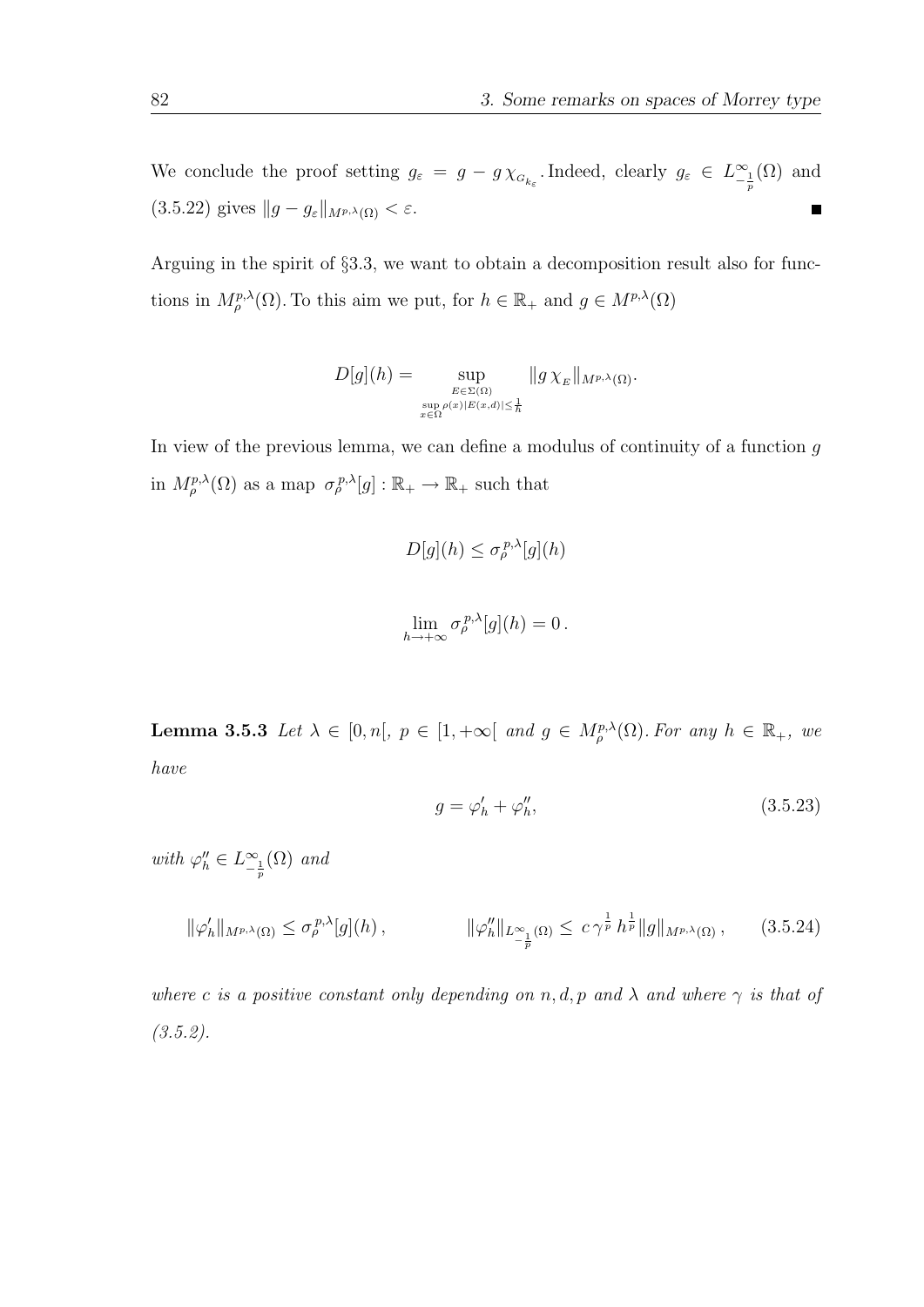We conclude the proof setting $g_\varepsilon = g - g\,\chi_{G_{k_\varepsilon}}$. Indeed, clearly $g_\varepsilon \in L^\infty_{-\frac{1}{p}}(\Omega)$ and (3.5.22) gives $\|g - g_\varepsilon\|_{M^{p,\lambda}(\Omega)} < \varepsilon$. ∎

Arguing in the spirit of §3.3, we want to obtain a decomposition result also for functions in $M^{p,\lambda}_\rho(\Omega)$. To this aim we put, for $h \in \mathbb{R}_+$ and $g \in M^{p,\lambda}(\Omega)$

$$D[g](h) = \sup_{\substack{E \in \Sigma(\Omega) \\ \sup\limits_{x \in \Omega} \rho(x)|E(x,d)| \le \frac{1}{h}}} \|g\,\chi_{_E}\|_{M^{p,\lambda}(\Omega)}.$$

In view of the previous lemma, we can define a modulus of continuity of a function $g$ in $M^{p,\lambda}_\rho(\Omega)$ as a map $\sigma^{p,\lambda}_\rho[g] : \mathbb{R}_+ \to \mathbb{R}_+$ such that

$$D[g](h) \le \sigma^{p,\lambda}_\rho[g](h)$$

$$\lim_{h \to +\infty} \sigma^{p,\lambda}_\rho[g](h) = 0\,.$$

**Lemma 3.5.3** *Let $\lambda \in [0, n[$, $p \in [1, +\infty[$ and $g \in M^{p,\lambda}_\rho(\Omega)$. For any $h \in \mathbb{R}_+$, we have*

$$g = \varphi'_h + \varphi''_h, \tag{3.5.23}$$

*with $\varphi''_h \in L^\infty_{-\frac{1}{p}}(\Omega)$ and*

$$\|\varphi'_h\|_{M^{p,\lambda}(\Omega)} \le \sigma^{p,\lambda}_\rho[g](h)\,, \qquad\qquad \|\varphi''_h\|_{L^\infty_{-\frac{1}{p}}(\Omega)} \le c\,\gamma^{\frac{1}{p}}\,h^{\frac{1}{p}}\|g\|_{M^{p,\lambda}(\Omega)}\,, \tag{3.5.24}$$

*where $c$ is a positive constant only depending on $n, d, p$ and $\lambda$ and where $\gamma$ is that of (3.5.2).*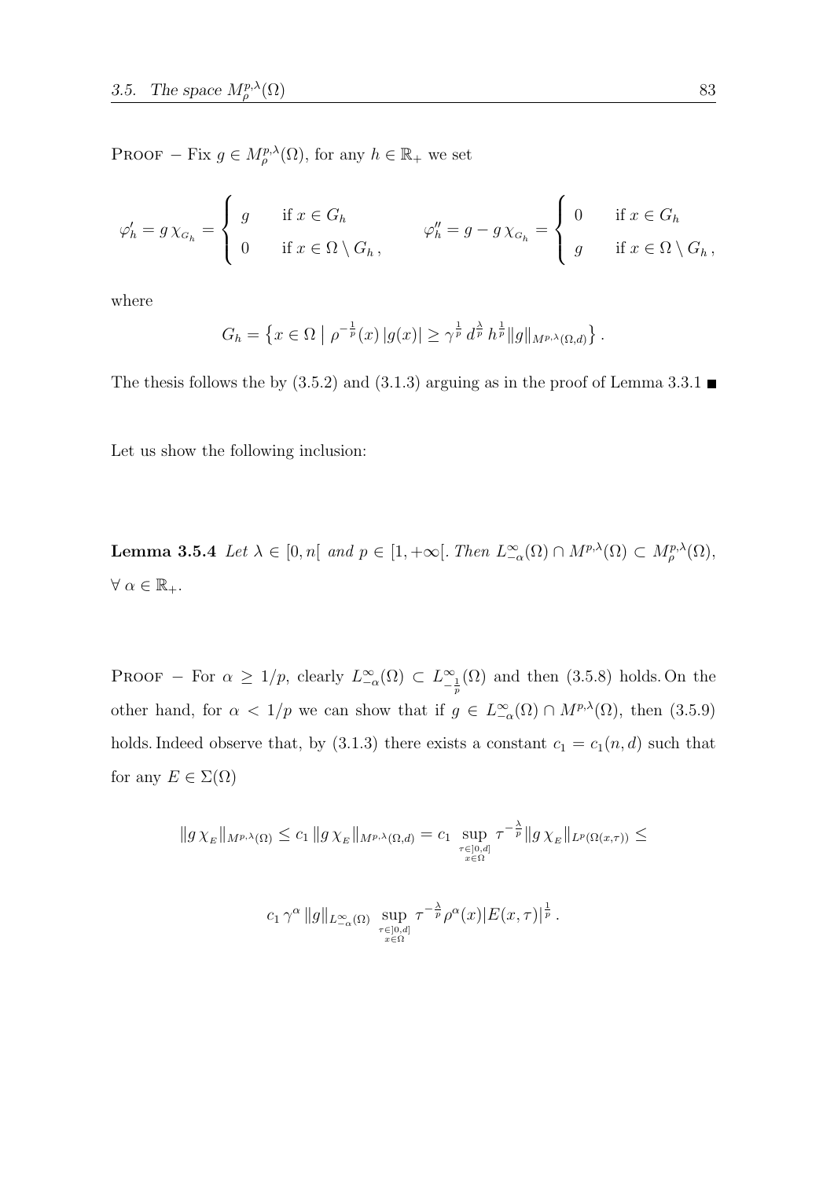PROOF – Fix $g \in M^{p,\lambda}_\rho(\Omega)$, for any $h \in \mathbb{R}_+$ we set

$$
\varphi'_h = g\,\chi_{G_h} = \begin{cases} g & \text{if } x \in G_h \\ 0 & \text{if } x \in \Omega \setminus G_h\,, \end{cases} \qquad \varphi''_h = g - g\,\chi_{G_h} = \begin{cases} 0 & \text{if } x \in G_h \\ g & \text{if } x \in \Omega \setminus G_h\,, \end{cases}
$$

where

$$
G_h = \left\{ x \in \Omega \;\middle|\; \rho^{-\frac{1}{p}}(x)\,|g(x)| \geq \gamma^{\frac{1}{p}}\, d^{\frac{\lambda}{p}}\, h^{\frac{1}{p}} \|g\|_{M^{p,\lambda}(\Omega,d)} \right\}.
$$

The thesis follows the by (3.5.2) and (3.1.3) arguing as in the proof of Lemma 3.3.1 ∎

Let us show the following inclusion:

**Lemma 3.5.4** *Let $\lambda \in [0, n[$ and $p \in [1, +\infty[$. Then $L^\infty_{-\alpha}(\Omega) \cap M^{p,\lambda}(\Omega) \subset M^{p,\lambda}_\rho(\Omega)$, $\forall\, \alpha \in \mathbb{R}_+$.*

PROOF – For $\alpha \geq 1/p$, clearly $L^\infty_{-\alpha}(\Omega) \subset L^\infty_{-\frac{1}{p}}(\Omega)$ and then (3.5.8) holds. On the other hand, for $\alpha < 1/p$ we can show that if $g \in L^\infty_{-\alpha}(\Omega) \cap M^{p,\lambda}(\Omega)$, then (3.5.9) holds. Indeed observe that, by (3.1.3) there exists a constant $c_1 = c_1(n, d)$ such that for any $E \in \Sigma(\Omega)$

$$
\|g\,\chi_E\|_{M^{p,\lambda}(\Omega)} \leq c_1\, \|g\,\chi_E\|_{M^{p,\lambda}(\Omega,d)} = c_1 \sup_{\substack{\tau \in ]0,d] \\ x \in \Omega}} \tau^{-\frac{\lambda}{p}} \|g\,\chi_E\|_{L^p(\Omega(x,\tau))} \leq
$$

$$
c_1\, \gamma^\alpha\, \|g\|_{L^\infty_{-\alpha}(\Omega)} \sup_{\substack{\tau \in ]0,d] \\ x \in \Omega}} \tau^{-\frac{\lambda}{p}} \rho^\alpha(x) |E(x,\tau)|^{\frac{1}{p}}\,.
$$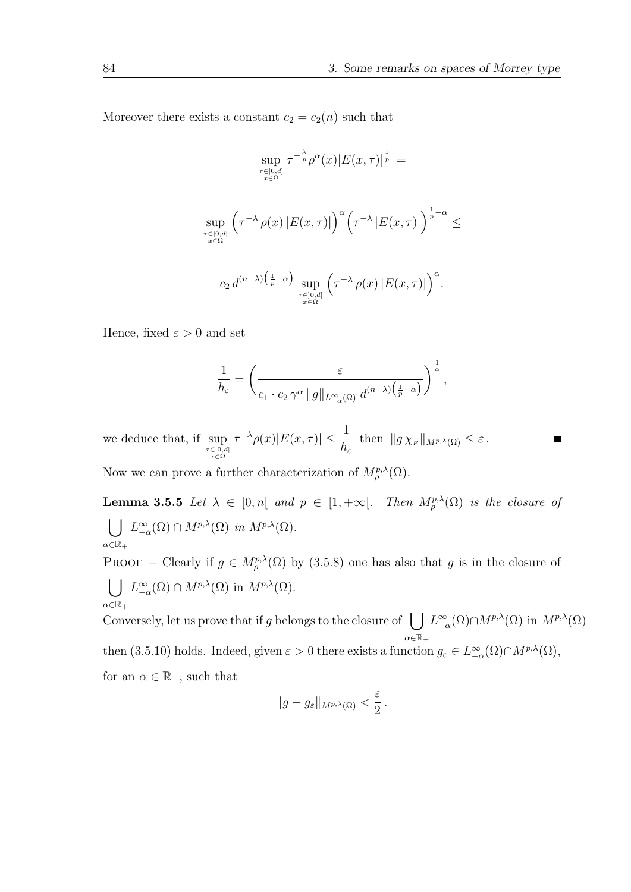Moreover there exists a constant $c_2 = c_2(n)$ such that

$$\sup_{\substack{\tau\in]0,d]\\ x\in\Omega}} \tau^{-\frac{\lambda}{p}}\rho^{\alpha}(x)|E(x,\tau)|^{\frac{1}{p}} =$$

$$\sup_{\substack{\tau\in]0,d]\\ x\in\Omega}} \Big(\tau^{-\lambda}\,\rho(x)\,|E(x,\tau)|\Big)^{\alpha}\Big(\tau^{-\lambda}\,|E(x,\tau)|\Big)^{\frac{1}{p}-\alpha} \leq$$

$$c_2\, d^{(n-\lambda)\left(\frac{1}{p}-\alpha\right)} \sup_{\substack{\tau\in]0,d]\\ x\in\Omega}} \Big(\tau^{-\lambda}\,\rho(x)\,|E(x,\tau)|\Big)^{\alpha}.$$

Hence, fixed $\varepsilon > 0$ and set

$$\frac{1}{h_\varepsilon} = \left(\frac{\varepsilon}{c_1\cdot c_2\,\gamma^{\alpha}\,\|g\|_{L^{\infty}_{-\alpha}(\Omega)}\; d^{(n-\lambda)\left(\frac{1}{p}-\alpha\right)}}\right)^{\frac{1}{\alpha}},$$

we deduce that, if $\sup\limits_{\substack{\tau\in]0,d]\\ x\in\Omega}} \tau^{-\lambda}\rho(x)|E(x,\tau)| \leq \dfrac{1}{h_\varepsilon}$ then $\|g\,\chi_{E}\|_{M^{p,\lambda}(\Omega)} \leq \varepsilon\,.$ ∎

Now we can prove a further characterization of $M^{p,\lambda}_{\rho}(\Omega)$.

**Lemma 3.5.5** *Let $\lambda \in [0,n[$ and $p \in [1,+\infty[$. Then $M^{p,\lambda}_{\rho}(\Omega)$ is the closure of $\bigcup\limits_{\alpha\in\mathbb{R}_+} L^{\infty}_{-\alpha}(\Omega)\cap M^{p,\lambda}(\Omega)$ in $M^{p,\lambda}(\Omega)$.*

Proof – Clearly if $g \in M^{p,\lambda}_{\rho}(\Omega)$ by (3.5.8) one has also that $g$ is in the closure of $\bigcup\limits_{\alpha\in\mathbb{R}_+} L^{\infty}_{-\alpha}(\Omega)\cap M^{p,\lambda}(\Omega)$ in $M^{p,\lambda}(\Omega)$.

Conversely, let us prove that if $g$ belongs to the closure of $\bigcup\limits_{\alpha\in\mathbb{R}_+} L^{\infty}_{-\alpha}(\Omega)\cap M^{p,\lambda}(\Omega)$ in $M^{p,\lambda}(\Omega)$ then (3.5.10) holds. Indeed, given $\varepsilon > 0$ there exists a function $g_\varepsilon \in L^{\infty}_{-\alpha}(\Omega)\cap M^{p,\lambda}(\Omega)$, for an $\alpha \in \mathbb{R}_+$, such that

$$\|g - g_\varepsilon\|_{M^{p,\lambda}(\Omega)} < \frac{\varepsilon}{2}\,.$$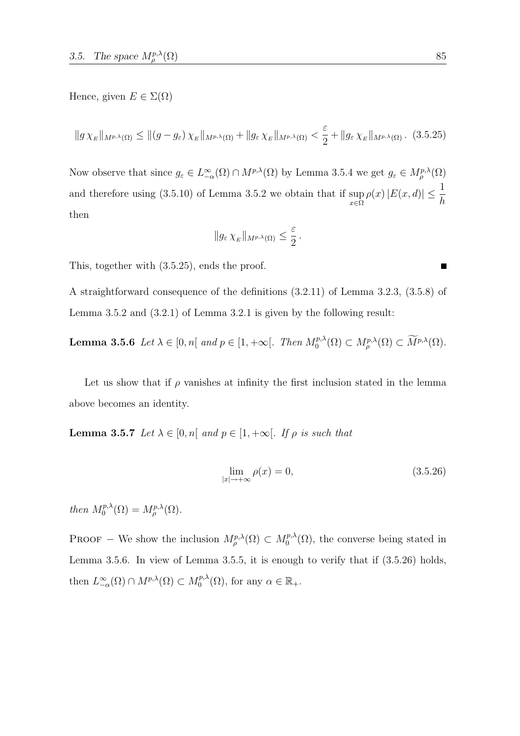Hence, given $E \in \Sigma(\Omega)$

$$\|g\, \chi_E\|_{M^{p,\lambda}(\Omega)} \leq \|(g - g_\varepsilon)\, \chi_E\|_{M^{p,\lambda}(\Omega)} + \|g_\varepsilon\, \chi_E\|_{M^{p,\lambda}(\Omega)} < \frac{\varepsilon}{2} + \|g_\varepsilon\, \chi_E\|_{M^{p,\lambda}(\Omega)}\,. \quad (3.5.25)$$

Now observe that since $g_\varepsilon \in L^\infty_{-\alpha}(\Omega) \cap M^{p,\lambda}(\Omega)$ by Lemma 3.5.4 we get $g_\varepsilon \in M^{p,\lambda}_\rho(\Omega)$ and therefore using (3.5.10) of Lemma 3.5.2 we obtain that if $\sup_{x\in\Omega} \rho(x)\, |E(x,d)| \leq \dfrac{1}{h}$ then

$$\|g_\varepsilon\, \chi_E\|_{M^{p,\lambda}(\Omega)} \leq \frac{\varepsilon}{2}\,.$$

This, together with (3.5.25), ends the proof. ∎

A straightforward consequence of the definitions (3.2.11) of Lemma 3.2.3, (3.5.8) of Lemma 3.5.2 and (3.2.1) of Lemma 3.2.1 is given by the following result:

**Lemma 3.5.6** *Let $\lambda \in [0, n[$ and $p \in [1, +\infty[$. Then $M^{p,\lambda}_0(\Omega) \subset M^{p,\lambda}_\rho(\Omega) \subset \widetilde{M}^{p,\lambda}(\Omega)$.*

Let us show that if $\rho$ vanishes at infinity the first inclusion stated in the lemma above becomes an identity.

**Lemma 3.5.7** *Let $\lambda \in [0, n[$ and $p \in [1, +\infty[$. If $\rho$ is such that*

$$\lim_{|x|\to+\infty} \rho(x) = 0, \quad (3.5.26)$$

*then $M^{p,\lambda}_0(\Omega) = M^{p,\lambda}_\rho(\Omega)$.*

Proof $-$ We show the inclusion $M^{p,\lambda}_\rho(\Omega) \subset M^{p,\lambda}_0(\Omega)$, the converse being stated in Lemma 3.5.6. In view of Lemma 3.5.5, it is enough to verify that if (3.5.26) holds, then $L^\infty_{-\alpha}(\Omega) \cap M^{p,\lambda}(\Omega) \subset M^{p,\lambda}_0(\Omega)$, for any $\alpha \in \mathbb{R}_+$.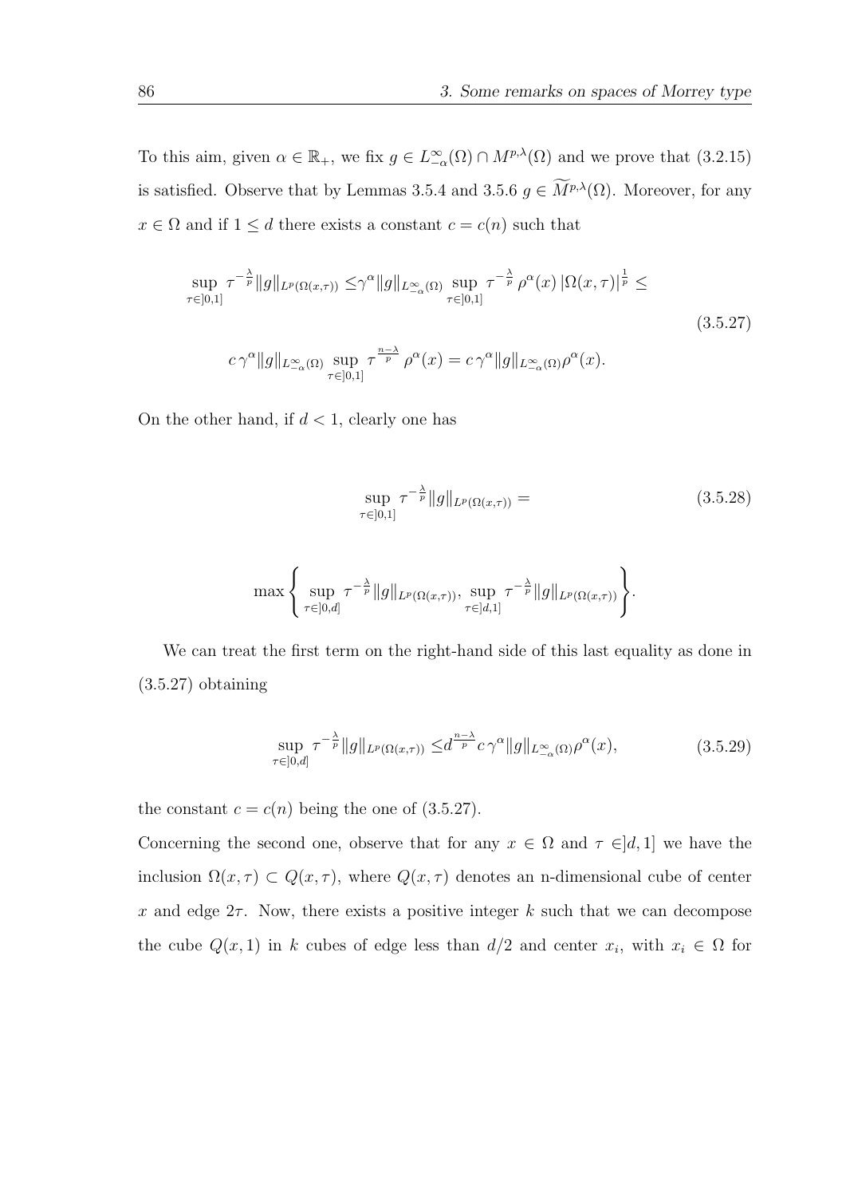To this aim, given $\alpha \in \mathbb{R}_+$, we fix $g \in L^\infty_{-\alpha}(\Omega) \cap M^{p,\lambda}(\Omega)$ and we prove that (3.2.15) is satisfied. Observe that by Lemmas 3.5.4 and 3.5.6 $g \in \widetilde{M}^{p,\lambda}(\Omega)$. Moreover, for any $x \in \Omega$ and if $1 \leq d$ there exists a constant $c = c(n)$ such that

$$
\begin{aligned}
\sup_{\tau \in ]0,1]} \tau^{-\frac{\lambda}{p}} \|g\|_{L^p(\Omega(x,\tau))} \leq & \gamma^\alpha \|g\|_{L^\infty_{-\alpha}(\Omega)} \sup_{\tau \in ]0,1]} \tau^{-\frac{\lambda}{p}} \rho^\alpha(x) \, |\Omega(x,\tau)|^{\frac{1}{p}} \leq \\
& c \, \gamma^\alpha \|g\|_{L^\infty_{-\alpha}(\Omega)} \sup_{\tau \in ]0,1]} \tau^{\frac{n-\lambda}{p}} \rho^\alpha(x) = c \, \gamma^\alpha \|g\|_{L^\infty_{-\alpha}(\Omega)} \rho^\alpha(x).
\end{aligned}
\tag{3.5.27}
$$

On the other hand, if $d < 1$, clearly one has

$$
\sup_{\tau \in ]0,1]} \tau^{-\frac{\lambda}{p}} \|g\|_{L^p(\Omega(x,\tau))} = \tag{3.5.28}
$$

$$
\max \left\{ \sup_{\tau \in ]0,d]} \tau^{-\frac{\lambda}{p}} \|g\|_{L^p(\Omega(x,\tau))}, \sup_{\tau \in ]d,1]} \tau^{-\frac{\lambda}{p}} \|g\|_{L^p(\Omega(x,\tau))} \right\}.
$$

We can treat the first term on the right-hand side of this last equality as done in (3.5.27) obtaining

$$
\sup_{\tau \in ]0,d]} \tau^{-\frac{\lambda}{p}} \|g\|_{L^p(\Omega(x,\tau))} \leq d^{\frac{n-\lambda}{p}} c \, \gamma^\alpha \|g\|_{L^\infty_{-\alpha}(\Omega)} \rho^\alpha(x), \tag{3.5.29}
$$

the constant $c = c(n)$ being the one of (3.5.27).

Concerning the second one, observe that for any $x \in \Omega$ and $\tau \in ]d, 1]$ we have the inclusion $\Omega(x,\tau) \subset Q(x,\tau)$, where $Q(x,\tau)$ denotes an n-dimensional cube of center $x$ and edge $2\tau$. Now, there exists a positive integer $k$ such that we can decompose the cube $Q(x,1)$ in $k$ cubes of edge less than $d/2$ and center $x_i$, with $x_i \in \Omega$ for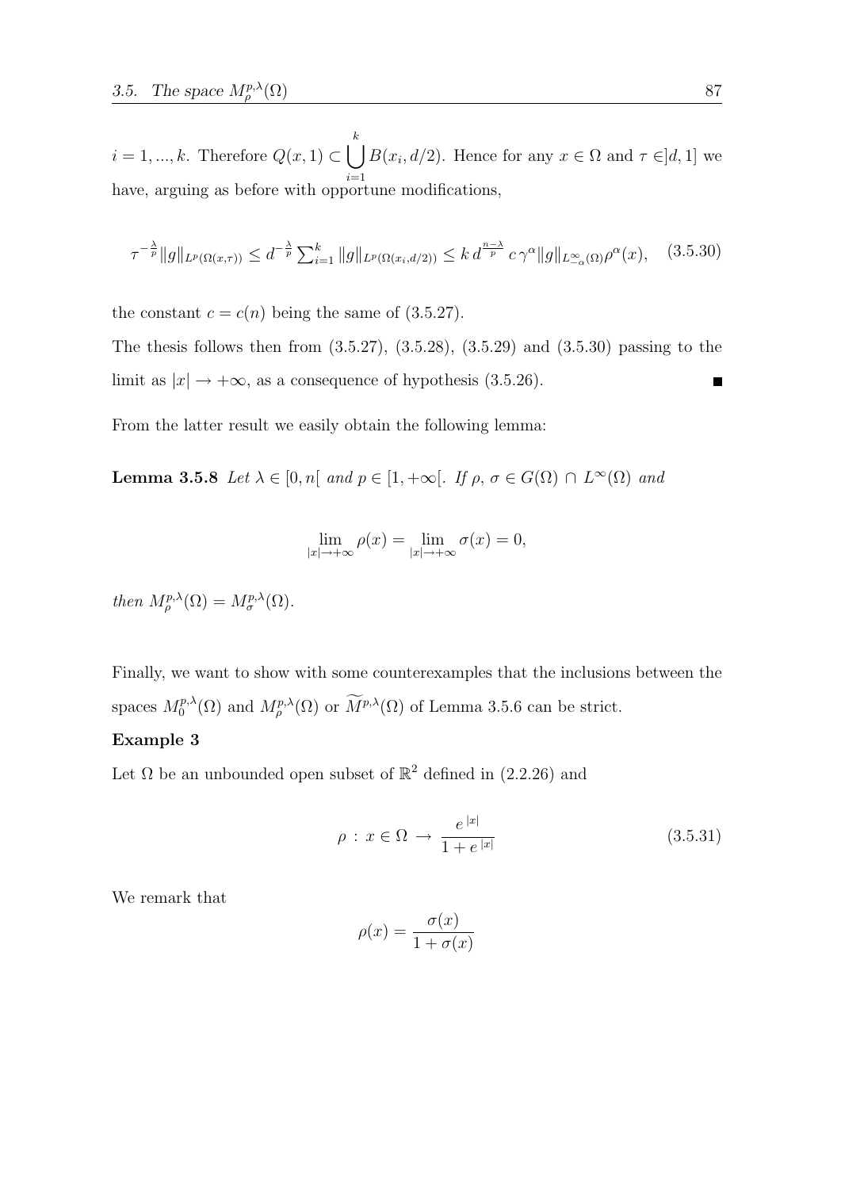$i = 1, ..., k$. Therefore $Q(x,1) \subset \bigcup_{i=1}^{k} B(x_i, d/2)$. Hence for any $x \in \Omega$ and $\tau \in ]d, 1]$ we have, arguing as before with opportune modifications,

$$\tau^{-\frac{\lambda}{p}} \|g\|_{L^p(\Omega(x,\tau))} \leq d^{-\frac{\lambda}{p}} \sum_{i=1}^{k} \|g\|_{L^p(\Omega(x_i,d/2))} \leq k\, d^{\frac{n-\lambda}{p}}\, c\, \gamma^{\alpha} \|g\|_{L^{\infty}_{-\alpha}(\Omega)} \rho^{\alpha}(x), \quad (3.5.30)$$

the constant $c = c(n)$ being the same of (3.5.27).

The thesis follows then from (3.5.27), (3.5.28), (3.5.29) and (3.5.30) passing to the limit as $|x| \to +\infty$, as a consequence of hypothesis (3.5.26). ∎

From the latter result we easily obtain the following lemma:

**Lemma 3.5.8** *Let $\lambda \in [0, n[$ and $p \in [1, +\infty[$. If $\rho$, $\sigma \in G(\Omega) \cap L^{\infty}(\Omega)$ and*

$$\lim_{|x| \to +\infty} \rho(x) = \lim_{|x| \to +\infty} \sigma(x) = 0,$$

*then $M^{p,\lambda}_{\rho}(\Omega) = M^{p,\lambda}_{\sigma}(\Omega)$.*

Finally, we want to show with some counterexamples that the inclusions between the spaces $M^{p,\lambda}_{0}(\Omega)$ and $M^{p,\lambda}_{\rho}(\Omega)$ or $\widetilde{M}^{p,\lambda}(\Omega)$ of Lemma 3.5.6 can be strict.

**Example 3**

Let $\Omega$ be an unbounded open subset of $\mathbb{R}^2$ defined in (2.2.26) and

$$\rho \,:\, x \in \Omega \,\to\, \frac{e^{\,|x|}}{1 + e^{\,|x|}} \quad (3.5.31)$$

We remark that

$$\rho(x) = \frac{\sigma(x)}{1 + \sigma(x)}$$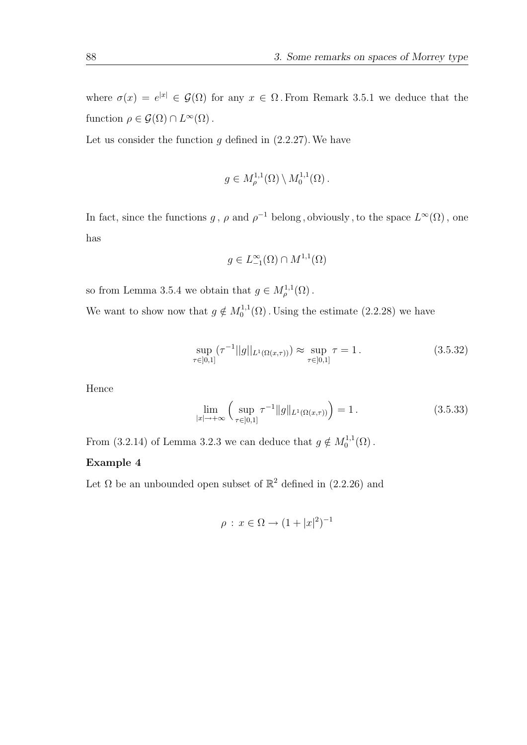where $\sigma(x) = e^{|x|} \in \mathcal{G}(\Omega)$ for any $x \in \Omega$. From Remark 3.5.1 we deduce that the function $\rho \in \mathcal{G}(\Omega) \cap L^\infty(\Omega)$.

Let us consider the function $g$ defined in (2.2.27). We have

$$g \in M^{1,1}_\rho(\Omega) \setminus M^{1,1}_0(\Omega).$$

In fact, since the functions $g$, $\rho$ and $\rho^{-1}$ belong, obviously, to the space $L^\infty(\Omega)$, one has

$$g \in L^\infty_{-1}(\Omega) \cap M^{1,1}(\Omega)$$

so from Lemma 3.5.4 we obtain that $g \in M^{1,1}_\rho(\Omega)$.

We want to show now that $g \notin M^{1,1}_0(\Omega)$. Using the estimate (2.2.28) we have

$$\sup_{\tau \in ]0,1]} (\tau^{-1} ||g||_{L^1(\Omega(x,\tau))}) \approx \sup_{\tau \in ]0,1]} \tau = 1. \tag{3.5.32}$$

Hence

$$\lim_{|x| \to +\infty} \Big( \sup_{\tau \in ]0,1]} \tau^{-1} \|g\|_{L^1(\Omega(x,\tau))} \Big) = 1. \tag{3.5.33}$$

From (3.2.14) of Lemma 3.2.3 we can deduce that $g \notin M^{1,1}_0(\Omega)$.

**Example 4**

Let $\Omega$ be an unbounded open subset of $\mathbb{R}^2$ defined in (2.2.26) and

$$\rho \,:\, x \in \Omega \to (1 + |x|^2)^{-1}$$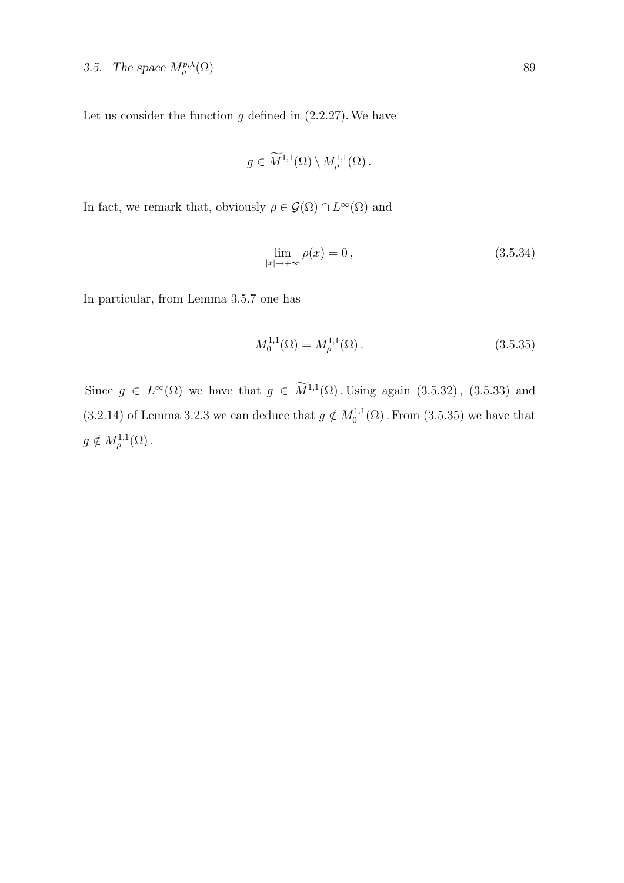Let us consider the function $g$ defined in (2.2.27). We have

$$g \in \widetilde{M}^{1,1}(\Omega) \setminus M_{\rho}^{1,1}(\Omega)\,.$$

In fact, we remark that, obviously $\rho \in \mathcal{G}(\Omega) \cap L^{\infty}(\Omega)$ and

$$\lim_{|x|\to +\infty} \rho(x) = 0\,, \tag{3.5.34}$$

In particular, from Lemma 3.5.7 one has

$$M_0^{1,1}(\Omega) = M_{\rho}^{1,1}(\Omega)\,. \tag{3.5.35}$$

Since $g \in L^{\infty}(\Omega)$ we have that $g \in \widetilde{M}^{1,1}(\Omega)$. Using again (3.5.32), (3.5.33) and (3.2.14) of Lemma 3.2.3 we can deduce that $g \notin M_0^{1,1}(\Omega)$. From (3.5.35) we have that $g \notin M_{\rho}^{1,1}(\Omega)$.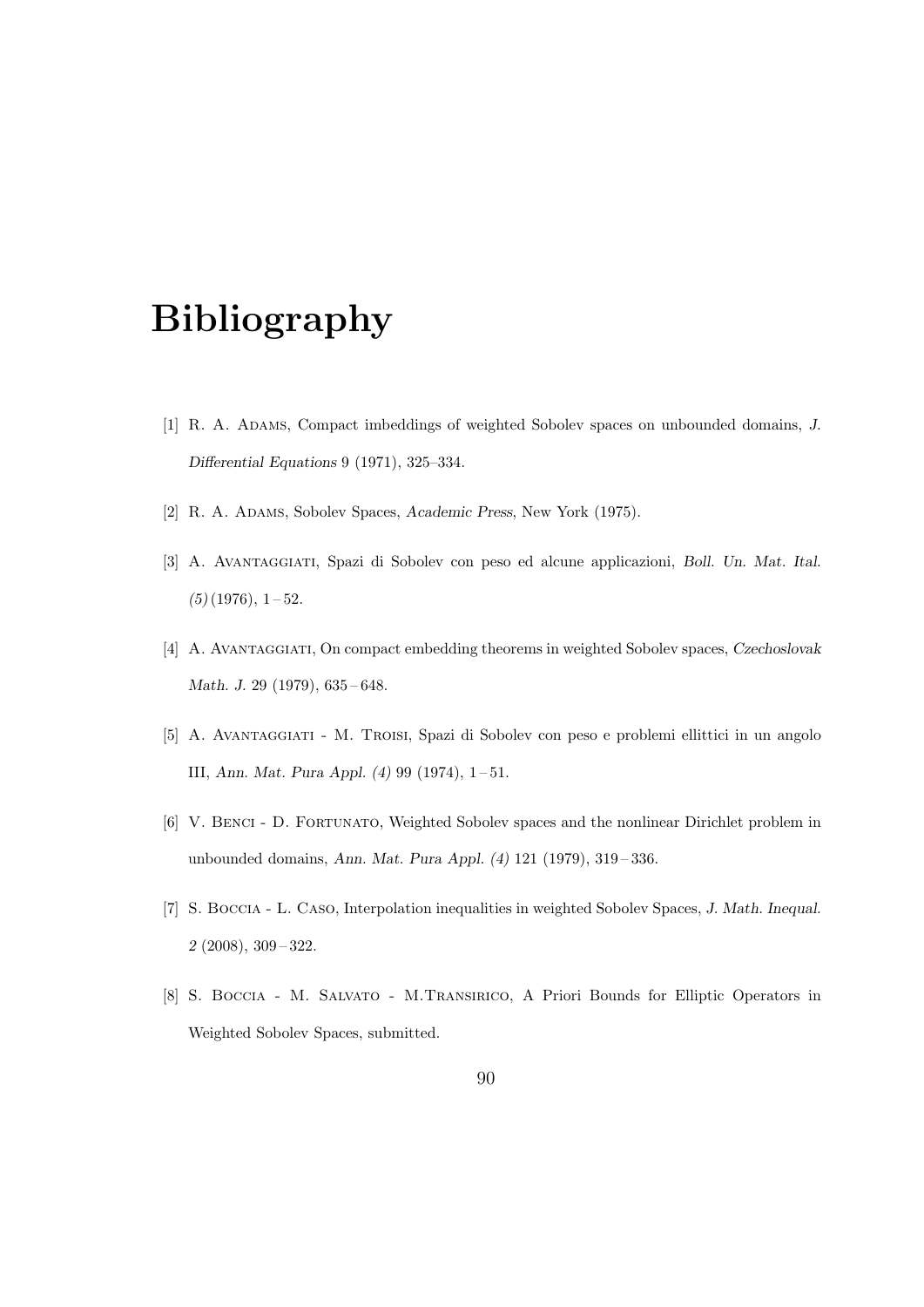# Bibliography

[1] R. A. Adams, Compact imbeddings of weighted Sobolev spaces on unbounded domains, *J. Differential Equations* 9 (1971), 325–334.

[2] R. A. Adams, Sobolev Spaces, *Academic Press*, New York (1975).

[3] A. Avantaggiati, Spazi di Sobolev con peso ed alcune applicazioni, *Boll. Un. Mat. Ital. (5)* (1976), 1 – 52.

[4] A. Avantaggiati, On compact embedding theorems in weighted Sobolev spaces, *Czechoslovak Math. J.* 29 (1979), 635 – 648.

[5] A. Avantaggiati - M. Troisi, Spazi di Sobolev con peso e problemi ellittici in un angolo III, *Ann. Mat. Pura Appl. (4)* 99 (1974), 1 – 51.

[6] V. Benci - D. Fortunato, Weighted Sobolev spaces and the nonlinear Dirichlet problem in unbounded domains, *Ann. Mat. Pura Appl. (4)* 121 (1979), 319 – 336.

[7] S. Boccia - L. Caso, Interpolation inequalities in weighted Sobolev Spaces, *J. Math. Inequal. 2* (2008), 309 – 322.

[8] S. Boccia - M. Salvato - M.Transirico, A Priori Bounds for Elliptic Operators in Weighted Sobolev Spaces, submitted.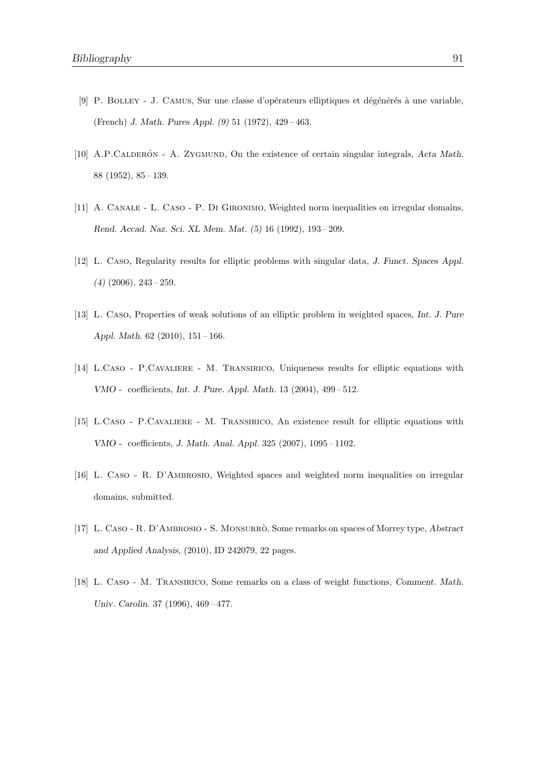[9] P. Bolley - J. Camus, Sur une classe d'opérateurs elliptiques et dégénérés à une variable, (French) *J. Math. Pures Appl. (9)* 51 (1972), 429 – 463.

[10] A.P.Calderón - A. Zygmund, On the existence of certain singular integrals, *Acta Math.* 88 (1952), 85 – 139.

[11] A. Canale - L. Caso - P. Di Gironimo, Weighted norm inequalities on irregular domains, *Rend. Accad. Naz. Sci. XL Mem. Mat. (5)* 16 (1992), 193 – 209.

[12] L. Caso, Regularity results for elliptic problems with singular data, *J. Funct. Spaces Appl. (4)* (2006), 243 – 259.

[13] L. Caso, Properties of weak solutions of an elliptic problem in weighted spaces, *Int. J. Pure Appl. Math.* 62 (2010), 151 – 166.

[14] L.Caso - P.Cavaliere - M. Transirico, Uniqueness results for elliptic equations with *VMO* - coefficients, *Int. J. Pure. Appl. Math.* 13 (2004), 499 – 512.

[15] L.Caso - P.Cavaliere - M. Transirico, An existence result for elliptic equations with *VMO* - coefficients, *J. Math. Anal. Appl.* 325 (2007), 1095 – 1102.

[16] L. Caso - R. D'Ambrosio, Weighted spaces and weighted norm inequalities on irregular domains, submitted.

[17] L. Caso - R. D'Ambrosio - S. Monsurrò, Some remarks on spaces of Morrey type, *Abstract and Applied Analysis*, (2010), ID 242079, 22 pages.

[18] L. Caso - M. Transirico, Some remarks on a class of weight functions, *Comment. Math. Univ. Carolin.* 37 (1996), 469 – 477.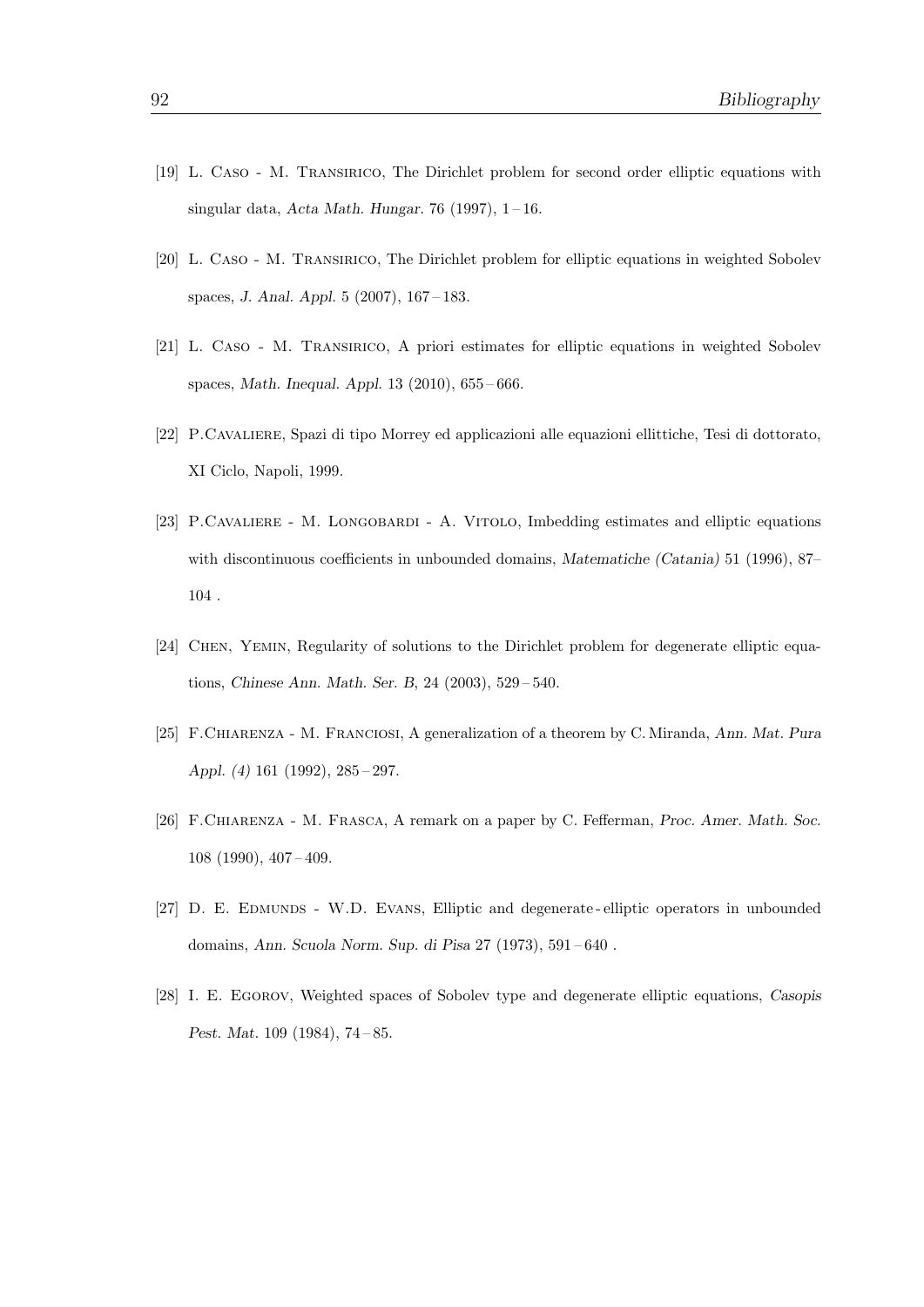[19] L. Caso - M. Transirico, The Dirichlet problem for second order elliptic equations with singular data, *Acta Math. Hungar.* 76 (1997), 1 – 16.

[20] L. Caso - M. Transirico, The Dirichlet problem for elliptic equations in weighted Sobolev spaces, *J. Anal. Appl.* 5 (2007), 167 – 183.

[21] L. Caso - M. Transirico, A priori estimates for elliptic equations in weighted Sobolev spaces, *Math. Inequal. Appl.* 13 (2010), 655 – 666.

[22] P.Cavaliere, Spazi di tipo Morrey ed applicazioni alle equazioni ellittiche, Tesi di dottorato, XI Ciclo, Napoli, 1999.

[23] P.Cavaliere - M. Longobardi - A. Vitolo, Imbedding estimates and elliptic equations with discontinuous coefficients in unbounded domains, *Matematiche (Catania)* 51 (1996), 87– 104 .

[24] Chen, Yemin, Regularity of solutions to the Dirichlet problem for degenerate elliptic equations, *Chinese Ann. Math. Ser. B*, 24 (2003), 529 – 540.

[25] F.Chiarenza - M. Franciosi, A generalization of a theorem by C. Miranda, *Ann. Mat. Pura Appl. (4)* 161 (1992), 285 – 297.

[26] F.Chiarenza - M. Frasca, A remark on a paper by C. Fefferman, *Proc. Amer. Math. Soc.* 108 (1990), 407 – 409.

[27] D. E. Edmunds - W.D. Evans, Elliptic and degenerate - elliptic operators in unbounded domains, *Ann. Scuola Norm. Sup. di Pisa* 27 (1973), 591 – 640 .

[28] I. E. Egorov, Weighted spaces of Sobolev type and degenerate elliptic equations, *Casopis Pest. Mat.* 109 (1984), 74 – 85.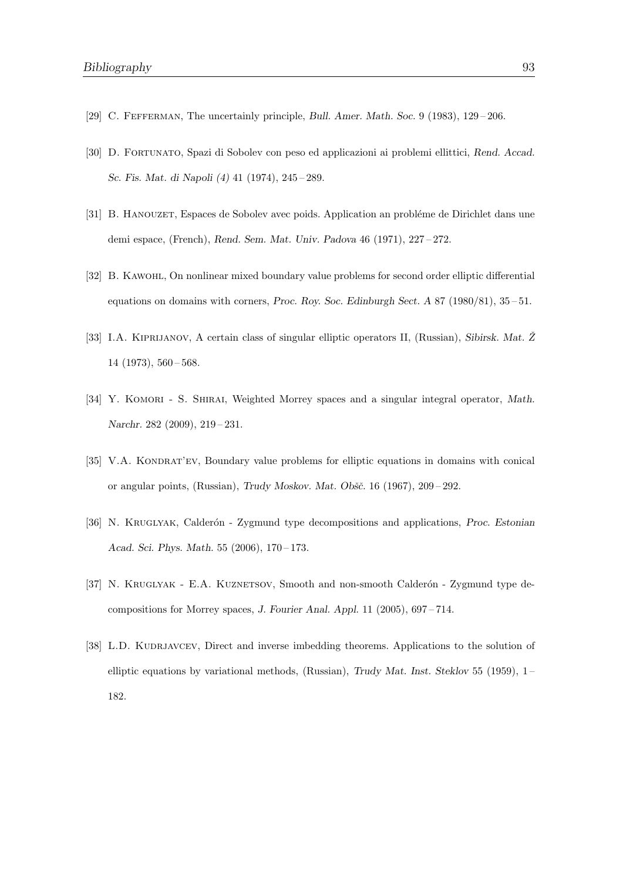[29] C. Fefferman, The uncertainly principle, *Bull. Amer. Math. Soc.* 9 (1983), 129 – 206.

[30] D. Fortunato, Spazi di Sobolev con peso ed applicazioni ai problemi ellittici, *Rend. Accad. Sc. Fis. Mat. di Napoli (4)* 41 (1974), 245 – 289.

[31] B. Hanouzet, Espaces de Sobolev avec poids. Application an probléme de Dirichlet dans une demi espace, (French), *Rend. Sem. Mat. Univ. Padova* 46 (1971), 227 – 272.

[32] B. Kawohl, On nonlinear mixed boundary value problems for second order elliptic differential equations on domains with corners, *Proc. Roy. Soc. Edinburgh Sect. A* 87 (1980/81), 35 – 51.

[33] I.A. Kiprijanov, A certain class of singular elliptic operators II, (Russian), *Sibirsk. Mat. Ž* 14 (1973), 560 – 568.

[34] Y. Komori - S. Shirai, Weighted Morrey spaces and a singular integral operator, *Math. Narchr.* 282 (2009), 219 – 231.

[35] V.A. Kondrat'ev, Boundary value problems for elliptic equations in domains with conical or angular points, (Russian), *Trudy Moskov. Mat. Obšč.* 16 (1967), 209 – 292.

[36] N. Kruglyak, Calderón - Zygmund type decompositions and applications, *Proc. Estonian Acad. Sci. Phys. Math.* 55 (2006), 170 – 173.

[37] N. Kruglyak - E.A. Kuznetsov, Smooth and non-smooth Calderón - Zygmund type decompositions for Morrey spaces, *J. Fourier Anal. Appl.* 11 (2005), 697 – 714.

[38] L.D. Kudrjavcev, Direct and inverse imbedding theorems. Applications to the solution of elliptic equations by variational methods, (Russian), *Trudy Mat. Inst. Steklov* 55 (1959), 1 – 182.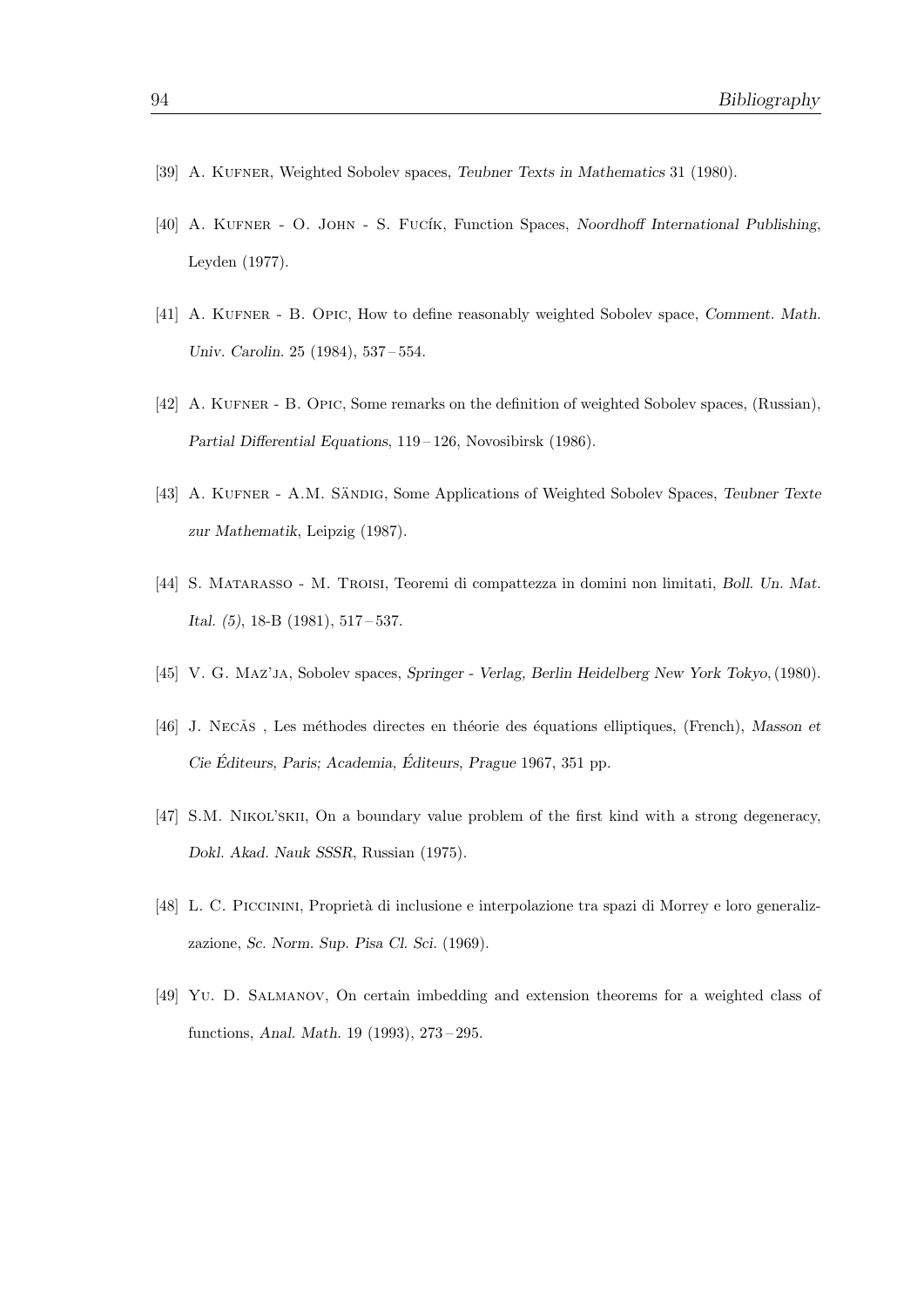[39] A. Kufner, Weighted Sobolev spaces, *Teubner Texts in Mathematics* 31 (1980).

[40] A. Kufner - O. John - S. Fucík, Function Spaces, *Noordhoff International Publishing*, Leyden (1977).

[41] A. Kufner - B. Opic, How to define reasonably weighted Sobolev space, *Comment. Math. Univ. Carolin.* 25 (1984), 537 – 554.

[42] A. Kufner - B. Opic, Some remarks on the definition of weighted Sobolev spaces, (Russian), *Partial Differential Equations*, 119 – 126, Novosibirsk (1986).

[43] A. Kufner - A.M. Sändig, Some Applications of Weighted Sobolev Spaces, *Teubner Texte zur Mathematik*, Leipzig (1987).

[44] S. Matarasso - M. Troisi, Teoremi di compattezza in domini non limitati, *Boll. Un. Mat. Ital. (5)*, 18-B (1981), 517 – 537.

[45] V. G. Maz'ja, Sobolev spaces, *Springer - Verlag, Berlin Heidelberg New York Tokyo*, (1980).

[46] J. Necăs , Les méthodes directes en théorie des équations elliptiques, (French), *Masson et Cie Éditeurs, Paris; Academia, Éditeurs, Prague* 1967, 351 pp.

[47] S.M. Nikol'skii, On a boundary value problem of the first kind with a strong degeneracy, *Dokl. Akad. Nauk SSSR*, Russian (1975).

[48] L. C. Piccinini, Proprietà di inclusione e interpolazione tra spazi di Morrey e loro generalizzazione, *Sc. Norm. Sup. Pisa Cl. Sci.* (1969).

[49] Yu. D. Salmanov, On certain imbedding and extension theorems for a weighted class of functions, *Anal. Math.* 19 (1993), 273 – 295.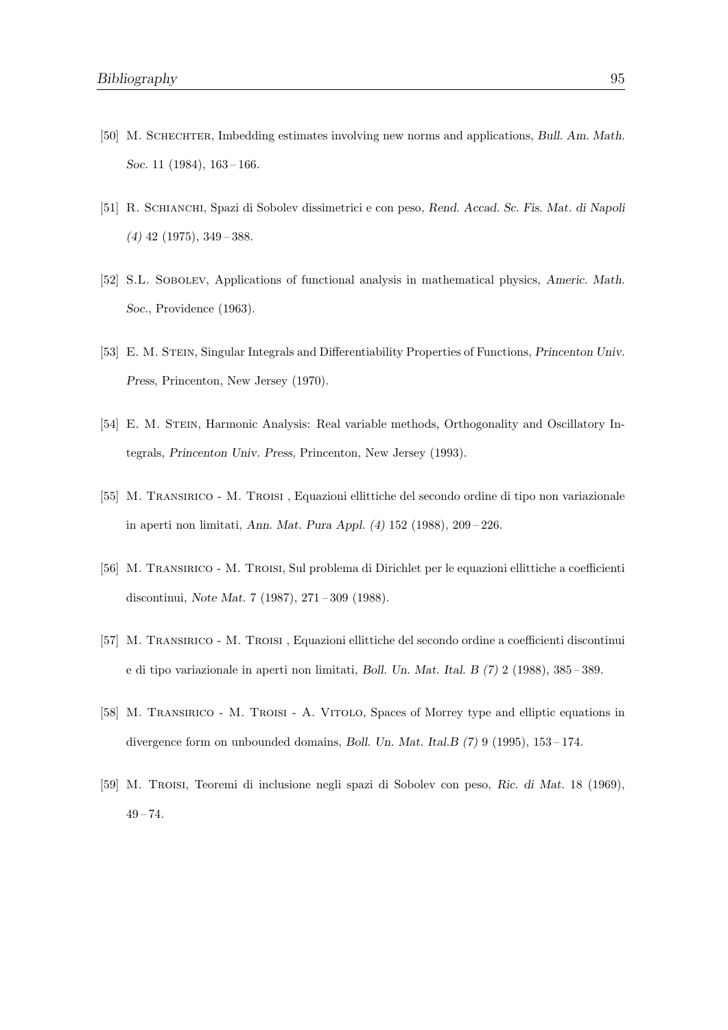[50] M. Schechter, Imbedding estimates involving new norms and applications, *Bull. Am. Math. Soc.* 11 (1984), 163 – 166.

[51] R. Schianchi, Spazi di Sobolev dissimetrici e con peso, *Rend. Accad. Sc. Fis. Mat. di Napoli (4)* 42 (1975), 349 – 388.

[52] S.L. Sobolev, Applications of functional analysis in mathematical physics, *Americ. Math. Soc.*, Providence (1963).

[53] E. M. Stein, Singular Integrals and Differentiability Properties of Functions, *Princenton Univ. Press*, Princenton, New Jersey (1970).

[54] E. M. Stein, Harmonic Analysis: Real variable methods, Orthogonality and Oscillatory Integrals, *Princenton Univ. Press*, Princenton, New Jersey (1993).

[55] M. Transirico - M. Troisi , Equazioni ellittiche del secondo ordine di tipo non variazionale in aperti non limitati, *Ann. Mat. Pura Appl. (4)* 152 (1988), 209 – 226.

[56] M. Transirico - M. Troisi, Sul problema di Dirichlet per le equazioni ellittiche a coefficienti discontinui, *Note Mat.* 7 (1987), 271 – 309 (1988).

[57] M. Transirico - M. Troisi , Equazioni ellittiche del secondo ordine a coefficienti discontinui e di tipo variazionale in aperti non limitati, *Boll. Un. Mat. Ital. B (7)* 2 (1988), 385 – 389.

[58] M. Transirico - M. Troisi - A. Vitolo, Spaces of Morrey type and elliptic equations in divergence form on unbounded domains, *Boll. Un. Mat. Ital.B (7)* 9 (1995), 153 – 174.

[59] M. Troisi, Teoremi di inclusione negli spazi di Sobolev con peso, *Ric. di Mat.* 18 (1969), 49 – 74.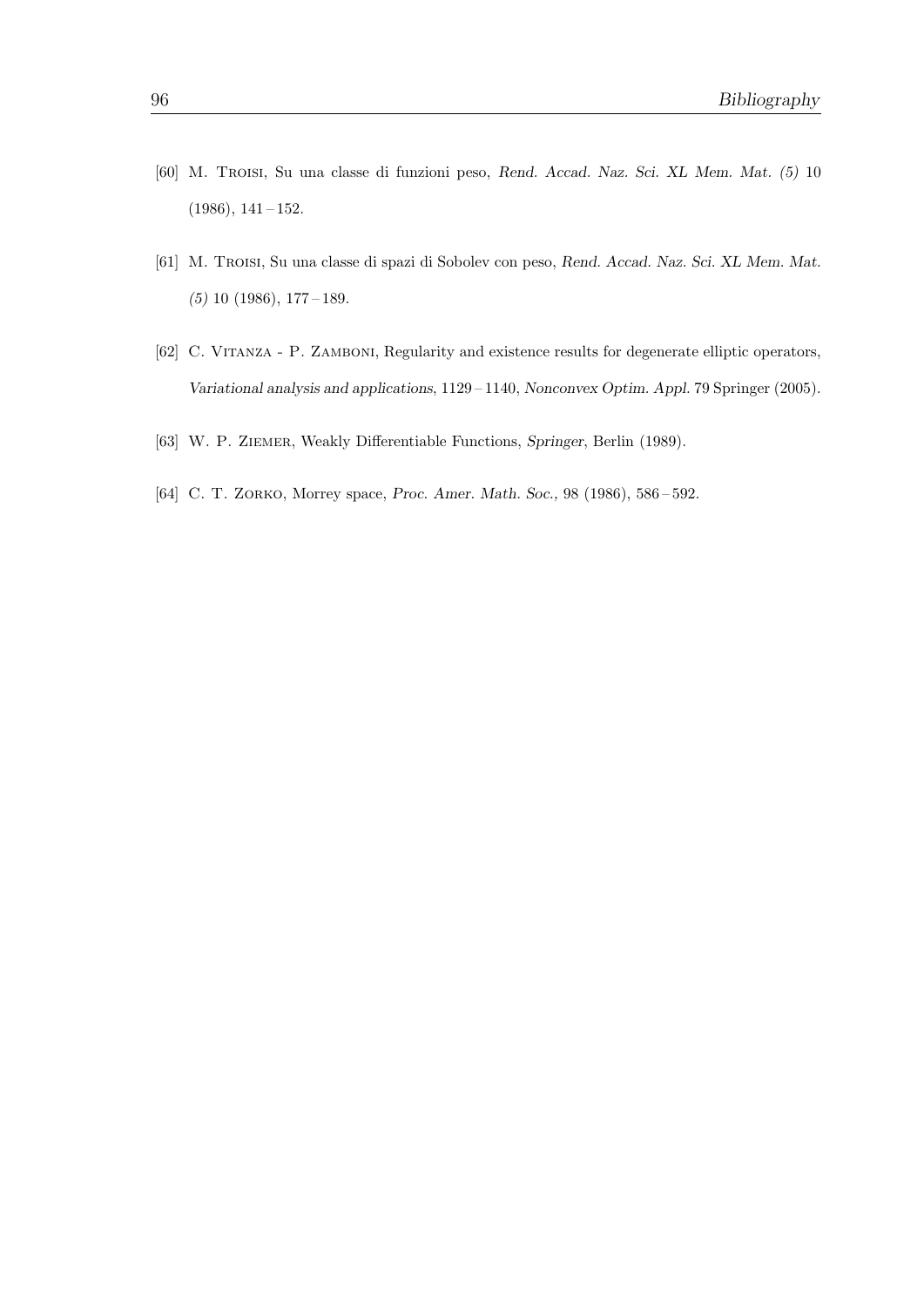[60] M. Troisi, Su una classe di funzioni peso, *Rend. Accad. Naz. Sci. XL Mem. Mat. (5)* 10 (1986), 141 – 152.

[61] M. Troisi, Su una classe di spazi di Sobolev con peso, *Rend. Accad. Naz. Sci. XL Mem. Mat. (5)* 10 (1986), 177 – 189.

[62] C. Vitanza - P. Zamboni, Regularity and existence results for degenerate elliptic operators, *Variational analysis and applications*, 1129 – 1140, *Nonconvex Optim. Appl.* 79 Springer (2005).

[63] W. P. Ziemer, Weakly Differentiable Functions, *Springer*, Berlin (1989).

[64] C. T. Zorko, Morrey space, *Proc. Amer. Math. Soc.*, 98 (1986), 586 – 592.